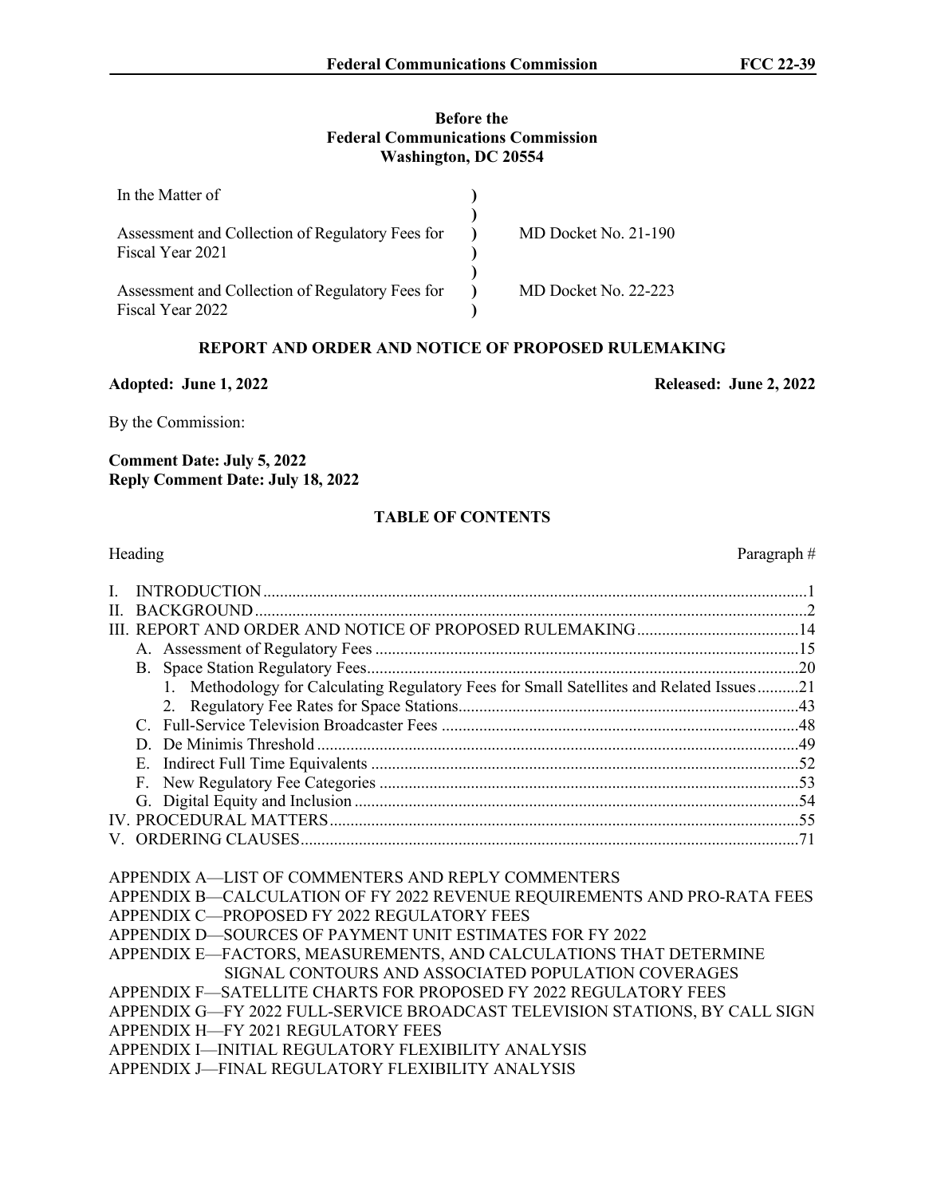**Before the**
**Federal Communications Commission**
**Washington, DC 20554**

| In the Matter of | ) | |
|---|---|---|
| | ) | |
| Assessment and Collection of Regulatory Fees for Fiscal Year 2021 | ) | MD Docket No. 21-190 |
| | ) | |
| Assessment and Collection of Regulatory Fees for Fiscal Year 2022 | ) | MD Docket No. 22-223 |

## REPORT AND ORDER AND NOTICE OF PROPOSED RULEMAKING

**Adopted: June 1, 2022** **Released: June 2, 2022**

By the Commission:

**Comment Date: July 5, 2022**
**Reply Comment Date: July 18, 2022**

### TABLE OF CONTENTS

| Heading | Paragraph # |
|---|---|
| I. INTRODUCTION | 1 |
| II. BACKGROUND | 2 |
| III. REPORT AND ORDER AND NOTICE OF PROPOSED RULEMAKING | 14 |
| A. Assessment of Regulatory Fees | 15 |
| B. Space Station Regulatory Fees | 20 |
| 1. Methodology for Calculating Regulatory Fees for Small Satellites and Related Issues | 21 |
| 2. Regulatory Fee Rates for Space Stations | 43 |
| C. Full-Service Television Broadcaster Fees | 48 |
| D. De Minimis Threshold | 49 |
| E. Indirect Full Time Equivalents | 52 |
| F. New Regulatory Fee Categories | 53 |
| G. Digital Equity and Inclusion | 54 |
| IV. PROCEDURAL MATTERS | 55 |
| V. ORDERING CLAUSES | 71 |

APPENDIX A—LIST OF COMMENTERS AND REPLY COMMENTERS
APPENDIX B—CALCULATION OF FY 2022 REVENUE REQUIREMENTS AND PRO-RATA FEES
APPENDIX C—PROPOSED FY 2022 REGULATORY FEES
APPENDIX D—SOURCES OF PAYMENT UNIT ESTIMATES FOR FY 2022
APPENDIX E—FACTORS, MEASUREMENTS, AND CALCULATIONS THAT DETERMINE SIGNAL CONTOURS AND ASSOCIATED POPULATION COVERAGES
APPENDIX F—SATELLITE CHARTS FOR PROPOSED FY 2022 REGULATORY FEES
APPENDIX G—FY 2022 FULL-SERVICE BROADCAST TELEVISION STATIONS, BY CALL SIGN
APPENDIX H—FY 2021 REGULATORY FEES
APPENDIX I—INITIAL REGULATORY FLEXIBILITY ANALYSIS
APPENDIX J—FINAL REGULATORY FLEXIBILITY ANALYSIS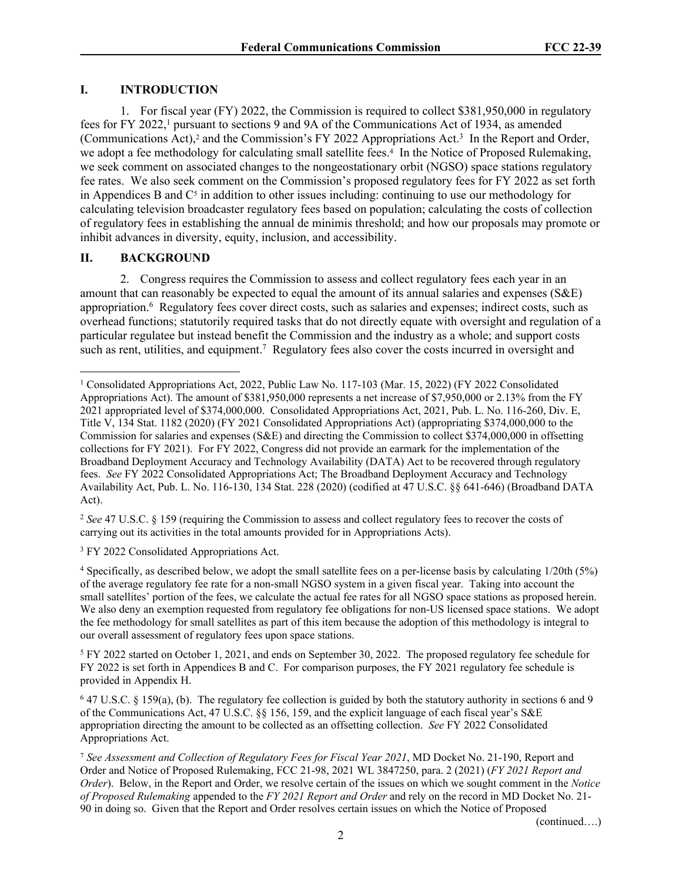## I. INTRODUCTION

1. For fiscal year (FY) 2022, the Commission is required to collect $381,950,000 in regulatory fees for FY 2022,[1] pursuant to sections 9 and 9A of the Communications Act of 1934, as amended (Communications Act),[2] and the Commission's FY 2022 Appropriations Act.[3] In the Report and Order, we adopt a fee methodology for calculating small satellite fees.[4] In the Notice of Proposed Rulemaking, we seek comment on associated changes to the nongeostationary orbit (NGSO) space stations regulatory fee rates. We also seek comment on the Commission's proposed regulatory fees for FY 2022 as set forth in Appendices B and C[5] in addition to other issues including: continuing to use our methodology for calculating television broadcaster regulatory fees based on population; calculating the costs of collection of regulatory fees in establishing the annual de minimis threshold; and how our proposals may promote or inhibit advances in diversity, equity, inclusion, and accessibility.

## II. BACKGROUND

2. Congress requires the Commission to assess and collect regulatory fees each year in an amount that can reasonably be expected to equal the amount of its annual salaries and expenses (S&E) appropriation.[6] Regulatory fees cover direct costs, such as salaries and expenses; indirect costs, such as overhead functions; statutorily required tasks that do not directly equate with oversight and regulation of a particular regulatee but instead benefit the Commission and the industry as a whole; and support costs such as rent, utilities, and equipment.[7] Regulatory fees also cover the costs incurred in oversight and

---

[1] Consolidated Appropriations Act, 2022, Public Law No. 117-103 (Mar. 15, 2022) (FY 2022 Consolidated Appropriations Act). The amount of $381,950,000 represents a net increase of $7,950,000 or 2.13% from the FY 2021 appropriated level of $374,000,000. Consolidated Appropriations Act, 2021, Pub. L. No. 116-260, Div. E, Title V, 134 Stat. 1182 (2020) (FY 2021 Consolidated Appropriations Act) (appropriating $374,000,000 to the Commission for salaries and expenses (S&E) and directing the Commission to collect $374,000,000 in offsetting collections for FY 2021). For FY 2022, Congress did not provide an earmark for the implementation of the Broadband Deployment Accuracy and Technology Availability (DATA) Act to be recovered through regulatory fees. *See* FY 2022 Consolidated Appropriations Act; The Broadband Deployment Accuracy and Technology Availability Act, Pub. L. No. 116-130, 134 Stat. 228 (2020) (codified at 47 U.S.C. §§ 641-646) (Broadband DATA Act).

[2] *See* 47 U.S.C. § 159 (requiring the Commission to assess and collect regulatory fees to recover the costs of carrying out its activities in the total amounts provided for in Appropriations Acts).

[3] FY 2022 Consolidated Appropriations Act.

[4] Specifically, as described below, we adopt the small satellite fees on a per-license basis by calculating 1/20th (5%) of the average regulatory fee rate for a non-small NGSO system in a given fiscal year. Taking into account the small satellites' portion of the fees, we calculate the actual fee rates for all NGSO space stations as proposed herein. We also deny an exemption requested from regulatory fee obligations for non-US licensed space stations. We adopt the fee methodology for small satellites as part of this item because the adoption of this methodology is integral to our overall assessment of regulatory fees upon space stations.

[5] FY 2022 started on October 1, 2021, and ends on September 30, 2022. The proposed regulatory fee schedule for FY 2022 is set forth in Appendices B and C. For comparison purposes, the FY 2021 regulatory fee schedule is provided in Appendix H.

[6] 47 U.S.C. § 159(a), (b). The regulatory fee collection is guided by both the statutory authority in sections 6 and 9 of the Communications Act, 47 U.S.C. §§ 156, 159, and the explicit language of each fiscal year's S&E appropriation directing the amount to be collected as an offsetting collection. *See* FY 2022 Consolidated Appropriations Act.

[7] *See Assessment and Collection of Regulatory Fees for Fiscal Year 2021*, MD Docket No. 21-190, Report and Order and Notice of Proposed Rulemaking, FCC 21-98, 2021 WL 3847250, para. 2 (2021) (*FY 2021 Report and Order*). Below, in the Report and Order, we resolve certain of the issues on which we sought comment in the *Notice of Proposed Rulemaking* appended to the *FY 2021 Report and Order* and rely on the record in MD Docket No. 21-90 in doing so. Given that the Report and Order resolves certain issues on which the Notice of Proposed

(continued….)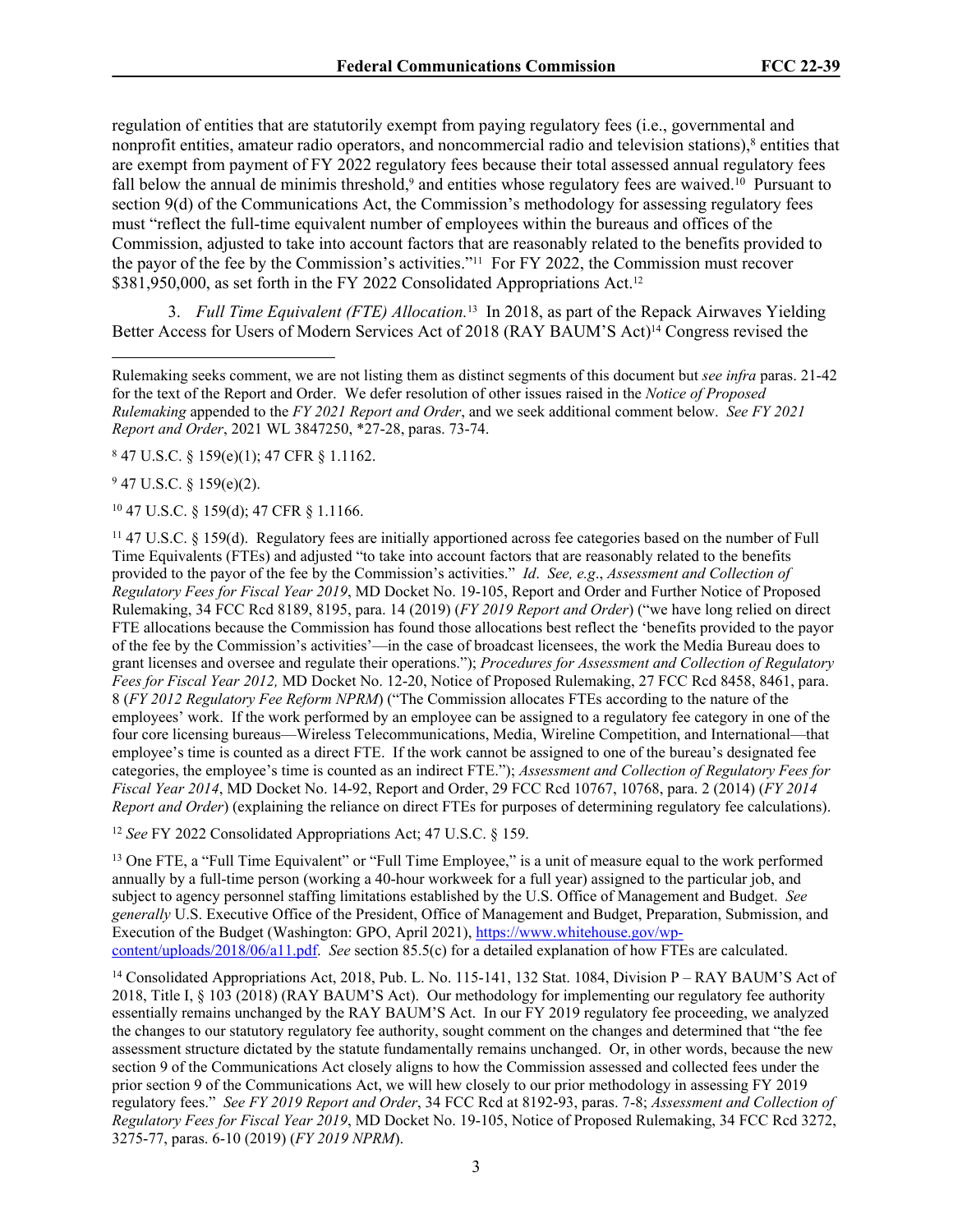regulation of entities that are statutorily exempt from paying regulatory fees (i.e., governmental and nonprofit entities, amateur radio operators, and noncommercial radio and television stations),[8] entities that are exempt from payment of FY 2022 regulatory fees because their total assessed annual regulatory fees fall below the annual de minimis threshold,[9] and entities whose regulatory fees are waived.[10] Pursuant to section 9(d) of the Communications Act, the Commission's methodology for assessing regulatory fees must "reflect the full-time equivalent number of employees within the bureaus and offices of the Commission, adjusted to take into account factors that are reasonably related to the benefits provided to the payor of the fee by the Commission's activities."[11] For FY 2022, the Commission must recover $381,950,000, as set forth in the FY 2022 Consolidated Appropriations Act.[12]

3. *Full Time Equivalent (FTE) Allocation.*[13] In 2018, as part of the Repack Airwaves Yielding Better Access for Users of Modern Services Act of 2018 (RAY BAUM'S Act)[14] Congress revised the

---

Rulemaking seeks comment, we are not listing them as distinct segments of this document but *see infra* paras. 21-42 for the text of the Report and Order. We defer resolution of other issues raised in the *Notice of Proposed Rulemaking* appended to the *FY 2021 Report and Order*, and we seek additional comment below. *See FY 2021 Report and Order*, 2021 WL 3847250, *27-28, paras. 73-74.

[8] 47 U.S.C. § 159(e)(1); 47 CFR § 1.1162.

[9] 47 U.S.C. § 159(e)(2).

[10] 47 U.S.C. § 159(d); 47 CFR § 1.1166.

[11] 47 U.S.C. § 159(d). Regulatory fees are initially apportioned across fee categories based on the number of Full Time Equivalents (FTEs) and adjusted "to take into account factors that are reasonably related to the benefits provided to the payor of the fee by the Commission's activities." *Id*. *See, e.g*., *Assessment and Collection of Regulatory Fees for Fiscal Year 2019*, MD Docket No. 19-105, Report and Order and Further Notice of Proposed Rulemaking, 34 FCC Rcd 8189, 8195, para. 14 (2019) (*FY 2019 Report and Order*) ("we have long relied on direct FTE allocations because the Commission has found those allocations best reflect the 'benefits provided to the payor of the fee by the Commission's activities'—in the case of broadcast licensees, the work the Media Bureau does to grant licenses and oversee and regulate their operations."); *Procedures for Assessment and Collection of Regulatory Fees for Fiscal Year 2012,* MD Docket No. 12-20, Notice of Proposed Rulemaking, 27 FCC Rcd 8458, 8461, para. 8 (*FY 2012 Regulatory Fee Reform NPRM*) ("The Commission allocates FTEs according to the nature of the employees' work. If the work performed by an employee can be assigned to a regulatory fee category in one of the four core licensing bureaus—Wireless Telecommunications, Media, Wireline Competition, and International—that employee's time is counted as a direct FTE. If the work cannot be assigned to one of the bureau's designated fee categories, the employee's time is counted as an indirect FTE."); *Assessment and Collection of Regulatory Fees for Fiscal Year 2014*, MD Docket No. 14-92, Report and Order, 29 FCC Rcd 10767, 10768, para. 2 (2014) (*FY 2014 Report and Order*) (explaining the reliance on direct FTEs for purposes of determining regulatory fee calculations).

[12] *See* FY 2022 Consolidated Appropriations Act; 47 U.S.C. § 159.

[13] One FTE, a "Full Time Equivalent" or "Full Time Employee," is a unit of measure equal to the work performed annually by a full-time person (working a 40-hour workweek for a full year) assigned to the particular job, and subject to agency personnel staffing limitations established by the U.S. Office of Management and Budget. *See generally* U.S. Executive Office of the President, Office of Management and Budget, Preparation, Submission, and Execution of the Budget (Washington: GPO, April 2021), https://www.whitehouse.gov/wp-content/uploads/2018/06/a11.pdf. *See* section 85.5(c) for a detailed explanation of how FTEs are calculated.

[14] Consolidated Appropriations Act, 2018, Pub. L. No. 115-141, 132 Stat. 1084, Division P – RAY BAUM'S Act of 2018, Title I, § 103 (2018) (RAY BAUM'S Act). Our methodology for implementing our regulatory fee authority essentially remains unchanged by the RAY BAUM'S Act. In our FY 2019 regulatory fee proceeding, we analyzed the changes to our statutory regulatory fee authority, sought comment on the changes and determined that "the fee assessment structure dictated by the statute fundamentally remains unchanged. Or, in other words, because the new section 9 of the Communications Act closely aligns to how the Commission assessed and collected fees under the prior section 9 of the Communications Act, we will hew closely to our prior methodology in assessing FY 2019 regulatory fees." *See FY 2019 Report and Order*, 34 FCC Rcd at 8192-93, paras. 7-8; *Assessment and Collection of Regulatory Fees for Fiscal Year 2019*, MD Docket No. 19-105, Notice of Proposed Rulemaking, 34 FCC Rcd 3272, 3275-77, paras. 6-10 (2019) (*FY 2019 NPRM*).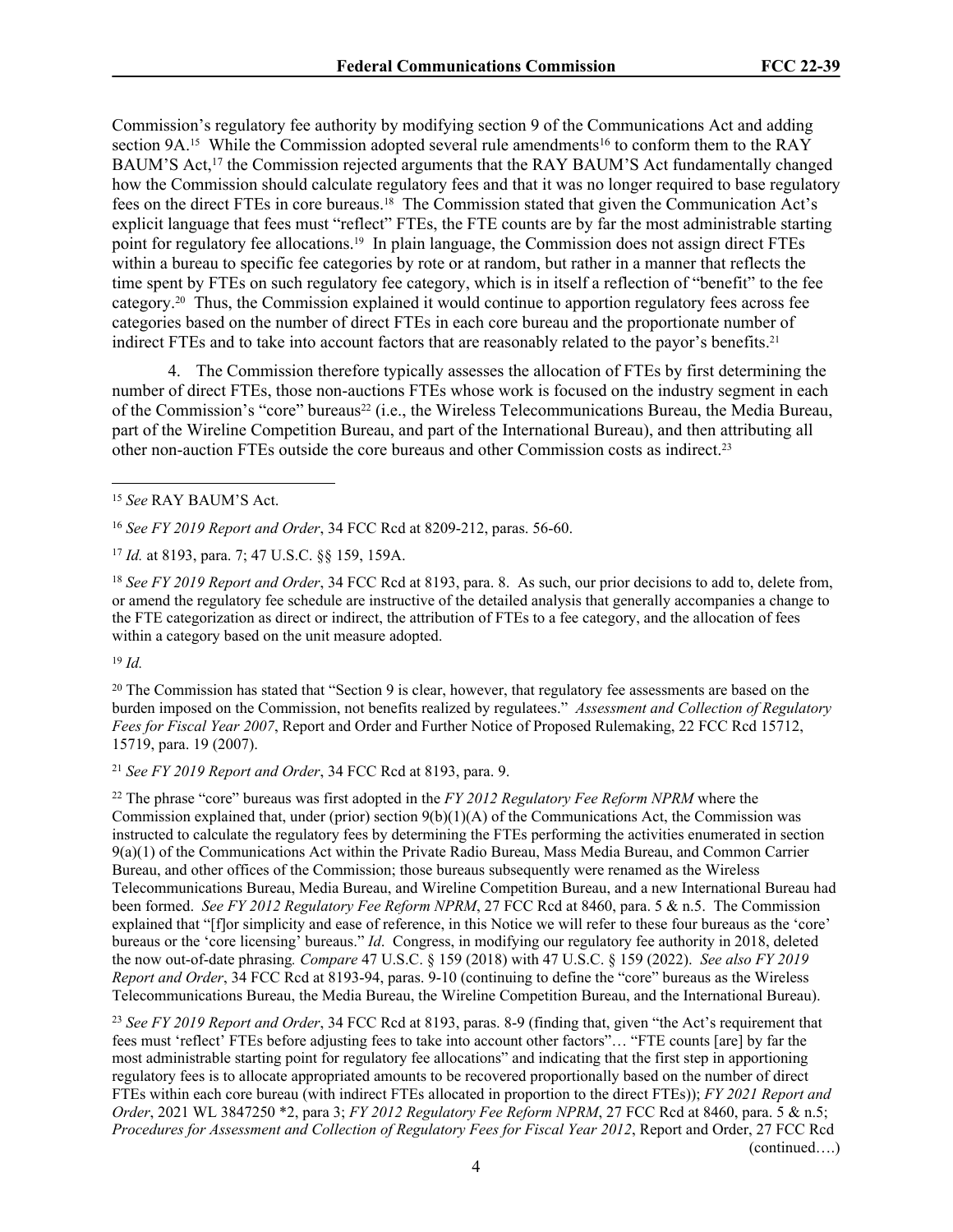Commission's regulatory fee authority by modifying section 9 of the Communications Act and adding section 9A.[15] While the Commission adopted several rule amendments[16] to conform them to the RAY BAUM'S Act,[17] the Commission rejected arguments that the RAY BAUM'S Act fundamentally changed how the Commission should calculate regulatory fees and that it was no longer required to base regulatory fees on the direct FTEs in core bureaus.[18] The Commission stated that given the Communication Act's explicit language that fees must "reflect" FTEs, the FTE counts are by far the most administrable starting point for regulatory fee allocations.[19] In plain language, the Commission does not assign direct FTEs within a bureau to specific fee categories by rote or at random, but rather in a manner that reflects the time spent by FTEs on such regulatory fee category, which is in itself a reflection of "benefit" to the fee category.[20] Thus, the Commission explained it would continue to apportion regulatory fees across fee categories based on the number of direct FTEs in each core bureau and the proportionate number of indirect FTEs and to take into account factors that are reasonably related to the payor's benefits.[21]

4. The Commission therefore typically assesses the allocation of FTEs by first determining the number of direct FTEs, those non-auctions FTEs whose work is focused on the industry segment in each of the Commission's "core" bureaus[22] (i.e., the Wireless Telecommunications Bureau, the Media Bureau, part of the Wireline Competition Bureau, and part of the International Bureau), and then attributing all other non-auction FTEs outside the core bureaus and other Commission costs as indirect.[23]

---

[15] *See* RAY BAUM'S Act.

[16] *See FY 2019 Report and Order*, 34 FCC Rcd at 8209-212, paras. 56-60.

[17] *Id.* at 8193, para. 7; 47 U.S.C. §§ 159, 159A.

[18] *See FY 2019 Report and Order*, 34 FCC Rcd at 8193, para. 8. As such, our prior decisions to add to, delete from, or amend the regulatory fee schedule are instructive of the detailed analysis that generally accompanies a change to the FTE categorization as direct or indirect, the attribution of FTEs to a fee category, and the allocation of fees within a category based on the unit measure adopted.

[19] *Id.*

[20] The Commission has stated that "Section 9 is clear, however, that regulatory fee assessments are based on the burden imposed on the Commission, not benefits realized by regulatees." *Assessment and Collection of Regulatory Fees for Fiscal Year 2007*, Report and Order and Further Notice of Proposed Rulemaking, 22 FCC Rcd 15712, 15719, para. 19 (2007).

[21] *See FY 2019 Report and Order*, 34 FCC Rcd at 8193, para. 9.

[22] The phrase "core" bureaus was first adopted in the *FY 2012 Regulatory Fee Reform NPRM* where the Commission explained that, under (prior) section 9(b)(1)(A) of the Communications Act, the Commission was instructed to calculate the regulatory fees by determining the FTEs performing the activities enumerated in section 9(a)(1) of the Communications Act within the Private Radio Bureau, Mass Media Bureau, and Common Carrier Bureau, and other offices of the Commission; those bureaus subsequently were renamed as the Wireless Telecommunications Bureau, Media Bureau, and Wireline Competition Bureau, and a new International Bureau had been formed. *See FY 2012 Regulatory Fee Reform NPRM*, 27 FCC Rcd at 8460, para. 5 & n.5. The Commission explained that "[f]or simplicity and ease of reference, in this Notice we will refer to these four bureaus as the 'core' bureaus or the 'core licensing' bureaus." *Id*. Congress, in modifying our regulatory fee authority in 2018, deleted the now out-of-date phrasing. *Compare* 47 U.S.C. § 159 (2018) with 47 U.S.C. § 159 (2022). *See also FY 2019 Report and Order*, 34 FCC Rcd at 8193-94, paras. 9-10 (continuing to define the "core" bureaus as the Wireless Telecommunications Bureau, the Media Bureau, the Wireline Competition Bureau, and the International Bureau).

[23] *See FY 2019 Report and Order*, 34 FCC Rcd at 8193, paras. 8-9 (finding that, given "the Act's requirement that fees must 'reflect' FTEs before adjusting fees to take into account other factors"… "FTE counts [are] by far the most administrable starting point for regulatory fee allocations" and indicating that the first step in apportioning regulatory fees is to allocate appropriated amounts to be recovered proportionally based on the number of direct FTEs within each core bureau (with indirect FTEs allocated in proportion to the direct FTEs)); *FY 2021 Report and Order*, 2021 WL 3847250 *2, para 3; *FY 2012 Regulatory Fee Reform NPRM*, 27 FCC Rcd at 8460, para. 5 & n.5; *Procedures for Assessment and Collection of Regulatory Fees for Fiscal Year 2012*, Report and Order, 27 FCC Rcd (continued….)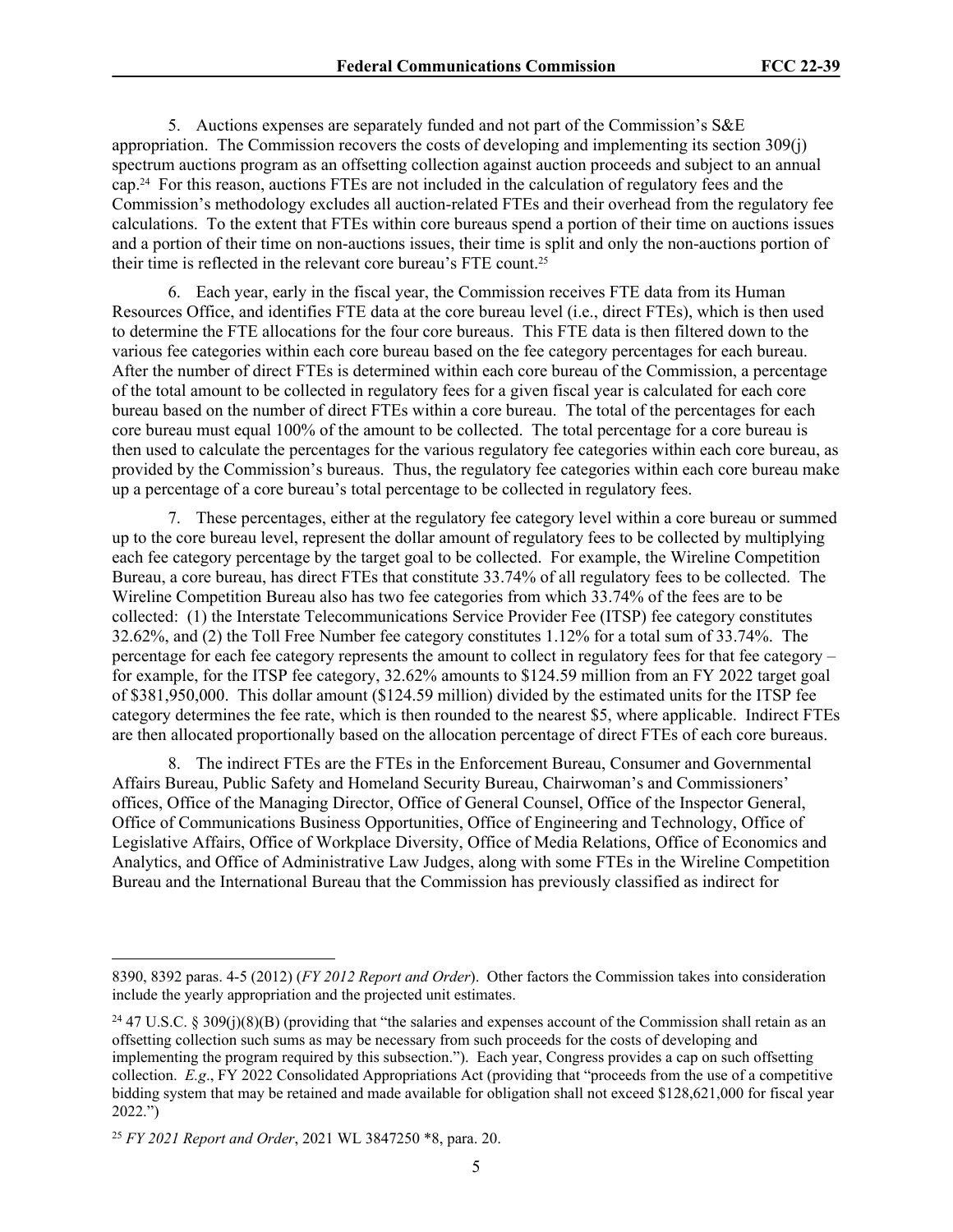5. Auctions expenses are separately funded and not part of the Commission's S&E appropriation. The Commission recovers the costs of developing and implementing its section 309(j) spectrum auctions program as an offsetting collection against auction proceeds and subject to an annual cap.[24] For this reason, auctions FTEs are not included in the calculation of regulatory fees and the Commission's methodology excludes all auction-related FTEs and their overhead from the regulatory fee calculations. To the extent that FTEs within core bureaus spend a portion of their time on auctions issues and a portion of their time on non-auctions issues, their time is split and only the non-auctions portion of their time is reflected in the relevant core bureau's FTE count.[25]

6. Each year, early in the fiscal year, the Commission receives FTE data from its Human Resources Office, and identifies FTE data at the core bureau level (i.e., direct FTEs), which is then used to determine the FTE allocations for the four core bureaus. This FTE data is then filtered down to the various fee categories within each core bureau based on the fee category percentages for each bureau. After the number of direct FTEs is determined within each core bureau of the Commission, a percentage of the total amount to be collected in regulatory fees for a given fiscal year is calculated for each core bureau based on the number of direct FTEs within a core bureau. The total of the percentages for each core bureau must equal 100% of the amount to be collected. The total percentage for a core bureau is then used to calculate the percentages for the various regulatory fee categories within each core bureau, as provided by the Commission's bureaus. Thus, the regulatory fee categories within each core bureau make up a percentage of a core bureau's total percentage to be collected in regulatory fees.

7. These percentages, either at the regulatory fee category level within a core bureau or summed up to the core bureau level, represent the dollar amount of regulatory fees to be collected by multiplying each fee category percentage by the target goal to be collected. For example, the Wireline Competition Bureau, a core bureau, has direct FTEs that constitute 33.74% of all regulatory fees to be collected. The Wireline Competition Bureau also has two fee categories from which 33.74% of the fees are to be collected: (1) the Interstate Telecommunications Service Provider Fee (ITSP) fee category constitutes 32.62%, and (2) the Toll Free Number fee category constitutes 1.12% for a total sum of 33.74%. The percentage for each fee category represents the amount to collect in regulatory fees for that fee category – for example, for the ITSP fee category, 32.62% amounts to $124.59 million from an FY 2022 target goal of $381,950,000. This dollar amount ($124.59 million) divided by the estimated units for the ITSP fee category determines the fee rate, which is then rounded to the nearest $5, where applicable. Indirect FTEs are then allocated proportionally based on the allocation percentage of direct FTEs of each core bureaus.

8. The indirect FTEs are the FTEs in the Enforcement Bureau, Consumer and Governmental Affairs Bureau, Public Safety and Homeland Security Bureau, Chairwoman's and Commissioners' offices, Office of the Managing Director, Office of General Counsel, Office of the Inspector General, Office of Communications Business Opportunities, Office of Engineering and Technology, Office of Legislative Affairs, Office of Workplace Diversity, Office of Media Relations, Office of Economics and Analytics, and Office of Administrative Law Judges, along with some FTEs in the Wireline Competition Bureau and the International Bureau that the Commission has previously classified as indirect for

---

8390, 8392 paras. 4-5 (2012) (*FY 2012 Report and Order*). Other factors the Commission takes into consideration include the yearly appropriation and the projected unit estimates.

[24] 47 U.S.C. § 309(j)(8)(B) (providing that "the salaries and expenses account of the Commission shall retain as an offsetting collection such sums as may be necessary from such proceeds for the costs of developing and implementing the program required by this subsection."). Each year, Congress provides a cap on such offsetting collection. *E.g*., FY 2022 Consolidated Appropriations Act (providing that "proceeds from the use of a competitive bidding system that may be retained and made available for obligation shall not exceed $128,621,000 for fiscal year 2022.")

[25] *FY 2021 Report and Order*, 2021 WL 3847250 *8, para. 20.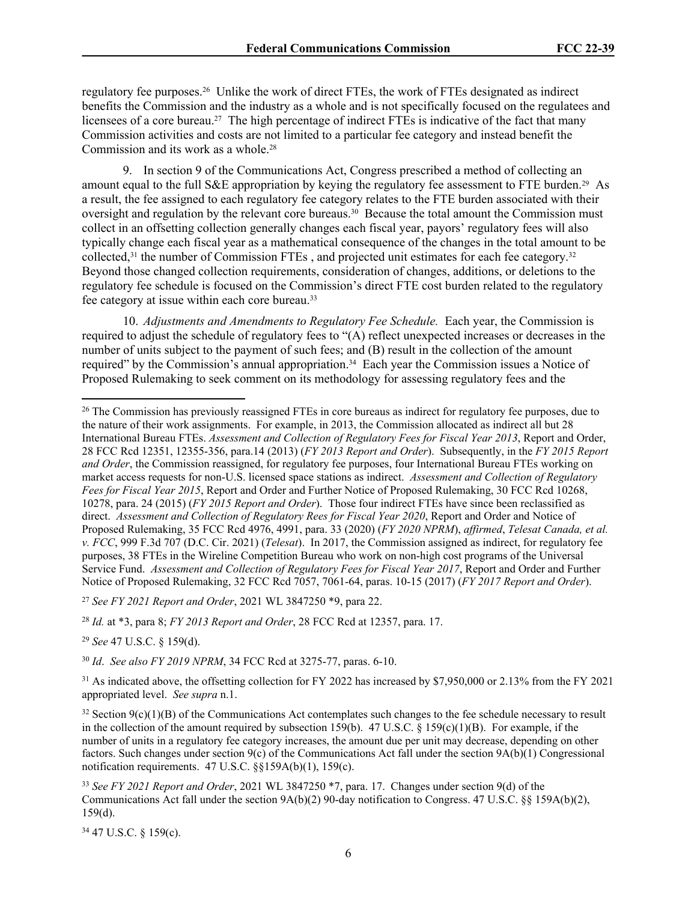regulatory fee purposes.[26] Unlike the work of direct FTEs, the work of FTEs designated as indirect benefits the Commission and the industry as a whole and is not specifically focused on the regulatees and licensees of a core bureau.[27] The high percentage of indirect FTEs is indicative of the fact that many Commission activities and costs are not limited to a particular fee category and instead benefit the Commission and its work as a whole.[28]

9. In section 9 of the Communications Act, Congress prescribed a method of collecting an amount equal to the full S&E appropriation by keying the regulatory fee assessment to FTE burden.[29] As a result, the fee assigned to each regulatory fee category relates to the FTE burden associated with their oversight and regulation by the relevant core bureaus.[30] Because the total amount the Commission must collect in an offsetting collection generally changes each fiscal year, payors' regulatory fees will also typically change each fiscal year as a mathematical consequence of the changes in the total amount to be collected,[31] the number of Commission FTEs , and projected unit estimates for each fee category.[32] Beyond those changed collection requirements, consideration of changes, additions, or deletions to the regulatory fee schedule is focused on the Commission's direct FTE cost burden related to the regulatory fee category at issue within each core bureau.[33]

10. *Adjustments and Amendments to Regulatory Fee Schedule.* Each year, the Commission is required to adjust the schedule of regulatory fees to "(A) reflect unexpected increases or decreases in the number of units subject to the payment of such fees; and (B) result in the collection of the amount required" by the Commission's annual appropriation.[34] Each year the Commission issues a Notice of Proposed Rulemaking to seek comment on its methodology for assessing regulatory fees and the

---

[26] The Commission has previously reassigned FTEs in core bureaus as indirect for regulatory fee purposes, due to the nature of their work assignments. For example, in 2013, the Commission allocated as indirect all but 28 International Bureau FTEs. *Assessment and Collection of Regulatory Fees for Fiscal Year 2013*, Report and Order, 28 FCC Rcd 12351, 12355-356, para.14 (2013) (*FY 2013 Report and Order*). Subsequently, in the *FY 2015 Report and Order*, the Commission reassigned, for regulatory fee purposes, four International Bureau FTEs working on market access requests for non-U.S. licensed space stations as indirect. *Assessment and Collection of Regulatory Fees for Fiscal Year 2015*, Report and Order and Further Notice of Proposed Rulemaking, 30 FCC Rcd 10268, 10278, para. 24 (2015) (*FY 2015 Report and Order*). Those four indirect FTEs have since been reclassified as direct. *Assessment and Collection of Regulatory Rees for Fiscal Year 2020*, Report and Order and Notice of Proposed Rulemaking, 35 FCC Rcd 4976, 4991, para. 33 (2020) (*FY 2020 NPRM*), *affirmed*, *Telesat Canada, et al. v. FCC*, 999 F.3d 707 (D.C. Cir. 2021) (*Telesat*). In 2017, the Commission assigned as indirect, for regulatory fee purposes, 38 FTEs in the Wireline Competition Bureau who work on non-high cost programs of the Universal Service Fund. *Assessment and Collection of Regulatory Fees for Fiscal Year 2017*, Report and Order and Further Notice of Proposed Rulemaking, 32 FCC Rcd 7057, 7061-64, paras. 10-15 (2017) (*FY 2017 Report and Order*).

[27] *See FY 2021 Report and Order*, 2021 WL 3847250 *9, para 22.

[28] *Id.* at *3, para 8; *FY 2013 Report and Order*, 28 FCC Rcd at 12357, para. 17.

[29] *See* 47 U.S.C. § 159(d).

[30] *Id*. *See also FY 2019 NPRM*, 34 FCC Rcd at 3275-77, paras. 6-10.

[31] As indicated above, the offsetting collection for FY 2022 has increased by $7,950,000 or 2.13% from the FY 2021 appropriated level. *See supra* n.1.

[32] Section 9(c)(1)(B) of the Communications Act contemplates such changes to the fee schedule necessary to result in the collection of the amount required by subsection 159(b). 47 U.S.C. § 159(c)(1)(B). For example, if the number of units in a regulatory fee category increases, the amount due per unit may decrease, depending on other factors. Such changes under section 9(c) of the Communications Act fall under the section 9A(b)(1) Congressional notification requirements. 47 U.S.C. §§159A(b)(1), 159(c).

[33] *See FY 2021 Report and Order*, 2021 WL 3847250 *7, para. 17. Changes under section 9(d) of the Communications Act fall under the section 9A(b)(2) 90-day notification to Congress. 47 U.S.C. §§ 159A(b)(2), 159(d).

[34] 47 U.S.C. § 159(c).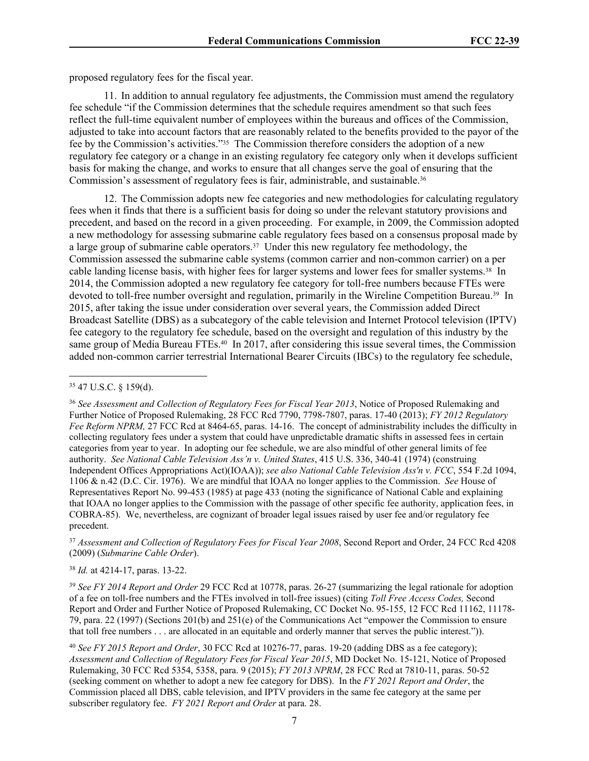proposed regulatory fees for the fiscal year.

11. In addition to annual regulatory fee adjustments, the Commission must amend the regulatory fee schedule "if the Commission determines that the schedule requires amendment so that such fees reflect the full-time equivalent number of employees within the bureaus and offices of the Commission, adjusted to take into account factors that are reasonably related to the benefits provided to the payor of the fee by the Commission's activities."[35] The Commission therefore considers the adoption of a new regulatory fee category or a change in an existing regulatory fee category only when it develops sufficient basis for making the change, and works to ensure that all changes serve the goal of ensuring that the Commission's assessment of regulatory fees is fair, administrable, and sustainable.[36]

12. The Commission adopts new fee categories and new methodologies for calculating regulatory fees when it finds that there is a sufficient basis for doing so under the relevant statutory provisions and precedent, and based on the record in a given proceeding. For example, in 2009, the Commission adopted a new methodology for assessing submarine cable regulatory fees based on a consensus proposal made by a large group of submarine cable operators.[37] Under this new regulatory fee methodology, the Commission assessed the submarine cable systems (common carrier and non-common carrier) on a per cable landing license basis, with higher fees for larger systems and lower fees for smaller systems.[38] In 2014, the Commission adopted a new regulatory fee category for toll-free numbers because FTEs were devoted to toll-free number oversight and regulation, primarily in the Wireline Competition Bureau.[39] In 2015, after taking the issue under consideration over several years, the Commission added Direct Broadcast Satellite (DBS) as a subcategory of the cable television and Internet Protocol television (IPTV) fee category to the regulatory fee schedule, based on the oversight and regulation of this industry by the same group of Media Bureau FTEs.[40] In 2017, after considering this issue several times, the Commission added non-common carrier terrestrial International Bearer Circuits (IBCs) to the regulatory fee schedule,

---

[35] 47 U.S.C. § 159(d).

[36] *See Assessment and Collection of Regulatory Fees for Fiscal Year 2013*, Notice of Proposed Rulemaking and Further Notice of Proposed Rulemaking, 28 FCC Rcd 7790, 7798-7807, paras. 17-40 (2013); *FY 2012 Regulatory Fee Reform NPRM,* 27 FCC Rcd at 8464-65, paras. 14-16. The concept of administrability includes the difficulty in collecting regulatory fees under a system that could have unpredictable dramatic shifts in assessed fees in certain categories from year to year. In adopting our fee schedule, we are also mindful of other general limits of fee authority. *See National Cable Television Ass'n v. United States*, 415 U.S. 336, 340-41 (1974) (construing Independent Offices Appropriations Act)(IOAA)); *see also National Cable Television Ass'n v. FCC*, 554 F.2d 1094, 1106 & n.42 (D.C. Cir. 1976). We are mindful that IOAA no longer applies to the Commission. *See* House of Representatives Report No. 99-453 (1985) at page 433 (noting the significance of National Cable and explaining that IOAA no longer applies to the Commission with the passage of other specific fee authority, application fees, in COBRA-85). We, nevertheless, are cognizant of broader legal issues raised by user fee and/or regulatory fee precedent.

[37] *Assessment and Collection of Regulatory Fees for Fiscal Year 2008*, Second Report and Order, 24 FCC Rcd 4208 (2009) (*Submarine Cable Order*).

[38] *Id.* at 4214-17, paras. 13-22.

[39] *See FY 2014 Report and Order* 29 FCC Rcd at 10778, paras. 26-27 (summarizing the legal rationale for adoption of a fee on toll-free numbers and the FTEs involved in toll-free issues) (citing *Toll Free Access Codes,* Second Report and Order and Further Notice of Proposed Rulemaking, CC Docket No. 95-155, 12 FCC Rcd 11162, 11178-79, para. 22 (1997) (Sections 201(b) and 251(e) of the Communications Act "empower the Commission to ensure that toll free numbers . . . are allocated in an equitable and orderly manner that serves the public interest.")).

[40] *See FY 2015 Report and Order*, 30 FCC Rcd at 10276-77, paras. 19-20 (adding DBS as a fee category); *Assessment and Collection of Regulatory Fees for Fiscal Year 2015*, MD Docket No. 15-121, Notice of Proposed Rulemaking, 30 FCC Rcd 5354, 5358, para. 9 (2015); *FY 2013 NPRM*, 28 FCC Rcd at 7810-11, paras. 50-52 (seeking comment on whether to adopt a new fee category for DBS). In the *FY 2021 Report and Order*, the Commission placed all DBS, cable television, and IPTV providers in the same fee category at the same per subscriber regulatory fee. *FY 2021 Report and Order* at para. 28.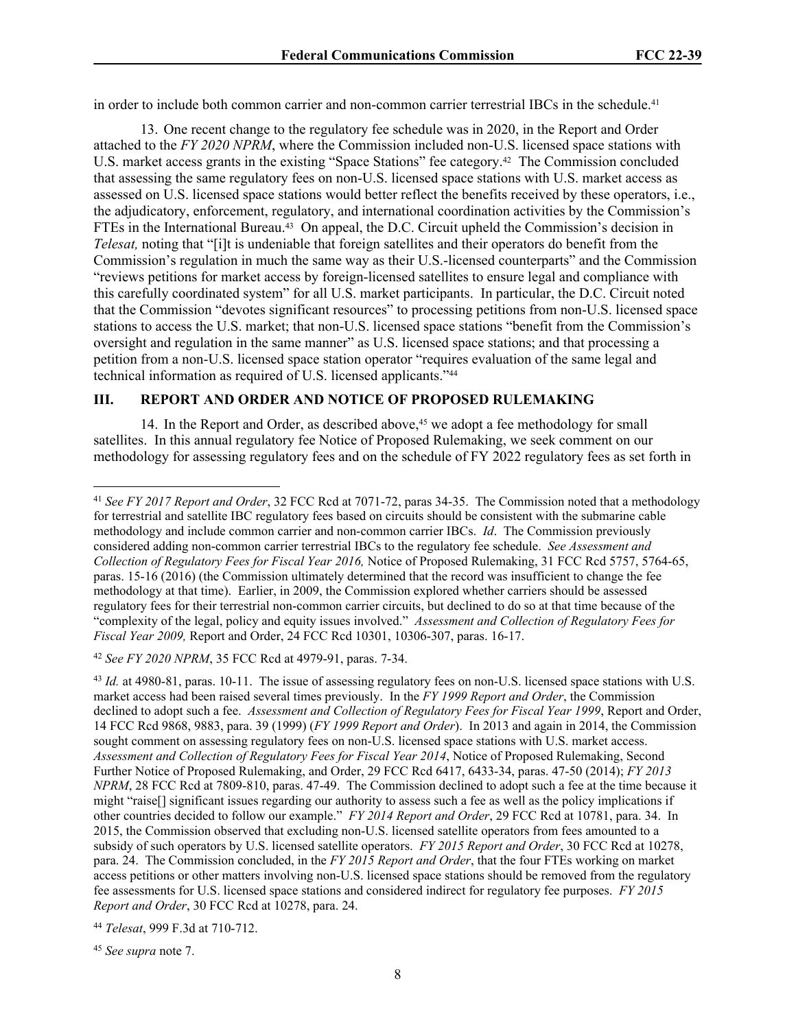in order to include both common carrier and non-common carrier terrestrial IBCs in the schedule.[41]

13. One recent change to the regulatory fee schedule was in 2020, in the Report and Order attached to the *FY 2020 NPRM*, where the Commission included non-U.S. licensed space stations with U.S. market access grants in the existing "Space Stations" fee category.[42] The Commission concluded that assessing the same regulatory fees on non-U.S. licensed space stations with U.S. market access as assessed on U.S. licensed space stations would better reflect the benefits received by these operators, i.e., the adjudicatory, enforcement, regulatory, and international coordination activities by the Commission's FTEs in the International Bureau.[43] On appeal, the D.C. Circuit upheld the Commission's decision in *Telesat,* noting that "[i]t is undeniable that foreign satellites and their operators do benefit from the Commission's regulation in much the same way as their U.S.-licensed counterparts" and the Commission "reviews petitions for market access by foreign-licensed satellites to ensure legal and compliance with this carefully coordinated system" for all U.S. market participants. In particular, the D.C. Circuit noted that the Commission "devotes significant resources" to processing petitions from non-U.S. licensed space stations to access the U.S. market; that non-U.S. licensed space stations "benefit from the Commission's oversight and regulation in the same manner" as U.S. licensed space stations; and that processing a petition from a non-U.S. licensed space station operator "requires evaluation of the same legal and technical information as required of U.S. licensed applicants."[44]

## III. REPORT AND ORDER AND NOTICE OF PROPOSED RULEMAKING

14. In the Report and Order, as described above,[45] we adopt a fee methodology for small satellites. In this annual regulatory fee Notice of Proposed Rulemaking, we seek comment on our methodology for assessing regulatory fees and on the schedule of FY 2022 regulatory fees as set forth in

---

[41] *See FY 2017 Report and Order*, 32 FCC Rcd at 7071-72, paras 34-35. The Commission noted that a methodology for terrestrial and satellite IBC regulatory fees based on circuits should be consistent with the submarine cable methodology and include common carrier and non-common carrier IBCs. *Id*. The Commission previously considered adding non-common carrier terrestrial IBCs to the regulatory fee schedule. *See Assessment and Collection of Regulatory Fees for Fiscal Year 2016,* Notice of Proposed Rulemaking, 31 FCC Rcd 5757, 5764-65, paras. 15-16 (2016) (the Commission ultimately determined that the record was insufficient to change the fee methodology at that time). Earlier, in 2009, the Commission explored whether carriers should be assessed regulatory fees for their terrestrial non-common carrier circuits, but declined to do so at that time because of the "complexity of the legal, policy and equity issues involved." *Assessment and Collection of Regulatory Fees for Fiscal Year 2009,* Report and Order, 24 FCC Rcd 10301, 10306-307, paras. 16-17.

[42] *See FY 2020 NPRM*, 35 FCC Rcd at 4979-91, paras. 7-34.

[43] *Id.* at 4980-81, paras. 10-11. The issue of assessing regulatory fees on non-U.S. licensed space stations with U.S. market access had been raised several times previously. In the *FY 1999 Report and Order*, the Commission declined to adopt such a fee. *Assessment and Collection of Regulatory Fees for Fiscal Year 1999*, Report and Order, 14 FCC Rcd 9868, 9883, para. 39 (1999) (*FY 1999 Report and Order*). In 2013 and again in 2014, the Commission sought comment on assessing regulatory fees on non-U.S. licensed space stations with U.S. market access. *Assessment and Collection of Regulatory Fees for Fiscal Year 2014*, Notice of Proposed Rulemaking, Second Further Notice of Proposed Rulemaking, and Order, 29 FCC Rcd 6417, 6433-34, paras. 47-50 (2014); *FY 2013 NPRM*, 28 FCC Rcd at 7809-810, paras. 47-49. The Commission declined to adopt such a fee at the time because it might "raise[] significant issues regarding our authority to assess such a fee as well as the policy implications if other countries decided to follow our example." *FY 2014 Report and Order*, 29 FCC Rcd at 10781, para. 34. In 2015, the Commission observed that excluding non-U.S. licensed satellite operators from fees amounted to a subsidy of such operators by U.S. licensed satellite operators. *FY 2015 Report and Order*, 30 FCC Rcd at 10278, para. 24. The Commission concluded, in the *FY 2015 Report and Order*, that the four FTEs working on market access petitions or other matters involving non-U.S. licensed space stations should be removed from the regulatory fee assessments for U.S. licensed space stations and considered indirect for regulatory fee purposes. *FY 2015 Report and Order*, 30 FCC Rcd at 10278, para. 24.

[44] *Telesat*, 999 F.3d at 710-712.

[45] *See supra* note 7.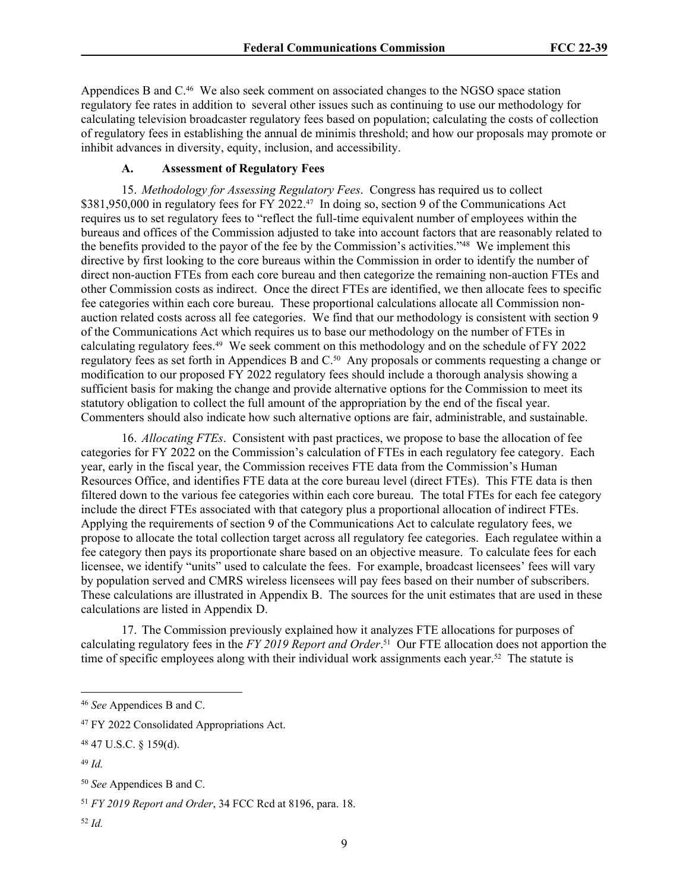Appendices B and C.[46] We also seek comment on associated changes to the NGSO space station regulatory fee rates in addition to several other issues such as continuing to use our methodology for calculating television broadcaster regulatory fees based on population; calculating the costs of collection of regulatory fees in establishing the annual de minimis threshold; and how our proposals may promote or inhibit advances in diversity, equity, inclusion, and accessibility.

### A. Assessment of Regulatory Fees

15. *Methodology for Assessing Regulatory Fees*. Congress has required us to collect $381,950,000 in regulatory fees for FY 2022.[47] In doing so, section 9 of the Communications Act requires us to set regulatory fees to "reflect the full-time equivalent number of employees within the bureaus and offices of the Commission adjusted to take into account factors that are reasonably related to the benefits provided to the payor of the fee by the Commission's activities."[48] We implement this directive by first looking to the core bureaus within the Commission in order to identify the number of direct non-auction FTEs from each core bureau and then categorize the remaining non-auction FTEs and other Commission costs as indirect. Once the direct FTEs are identified, we then allocate fees to specific fee categories within each core bureau. These proportional calculations allocate all Commission non-auction related costs across all fee categories. We find that our methodology is consistent with section 9 of the Communications Act which requires us to base our methodology on the number of FTEs in calculating regulatory fees.[49] We seek comment on this methodology and on the schedule of FY 2022 regulatory fees as set forth in Appendices B and C.[50] Any proposals or comments requesting a change or modification to our proposed FY 2022 regulatory fees should include a thorough analysis showing a sufficient basis for making the change and provide alternative options for the Commission to meet its statutory obligation to collect the full amount of the appropriation by the end of the fiscal year. Commenters should also indicate how such alternative options are fair, administrable, and sustainable.

16. *Allocating FTEs*. Consistent with past practices, we propose to base the allocation of fee categories for FY 2022 on the Commission's calculation of FTEs in each regulatory fee category. Each year, early in the fiscal year, the Commission receives FTE data from the Commission's Human Resources Office, and identifies FTE data at the core bureau level (direct FTEs). This FTE data is then filtered down to the various fee categories within each core bureau. The total FTEs for each fee category include the direct FTEs associated with that category plus a proportional allocation of indirect FTEs. Applying the requirements of section 9 of the Communications Act to calculate regulatory fees, we propose to allocate the total collection target across all regulatory fee categories. Each regulatee within a fee category then pays its proportionate share based on an objective measure. To calculate fees for each licensee, we identify "units" used to calculate the fees. For example, broadcast licensees' fees will vary by population served and CMRS wireless licensees will pay fees based on their number of subscribers. These calculations are illustrated in Appendix B. The sources for the unit estimates that are used in these calculations are listed in Appendix D.

17. The Commission previously explained how it analyzes FTE allocations for purposes of calculating regulatory fees in the *FY 2019 Report and Order*.[51] Our FTE allocation does not apportion the time of specific employees along with their individual work assignments each year.[52] The statute is

---

[46] *See* Appendices B and C.

[47] FY 2022 Consolidated Appropriations Act.

[48] 47 U.S.C. § 159(d).

[49] *Id.*

[50] *See* Appendices B and C.

[51] *FY 2019 Report and Order*, 34 FCC Rcd at 8196, para. 18.

[52] *Id.*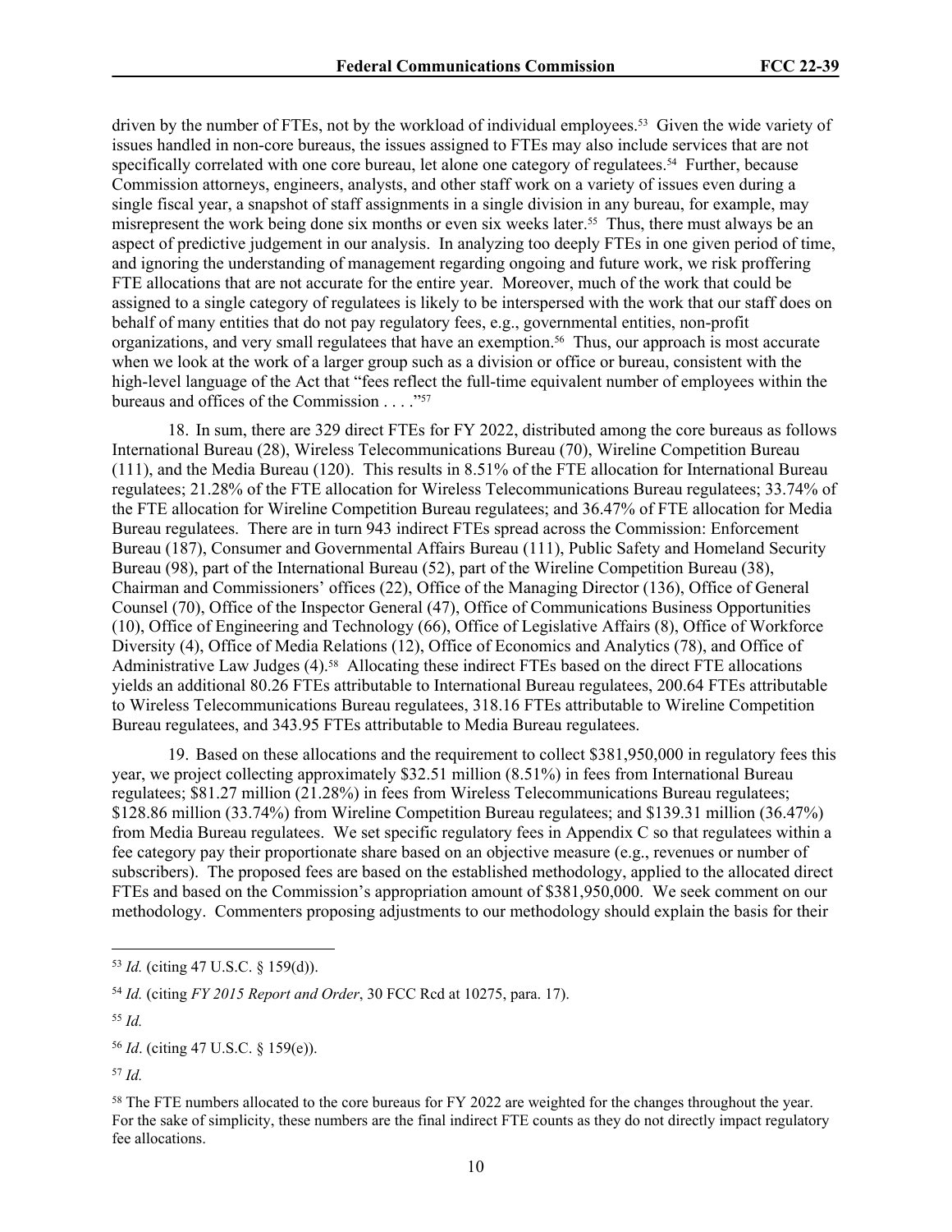driven by the number of FTEs, not by the workload of individual employees.[53] Given the wide variety of issues handled in non-core bureaus, the issues assigned to FTEs may also include services that are not specifically correlated with one core bureau, let alone one category of regulatees.[54] Further, because Commission attorneys, engineers, analysts, and other staff work on a variety of issues even during a single fiscal year, a snapshot of staff assignments in a single division in any bureau, for example, may misrepresent the work being done six months or even six weeks later.[55] Thus, there must always be an aspect of predictive judgement in our analysis. In analyzing too deeply FTEs in one given period of time, and ignoring the understanding of management regarding ongoing and future work, we risk proffering FTE allocations that are not accurate for the entire year. Moreover, much of the work that could be assigned to a single category of regulatees is likely to be interspersed with the work that our staff does on behalf of many entities that do not pay regulatory fees, e.g., governmental entities, non-profit organizations, and very small regulatees that have an exemption.[56] Thus, our approach is most accurate when we look at the work of a larger group such as a division or office or bureau, consistent with the high-level language of the Act that "fees reflect the full-time equivalent number of employees within the bureaus and offices of the Commission . . . ."[57]

18. In sum, there are 329 direct FTEs for FY 2022, distributed among the core bureaus as follows International Bureau (28), Wireless Telecommunications Bureau (70), Wireline Competition Bureau (111), and the Media Bureau (120). This results in 8.51% of the FTE allocation for International Bureau regulatees; 21.28% of the FTE allocation for Wireless Telecommunications Bureau regulatees; 33.74% of the FTE allocation for Wireline Competition Bureau regulatees; and 36.47% of FTE allocation for Media Bureau regulatees. There are in turn 943 indirect FTEs spread across the Commission: Enforcement Bureau (187), Consumer and Governmental Affairs Bureau (111), Public Safety and Homeland Security Bureau (98), part of the International Bureau (52), part of the Wireline Competition Bureau (38), Chairman and Commissioners' offices (22), Office of the Managing Director (136), Office of General Counsel (70), Office of the Inspector General (47), Office of Communications Business Opportunities (10), Office of Engineering and Technology (66), Office of Legislative Affairs (8), Office of Workforce Diversity (4), Office of Media Relations (12), Office of Economics and Analytics (78), and Office of Administrative Law Judges (4).[58] Allocating these indirect FTEs based on the direct FTE allocations yields an additional 80.26 FTEs attributable to International Bureau regulatees, 200.64 FTEs attributable to Wireless Telecommunications Bureau regulatees, 318.16 FTEs attributable to Wireline Competition Bureau regulatees, and 343.95 FTEs attributable to Media Bureau regulatees.

19. Based on these allocations and the requirement to collect $381,950,000 in regulatory fees this year, we project collecting approximately $32.51 million (8.51%) in fees from International Bureau regulatees; $81.27 million (21.28%) in fees from Wireless Telecommunications Bureau regulatees; $128.86 million (33.74%) from Wireline Competition Bureau regulatees; and $139.31 million (36.47%) from Media Bureau regulatees. We set specific regulatory fees in Appendix C so that regulatees within a fee category pay their proportionate share based on an objective measure (e.g., revenues or number of subscribers). The proposed fees are based on the established methodology, applied to the allocated direct FTEs and based on the Commission's appropriation amount of $381,950,000. We seek comment on our methodology. Commenters proposing adjustments to our methodology should explain the basis for their

---

[53] *Id.* (citing 47 U.S.C. § 159(d)).

[54] *Id.* (citing *FY 2015 Report and Order*, 30 FCC Rcd at 10275, para. 17).

[55] *Id.*

[56] *Id*. (citing 47 U.S.C. § 159(e)).

[57] *Id.*

[58] The FTE numbers allocated to the core bureaus for FY 2022 are weighted for the changes throughout the year. For the sake of simplicity, these numbers are the final indirect FTE counts as they do not directly impact regulatory fee allocations.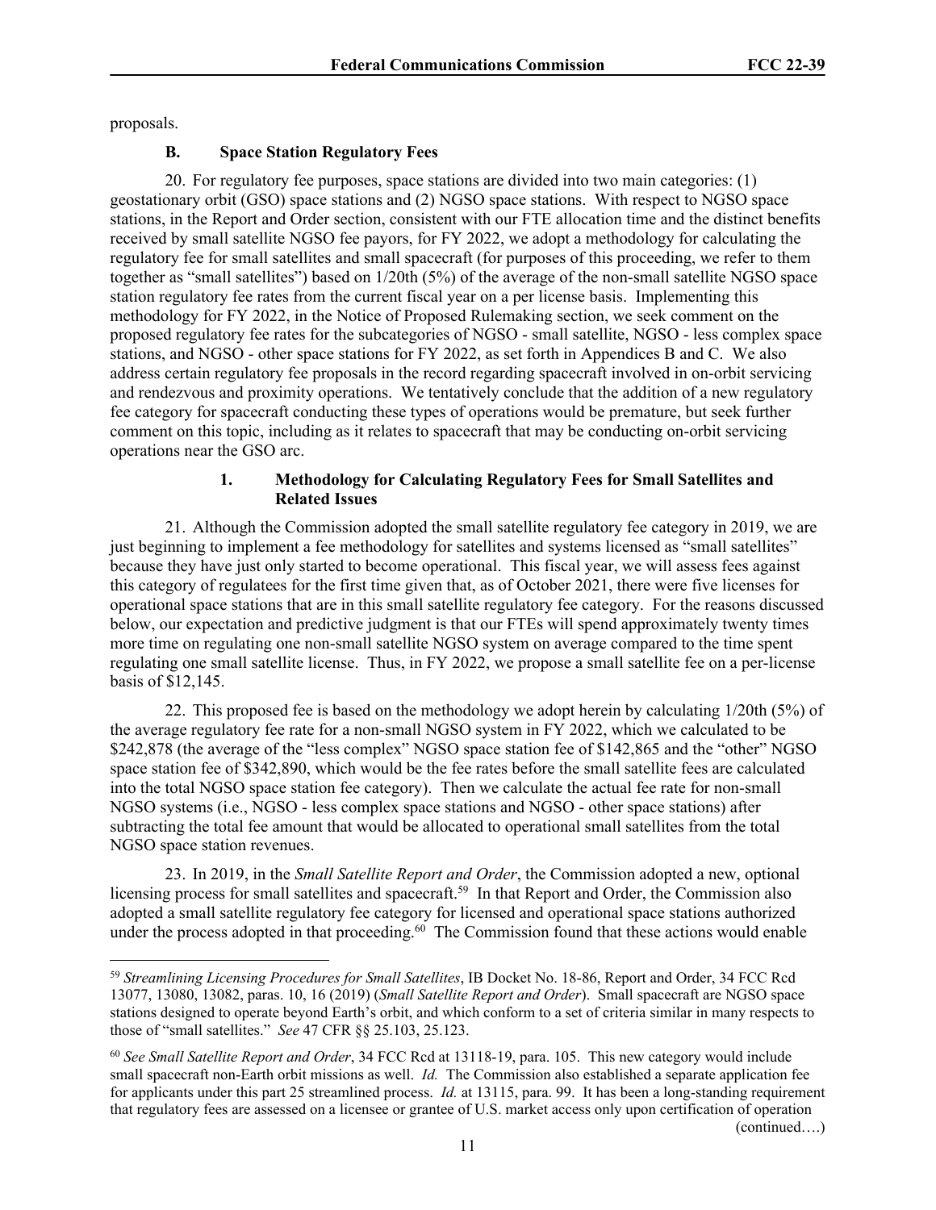proposals.

## B. Space Station Regulatory Fees

20. For regulatory fee purposes, space stations are divided into two main categories: (1) geostationary orbit (GSO) space stations and (2) NGSO space stations. With respect to NGSO space stations, in the Report and Order section, consistent with our FTE allocation time and the distinct benefits received by small satellite NGSO fee payors, for FY 2022, we adopt a methodology for calculating the regulatory fee for small satellites and small spacecraft (for purposes of this proceeding, we refer to them together as "small satellites") based on 1/20th (5%) of the average of the non-small satellite NGSO space station regulatory fee rates from the current fiscal year on a per license basis. Implementing this methodology for FY 2022, in the Notice of Proposed Rulemaking section, we seek comment on the proposed regulatory fee rates for the subcategories of NGSO - small satellite, NGSO - less complex space stations, and NGSO - other space stations for FY 2022, as set forth in Appendices B and C. We also address certain regulatory fee proposals in the record regarding spacecraft involved in on-orbit servicing and rendezvous and proximity operations. We tentatively conclude that the addition of a new regulatory fee category for spacecraft conducting these types of operations would be premature, but seek further comment on this topic, including as it relates to spacecraft that may be conducting on-orbit servicing operations near the GSO arc.

### 1. Methodology for Calculating Regulatory Fees for Small Satellites and Related Issues

21. Although the Commission adopted the small satellite regulatory fee category in 2019, we are just beginning to implement a fee methodology for satellites and systems licensed as "small satellites" because they have just only started to become operational. This fiscal year, we will assess fees against this category of regulatees for the first time given that, as of October 2021, there were five licenses for operational space stations that are in this small satellite regulatory fee category. For the reasons discussed below, our expectation and predictive judgment is that our FTEs will spend approximately twenty times more time on regulating one non-small satellite NGSO system on average compared to the time spent regulating one small satellite license. Thus, in FY 2022, we propose a small satellite fee on a per-license basis of $12,145.

22. This proposed fee is based on the methodology we adopt herein by calculating 1/20th (5%) of the average regulatory fee rate for a non-small NGSO system in FY 2022, which we calculated to be $242,878 (the average of the "less complex" NGSO space station fee of $142,865 and the "other" NGSO space station fee of $342,890, which would be the fee rates before the small satellite fees are calculated into the total NGSO space station fee category). Then we calculate the actual fee rate for non-small NGSO systems (i.e., NGSO - less complex space stations and NGSO - other space stations) after subtracting the total fee amount that would be allocated to operational small satellites from the total NGSO space station revenues.

23. In 2019, in the *Small Satellite Report and Order*, the Commission adopted a new, optional licensing process for small satellites and spacecraft.[59] In that Report and Order, the Commission also adopted a small satellite regulatory fee category for licensed and operational space stations authorized under the process adopted in that proceeding.[60] The Commission found that these actions would enable

---

[59] *Streamlining Licensing Procedures for Small Satellites*, IB Docket No. 18-86, Report and Order, 34 FCC Rcd 13077, 13080, 13082, paras. 10, 16 (2019) (*Small Satellite Report and Order*). Small spacecraft are NGSO space stations designed to operate beyond Earth's orbit, and which conform to a set of criteria similar in many respects to those of "small satellites." *See* 47 CFR §§ 25.103, 25.123.

[60] *See Small Satellite Report and Order*, 34 FCC Rcd at 13118-19, para. 105. This new category would include small spacecraft non-Earth orbit missions as well. *Id.* The Commission also established a separate application fee for applicants under this part 25 streamlined process. *Id.* at 13115, para. 99. It has been a long-standing requirement that regulatory fees are assessed on a licensee or grantee of U.S. market access only upon certification of operation (continued….)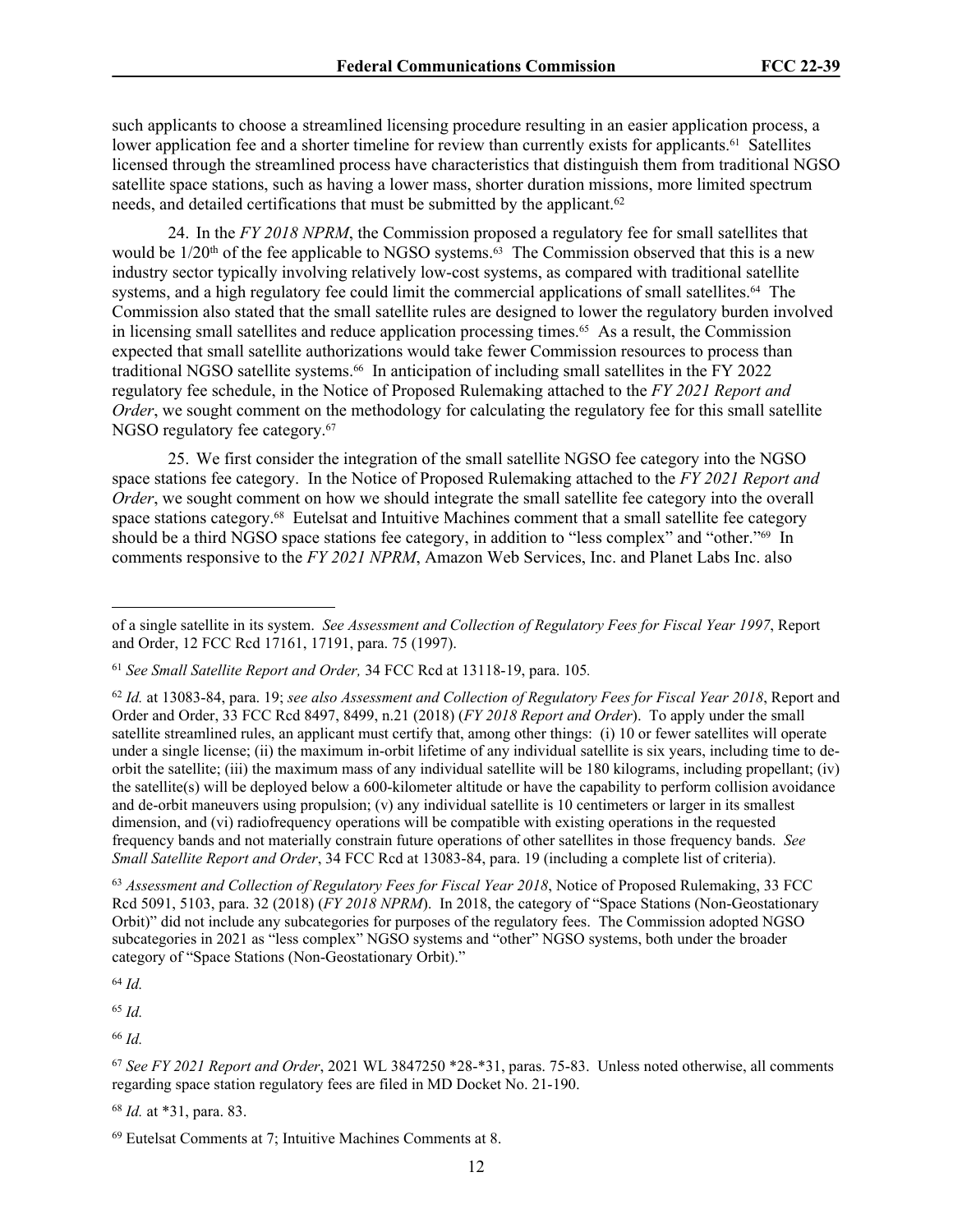such applicants to choose a streamlined licensing procedure resulting in an easier application process, a lower application fee and a shorter timeline for review than currently exists for applicants.[61] Satellites licensed through the streamlined process have characteristics that distinguish them from traditional NGSO satellite space stations, such as having a lower mass, shorter duration missions, more limited spectrum needs, and detailed certifications that must be submitted by the applicant.[62]

24. In the *FY 2018 NPRM*, the Commission proposed a regulatory fee for small satellites that would be 1/20th of the fee applicable to NGSO systems.[63] The Commission observed that this is a new industry sector typically involving relatively low-cost systems, as compared with traditional satellite systems, and a high regulatory fee could limit the commercial applications of small satellites.[64] The Commission also stated that the small satellite rules are designed to lower the regulatory burden involved in licensing small satellites and reduce application processing times.[65] As a result, the Commission expected that small satellite authorizations would take fewer Commission resources to process than traditional NGSO satellite systems.[66] In anticipation of including small satellites in the FY 2022 regulatory fee schedule, in the Notice of Proposed Rulemaking attached to the *FY 2021 Report and Order*, we sought comment on the methodology for calculating the regulatory fee for this small satellite NGSO regulatory fee category.[67]

25. We first consider the integration of the small satellite NGSO fee category into the NGSO space stations fee category. In the Notice of Proposed Rulemaking attached to the *FY 2021 Report and Order*, we sought comment on how we should integrate the small satellite fee category into the overall space stations category.[68] Eutelsat and Intuitive Machines comment that a small satellite fee category should be a third NGSO space stations fee category, in addition to "less complex" and "other."[69] In comments responsive to the *FY 2021 NPRM*, Amazon Web Services, Inc. and Planet Labs Inc. also

---

of a single satellite in its system. *See Assessment and Collection of Regulatory Fees for Fiscal Year 1997*, Report and Order, 12 FCC Rcd 17161, 17191, para. 75 (1997).

[61] *See Small Satellite Report and Order,* 34 FCC Rcd at 13118-19, para. 105.

[62] *Id.* at 13083-84, para. 19; *see also Assessment and Collection of Regulatory Fees for Fiscal Year 2018*, Report and Order and Order, 33 FCC Rcd 8497, 8499, n.21 (2018) (*FY 2018 Report and Order*). To apply under the small satellite streamlined rules, an applicant must certify that, among other things: (i) 10 or fewer satellites will operate under a single license; (ii) the maximum in-orbit lifetime of any individual satellite is six years, including time to de-orbit the satellite; (iii) the maximum mass of any individual satellite will be 180 kilograms, including propellant; (iv) the satellite(s) will be deployed below a 600-kilometer altitude or have the capability to perform collision avoidance and de-orbit maneuvers using propulsion; (v) any individual satellite is 10 centimeters or larger in its smallest dimension, and (vi) radiofrequency operations will be compatible with existing operations in the requested frequency bands and not materially constrain future operations of other satellites in those frequency bands. *See Small Satellite Report and Order*, 34 FCC Rcd at 13083-84, para. 19 (including a complete list of criteria).

[63] *Assessment and Collection of Regulatory Fees for Fiscal Year 2018*, Notice of Proposed Rulemaking, 33 FCC Rcd 5091, 5103, para. 32 (2018) (*FY 2018 NPRM*). In 2018, the category of "Space Stations (Non-Geostationary Orbit)" did not include any subcategories for purposes of the regulatory fees. The Commission adopted NGSO subcategories in 2021 as "less complex" NGSO systems and "other" NGSO systems, both under the broader category of "Space Stations (Non-Geostationary Orbit)."

[64] *Id.*

[65] *Id.*

[66] *Id.*

[67] *See FY 2021 Report and Order*, 2021 WL 3847250 *28-*31, paras. 75-83. Unless noted otherwise, all comments regarding space station regulatory fees are filed in MD Docket No. 21-190.

[68] *Id.* at *31, para. 83.

[69] Eutelsat Comments at 7; Intuitive Machines Comments at 8.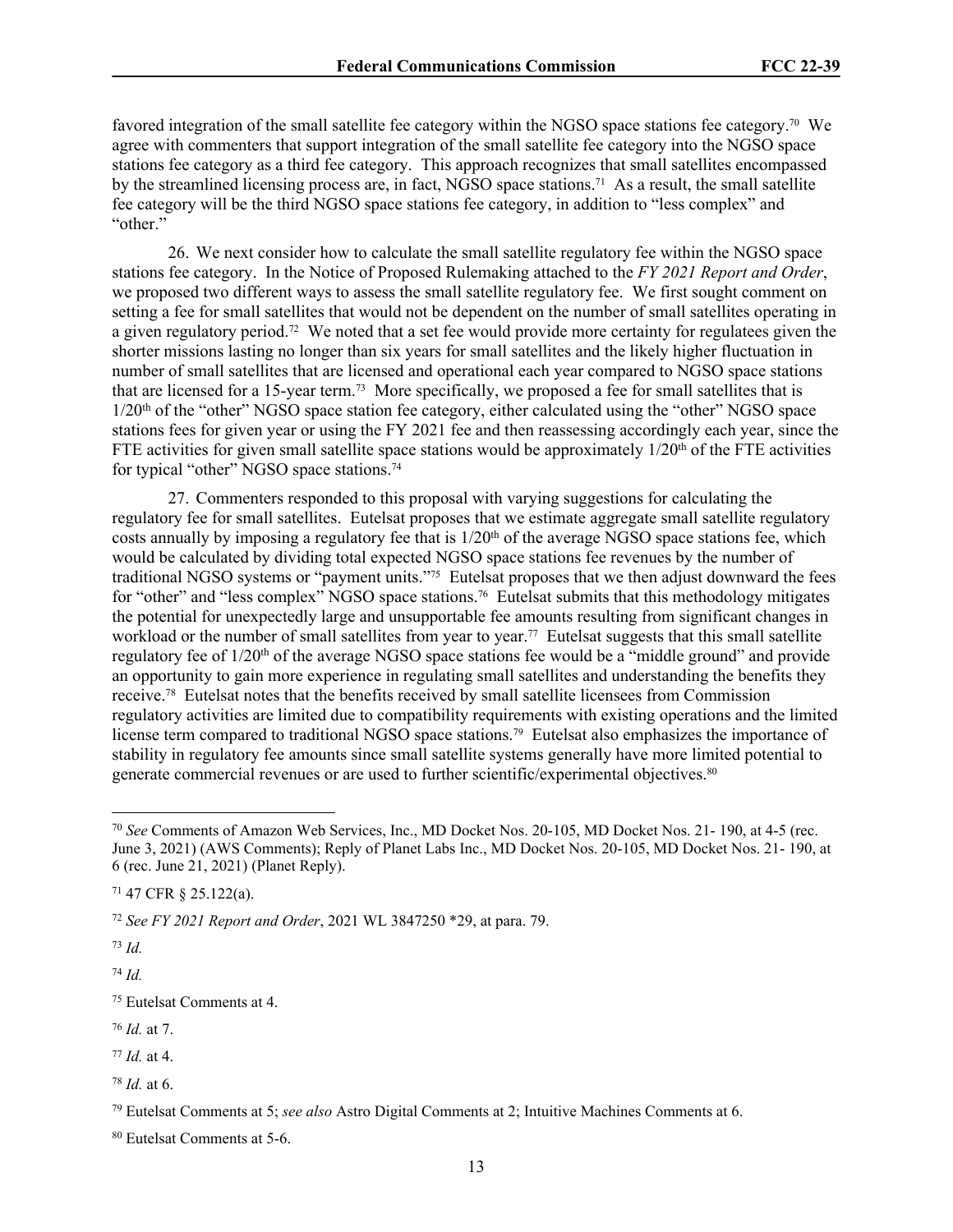favored integration of the small satellite fee category within the NGSO space stations fee category.[70] We agree with commenters that support integration of the small satellite fee category into the NGSO space stations fee category as a third fee category. This approach recognizes that small satellites encompassed by the streamlined licensing process are, in fact, NGSO space stations.[71] As a result, the small satellite fee category will be the third NGSO space stations fee category, in addition to "less complex" and "other."

26. We next consider how to calculate the small satellite regulatory fee within the NGSO space stations fee category. In the Notice of Proposed Rulemaking attached to the *FY 2021 Report and Order*, we proposed two different ways to assess the small satellite regulatory fee. We first sought comment on setting a fee for small satellites that would not be dependent on the number of small satellites operating in a given regulatory period.[72] We noted that a set fee would provide more certainty for regulatees given the shorter missions lasting no longer than six years for small satellites and the likely higher fluctuation in number of small satellites that are licensed and operational each year compared to NGSO space stations that are licensed for a 15-year term.[73] More specifically, we proposed a fee for small satellites that is 1/20th of the "other" NGSO space station fee category, either calculated using the "other" NGSO space stations fees for given year or using the FY 2021 fee and then reassessing accordingly each year, since the FTE activities for given small satellite space stations would be approximately 1/20th of the FTE activities for typical "other" NGSO space stations.[74]

27. Commenters responded to this proposal with varying suggestions for calculating the regulatory fee for small satellites. Eutelsat proposes that we estimate aggregate small satellite regulatory costs annually by imposing a regulatory fee that is 1/20th of the average NGSO space stations fee, which would be calculated by dividing total expected NGSO space stations fee revenues by the number of traditional NGSO systems or "payment units."[75] Eutelsat proposes that we then adjust downward the fees for "other" and "less complex" NGSO space stations.[76] Eutelsat submits that this methodology mitigates the potential for unexpectedly large and unsupportable fee amounts resulting from significant changes in workload or the number of small satellites from year to year.[77] Eutelsat suggests that this small satellite regulatory fee of 1/20th of the average NGSO space stations fee would be a "middle ground" and provide an opportunity to gain more experience in regulating small satellites and understanding the benefits they receive.[78] Eutelsat notes that the benefits received by small satellite licensees from Commission regulatory activities are limited due to compatibility requirements with existing operations and the limited license term compared to traditional NGSO space stations.[79] Eutelsat also emphasizes the importance of stability in regulatory fee amounts since small satellite systems generally have more limited potential to generate commercial revenues or are used to further scientific/experimental objectives.[80]

---

[70] *See* Comments of Amazon Web Services, Inc., MD Docket Nos. 20-105, MD Docket Nos. 21- 190, at 4-5 (rec. June 3, 2021) (AWS Comments); Reply of Planet Labs Inc., MD Docket Nos. 20-105, MD Docket Nos. 21- 190, at 6 (rec. June 21, 2021) (Planet Reply).

[71] 47 CFR § 25.122(a).

[72] *See FY 2021 Report and Order*, 2021 WL 3847250 *29, at para. 79.

[73] *Id.*

[74] *Id.*

[75] Eutelsat Comments at 4.

[76] *Id.* at 7.

[77] *Id.* at 4.

[78] *Id.* at 6.

[79] Eutelsat Comments at 5; *see also* Astro Digital Comments at 2; Intuitive Machines Comments at 6.

[80] Eutelsat Comments at 5-6.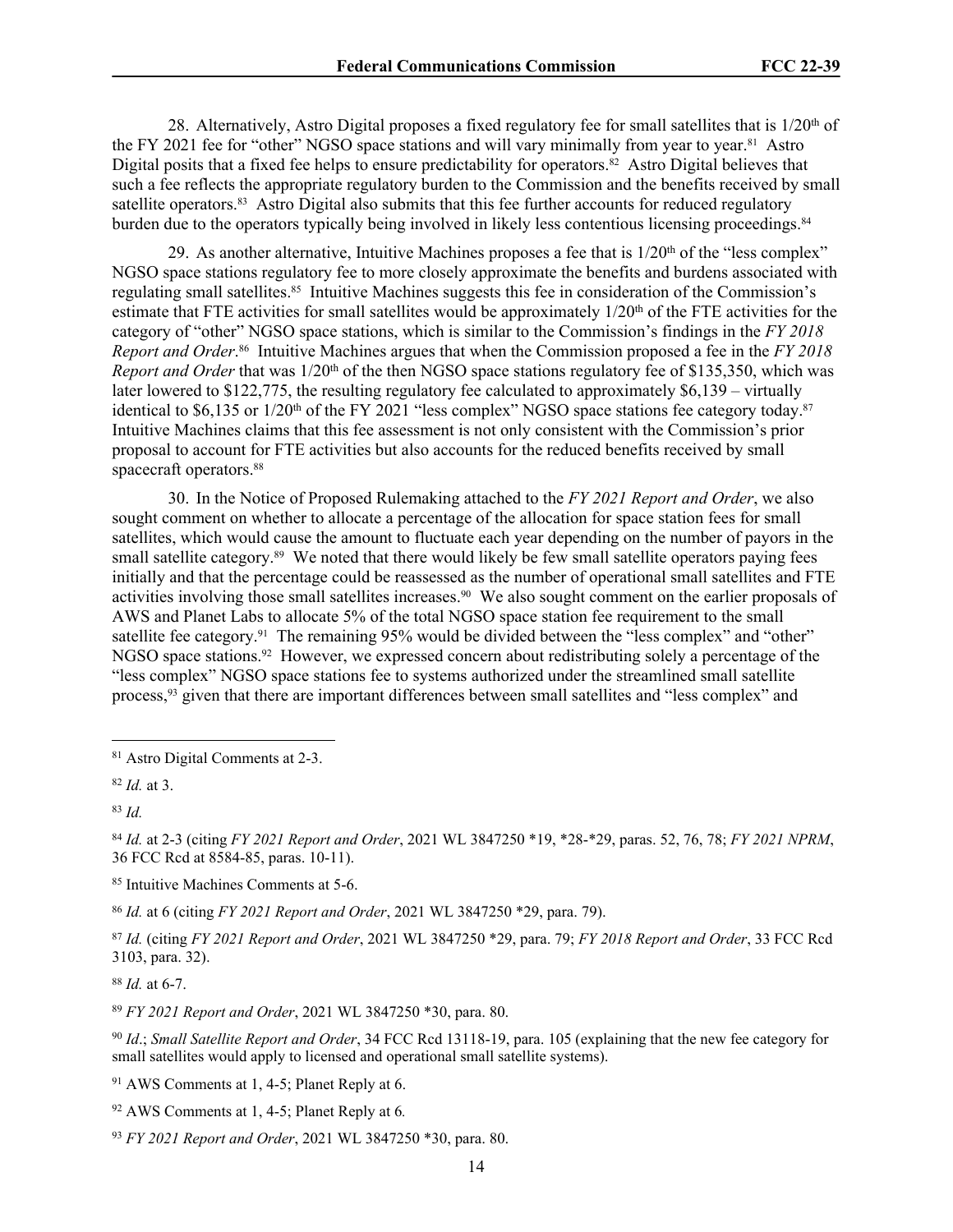28. Alternatively, Astro Digital proposes a fixed regulatory fee for small satellites that is 1/20th of the FY 2021 fee for "other" NGSO space stations and will vary minimally from year to year.[81] Astro Digital posits that a fixed fee helps to ensure predictability for operators.[82] Astro Digital believes that such a fee reflects the appropriate regulatory burden to the Commission and the benefits received by small satellite operators.[83] Astro Digital also submits that this fee further accounts for reduced regulatory burden due to the operators typically being involved in likely less contentious licensing proceedings.[84]

29. As another alternative, Intuitive Machines proposes a fee that is 1/20th of the "less complex" NGSO space stations regulatory fee to more closely approximate the benefits and burdens associated with regulating small satellites.[85] Intuitive Machines suggests this fee in consideration of the Commission's estimate that FTE activities for small satellites would be approximately 1/20th of the FTE activities for the category of "other" NGSO space stations, which is similar to the Commission's findings in the *FY 2018 Report and Order*.[86] Intuitive Machines argues that when the Commission proposed a fee in the *FY 2018 Report and Order* that was 1/20th of the then NGSO space stations regulatory fee of $135,350, which was later lowered to $122,775, the resulting regulatory fee calculated to approximately $6,139 – virtually identical to $6,135 or 1/20th of the FY 2021 "less complex" NGSO space stations fee category today.[87] Intuitive Machines claims that this fee assessment is not only consistent with the Commission's prior proposal to account for FTE activities but also accounts for the reduced benefits received by small spacecraft operators.[88]

30. In the Notice of Proposed Rulemaking attached to the *FY 2021 Report and Order*, we also sought comment on whether to allocate a percentage of the allocation for space station fees for small satellites, which would cause the amount to fluctuate each year depending on the number of payors in the small satellite category.[89] We noted that there would likely be few small satellite operators paying fees initially and that the percentage could be reassessed as the number of operational small satellites and FTE activities involving those small satellites increases.[90] We also sought comment on the earlier proposals of AWS and Planet Labs to allocate 5% of the total NGSO space station fee requirement to the small satellite fee category.[91] The remaining 95% would be divided between the "less complex" and "other" NGSO space stations.[92] However, we expressed concern about redistributing solely a percentage of the "less complex" NGSO space stations fee to systems authorized under the streamlined small satellite process,[93] given that there are important differences between small satellites and "less complex" and

---

[81] Astro Digital Comments at 2-3.

[82] *Id.* at 3.

[83] *Id.*

[84] *Id.* at 2-3 (citing *FY 2021 Report and Order*, 2021 WL 3847250 *19, *28-*29, paras. 52, 76, 78; *FY 2021 NPRM*, 36 FCC Rcd at 8584-85, paras. 10-11).

[85] Intuitive Machines Comments at 5-6.

[86] *Id.* at 6 (citing *FY 2021 Report and Order*, 2021 WL 3847250 *29, para. 79).

[87] *Id.* (citing *FY 2021 Report and Order*, 2021 WL 3847250 *29, para. 79; *FY 2018 Report and Order*, 33 FCC Rcd 3103, para. 32).

[88] *Id.* at 6-7.

[89] *FY 2021 Report and Order*, 2021 WL 3847250 *30, para. 80.

[90] *Id.*; *Small Satellite Report and Order*, 34 FCC Rcd 13118-19, para. 105 (explaining that the new fee category for small satellites would apply to licensed and operational small satellite systems).

[91] AWS Comments at 1, 4-5; Planet Reply at 6.

[92] AWS Comments at 1, 4-5; Planet Reply at 6*.*

[93] *FY 2021 Report and Order*, 2021 WL 3847250 *30, para. 80.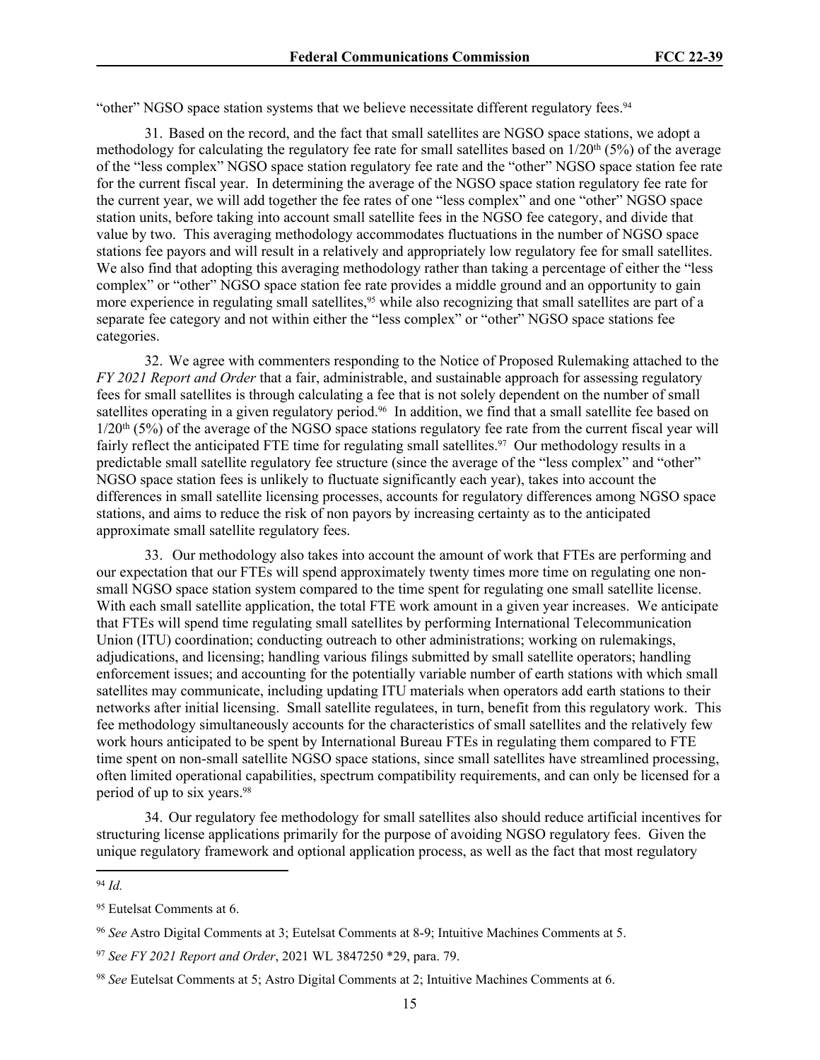"other" NGSO space station systems that we believe necessitate different regulatory fees.[94]

31. Based on the record, and the fact that small satellites are NGSO space stations, we adopt a methodology for calculating the regulatory fee rate for small satellites based on 1/20th (5%) of the average of the "less complex" NGSO space station regulatory fee rate and the "other" NGSO space station fee rate for the current fiscal year. In determining the average of the NGSO space station regulatory fee rate for the current year, we will add together the fee rates of one "less complex" and one "other" NGSO space station units, before taking into account small satellite fees in the NGSO fee category, and divide that value by two. This averaging methodology accommodates fluctuations in the number of NGSO space stations fee payors and will result in a relatively and appropriately low regulatory fee for small satellites. We also find that adopting this averaging methodology rather than taking a percentage of either the "less complex" or "other" NGSO space station fee rate provides a middle ground and an opportunity to gain more experience in regulating small satellites,[95] while also recognizing that small satellites are part of a separate fee category and not within either the "less complex" or "other" NGSO space stations fee categories.

32. We agree with commenters responding to the Notice of Proposed Rulemaking attached to the *FY 2021 Report and Order* that a fair, administrable, and sustainable approach for assessing regulatory fees for small satellites is through calculating a fee that is not solely dependent on the number of small satellites operating in a given regulatory period.[96] In addition, we find that a small satellite fee based on 1/20th (5%) of the average of the NGSO space stations regulatory fee rate from the current fiscal year will fairly reflect the anticipated FTE time for regulating small satellites.[97] Our methodology results in a predictable small satellite regulatory fee structure (since the average of the "less complex" and "other" NGSO space station fees is unlikely to fluctuate significantly each year), takes into account the differences in small satellite licensing processes, accounts for regulatory differences among NGSO space stations, and aims to reduce the risk of non payors by increasing certainty as to the anticipated approximate small satellite regulatory fees.

33. Our methodology also takes into account the amount of work that FTEs are performing and our expectation that our FTEs will spend approximately twenty times more time on regulating one non-small NGSO space station system compared to the time spent for regulating one small satellite license. With each small satellite application, the total FTE work amount in a given year increases. We anticipate that FTEs will spend time regulating small satellites by performing International Telecommunication Union (ITU) coordination; conducting outreach to other administrations; working on rulemakings, adjudications, and licensing; handling various filings submitted by small satellite operators; handling enforcement issues; and accounting for the potentially variable number of earth stations with which small satellites may communicate, including updating ITU materials when operators add earth stations to their networks after initial licensing. Small satellite regulatees, in turn, benefit from this regulatory work. This fee methodology simultaneously accounts for the characteristics of small satellites and the relatively few work hours anticipated to be spent by International Bureau FTEs in regulating them compared to FTE time spent on non-small satellite NGSO space stations, since small satellites have streamlined processing, often limited operational capabilities, spectrum compatibility requirements, and can only be licensed for a period of up to six years.[98]

34. Our regulatory fee methodology for small satellites also should reduce artificial incentives for structuring license applications primarily for the purpose of avoiding NGSO regulatory fees. Given the unique regulatory framework and optional application process, as well as the fact that most regulatory

---

[94] *Id.*

[95] Eutelsat Comments at 6.

[96] *See* Astro Digital Comments at 3; Eutelsat Comments at 8-9; Intuitive Machines Comments at 5.

[97] *See FY 2021 Report and Order*, 2021 WL 3847250 *29, para. 79.

[98] *See* Eutelsat Comments at 5; Astro Digital Comments at 2; Intuitive Machines Comments at 6.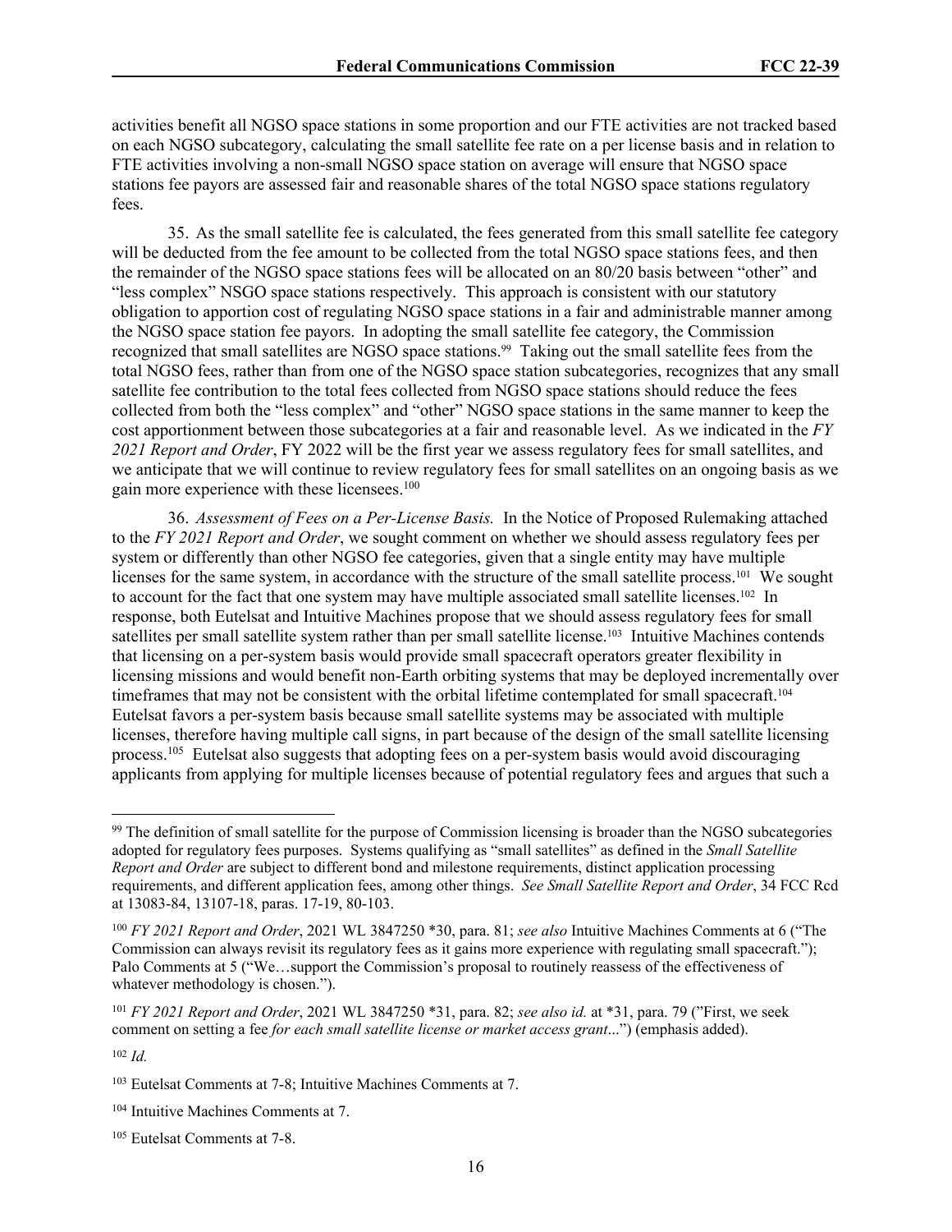activities benefit all NGSO space stations in some proportion and our FTE activities are not tracked based on each NGSO subcategory, calculating the small satellite fee rate on a per license basis and in relation to FTE activities involving a non-small NGSO space station on average will ensure that NGSO space stations fee payors are assessed fair and reasonable shares of the total NGSO space stations regulatory fees.

35. As the small satellite fee is calculated, the fees generated from this small satellite fee category will be deducted from the fee amount to be collected from the total NGSO space stations fees, and then the remainder of the NGSO space stations fees will be allocated on an 80/20 basis between "other" and "less complex" NSGO space stations respectively. This approach is consistent with our statutory obligation to apportion cost of regulating NGSO space stations in a fair and administrable manner among the NGSO space station fee payors. In adopting the small satellite fee category, the Commission recognized that small satellites are NGSO space stations.[99] Taking out the small satellite fees from the total NGSO fees, rather than from one of the NGSO space station subcategories, recognizes that any small satellite fee contribution to the total fees collected from NGSO space stations should reduce the fees collected from both the "less complex" and "other" NGSO space stations in the same manner to keep the cost apportionment between those subcategories at a fair and reasonable level. As we indicated in the *FY 2021 Report and Order*, FY 2022 will be the first year we assess regulatory fees for small satellites, and we anticipate that we will continue to review regulatory fees for small satellites on an ongoing basis as we gain more experience with these licensees.[100]

36. *Assessment of Fees on a Per-License Basis.* In the Notice of Proposed Rulemaking attached to the *FY 2021 Report and Order*, we sought comment on whether we should assess regulatory fees per system or differently than other NGSO fee categories, given that a single entity may have multiple licenses for the same system, in accordance with the structure of the small satellite process.[101] We sought to account for the fact that one system may have multiple associated small satellite licenses.[102] In response, both Eutelsat and Intuitive Machines propose that we should assess regulatory fees for small satellites per small satellite system rather than per small satellite license.[103] Intuitive Machines contends that licensing on a per-system basis would provide small spacecraft operators greater flexibility in licensing missions and would benefit non-Earth orbiting systems that may be deployed incrementally over timeframes that may not be consistent with the orbital lifetime contemplated for small spacecraft.[104] Eutelsat favors a per-system basis because small satellite systems may be associated with multiple licenses, therefore having multiple call signs, in part because of the design of the small satellite licensing process.[105] Eutelsat also suggests that adopting fees on a per-system basis would avoid discouraging applicants from applying for multiple licenses because of potential regulatory fees and argues that such a

---

[99] The definition of small satellite for the purpose of Commission licensing is broader than the NGSO subcategories adopted for regulatory fees purposes. Systems qualifying as "small satellites" as defined in the *Small Satellite Report and Order* are subject to different bond and milestone requirements, distinct application processing requirements, and different application fees, among other things. *See Small Satellite Report and Order*, 34 FCC Rcd at 13083-84, 13107-18, paras. 17-19, 80-103.

[100] *FY 2021 Report and Order*, 2021 WL 3847250 *30, para. 81; *see also* Intuitive Machines Comments at 6 ("The Commission can always revisit its regulatory fees as it gains more experience with regulating small spacecraft."); Palo Comments at 5 ("We…support the Commission's proposal to routinely reassess of the effectiveness of whatever methodology is chosen.").

[101] *FY 2021 Report and Order*, 2021 WL 3847250 *31, para. 82; *see also id.* at *31, para. 79 ("First, we seek comment on setting a fee *for each small satellite license or market access grant*...") (emphasis added).

[102] *Id.*

[103] Eutelsat Comments at 7-8; Intuitive Machines Comments at 7.

[104] Intuitive Machines Comments at 7.

[105] Eutelsat Comments at 7-8.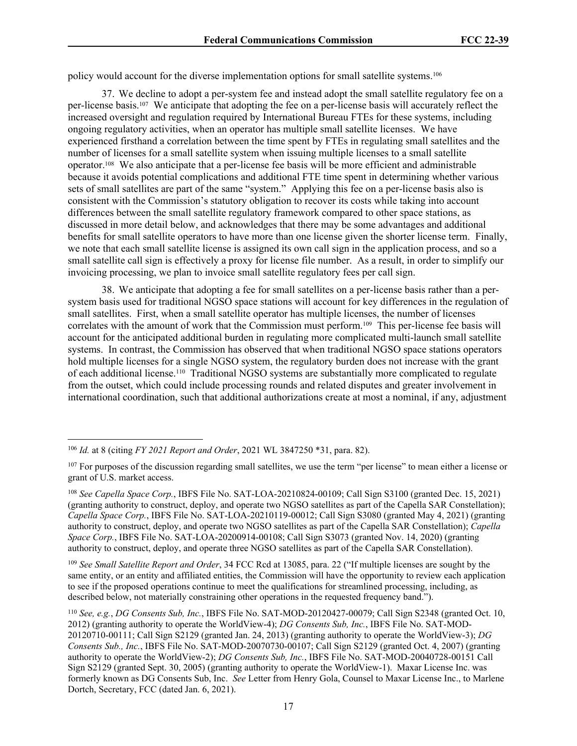policy would account for the diverse implementation options for small satellite systems.[106]

37. We decline to adopt a per-system fee and instead adopt the small satellite regulatory fee on a per-license basis.[107] We anticipate that adopting the fee on a per-license basis will accurately reflect the increased oversight and regulation required by International Bureau FTEs for these systems, including ongoing regulatory activities, when an operator has multiple small satellite licenses. We have experienced firsthand a correlation between the time spent by FTEs in regulating small satellites and the number of licenses for a small satellite system when issuing multiple licenses to a small satellite operator.[108] We also anticipate that a per-license fee basis will be more efficient and administrable because it avoids potential complications and additional FTE time spent in determining whether various sets of small satellites are part of the same "system." Applying this fee on a per-license basis also is consistent with the Commission's statutory obligation to recover its costs while taking into account differences between the small satellite regulatory framework compared to other space stations, as discussed in more detail below, and acknowledges that there may be some advantages and additional benefits for small satellite operators to have more than one license given the shorter license term. Finally, we note that each small satellite license is assigned its own call sign in the application process, and so a small satellite call sign is effectively a proxy for license file number. As a result, in order to simplify our invoicing processing, we plan to invoice small satellite regulatory fees per call sign.

38. We anticipate that adopting a fee for small satellites on a per-license basis rather than a per-system basis used for traditional NGSO space stations will account for key differences in the regulation of small satellites. First, when a small satellite operator has multiple licenses, the number of licenses correlates with the amount of work that the Commission must perform.[109] This per-license fee basis will account for the anticipated additional burden in regulating more complicated multi-launch small satellite systems. In contrast, the Commission has observed that when traditional NGSO space stations operators hold multiple licenses for a single NGSO system, the regulatory burden does not increase with the grant of each additional license.[110] Traditional NGSO systems are substantially more complicated to regulate from the outset, which could include processing rounds and related disputes and greater involvement in international coordination, such that additional authorizations create at most a nominal, if any, adjustment

---

[106] *Id.* at 8 (citing *FY 2021 Report and Order*, 2021 WL 3847250 *31, para. 82).

[107] For purposes of the discussion regarding small satellites, we use the term "per license" to mean either a license or grant of U.S. market access.

[108] *See Capella Space Corp.*, IBFS File No. SAT-LOA-20210824-00109; Call Sign S3100 (granted Dec. 15, 2021) (granting authority to construct, deploy, and operate two NGSO satellites as part of the Capella SAR Constellation); *Capella Space Corp.*, IBFS File No. SAT-LOA-20210119-00012; Call Sign S3080 (granted May 4, 2021) (granting authority to construct, deploy, and operate two NGSO satellites as part of the Capella SAR Constellation); *Capella Space Corp.*, IBFS File No. SAT-LOA-20200914-00108; Call Sign S3073 (granted Nov. 14, 2020) (granting authority to construct, deploy, and operate three NGSO satellites as part of the Capella SAR Constellation).

[109] *See Small Satellite Report and Order*, 34 FCC Rcd at 13085, para. 22 ("If multiple licenses are sought by the same entity, or an entity and affiliated entities, the Commission will have the opportunity to review each application to see if the proposed operations continue to meet the qualifications for streamlined processing, including, as described below, not materially constraining other operations in the requested frequency band.").

[110] *See, e.g.*, *DG Consents Sub, Inc.*, IBFS File No. SAT-MOD-20120427-00079; Call Sign S2348 (granted Oct. 10, 2012) (granting authority to operate the WorldView-4); *DG Consents Sub, Inc.*, IBFS File No. SAT-MOD-20120710-00111; Call Sign S2129 (granted Jan. 24, 2013) (granting authority to operate the WorldView-3); *DG Consents Sub., Inc.*, IBFS File No. SAT-MOD-20070730-00107; Call Sign S2129 (granted Oct. 4, 2007) (granting authority to operate the WorldView-2); *DG Consents Sub, Inc.*, IBFS File No. SAT-MOD-20040728-00151 Call Sign S2129 (granted Sept. 30, 2005) (granting authority to operate the WorldView-1). Maxar License Inc. was formerly known as DG Consents Sub, Inc. *See* Letter from Henry Gola, Counsel to Maxar License Inc., to Marlene Dortch, Secretary, FCC (dated Jan. 6, 2021).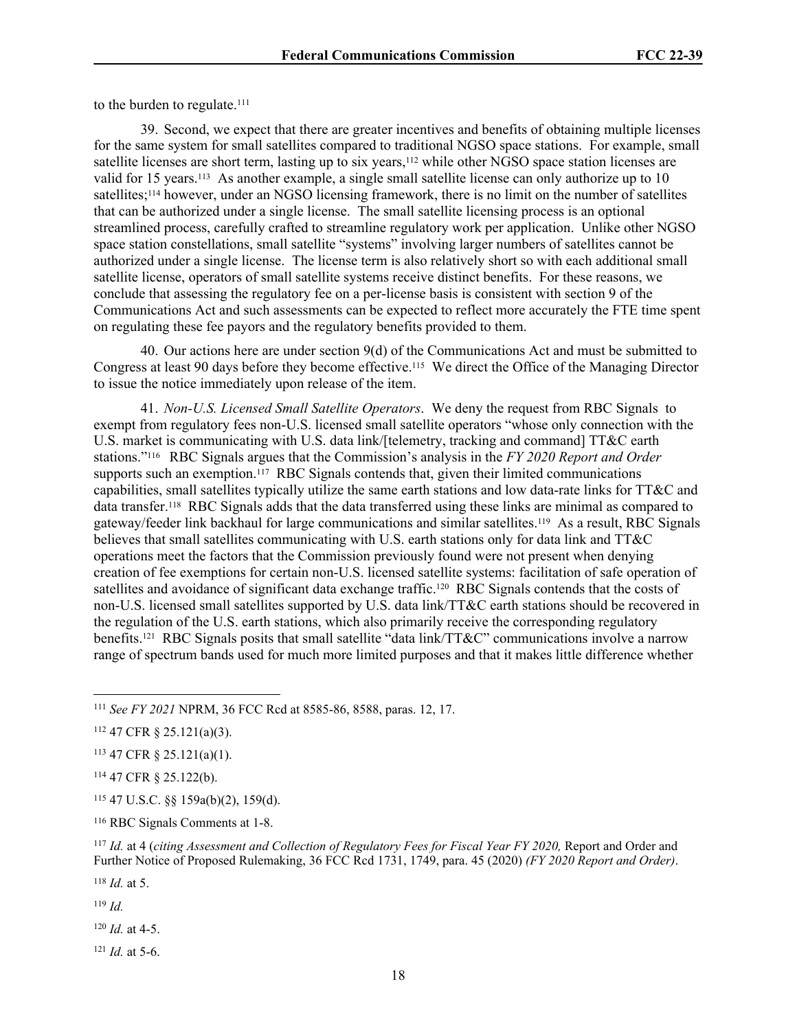to the burden to regulate.[111]

39. Second, we expect that there are greater incentives and benefits of obtaining multiple licenses for the same system for small satellites compared to traditional NGSO space stations. For example, small satellite licenses are short term, lasting up to six years,[112] while other NGSO space station licenses are valid for 15 years.[113] As another example, a single small satellite license can only authorize up to 10 satellites;[114] however, under an NGSO licensing framework, there is no limit on the number of satellites that can be authorized under a single license. The small satellite licensing process is an optional streamlined process, carefully crafted to streamline regulatory work per application. Unlike other NGSO space station constellations, small satellite "systems" involving larger numbers of satellites cannot be authorized under a single license. The license term is also relatively short so with each additional small satellite license, operators of small satellite systems receive distinct benefits. For these reasons, we conclude that assessing the regulatory fee on a per-license basis is consistent with section 9 of the Communications Act and such assessments can be expected to reflect more accurately the FTE time spent on regulating these fee payors and the regulatory benefits provided to them.

40. Our actions here are under section 9(d) of the Communications Act and must be submitted to Congress at least 90 days before they become effective.[115] We direct the Office of the Managing Director to issue the notice immediately upon release of the item.

41. *Non-U.S. Licensed Small Satellite Operators*. We deny the request from RBC Signals to exempt from regulatory fees non-U.S. licensed small satellite operators "whose only connection with the U.S. market is communicating with U.S. data link/[telemetry, tracking and command] TT&C earth stations."[116] RBC Signals argues that the Commission's analysis in the *FY 2020 Report and Order* supports such an exemption.[117] RBC Signals contends that, given their limited communications capabilities, small satellites typically utilize the same earth stations and low data-rate links for TT&C and data transfer.[118] RBC Signals adds that the data transferred using these links are minimal as compared to gateway/feeder link backhaul for large communications and similar satellites.[119] As a result, RBC Signals believes that small satellites communicating with U.S. earth stations only for data link and TT&C operations meet the factors that the Commission previously found were not present when denying creation of fee exemptions for certain non-U.S. licensed satellite systems: facilitation of safe operation of satellites and avoidance of significant data exchange traffic.[120] RBC Signals contends that the costs of non-U.S. licensed small satellites supported by U.S. data link/TT&C earth stations should be recovered in the regulation of the U.S. earth stations, which also primarily receive the corresponding regulatory benefits.[121] RBC Signals posits that small satellite "data link/TT&C" communications involve a narrow range of spectrum bands used for much more limited purposes and that it makes little difference whether

---

[111] *See FY 2021* NPRM, 36 FCC Rcd at 8585-86, 8588, paras. 12, 17.

[112] 47 CFR § 25.121(a)(3).

[113] 47 CFR § 25.121(a)(1).

[114] 47 CFR § 25.122(b).

[115] 47 U.S.C. §§ 159a(b)(2), 159(d).

[116] RBC Signals Comments at 1-8.

[117] *Id.* at 4 (*citing Assessment and Collection of Regulatory Fees for Fiscal Year FY 2020,* Report and Order and Further Notice of Proposed Rulemaking, 36 FCC Rcd 1731, 1749, para. 45 (2020) *(FY 2020 Report and Order)*.

[118] *Id.* at 5.

[119] *Id.*

[120] *Id.* at 4-5.

[121] *Id.* at 5-6.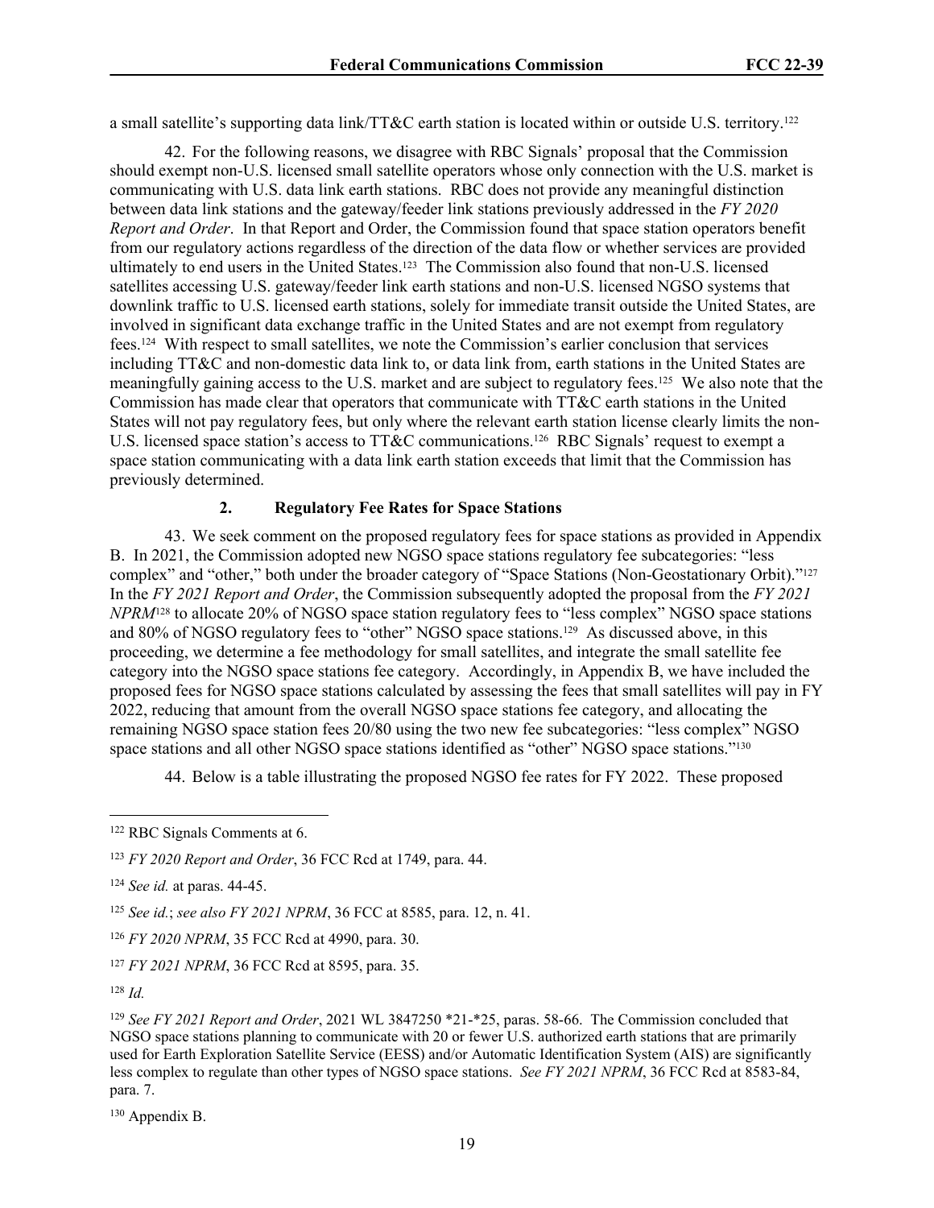a small satellite's supporting data link/TT&C earth station is located within or outside U.S. territory.[122]

42. For the following reasons, we disagree with RBC Signals' proposal that the Commission should exempt non-U.S. licensed small satellite operators whose only connection with the U.S. market is communicating with U.S. data link earth stations. RBC does not provide any meaningful distinction between data link stations and the gateway/feeder link stations previously addressed in the *FY 2020 Report and Order*. In that Report and Order, the Commission found that space station operators benefit from our regulatory actions regardless of the direction of the data flow or whether services are provided ultimately to end users in the United States.[123] The Commission also found that non-U.S. licensed satellites accessing U.S. gateway/feeder link earth stations and non-U.S. licensed NGSO systems that downlink traffic to U.S. licensed earth stations, solely for immediate transit outside the United States, are involved in significant data exchange traffic in the United States and are not exempt from regulatory fees.[124] With respect to small satellites, we note the Commission's earlier conclusion that services including TT&C and non-domestic data link to, or data link from, earth stations in the United States are meaningfully gaining access to the U.S. market and are subject to regulatory fees.[125] We also note that the Commission has made clear that operators that communicate with TT&C earth stations in the United States will not pay regulatory fees, but only where the relevant earth station license clearly limits the non-U.S. licensed space station's access to TT&C communications.[126] RBC Signals' request to exempt a space station communicating with a data link earth station exceeds that limit that the Commission has previously determined.

### 2. Regulatory Fee Rates for Space Stations

43. We seek comment on the proposed regulatory fees for space stations as provided in Appendix B. In 2021, the Commission adopted new NGSO space stations regulatory fee subcategories: "less complex" and "other," both under the broader category of "Space Stations (Non-Geostationary Orbit)."[127] In the *FY 2021 Report and Order*, the Commission subsequently adopted the proposal from the *FY 2021 NPRM*[128] to allocate 20% of NGSO space station regulatory fees to "less complex" NGSO space stations and 80% of NGSO regulatory fees to "other" NGSO space stations.[129] As discussed above, in this proceeding, we determine a fee methodology for small satellites, and integrate the small satellite fee category into the NGSO space stations fee category. Accordingly, in Appendix B, we have included the proposed fees for NGSO space stations calculated by assessing the fees that small satellites will pay in FY 2022, reducing that amount from the overall NGSO space stations fee category, and allocating the remaining NGSO space station fees 20/80 using the two new fee subcategories: "less complex" NGSO space stations and all other NGSO space stations identified as "other" NGSO space stations."[130]

44. Below is a table illustrating the proposed NGSO fee rates for FY 2022. These proposed

---

[122] RBC Signals Comments at 6.

[123] *FY 2020 Report and Order*, 36 FCC Rcd at 1749, para. 44.

[124] *See id.* at paras. 44-45.

[125] *See id.*; *see also FY 2021 NPRM*, 36 FCC at 8585, para. 12, n. 41.

[126] *FY 2020 NPRM*, 35 FCC Rcd at 4990, para. 30.

[127] *FY 2021 NPRM*, 36 FCC Rcd at 8595, para. 35.

[128] *Id.*

[129] *See FY 2021 Report and Order*, 2021 WL 3847250 *21-*25, paras. 58-66. The Commission concluded that NGSO space stations planning to communicate with 20 or fewer U.S. authorized earth stations that are primarily used for Earth Exploration Satellite Service (EESS) and/or Automatic Identification System (AIS) are significantly less complex to regulate than other types of NGSO space stations. *See FY 2021 NPRM*, 36 FCC Rcd at 8583-84, para. 7.

[130] Appendix B.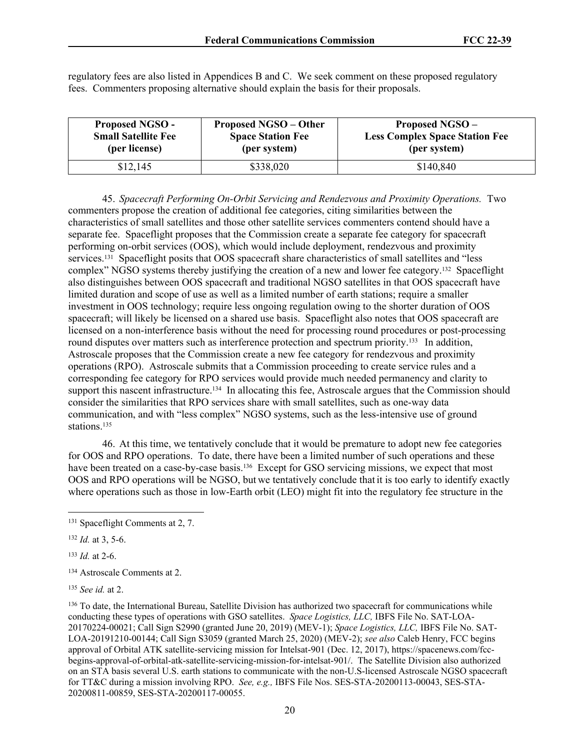regulatory fees are also listed in Appendices B and C. We seek comment on these proposed regulatory fees. Commenters proposing alternative should explain the basis for their proposals.

| Proposed NGSO - Small Satellite Fee (per license) | Proposed NGSO – Other Space Station Fee (per system) | Proposed NGSO – Less Complex Space Station Fee (per system) |
|---|---|---|
| $12,145 | $338,020 | $140,840 |

45. *Spacecraft Performing On-Orbit Servicing and Rendezvous and Proximity Operations.* Two commenters propose the creation of additional fee categories, citing similarities between the characteristics of small satellites and those other satellite services commenters contend should have a separate fee. Spaceflight proposes that the Commission create a separate fee category for spacecraft performing on-orbit services (OOS), which would include deployment, rendezvous and proximity services.[131] Spaceflight posits that OOS spacecraft share characteristics of small satellites and "less complex" NGSO systems thereby justifying the creation of a new and lower fee category.[132] Spaceflight also distinguishes between OOS spacecraft and traditional NGSO satellites in that OOS spacecraft have limited duration and scope of use as well as a limited number of earth stations; require a smaller investment in OOS technology; require less ongoing regulation owing to the shorter duration of OOS spacecraft; will likely be licensed on a shared use basis. Spaceflight also notes that OOS spacecraft are licensed on a non-interference basis without the need for processing round procedures or post-processing round disputes over matters such as interference protection and spectrum priority.[133] In addition, Astroscale proposes that the Commission create a new fee category for rendezvous and proximity operations (RPO). Astroscale submits that a Commission proceeding to create service rules and a corresponding fee category for RPO services would provide much needed permanency and clarity to support this nascent infrastructure.[134] In allocating this fee, Astroscale argues that the Commission should consider the similarities that RPO services share with small satellites, such as one-way data communication, and with "less complex" NGSO systems, such as the less-intensive use of ground stations.[135]

46. At this time, we tentatively conclude that it would be premature to adopt new fee categories for OOS and RPO operations. To date, there have been a limited number of such operations and these have been treated on a case-by-case basis.[136] Except for GSO servicing missions, we expect that most OOS and RPO operations will be NGSO, but we tentatively conclude that it is too early to identify exactly where operations such as those in low-Earth orbit (LEO) might fit into the regulatory fee structure in the

---

[131] Spaceflight Comments at 2, 7.

[132] *Id.* at 3, 5-6.

[133] *Id.* at 2-6.

[134] Astroscale Comments at 2.

[135] *See id.* at 2.

[136] To date, the International Bureau, Satellite Division has authorized two spacecraft for communications while conducting these types of operations with GSO satellites. *Space Logistics, LLC,* IBFS File No. SAT-LOA-20170224-00021; Call Sign S2990 (granted June 20, 2019) (MEV-1); *Space Logistics, LLC,* IBFS File No. SAT-LOA-20191210-00144; Call Sign S3059 (granted March 25, 2020) (MEV-2); *see also* Caleb Henry, FCC begins approval of Orbital ATK satellite-servicing mission for Intelsat-901 (Dec. 12, 2017), https://spacenews.com/fcc-begins-approval-of-orbital-atk-satellite-servicing-mission-for-intelsat-901/. The Satellite Division also authorized on an STA basis several U.S. earth stations to communicate with the non-U.S.-licensed Astroscale NGSO spacecraft for TT&C during a mission involving RPO. *See, e.g.,* IBFS File Nos. SES-STA-20200113-00043, SES-STA-20200811-00859, SES-STA-20200117-00055.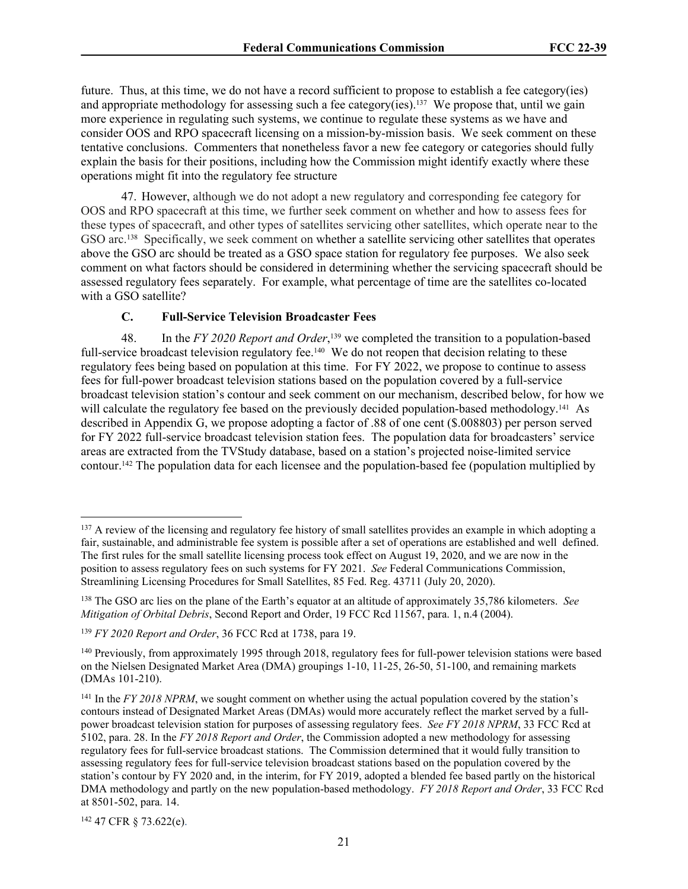future. Thus, at this time, we do not have a record sufficient to propose to establish a fee category(ies) and appropriate methodology for assessing such a fee category(ies).[137] We propose that, until we gain more experience in regulating such systems, we continue to regulate these systems as we have and consider OOS and RPO spacecraft licensing on a mission-by-mission basis. We seek comment on these tentative conclusions. Commenters that nonetheless favor a new fee category or categories should fully explain the basis for their positions, including how the Commission might identify exactly where these operations might fit into the regulatory fee structure

47. However, although we do not adopt a new regulatory and corresponding fee category for OOS and RPO spacecraft at this time, we further seek comment on whether and how to assess fees for these types of spacecraft, and other types of satellites servicing other satellites, which operate near to the GSO arc.[138] Specifically, we seek comment on whether a satellite servicing other satellites that operates above the GSO arc should be treated as a GSO space station for regulatory fee purposes. We also seek comment on what factors should be considered in determining whether the servicing spacecraft should be assessed regulatory fees separately. For example, what percentage of time are the satellites co-located with a GSO satellite?

### C. Full-Service Television Broadcaster Fees

48. In the *FY 2020 Report and Order*,[139] we completed the transition to a population-based full-service broadcast television regulatory fee.[140] We do not reopen that decision relating to these regulatory fees being based on population at this time. For FY 2022, we propose to continue to assess fees for full-power broadcast television stations based on the population covered by a full-service broadcast television station's contour and seek comment on our mechanism, described below, for how we will calculate the regulatory fee based on the previously decided population-based methodology.[141] As described in Appendix G, we propose adopting a factor of .88 of one cent ($.008803) per person served for FY 2022 full-service broadcast television station fees. The population data for broadcasters' service areas are extracted from the TVStudy database, based on a station's projected noise-limited service contour.[142] The population data for each licensee and the population-based fee (population multiplied by

---

[137] A review of the licensing and regulatory fee history of small satellites provides an example in which adopting a fair, sustainable, and administrable fee system is possible after a set of operations are established and well defined. The first rules for the small satellite licensing process took effect on August 19, 2020, and we are now in the position to assess regulatory fees on such systems for FY 2021. *See* Federal Communications Commission, Streamlining Licensing Procedures for Small Satellites, 85 Fed. Reg. 43711 (July 20, 2020).

[138] The GSO arc lies on the plane of the Earth's equator at an altitude of approximately 35,786 kilometers. *See Mitigation of Orbital Debris*, Second Report and Order, 19 FCC Rcd 11567, para. 1, n.4 (2004).

[139] *FY 2020 Report and Order*, 36 FCC Rcd at 1738, para 19.

[140] Previously, from approximately 1995 through 2018, regulatory fees for full-power television stations were based on the Nielsen Designated Market Area (DMA) groupings 1-10, 11-25, 26-50, 51-100, and remaining markets (DMAs 101-210).

[141] In the *FY 2018 NPRM*, we sought comment on whether using the actual population covered by the station's contours instead of Designated Market Areas (DMAs) would more accurately reflect the market served by a full-power broadcast television station for purposes of assessing regulatory fees. *See FY 2018 NPRM*, 33 FCC Rcd at 5102, para. 28. In the *FY 2018 Report and Order*, the Commission adopted a new methodology for assessing regulatory fees for full-service broadcast stations. The Commission determined that it would fully transition to assessing regulatory fees for full-service television broadcast stations based on the population covered by the station's contour by FY 2020 and, in the interim, for FY 2019, adopted a blended fee based partly on the historical DMA methodology and partly on the new population-based methodology. *FY 2018 Report and Order*, 33 FCC Rcd at 8501-502, para. 14.

[142] 47 CFR § 73.622(e).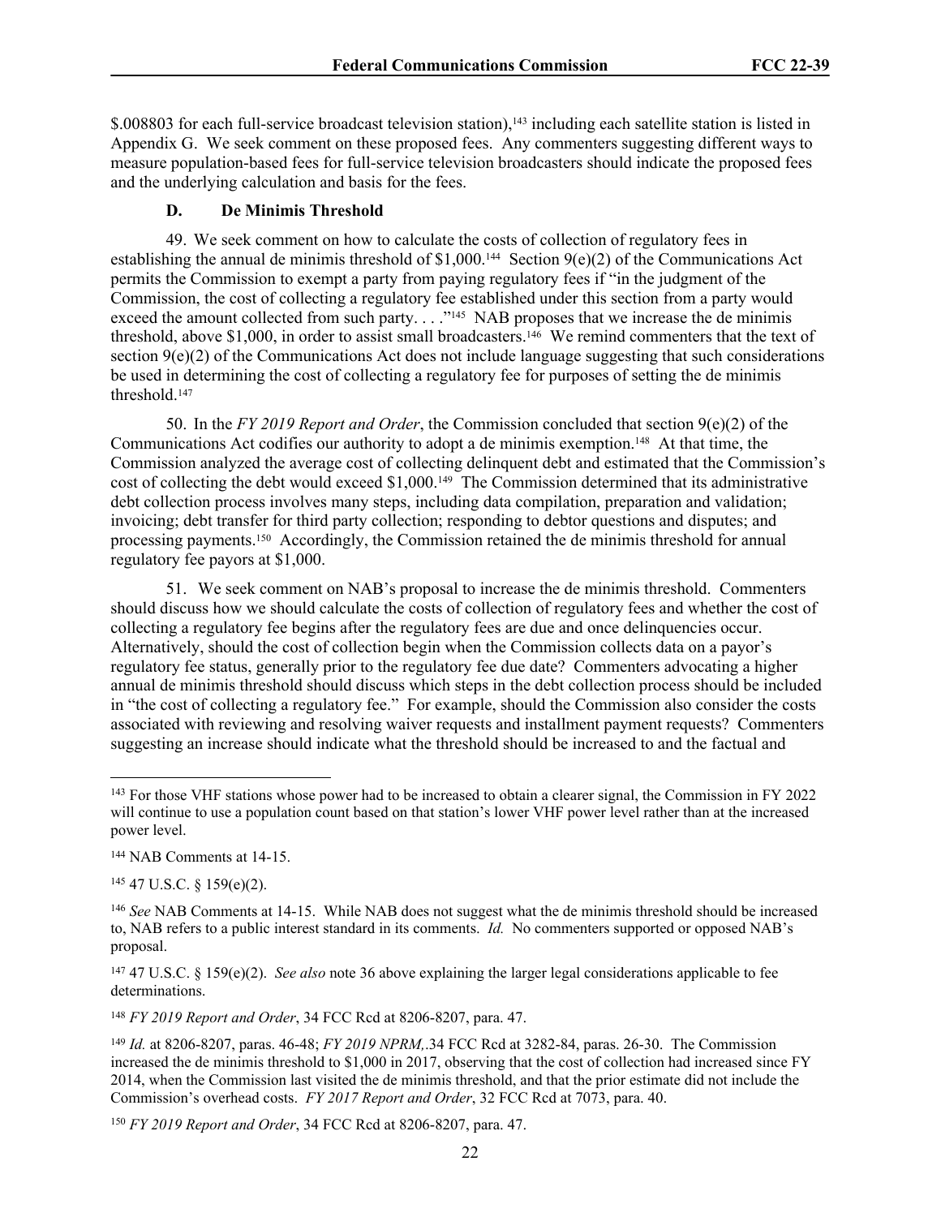$.008803 for each full-service broadcast television station),[143] including each satellite station is listed in Appendix G. We seek comment on these proposed fees. Any commenters suggesting different ways to measure population-based fees for full-service television broadcasters should indicate the proposed fees and the underlying calculation and basis for the fees.

### D. De Minimis Threshold

49. We seek comment on how to calculate the costs of collection of regulatory fees in establishing the annual de minimis threshold of $1,000.[144] Section 9(e)(2) of the Communications Act permits the Commission to exempt a party from paying regulatory fees if "in the judgment of the Commission, the cost of collecting a regulatory fee established under this section from a party would exceed the amount collected from such party. . . ."[145] NAB proposes that we increase the de minimis threshold, above $1,000, in order to assist small broadcasters.[146] We remind commenters that the text of section 9(e)(2) of the Communications Act does not include language suggesting that such considerations be used in determining the cost of collecting a regulatory fee for purposes of setting the de minimis threshold.[147]

50. In the *FY 2019 Report and Order*, the Commission concluded that section 9(e)(2) of the Communications Act codifies our authority to adopt a de minimis exemption.[148] At that time, the Commission analyzed the average cost of collecting delinquent debt and estimated that the Commission's cost of collecting the debt would exceed $1,000.[149] The Commission determined that its administrative debt collection process involves many steps, including data compilation, preparation and validation; invoicing; debt transfer for third party collection; responding to debtor questions and disputes; and processing payments.[150] Accordingly, the Commission retained the de minimis threshold for annual regulatory fee payors at $1,000.

51. We seek comment on NAB's proposal to increase the de minimis threshold. Commenters should discuss how we should calculate the costs of collection of regulatory fees and whether the cost of collecting a regulatory fee begins after the regulatory fees are due and once delinquencies occur. Alternatively, should the cost of collection begin when the Commission collects data on a payor's regulatory fee status, generally prior to the regulatory fee due date? Commenters advocating a higher annual de minimis threshold should discuss which steps in the debt collection process should be included in "the cost of collecting a regulatory fee." For example, should the Commission also consider the costs associated with reviewing and resolving waiver requests and installment payment requests? Commenters suggesting an increase should indicate what the threshold should be increased to and the factual and

---

[143] For those VHF stations whose power had to be increased to obtain a clearer signal, the Commission in FY 2022 will continue to use a population count based on that station's lower VHF power level rather than at the increased power level.

[144] NAB Comments at 14-15.

[145] 47 U.S.C. § 159(e)(2).

[146] *See* NAB Comments at 14-15. While NAB does not suggest what the de minimis threshold should be increased to, NAB refers to a public interest standard in its comments. *Id.* No commenters supported or opposed NAB's proposal.

[147] 47 U.S.C. § 159(e)(2). *See also* note 36 above explaining the larger legal considerations applicable to fee determinations.

[148] *FY 2019 Report and Order*, 34 FCC Rcd at 8206-8207, para. 47.

[149] *Id.* at 8206-8207, paras. 46-48; *FY 2019 NPRM*,.34 FCC Rcd at 3282-84, paras. 26-30. The Commission increased the de minimis threshold to $1,000 in 2017, observing that the cost of collection had increased since FY 2014, when the Commission last visited the de minimis threshold, and that the prior estimate did not include the Commission's overhead costs. *FY 2017 Report and Order*, 32 FCC Rcd at 7073, para. 40.

[150] *FY 2019 Report and Order*, 34 FCC Rcd at 8206-8207, para. 47.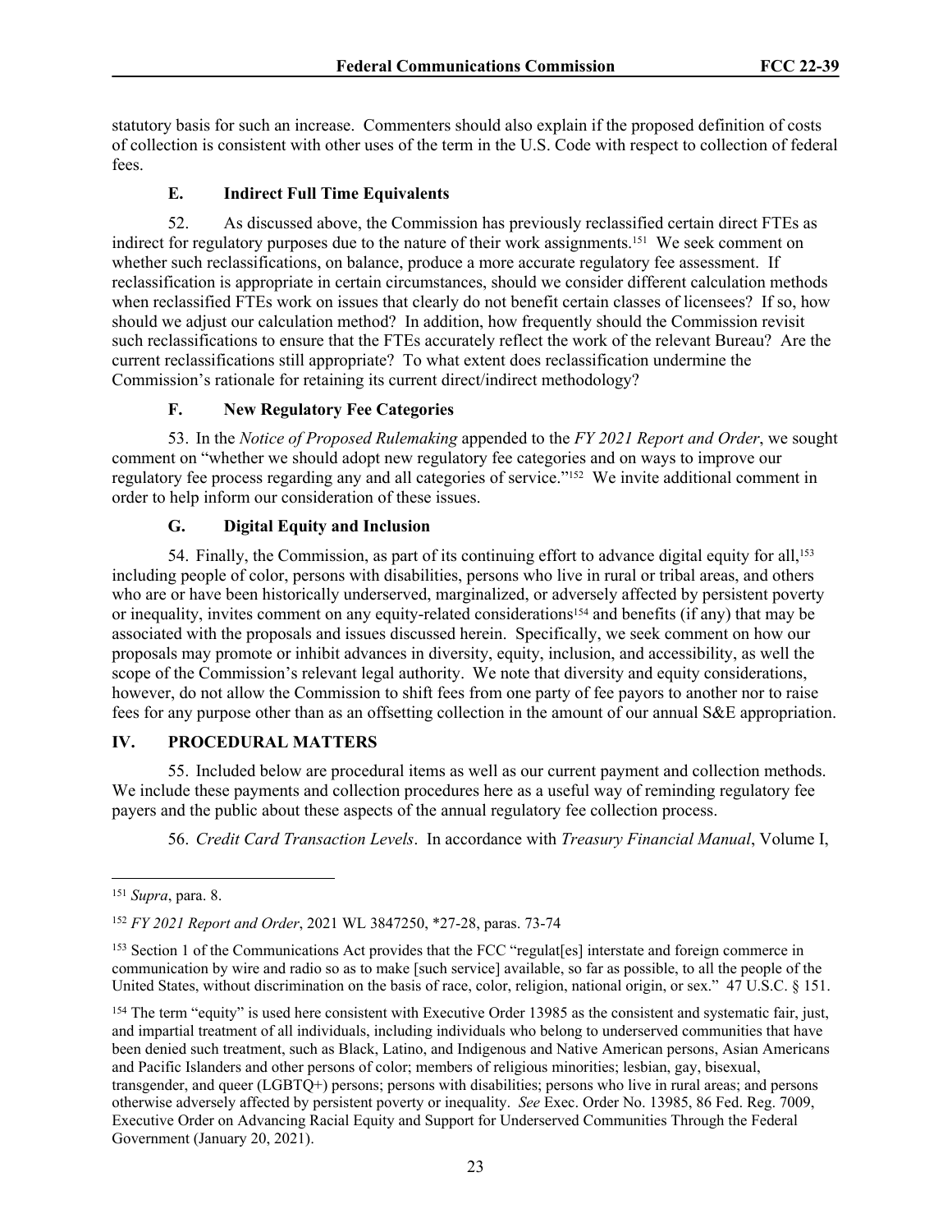statutory basis for such an increase. Commenters should also explain if the proposed definition of costs of collection is consistent with other uses of the term in the U.S. Code with respect to collection of federal fees.

### E. Indirect Full Time Equivalents

52. As discussed above, the Commission has previously reclassified certain direct FTEs as indirect for regulatory purposes due to the nature of their work assignments.[151] We seek comment on whether such reclassifications, on balance, produce a more accurate regulatory fee assessment. If reclassification is appropriate in certain circumstances, should we consider different calculation methods when reclassified FTEs work on issues that clearly do not benefit certain classes of licensees? If so, how should we adjust our calculation method? In addition, how frequently should the Commission revisit such reclassifications to ensure that the FTEs accurately reflect the work of the relevant Bureau? Are the current reclassifications still appropriate? To what extent does reclassification undermine the Commission's rationale for retaining its current direct/indirect methodology?

### F. New Regulatory Fee Categories

53. In the *Notice of Proposed Rulemaking* appended to the *FY 2021 Report and Order*, we sought comment on "whether we should adopt new regulatory fee categories and on ways to improve our regulatory fee process regarding any and all categories of service."[152] We invite additional comment in order to help inform our consideration of these issues.

### G. Digital Equity and Inclusion

54. Finally, the Commission, as part of its continuing effort to advance digital equity for all,[153] including people of color, persons with disabilities, persons who live in rural or tribal areas, and others who are or have been historically underserved, marginalized, or adversely affected by persistent poverty or inequality, invites comment on any equity-related considerations[154] and benefits (if any) that may be associated with the proposals and issues discussed herein. Specifically, we seek comment on how our proposals may promote or inhibit advances in diversity, equity, inclusion, and accessibility, as well the scope of the Commission's relevant legal authority. We note that diversity and equity considerations, however, do not allow the Commission to shift fees from one party of fee payors to another nor to raise fees for any purpose other than as an offsetting collection in the amount of our annual S&E appropriation.

## IV. PROCEDURAL MATTERS

55. Included below are procedural items as well as our current payment and collection methods. We include these payments and collection procedures here as a useful way of reminding regulatory fee payers and the public about these aspects of the annual regulatory fee collection process.

56. *Credit Card Transaction Levels*. In accordance with *Treasury Financial Manual*, Volume I,

---

[151] *Supra*, para. 8.

[152] *FY 2021 Report and Order*, 2021 WL 3847250, *27-28, paras. 73-74

[153] Section 1 of the Communications Act provides that the FCC "regulat[es] interstate and foreign commerce in communication by wire and radio so as to make [such service] available, so far as possible, to all the people of the United States, without discrimination on the basis of race, color, religion, national origin, or sex." 47 U.S.C. § 151.

[154] The term "equity" is used here consistent with Executive Order 13985 as the consistent and systematic fair, just, and impartial treatment of all individuals, including individuals who belong to underserved communities that have been denied such treatment, such as Black, Latino, and Indigenous and Native American persons, Asian Americans and Pacific Islanders and other persons of color; members of religious minorities; lesbian, gay, bisexual, transgender, and queer (LGBTQ+) persons; persons with disabilities; persons who live in rural areas; and persons otherwise adversely affected by persistent poverty or inequality. *See* Exec. Order No. 13985, 86 Fed. Reg. 7009, Executive Order on Advancing Racial Equity and Support for Underserved Communities Through the Federal Government (January 20, 2021).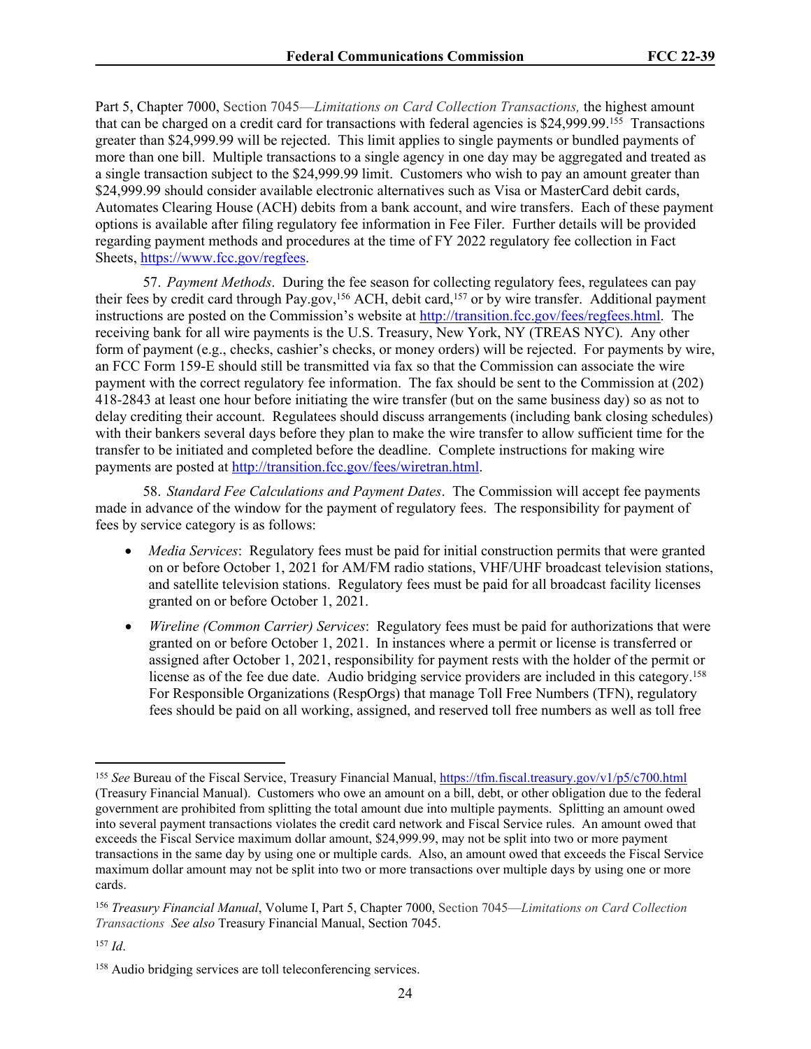Part 5, Chapter 7000, Section 7045—*Limitations on Card Collection Transactions,* the highest amount that can be charged on a credit card for transactions with federal agencies is $24,999.99.[155] Transactions greater than $24,999.99 will be rejected. This limit applies to single payments or bundled payments of more than one bill. Multiple transactions to a single agency in one day may be aggregated and treated as a single transaction subject to the $24,999.99 limit. Customers who wish to pay an amount greater than $24,999.99 should consider available electronic alternatives such as Visa or MasterCard debit cards, Automates Clearing House (ACH) debits from a bank account, and wire transfers. Each of these payment options is available after filing regulatory fee information in Fee Filer. Further details will be provided regarding payment methods and procedures at the time of FY 2022 regulatory fee collection in Fact Sheets, https://www.fcc.gov/regfees.

57. *Payment Methods*. During the fee season for collecting regulatory fees, regulatees can pay their fees by credit card through Pay.gov,[156] ACH, debit card,[157] or by wire transfer. Additional payment instructions are posted on the Commission's website at http://transition.fcc.gov/fees/regfees.html. The receiving bank for all wire payments is the U.S. Treasury, New York, NY (TREAS NYC). Any other form of payment (e.g., checks, cashier's checks, or money orders) will be rejected. For payments by wire, an FCC Form 159-E should still be transmitted via fax so that the Commission can associate the wire payment with the correct regulatory fee information. The fax should be sent to the Commission at (202) 418-2843 at least one hour before initiating the wire transfer (but on the same business day) so as not to delay crediting their account. Regulatees should discuss arrangements (including bank closing schedules) with their bankers several days before they plan to make the wire transfer to allow sufficient time for the transfer to be initiated and completed before the deadline. Complete instructions for making wire payments are posted at http://transition.fcc.gov/fees/wiretran.html.

58. *Standard Fee Calculations and Payment Dates*. The Commission will accept fee payments made in advance of the window for the payment of regulatory fees. The responsibility for payment of fees by service category is as follows:

- *Media Services*: Regulatory fees must be paid for initial construction permits that were granted on or before October 1, 2021 for AM/FM radio stations, VHF/UHF broadcast television stations, and satellite television stations. Regulatory fees must be paid for all broadcast facility licenses granted on or before October 1, 2021.
- *Wireline (Common Carrier) Services*: Regulatory fees must be paid for authorizations that were granted on or before October 1, 2021. In instances where a permit or license is transferred or assigned after October 1, 2021, responsibility for payment rests with the holder of the permit or license as of the fee due date. Audio bridging service providers are included in this category.[158] For Responsible Organizations (RespOrgs) that manage Toll Free Numbers (TFN), regulatory fees should be paid on all working, assigned, and reserved toll free numbers as well as toll free

---

[155] *See* Bureau of the Fiscal Service, Treasury Financial Manual, https://tfm.fiscal.treasury.gov/v1/p5/c700.html (Treasury Financial Manual). Customers who owe an amount on a bill, debt, or other obligation due to the federal government are prohibited from splitting the total amount due into multiple payments. Splitting an amount owed into several payment transactions violates the credit card network and Fiscal Service rules. An amount owed that exceeds the Fiscal Service maximum dollar amount, $24,999.99, may not be split into two or more payment transactions in the same day by using one or multiple cards. Also, an amount owed that exceeds the Fiscal Service maximum dollar amount may not be split into two or more transactions over multiple days by using one or more cards.

[156] *Treasury Financial Manual*, Volume I, Part 5, Chapter 7000, Section 7045—*Limitations on Card Collection Transactions* *See also* Treasury Financial Manual, Section 7045.

[157] *Id*.

[158] Audio bridging services are toll teleconferencing services.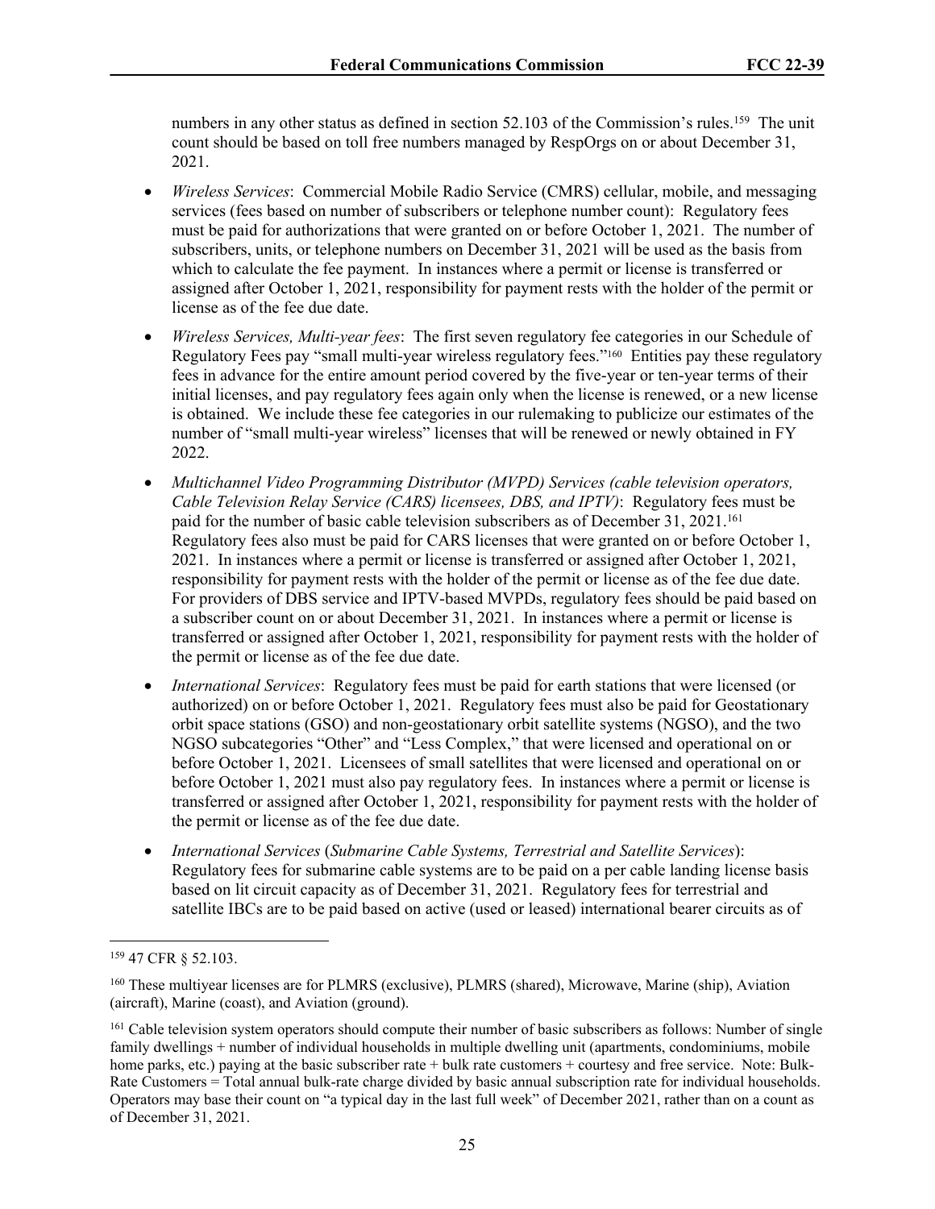numbers in any other status as defined in section 52.103 of the Commission's rules.[159] The unit count should be based on toll free numbers managed by RespOrgs on or about December 31, 2021.

- *Wireless Services*: Commercial Mobile Radio Service (CMRS) cellular, mobile, and messaging services (fees based on number of subscribers or telephone number count): Regulatory fees must be paid for authorizations that were granted on or before October 1, 2021. The number of subscribers, units, or telephone numbers on December 31, 2021 will be used as the basis from which to calculate the fee payment. In instances where a permit or license is transferred or assigned after October 1, 2021, responsibility for payment rests with the holder of the permit or license as of the fee due date.
- *Wireless Services, Multi-year fees*: The first seven regulatory fee categories in our Schedule of Regulatory Fees pay "small multi-year wireless regulatory fees."[160] Entities pay these regulatory fees in advance for the entire amount period covered by the five-year or ten-year terms of their initial licenses, and pay regulatory fees again only when the license is renewed, or a new license is obtained. We include these fee categories in our rulemaking to publicize our estimates of the number of "small multi-year wireless" licenses that will be renewed or newly obtained in FY 2022.
- *Multichannel Video Programming Distributor (MVPD) Services (cable television operators, Cable Television Relay Service (CARS) licensees, DBS, and IPTV)*: Regulatory fees must be paid for the number of basic cable television subscribers as of December 31, 2021.[161] Regulatory fees also must be paid for CARS licenses that were granted on or before October 1, 2021. In instances where a permit or license is transferred or assigned after October 1, 2021, responsibility for payment rests with the holder of the permit or license as of the fee due date. For providers of DBS service and IPTV-based MVPDs, regulatory fees should be paid based on a subscriber count on or about December 31, 2021. In instances where a permit or license is transferred or assigned after October 1, 2021, responsibility for payment rests with the holder of the permit or license as of the fee due date.
- *International Services*: Regulatory fees must be paid for earth stations that were licensed (or authorized) on or before October 1, 2021. Regulatory fees must also be paid for Geostationary orbit space stations (GSO) and non-geostationary orbit satellite systems (NGSO), and the two NGSO subcategories "Other" and "Less Complex," that were licensed and operational on or before October 1, 2021. Licensees of small satellites that were licensed and operational on or before October 1, 2021 must also pay regulatory fees. In instances where a permit or license is transferred or assigned after October 1, 2021, responsibility for payment rests with the holder of the permit or license as of the fee due date.
- *International Services* (*Submarine Cable Systems, Terrestrial and Satellite Services*): Regulatory fees for submarine cable systems are to be paid on a per cable landing license basis based on lit circuit capacity as of December 31, 2021. Regulatory fees for terrestrial and satellite IBCs are to be paid based on active (used or leased) international bearer circuits as of

[159] 47 CFR § 52.103.

[160] These multiyear licenses are for PLMRS (exclusive), PLMRS (shared), Microwave, Marine (ship), Aviation (aircraft), Marine (coast), and Aviation (ground).

[161] Cable television system operators should compute their number of basic subscribers as follows: Number of single family dwellings + number of individual households in multiple dwelling unit (apartments, condominiums, mobile home parks, etc.) paying at the basic subscriber rate + bulk rate customers + courtesy and free service. Note: Bulk-Rate Customers = Total annual bulk-rate charge divided by basic annual subscription rate for individual households. Operators may base their count on "a typical day in the last full week" of December 2021, rather than on a count as of December 31, 2021.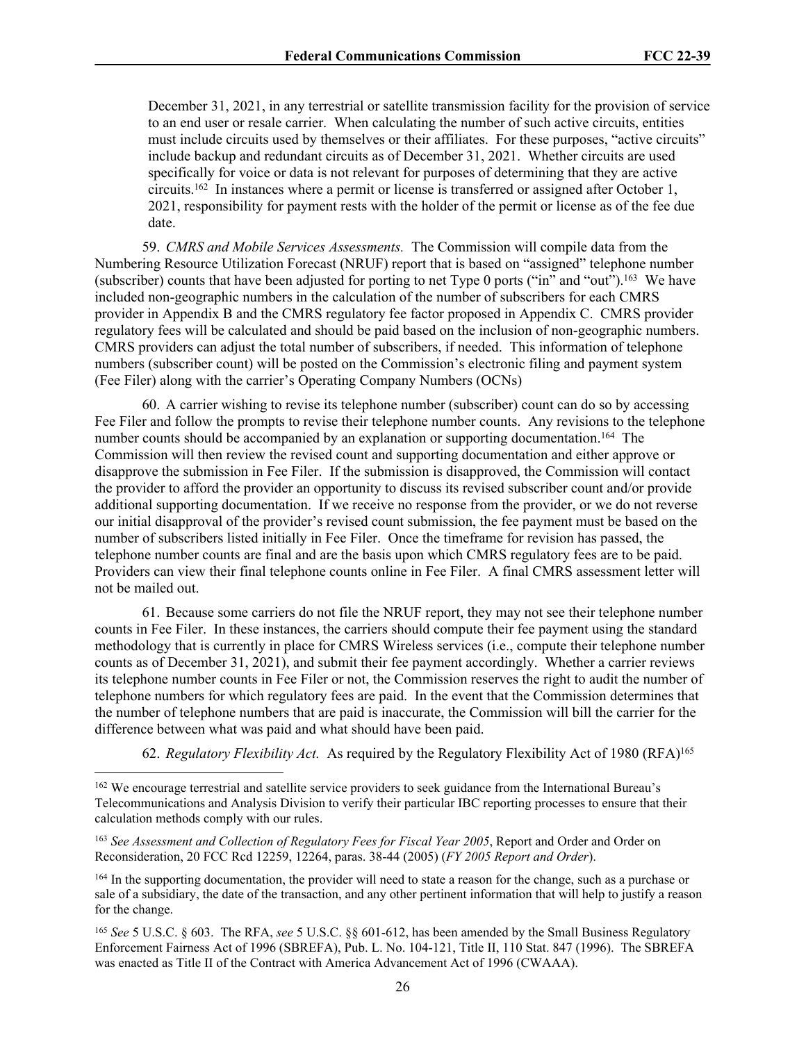December 31, 2021, in any terrestrial or satellite transmission facility for the provision of service to an end user or resale carrier. When calculating the number of such active circuits, entities must include circuits used by themselves or their affiliates. For these purposes, "active circuits" include backup and redundant circuits as of December 31, 2021. Whether circuits are used specifically for voice or data is not relevant for purposes of determining that they are active circuits.[162] In instances where a permit or license is transferred or assigned after October 1, 2021, responsibility for payment rests with the holder of the permit or license as of the fee due date.

59. *CMRS and Mobile Services Assessments.* The Commission will compile data from the Numbering Resource Utilization Forecast (NRUF) report that is based on "assigned" telephone number (subscriber) counts that have been adjusted for porting to net Type 0 ports ("in" and "out").[163] We have included non-geographic numbers in the calculation of the number of subscribers for each CMRS provider in Appendix B and the CMRS regulatory fee factor proposed in Appendix C. CMRS provider regulatory fees will be calculated and should be paid based on the inclusion of non-geographic numbers. CMRS providers can adjust the total number of subscribers, if needed. This information of telephone numbers (subscriber count) will be posted on the Commission's electronic filing and payment system (Fee Filer) along with the carrier's Operating Company Numbers (OCNs)

60. A carrier wishing to revise its telephone number (subscriber) count can do so by accessing Fee Filer and follow the prompts to revise their telephone number counts. Any revisions to the telephone number counts should be accompanied by an explanation or supporting documentation.[164] The Commission will then review the revised count and supporting documentation and either approve or disapprove the submission in Fee Filer. If the submission is disapproved, the Commission will contact the provider to afford the provider an opportunity to discuss its revised subscriber count and/or provide additional supporting documentation. If we receive no response from the provider, or we do not reverse our initial disapproval of the provider's revised count submission, the fee payment must be based on the number of subscribers listed initially in Fee Filer. Once the timeframe for revision has passed, the telephone number counts are final and are the basis upon which CMRS regulatory fees are to be paid. Providers can view their final telephone counts online in Fee Filer. A final CMRS assessment letter will not be mailed out.

61. Because some carriers do not file the NRUF report, they may not see their telephone number counts in Fee Filer. In these instances, the carriers should compute their fee payment using the standard methodology that is currently in place for CMRS Wireless services (i.e., compute their telephone number counts as of December 31, 2021), and submit their fee payment accordingly. Whether a carrier reviews its telephone number counts in Fee Filer or not, the Commission reserves the right to audit the number of telephone numbers for which regulatory fees are paid. In the event that the Commission determines that the number of telephone numbers that are paid is inaccurate, the Commission will bill the carrier for the difference between what was paid and what should have been paid.

62. *Regulatory Flexibility Act.* As required by the Regulatory Flexibility Act of 1980 (RFA)[165]

---

[162] We encourage terrestrial and satellite service providers to seek guidance from the International Bureau's Telecommunications and Analysis Division to verify their particular IBC reporting processes to ensure that their calculation methods comply with our rules.

[163] *See Assessment and Collection of Regulatory Fees for Fiscal Year 2005*, Report and Order and Order on Reconsideration, 20 FCC Rcd 12259, 12264, paras. 38-44 (2005) (*FY 2005 Report and Order*).

[164] In the supporting documentation, the provider will need to state a reason for the change, such as a purchase or sale of a subsidiary, the date of the transaction, and any other pertinent information that will help to justify a reason for the change.

[165] *See* 5 U.S.C. § 603. The RFA, *see* 5 U.S.C. §§ 601-612, has been amended by the Small Business Regulatory Enforcement Fairness Act of 1996 (SBREFA), Pub. L. No. 104-121, Title II, 110 Stat. 847 (1996). The SBREFA was enacted as Title II of the Contract with America Advancement Act of 1996 (CWAAA).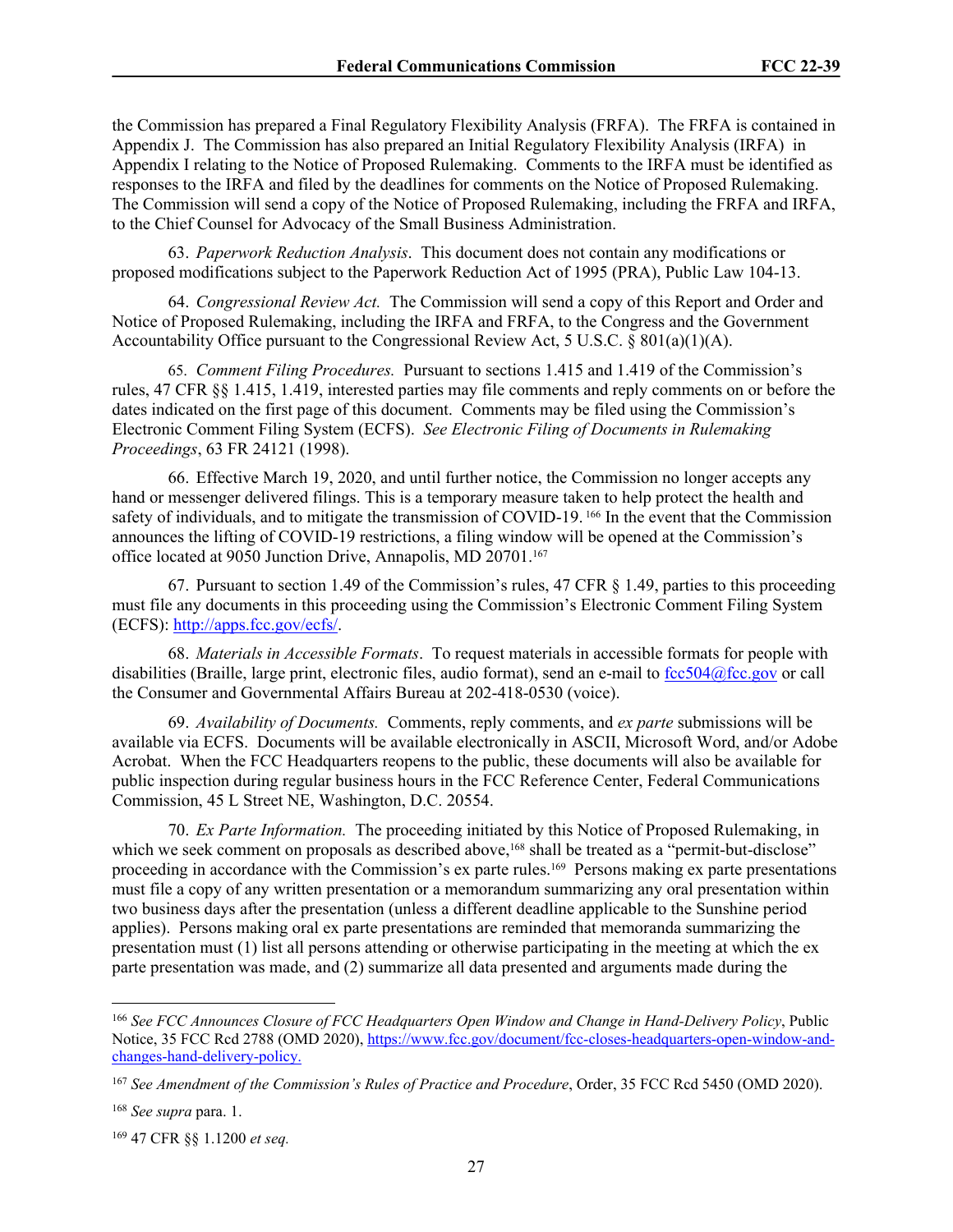the Commission has prepared a Final Regulatory Flexibility Analysis (FRFA). The FRFA is contained in Appendix J. The Commission has also prepared an Initial Regulatory Flexibility Analysis (IRFA) in Appendix I relating to the Notice of Proposed Rulemaking. Comments to the IRFA must be identified as responses to the IRFA and filed by the deadlines for comments on the Notice of Proposed Rulemaking. The Commission will send a copy of the Notice of Proposed Rulemaking, including the FRFA and IRFA, to the Chief Counsel for Advocacy of the Small Business Administration.

63. *Paperwork Reduction Analysis*. This document does not contain any modifications or proposed modifications subject to the Paperwork Reduction Act of 1995 (PRA), Public Law 104-13.

64. *Congressional Review Act.* The Commission will send a copy of this Report and Order and Notice of Proposed Rulemaking, including the IRFA and FRFA, to the Congress and the Government Accountability Office pursuant to the Congressional Review Act, 5 U.S.C. § 801(a)(1)(A).

65. *Comment Filing Procedures.* Pursuant to sections 1.415 and 1.419 of the Commission's rules, 47 CFR §§ 1.415, 1.419, interested parties may file comments and reply comments on or before the dates indicated on the first page of this document. Comments may be filed using the Commission's Electronic Comment Filing System (ECFS). *See Electronic Filing of Documents in Rulemaking Proceedings*, 63 FR 24121 (1998).

66. Effective March 19, 2020, and until further notice, the Commission no longer accepts any hand or messenger delivered filings. This is a temporary measure taken to help protect the health and safety of individuals, and to mitigate the transmission of COVID-19.[166] In the event that the Commission announces the lifting of COVID-19 restrictions, a filing window will be opened at the Commission's office located at 9050 Junction Drive, Annapolis, MD 20701.[167]

67. Pursuant to section 1.49 of the Commission's rules, 47 CFR § 1.49, parties to this proceeding must file any documents in this proceeding using the Commission's Electronic Comment Filing System (ECFS): http://apps.fcc.gov/ecfs/.

68. *Materials in Accessible Formats*. To request materials in accessible formats for people with disabilities (Braille, large print, electronic files, audio format), send an e-mail to fcc504@fcc.gov or call the Consumer and Governmental Affairs Bureau at 202-418-0530 (voice).

69. *Availability of Documents.* Comments, reply comments, and *ex parte* submissions will be available via ECFS. Documents will be available electronically in ASCII, Microsoft Word, and/or Adobe Acrobat. When the FCC Headquarters reopens to the public, these documents will also be available for public inspection during regular business hours in the FCC Reference Center, Federal Communications Commission, 45 L Street NE, Washington, D.C. 20554.

70. *Ex Parte Information.* The proceeding initiated by this Notice of Proposed Rulemaking, in which we seek comment on proposals as described above,[168] shall be treated as a "permit-but-disclose" proceeding in accordance with the Commission's ex parte rules.[169] Persons making ex parte presentations must file a copy of any written presentation or a memorandum summarizing any oral presentation within two business days after the presentation (unless a different deadline applicable to the Sunshine period applies). Persons making oral ex parte presentations are reminded that memoranda summarizing the presentation must (1) list all persons attending or otherwise participating in the meeting at which the ex parte presentation was made, and (2) summarize all data presented and arguments made during the

---

[166] *See FCC Announces Closure of FCC Headquarters Open Window and Change in Hand-Delivery Policy*, Public Notice, 35 FCC Rcd 2788 (OMD 2020), https://www.fcc.gov/document/fcc-closes-headquarters-open-window-and-changes-hand-delivery-policy.

[167] *See Amendment of the Commission's Rules of Practice and Procedure*, Order, 35 FCC Rcd 5450 (OMD 2020).

[168] *See supra* para. 1.

[169] 47 CFR §§ 1.1200 *et seq.*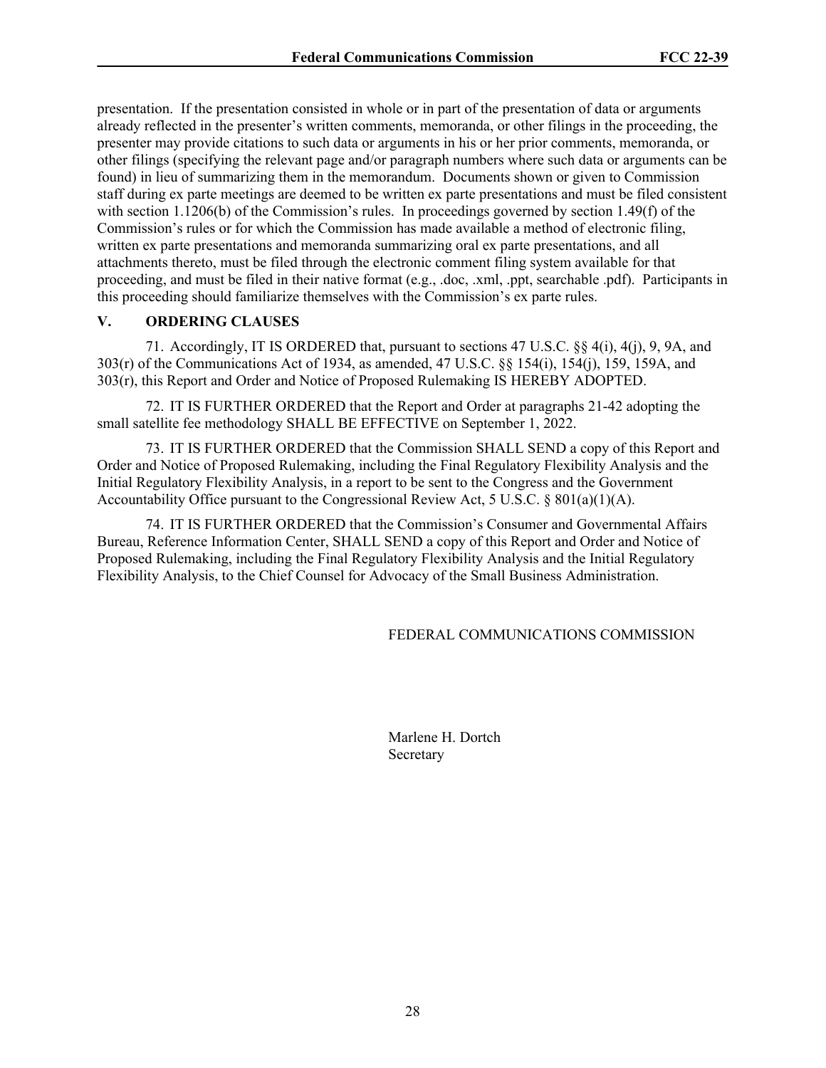presentation. If the presentation consisted in whole or in part of the presentation of data or arguments already reflected in the presenter's written comments, memoranda, or other filings in the proceeding, the presenter may provide citations to such data or arguments in his or her prior comments, memoranda, or other filings (specifying the relevant page and/or paragraph numbers where such data or arguments can be found) in lieu of summarizing them in the memorandum. Documents shown or given to Commission staff during ex parte meetings are deemed to be written ex parte presentations and must be filed consistent with section 1.1206(b) of the Commission's rules. In proceedings governed by section 1.49(f) of the Commission's rules or for which the Commission has made available a method of electronic filing, written ex parte presentations and memoranda summarizing oral ex parte presentations, and all attachments thereto, must be filed through the electronic comment filing system available for that proceeding, and must be filed in their native format (e.g., .doc, .xml, .ppt, searchable .pdf). Participants in this proceeding should familiarize themselves with the Commission's ex parte rules.

## V. ORDERING CLAUSES

71. Accordingly, IT IS ORDERED that, pursuant to sections 47 U.S.C. §§ 4(i), 4(j), 9, 9A, and 303(r) of the Communications Act of 1934, as amended, 47 U.S.C. §§ 154(i), 154(j), 159, 159A, and 303(r), this Report and Order and Notice of Proposed Rulemaking IS HEREBY ADOPTED.

72. IT IS FURTHER ORDERED that the Report and Order at paragraphs 21-42 adopting the small satellite fee methodology SHALL BE EFFECTIVE on September 1, 2022.

73. IT IS FURTHER ORDERED that the Commission SHALL SEND a copy of this Report and Order and Notice of Proposed Rulemaking, including the Final Regulatory Flexibility Analysis and the Initial Regulatory Flexibility Analysis, in a report to be sent to the Congress and the Government Accountability Office pursuant to the Congressional Review Act, 5 U.S.C. § 801(a)(1)(A).

74. IT IS FURTHER ORDERED that the Commission's Consumer and Governmental Affairs Bureau, Reference Information Center, SHALL SEND a copy of this Report and Order and Notice of Proposed Rulemaking, including the Final Regulatory Flexibility Analysis and the Initial Regulatory Flexibility Analysis, to the Chief Counsel for Advocacy of the Small Business Administration.

FEDERAL COMMUNICATIONS COMMISSION

Marlene H. Dortch
Secretary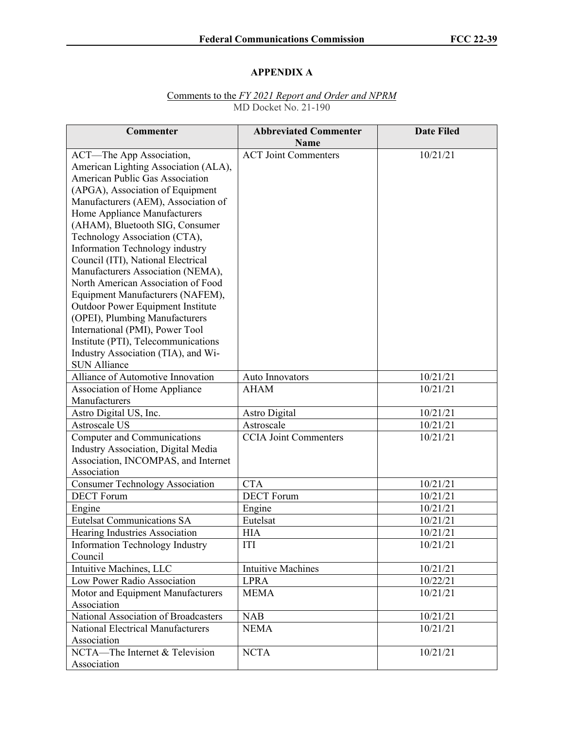## APPENDIX A

Comments to the *FY 2021 Report and Order and NPRM*
MD Docket No. 21-190

| Commenter | Abbreviated Commenter Name | Date Filed |
|---|---|---|
| ACT—The App Association, American Lighting Association (ALA), American Public Gas Association (APGA), Association of Equipment Manufacturers (AEM), Association of Home Appliance Manufacturers (AHAM), Bluetooth SIG, Consumer Technology Association (CTA), Information Technology industry Council (ITI), National Electrical Manufacturers Association (NEMA), North American Association of Food Equipment Manufacturers (NAFEM), Outdoor Power Equipment Institute (OPEI), Plumbing Manufacturers International (PMI), Power Tool Institute (PTI), Telecommunications Industry Association (TIA), and Wi-SUN Alliance | ACT Joint Commenters | 10/21/21 |
| Alliance of Automotive Innovation | Auto Innovators | 10/21/21 |
| Association of Home Appliance Manufacturers | AHAM | 10/21/21 |
| Astro Digital US, Inc. | Astro Digital | 10/21/21 |
| Astroscale US | Astroscale | 10/21/21 |
| Computer and Communications Industry Association, Digital Media Association, INCOMPAS, and Internet Association | CCIA Joint Commenters | 10/21/21 |
| Consumer Technology Association | CTA | 10/21/21 |
| DECT Forum | DECT Forum | 10/21/21 |
| Engine | Engine | 10/21/21 |
| Eutelsat Communications SA | Eutelsat | 10/21/21 |
| Hearing Industries Association | HIA | 10/21/21 |
| Information Technology Industry Council | ITI | 10/21/21 |
| Intuitive Machines, LLC | Intuitive Machines | 10/21/21 |
| Low Power Radio Association | LPRA | 10/22/21 |
| Motor and Equipment Manufacturers Association | MEMA | 10/21/21 |
| National Association of Broadcasters | NAB | 10/21/21 |
| National Electrical Manufacturers Association | NEMA | 10/21/21 |
| NCTA—The Internet & Television Association | NCTA | 10/21/21 |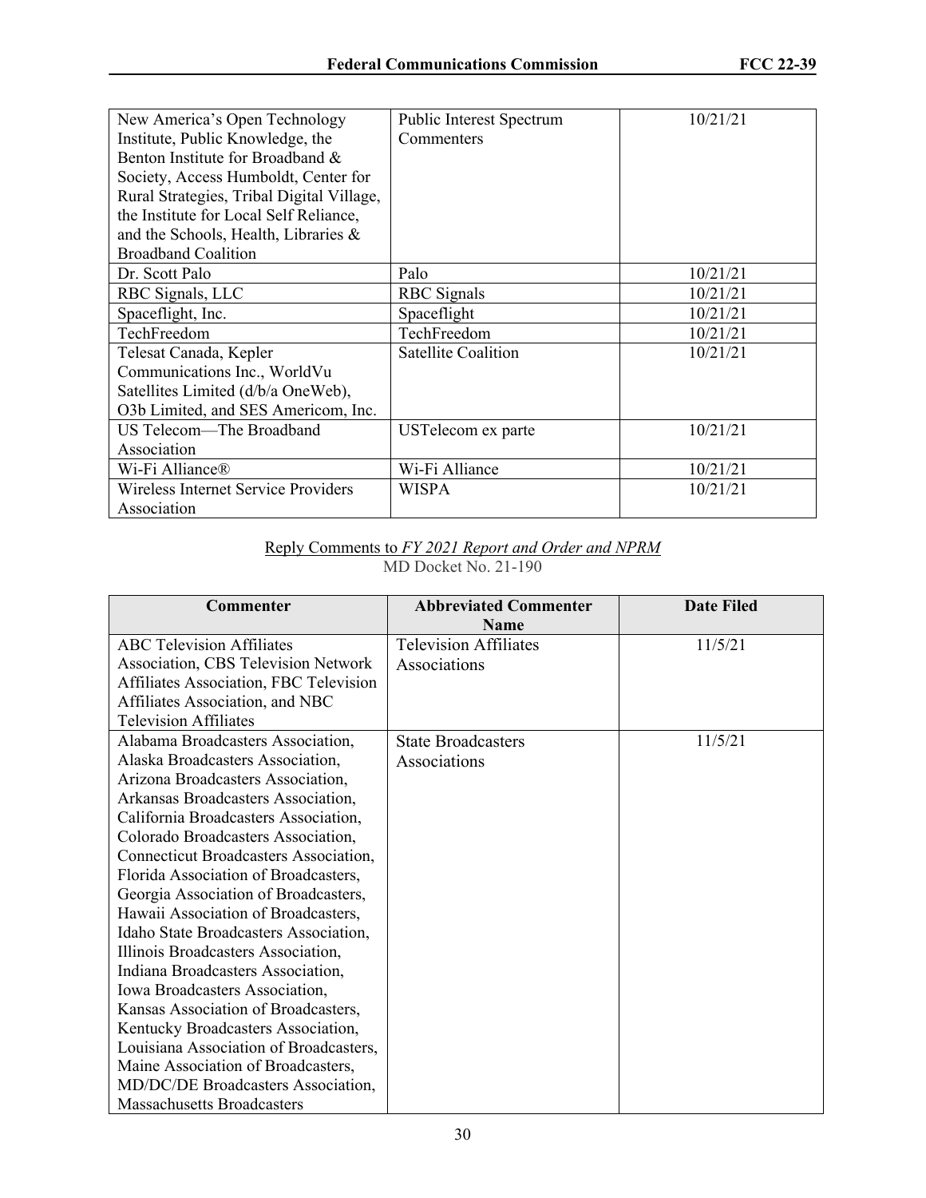| | | |
|---|---|---|
| New America's Open Technology Institute, Public Knowledge, the Benton Institute for Broadband & Society, Access Humboldt, Center for Rural Strategies, Tribal Digital Village, the Institute for Local Self Reliance, and the Schools, Health, Libraries & Broadband Coalition | Public Interest Spectrum Commenters | 10/21/21 |
| Dr. Scott Palo | Palo | 10/21/21 |
| RBC Signals, LLC | RBC Signals | 10/21/21 |
| Spaceflight, Inc. | Spaceflight | 10/21/21 |
| TechFreedom | TechFreedom | 10/21/21 |
| Telesat Canada, Kepler Communications Inc., WorldVu Satellites Limited (d/b/a OneWeb), O3b Limited, and SES Americom, Inc. | Satellite Coalition | 10/21/21 |
| US Telecom—The Broadband Association | USTelecom ex parte | 10/21/21 |
| Wi-Fi Alliance® | Wi-Fi Alliance | 10/21/21 |
| Wireless Internet Service Providers Association | WISPA | 10/21/21 |

Reply Comments to *FY 2021 Report and Order and NPRM*
MD Docket No. 21-190

| Commenter | Abbreviated Commenter Name | Date Filed |
|---|---|---|
| ABC Television Affiliates Association, CBS Television Network Affiliates Association, FBC Television Affiliates Association, and NBC Television Affiliates | Television Affiliates Associations | 11/5/21 |
| Alabama Broadcasters Association, Alaska Broadcasters Association, Arizona Broadcasters Association, Arkansas Broadcasters Association, California Broadcasters Association, Colorado Broadcasters Association, Connecticut Broadcasters Association, Florida Association of Broadcasters, Georgia Association of Broadcasters, Hawaii Association of Broadcasters, Idaho State Broadcasters Association, Illinois Broadcasters Association, Indiana Broadcasters Association, Iowa Broadcasters Association, Kansas Association of Broadcasters, Kentucky Broadcasters Association, Louisiana Association of Broadcasters, Maine Association of Broadcasters, MD/DC/DE Broadcasters Association, Massachusetts Broadcasters | State Broadcasters Associations | 11/5/21 |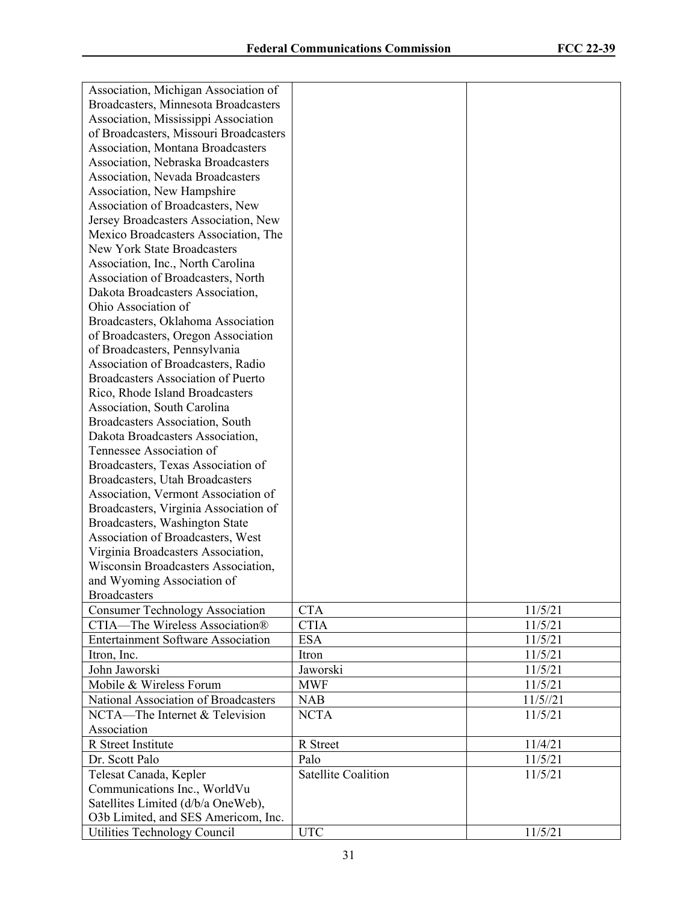| | | |
|---|---|---|
| Association, Michigan Association of Broadcasters, Minnesota Broadcasters Association, Mississippi Association of Broadcasters, Missouri Broadcasters Association, Montana Broadcasters Association, Nebraska Broadcasters Association, Nevada Broadcasters Association, New Hampshire Association of Broadcasters, New Jersey Broadcasters Association, New Mexico Broadcasters Association, The New York State Broadcasters Association, Inc., North Carolina Association of Broadcasters, North Dakota Broadcasters Association, Ohio Association of Broadcasters, Oklahoma Association of Broadcasters, Oregon Association of Broadcasters, Pennsylvania Association of Broadcasters, Radio Broadcasters Association of Puerto Rico, Rhode Island Broadcasters Association, South Carolina Broadcasters Association, South Dakota Broadcasters Association, Tennessee Association of Broadcasters, Texas Association of Broadcasters, Utah Broadcasters Association, Vermont Association of Broadcasters, Virginia Association of Broadcasters, Washington State Association of Broadcasters, West Virginia Broadcasters Association, Wisconsin Broadcasters Association, and Wyoming Association of Broadcasters | | |
| Consumer Technology Association | CTA | 11/5/21 |
| CTIA—The Wireless Association® | CTIA | 11/5/21 |
| Entertainment Software Association | ESA | 11/5/21 |
| Itron, Inc. | Itron | 11/5/21 |
| John Jaworski | Jaworski | 11/5/21 |
| Mobile & Wireless Forum | MWF | 11/5/21 |
| National Association of Broadcasters | NAB | 11/5//21 |
| NCTA—The Internet & Television Association | NCTA | 11/5/21 |
| R Street Institute | R Street | 11/4/21 |
| Dr. Scott Palo | Palo | 11/5/21 |
| Telesat Canada, Kepler Communications Inc., WorldVu Satellites Limited (d/b/a OneWeb), O3b Limited, and SES Americom, Inc. | Satellite Coalition | 11/5/21 |
| Utilities Technology Council | UTC | 11/5/21 |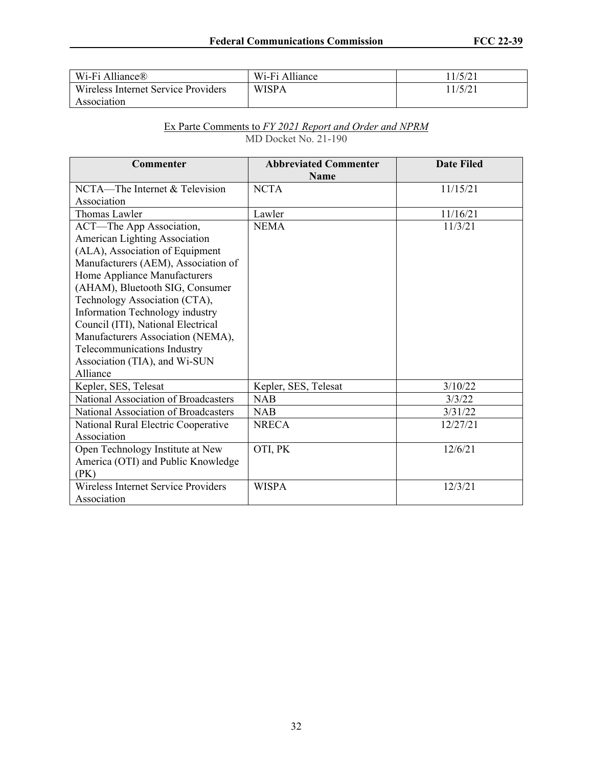| Wi-Fi Alliance® | Wi-Fi Alliance | 11/5/21 |
|---|---|---|
| Wireless Internet Service Providers Association | WISPA | 11/5/21 |

Ex Parte Comments to *FY 2021 Report and Order and NPRM*
MD Docket No. 21-190

| Commenter | Abbreviated Commenter Name | Date Filed |
|---|---|---|
| NCTA—The Internet & Television Association | NCTA | 11/15/21 |
| Thomas Lawler | Lawler | 11/16/21 |
| ACT—The App Association, American Lighting Association (ALA), Association of Equipment Manufacturers (AEM), Association of Home Appliance Manufacturers (AHAM), Bluetooth SIG, Consumer Technology Association (CTA), Information Technology industry Council (ITI), National Electrical Manufacturers Association (NEMA), Telecommunications Industry Association (TIA), and Wi-SUN Alliance | NEMA | 11/3/21 |
| Kepler, SES, Telesat | Kepler, SES, Telesat | 3/10/22 |
| National Association of Broadcasters | NAB | 3/3/22 |
| National Association of Broadcasters | NAB | 3/31/22 |
| National Rural Electric Cooperative Association | NRECA | 12/27/21 |
| Open Technology Institute at New America (OTI) and Public Knowledge (PK) | OTI, PK | 12/6/21 |
| Wireless Internet Service Providers Association | WISPA | 12/3/21 |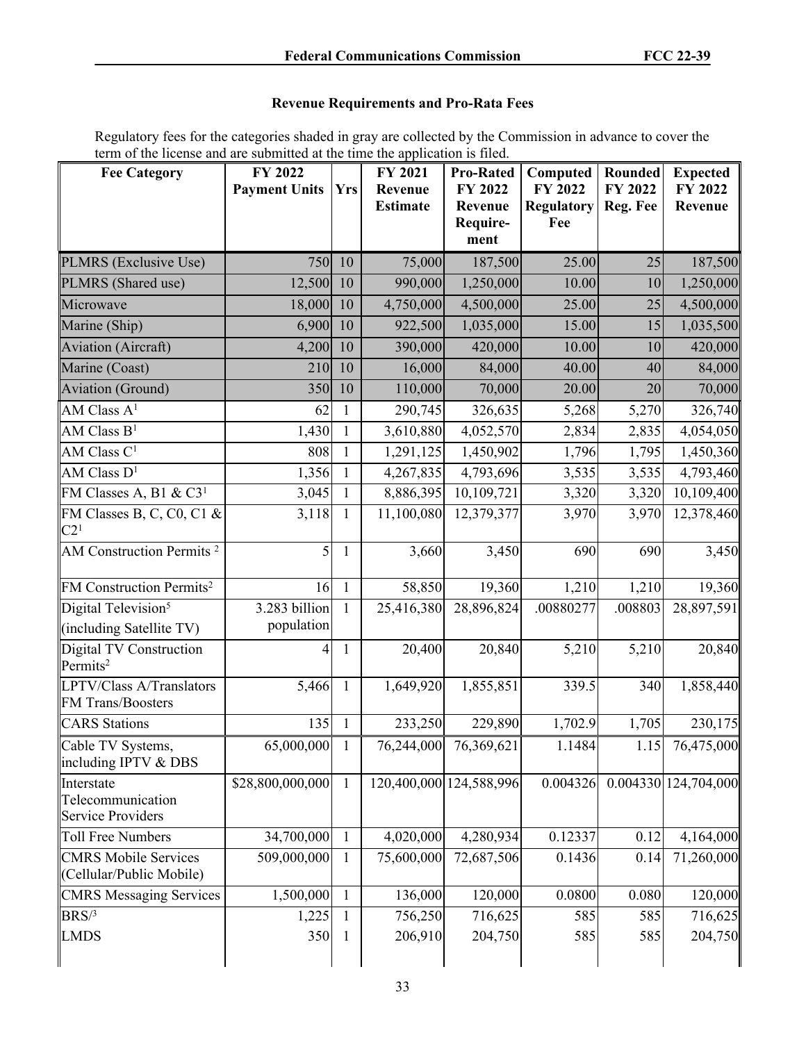## Revenue Requirements and Pro-Rata Fees

Regulatory fees for the categories shaded in gray are collected by the Commission in advance to cover the term of the license and are submitted at the time the application is filed.

| Fee Category | FY 2022 Payment Units | Yrs | FY 2021 Revenue Estimate | Pro-Rated FY 2022 Revenue Require-ment | Computed FY 2022 Regulatory Fee | Rounded FY 2022 Reg. Fee | Expected FY 2022 Revenue |
|---|---|---|---|---|---|---|---|
| PLMRS (Exclusive Use) | 750 | 10 | 75,000 | 187,500 | 25.00 | 25 | 187,500 |
| PLMRS (Shared use) | 12,500 | 10 | 990,000 | 1,250,000 | 10.00 | 10 | 1,250,000 |
| Microwave | 18,000 | 10 | 4,750,000 | 4,500,000 | 25.00 | 25 | 4,500,000 |
| Marine (Ship) | 6,900 | 10 | 922,500 | 1,035,000 | 15.00 | 15 | 1,035,500 |
| Aviation (Aircraft) | 4,200 | 10 | 390,000 | 420,000 | 10.00 | 10 | 420,000 |
| Marine (Coast) | 210 | 10 | 16,000 | 84,000 | 40.00 | 40 | 84,000 |
| Aviation (Ground) | 350 | 10 | 110,000 | 70,000 | 20.00 | 20 | 70,000 |
| AM Class A[1] | 62 | 1 | 290,745 | 326,635 | 5,268 | 5,270 | 326,740 |
| AM Class B[1] | 1,430 | 1 | 3,610,880 | 4,052,570 | 2,834 | 2,835 | 4,054,050 |
| AM Class C[1] | 808 | 1 | 1,291,125 | 1,450,902 | 1,796 | 1,795 | 1,450,360 |
| AM Class D[1] | 1,356 | 1 | 4,267,835 | 4,793,696 | 3,535 | 3,535 | 4,793,460 |
| FM Classes A, B1 & C3[1] | 3,045 | 1 | 8,886,395 | 10,109,721 | 3,320 | 3,320 | 10,109,400 |
| FM Classes B, C, C0, C1 & C2[1] | 3,118 | 1 | 11,100,080 | 12,379,377 | 3,970 | 3,970 | 12,378,460 |
| AM Construction Permits [2] | 5 | 1 | 3,660 | 3,450 | 690 | 690 | 3,450 |
| FM Construction Permits[2] | 16 | 1 | 58,850 | 19,360 | 1,210 | 1,210 | 19,360 |
| Digital Television[5] (including Satellite TV) | 3.283 billion population | 1 | 25,416,380 | 28,896,824 | .00880277 | .008803 | 28,897,591 |
| Digital TV Construction Permits[2] | 4 | 1 | 20,400 | 20,840 | 5,210 | 5,210 | 20,840 |
| LPTV/Class A/Translators FM Trans/Boosters | 5,466 | 1 | 1,649,920 | 1,855,851 | 339.5 | 340 | 1,858,440 |
| CARS Stations | 135 | 1 | 233,250 | 229,890 | 1,702.9 | 1,705 | 230,175 |
| Cable TV Systems, including IPTV & DBS | 65,000,000 | 1 | 76,244,000 | 76,369,621 | 1.1484 | 1.15 | 76,475,000 |
| Interstate Telecommunication Service Providers | $28,800,000,000 | 1 | 120,400,000 | 124,588,996 | 0.004326 | 0.004330 | 124,704,000 |
| Toll Free Numbers | 34,700,000 | 1 | 4,020,000 | 4,280,934 | 0.12337 | 0.12 | 4,164,000 |
| CMRS Mobile Services (Cellular/Public Mobile) | 509,000,000 | 1 | 75,600,000 | 72,687,506 | 0.1436 | 0.14 | 71,260,000 |
| CMRS Messaging Services | 1,500,000 | 1 | 136,000 | 120,000 | 0.0800 | 0.080 | 120,000 |
| BRS/[3] | 1,225 | 1 | 756,250 | 716,625 | 585 | 585 | 716,625 |
| LMDS | 350 | 1 | 206,910 | 204,750 | 585 | 585 | 204,750 |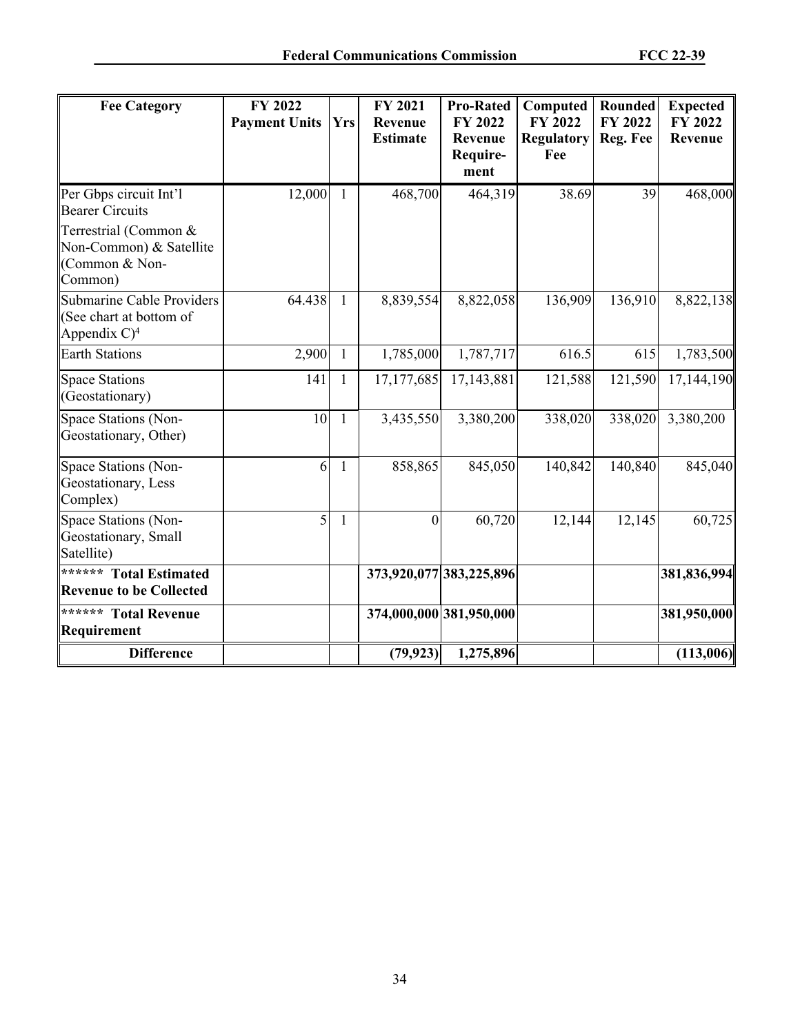| Fee Category | FY 2022 Payment Units | Yrs | FY 2021 Revenue Estimate | Pro-Rated FY 2022 Revenue Require-ment | Computed FY 2022 Regulatory Fee | Rounded FY 2022 Reg. Fee | Expected FY 2022 Revenue |
|---|---|---|---|---|---|---|---|
| Per Gbps circuit Int'l Bearer Circuits<br>Terrestrial (Common & Non-Common) & Satellite (Common & Non-Common) | 12,000 | 1 | 468,700 | 464,319 | 38.69 | 39 | 468,000 |
| Submarine Cable Providers (See chart at bottom of Appendix C)[4] | 64.438 | 1 | 8,839,554 | 8,822,058 | 136,909 | 136,910 | 8,822,138 |
| Earth Stations | 2,900 | 1 | 1,785,000 | 1,787,717 | 616.5 | 615 | 1,783,500 |
| Space Stations (Geostationary) | 141 | 1 | 17,177,685 | 17,143,881 | 121,588 | 121,590 | 17,144,190 |
| Space Stations (Non-Geostationary, Other) | 10 | 1 | 3,435,550 | 3,380,200 | 338,020 | 338,020 | 3,380,200 |
| Space Stations (Non-Geostationary, Less Complex) | 6 | 1 | 858,865 | 845,050 | 140,842 | 140,840 | 845,040 |
| Space Stations (Non-Geostationary, Small Satellite) | 5 | 1 | 0 | 60,720 | 12,144 | 12,145 | 60,725 |
| **\*\*\*\*\*\* Total Estimated Revenue to be Collected** | | | **373,920,077** | **383,225,896** | | | **381,836,994** |
| **\*\*\*\*\*\* Total Revenue Requirement** | | | **374,000,000** | **381,950,000** | | | **381,950,000** |
| **Difference** | | | **(79,923)** | **1,275,896** | | | **(113,006)** |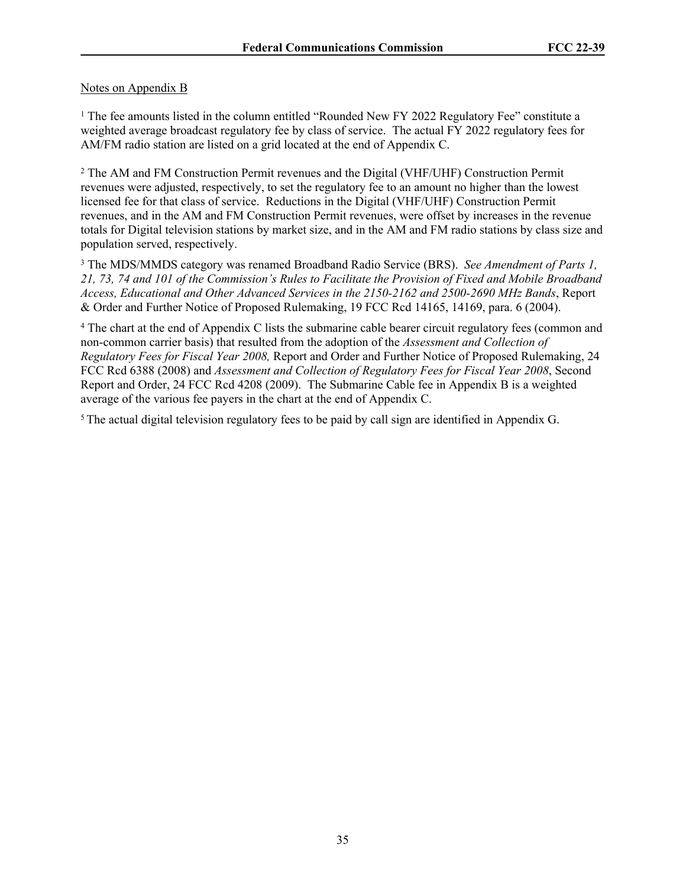Notes on Appendix B

[1] The fee amounts listed in the column entitled "Rounded New FY 2022 Regulatory Fee" constitute a weighted average broadcast regulatory fee by class of service. The actual FY 2022 regulatory fees for AM/FM radio station are listed on a grid located at the end of Appendix C.

[2] The AM and FM Construction Permit revenues and the Digital (VHF/UHF) Construction Permit revenues were adjusted, respectively, to set the regulatory fee to an amount no higher than the lowest licensed fee for that class of service. Reductions in the Digital (VHF/UHF) Construction Permit revenues, and in the AM and FM Construction Permit revenues, were offset by increases in the revenue totals for Digital television stations by market size, and in the AM and FM radio stations by class size and population served, respectively.

[3] The MDS/MMDS category was renamed Broadband Radio Service (BRS). *See Amendment of Parts 1, 21, 73, 74 and 101 of the Commission's Rules to Facilitate the Provision of Fixed and Mobile Broadband Access, Educational and Other Advanced Services in the 2150-2162 and 2500-2690 MHz Bands*, Report & Order and Further Notice of Proposed Rulemaking, 19 FCC Rcd 14165, 14169, para. 6 (2004).

[4] The chart at the end of Appendix C lists the submarine cable bearer circuit regulatory fees (common and non-common carrier basis) that resulted from the adoption of the *Assessment and Collection of Regulatory Fees for Fiscal Year 2008,* Report and Order and Further Notice of Proposed Rulemaking, 24 FCC Rcd 6388 (2008) and *Assessment and Collection of Regulatory Fees for Fiscal Year 2008*, Second Report and Order, 24 FCC Rcd 4208 (2009). The Submarine Cable fee in Appendix B is a weighted average of the various fee payers in the chart at the end of Appendix C.

[5] The actual digital television regulatory fees to be paid by call sign are identified in Appendix G.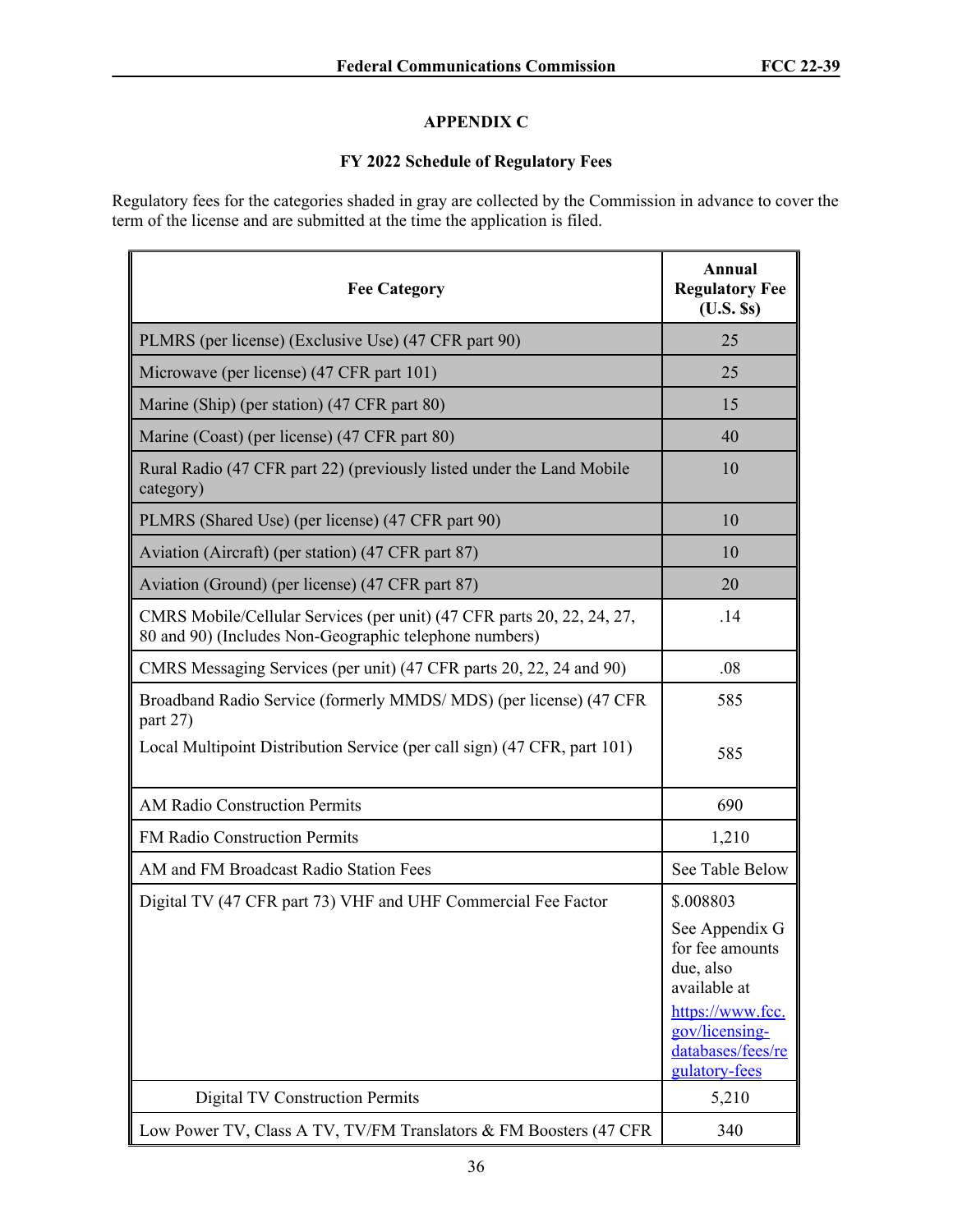## APPENDIX C

### FY 2022 Schedule of Regulatory Fees

Regulatory fees for the categories shaded in gray are collected by the Commission in advance to cover the term of the license and are submitted at the time the application is filed.

| Fee Category | Annual Regulatory Fee (U.S. $s) |
|---|---|
| PLMRS (per license) (Exclusive Use) (47 CFR part 90) | 25 |
| Microwave (per license) (47 CFR part 101) | 25 |
| Marine (Ship) (per station) (47 CFR part 80) | 15 |
| Marine (Coast) (per license) (47 CFR part 80) | 40 |
| Rural Radio (47 CFR part 22) (previously listed under the Land Mobile category) | 10 |
| PLMRS (Shared Use) (per license) (47 CFR part 90) | 10 |
| Aviation (Aircraft) (per station) (47 CFR part 87) | 10 |
| Aviation (Ground) (per license) (47 CFR part 87) | 20 |
| CMRS Mobile/Cellular Services (per unit) (47 CFR parts 20, 22, 24, 27, 80 and 90) (Includes Non-Geographic telephone numbers) | .14 |
| CMRS Messaging Services (per unit) (47 CFR parts 20, 22, 24 and 90) | .08 |
| Broadband Radio Service (formerly MMDS/ MDS) (per license) (47 CFR part 27)<br>Local Multipoint Distribution Service (per call sign) (47 CFR, part 101) | 585<br>585 |
| AM Radio Construction Permits | 690 |
| FM Radio Construction Permits | 1,210 |
| AM and FM Broadcast Radio Station Fees | See Table Below |
| Digital TV (47 CFR part 73) VHF and UHF Commercial Fee Factor | $.008803<br>See Appendix G for fee amounts due, also available at https://www.fcc.gov/licensing-databases/fees/regulatory-fees |
| Digital TV Construction Permits | 5,210 |
| Low Power TV, Class A TV, TV/FM Translators & FM Boosters (47 CFR | 340 |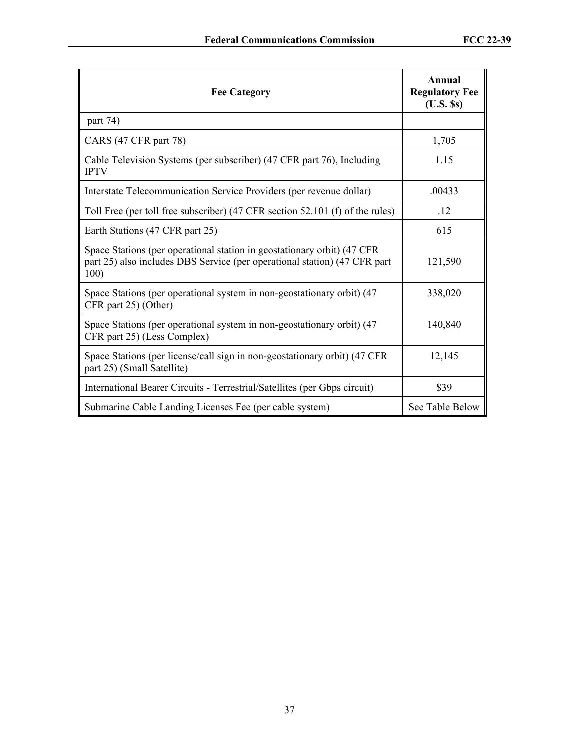| Fee Category | Annual Regulatory Fee (U.S. $s) |
|---|---|
| part 74) | |
| CARS (47 CFR part 78) | 1,705 |
| Cable Television Systems (per subscriber) (47 CFR part 76), Including IPTV | 1.15 |
| Interstate Telecommunication Service Providers (per revenue dollar) | .00433 |
| Toll Free (per toll free subscriber) (47 CFR section 52.101 (f) of the rules) | .12 |
| Earth Stations (47 CFR part 25) | 615 |
| Space Stations (per operational station in geostationary orbit) (47 CFR part 25) also includes DBS Service (per operational station) (47 CFR part 100) | 121,590 |
| Space Stations (per operational system in non-geostationary orbit) (47 CFR part 25) (Other) | 338,020 |
| Space Stations (per operational system in non-geostationary orbit) (47 CFR part 25) (Less Complex) | 140,840 |
| Space Stations (per license/call sign in non-geostationary orbit) (47 CFR part 25) (Small Satellite) | 12,145 |
| International Bearer Circuits - Terrestrial/Satellites (per Gbps circuit) | $39 |
| Submarine Cable Landing Licenses Fee (per cable system) | See Table Below |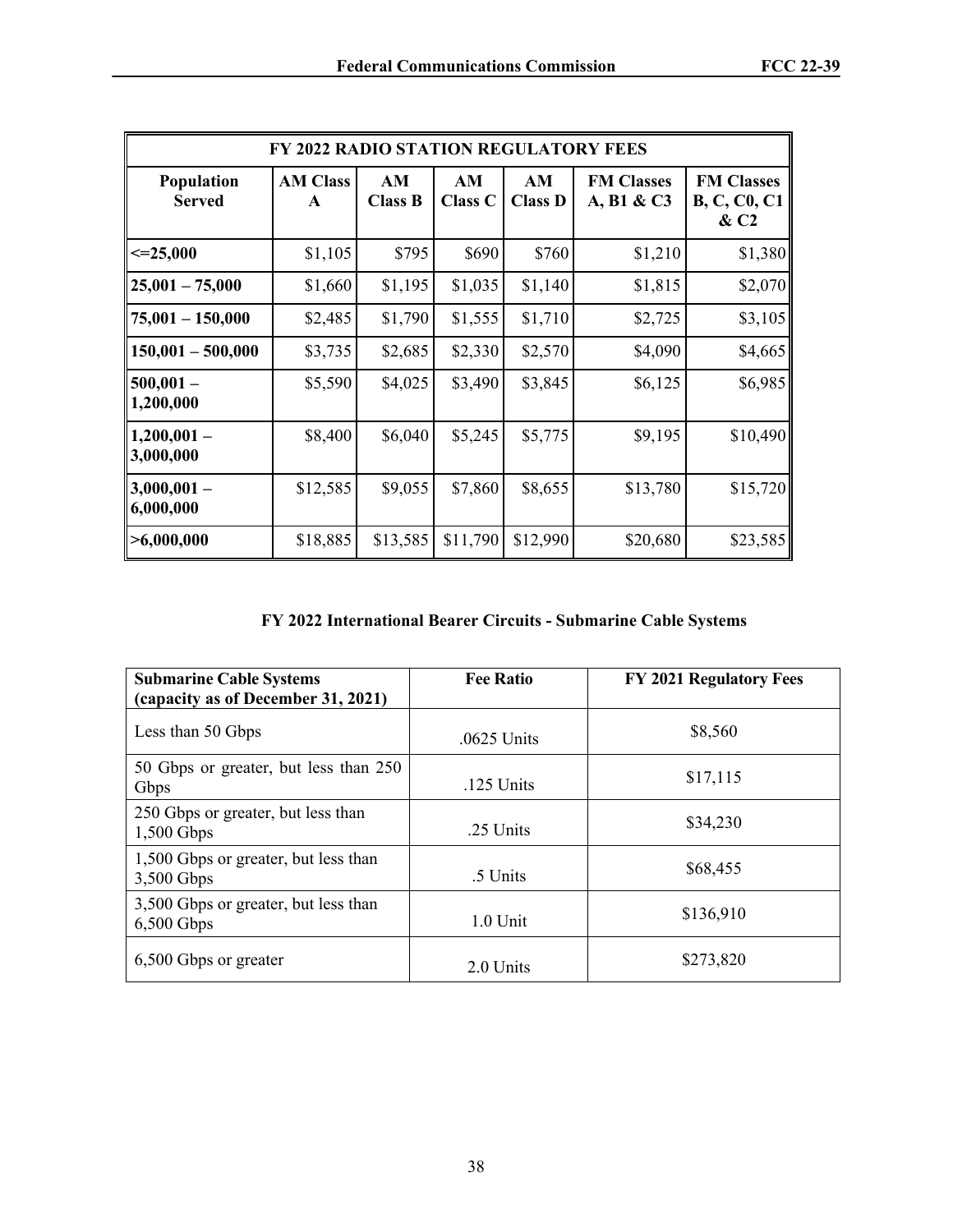| FY 2022 RADIO STATION REGULATORY FEES | | | | | | |
|---|---|---|---|---|---|---|
| **Population Served** | **AM Class A** | **AM Class B** | **AM Class C** | **AM Class D** | **FM Classes A, B1 & C3** | **FM Classes B, C, C0, C1 & C2** |
| **<=25,000** | $1,105 | $795 | $690 | $760 | $1,210 | $1,380 |
| **25,001 – 75,000** | $1,660 | $1,195 | $1,035 | $1,140 | $1,815 | $2,070 |
| **75,001 – 150,000** | $2,485 | $1,790 | $1,555 | $1,710 | $2,725 | $3,105 |
| **150,001 – 500,000** | $3,735 | $2,685 | $2,330 | $2,570 | $4,090 | $4,665 |
| **500,001 – 1,200,000** | $5,590 | $4,025 | $3,490 | $3,845 | $6,125 | $6,985 |
| **1,200,001 – 3,000,000** | $8,400 | $6,040 | $5,245 | $5,775 | $9,195 | $10,490 |
| **3,000,001 – 6,000,000** | $12,585 | $9,055 | $7,860 | $8,655 | $13,780 | $15,720 |
| **>6,000,000** | $18,885 | $13,585 | $11,790 | $12,990 | $20,680 | $23,585 |

**FY 2022 International Bearer Circuits - Submarine Cable Systems**

| Submarine Cable Systems (capacity as of December 31, 2021) | Fee Ratio | FY 2021 Regulatory Fees |
|---|---|---|
| Less than 50 Gbps | .0625 Units | $8,560 |
| 50 Gbps or greater, but less than 250 Gbps | .125 Units | $17,115 |
| 250 Gbps or greater, but less than 1,500 Gbps | .25 Units | $34,230 |
| 1,500 Gbps or greater, but less than 3,500 Gbps | .5 Units | $68,455 |
| 3,500 Gbps or greater, but less than 6,500 Gbps | 1.0 Unit | $136,910 |
| 6,500 Gbps or greater | 2.0 Units | $273,820 |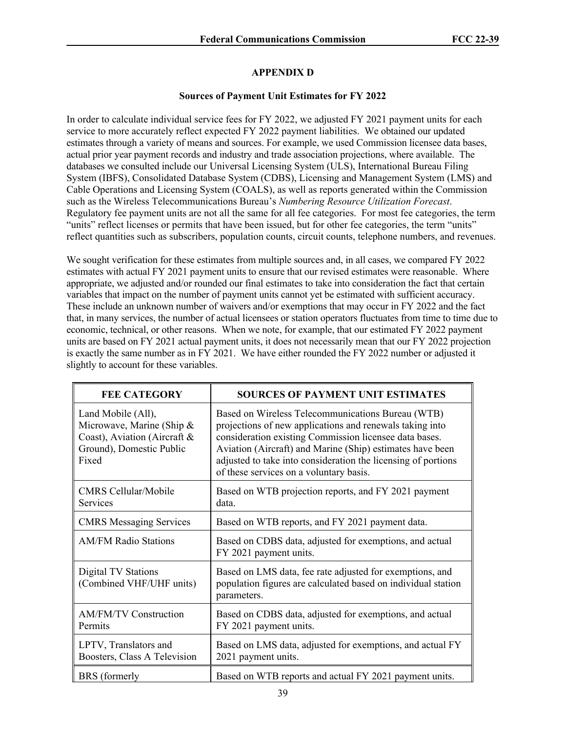## APPENDIX D

### Sources of Payment Unit Estimates for FY 2022

In order to calculate individual service fees for FY 2022, we adjusted FY 2021 payment units for each service to more accurately reflect expected FY 2022 payment liabilities. We obtained our updated estimates through a variety of means and sources. For example, we used Commission licensee data bases, actual prior year payment records and industry and trade association projections, where available. The databases we consulted include our Universal Licensing System (ULS), International Bureau Filing System (IBFS), Consolidated Database System (CDBS), Licensing and Management System (LMS) and Cable Operations and Licensing System (COALS), as well as reports generated within the Commission such as the Wireless Telecommunications Bureau's *Numbering Resource Utilization Forecast*. Regulatory fee payment units are not all the same for all fee categories. For most fee categories, the term "units" reflect licenses or permits that have been issued, but for other fee categories, the term "units" reflect quantities such as subscribers, population counts, circuit counts, telephone numbers, and revenues.

We sought verification for these estimates from multiple sources and, in all cases, we compared FY 2022 estimates with actual FY 2021 payment units to ensure that our revised estimates were reasonable. Where appropriate, we adjusted and/or rounded our final estimates to take into consideration the fact that certain variables that impact on the number of payment units cannot yet be estimated with sufficient accuracy. These include an unknown number of waivers and/or exemptions that may occur in FY 2022 and the fact that, in many services, the number of actual licensees or station operators fluctuates from time to time due to economic, technical, or other reasons. When we note, for example, that our estimated FY 2022 payment units are based on FY 2021 actual payment units, it does not necessarily mean that our FY 2022 projection is exactly the same number as in FY 2021. We have either rounded the FY 2022 number or adjusted it slightly to account for these variables.

| FEE CATEGORY | SOURCES OF PAYMENT UNIT ESTIMATES |
|---|---|
| Land Mobile (All), Microwave, Marine (Ship & Coast), Aviation (Aircraft & Ground), Domestic Public Fixed | Based on Wireless Telecommunications Bureau (WTB) projections of new applications and renewals taking into consideration existing Commission licensee data bases. Aviation (Aircraft) and Marine (Ship) estimates have been adjusted to take into consideration the licensing of portions of these services on a voluntary basis. |
| CMRS Cellular/Mobile Services | Based on WTB projection reports, and FY 2021 payment data. |
| CMRS Messaging Services | Based on WTB reports, and FY 2021 payment data. |
| AM/FM Radio Stations | Based on CDBS data, adjusted for exemptions, and actual FY 2021 payment units. |
| Digital TV Stations (Combined VHF/UHF units) | Based on LMS data, fee rate adjusted for exemptions, and population figures are calculated based on individual station parameters. |
| AM/FM/TV Construction Permits | Based on CDBS data, adjusted for exemptions, and actual FY 2021 payment units. |
| LPTV, Translators and Boosters, Class A Television | Based on LMS data, adjusted for exemptions, and actual FY 2021 payment units. |
| BRS (formerly | Based on WTB reports and actual FY 2021 payment units. |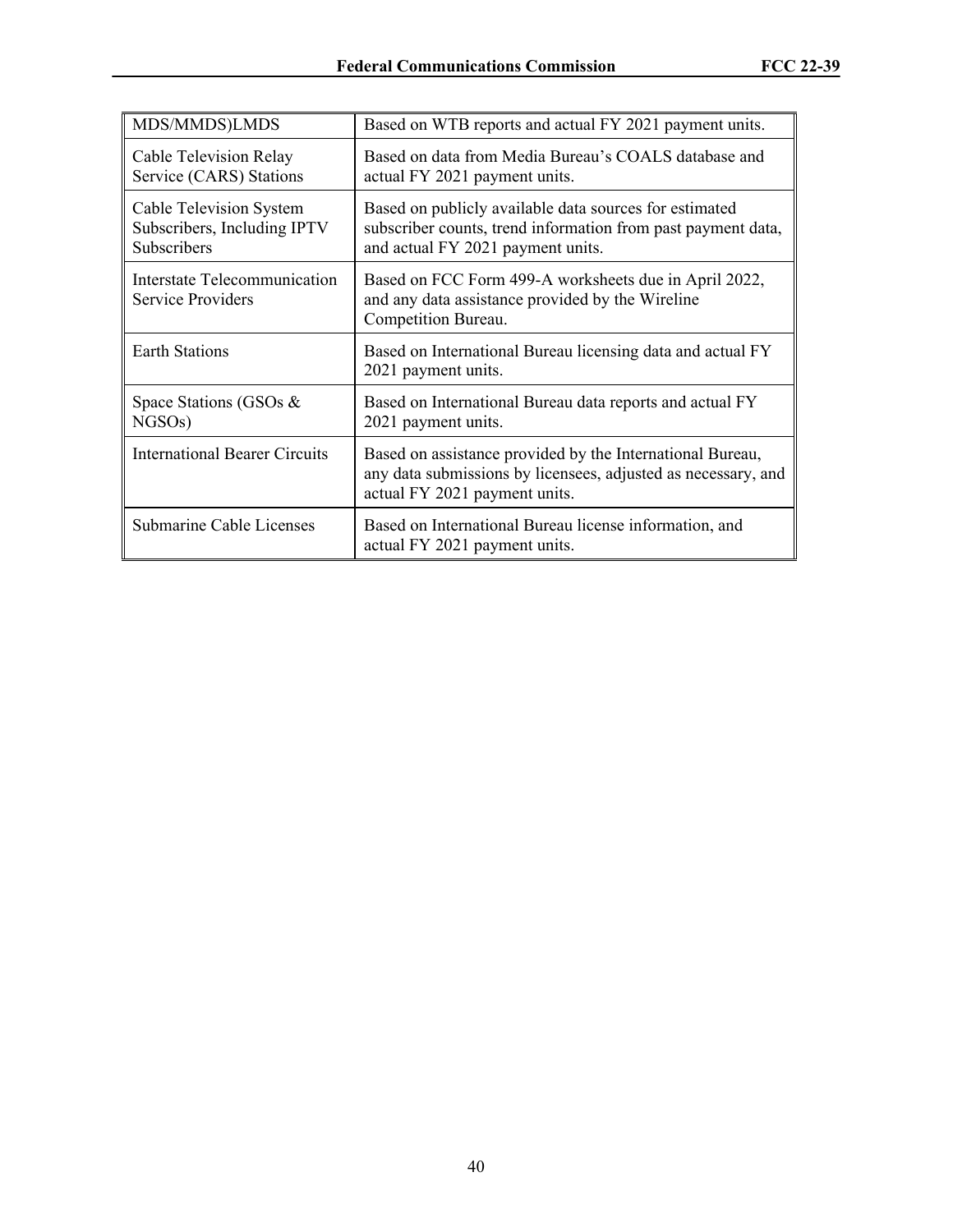| MDS/MMDS)LMDS | Based on WTB reports and actual FY 2021 payment units. |
|---|---|
| Cable Television Relay Service (CARS) Stations | Based on data from Media Bureau's COALS database and actual FY 2021 payment units. |
| Cable Television System Subscribers, Including IPTV Subscribers | Based on publicly available data sources for estimated subscriber counts, trend information from past payment data, and actual FY 2021 payment units. |
| Interstate Telecommunication Service Providers | Based on FCC Form 499-A worksheets due in April 2022, and any data assistance provided by the Wireline Competition Bureau. |
| Earth Stations | Based on International Bureau licensing data and actual FY 2021 payment units. |
| Space Stations (GSOs & NGSOs) | Based on International Bureau data reports and actual FY 2021 payment units. |
| International Bearer Circuits | Based on assistance provided by the International Bureau, any data submissions by licensees, adjusted as necessary, and actual FY 2021 payment units. |
| Submarine Cable Licenses | Based on International Bureau license information, and actual FY 2021 payment units. |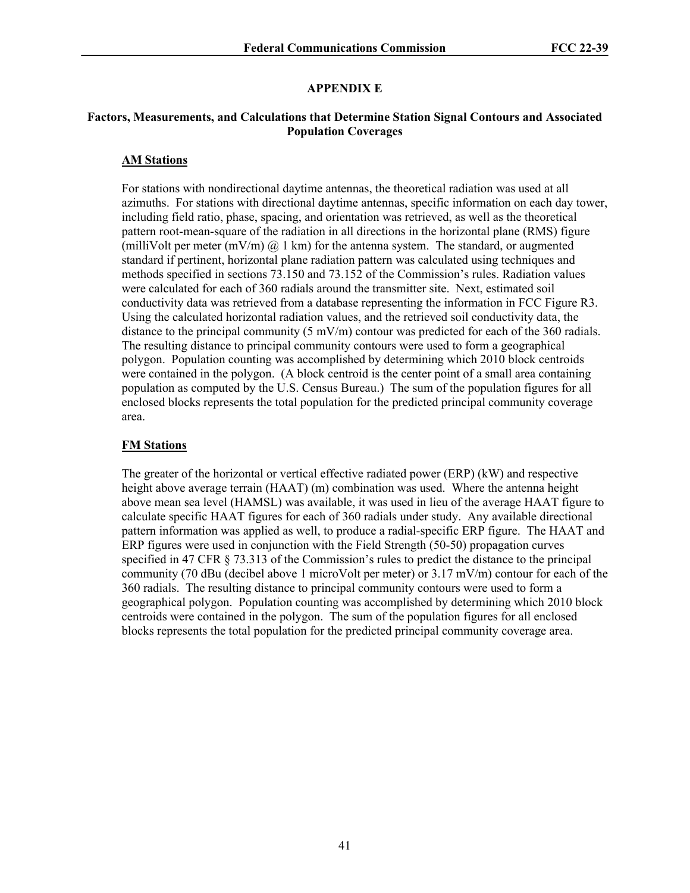## APPENDIX E

### Factors, Measurements, and Calculations that Determine Station Signal Contours and Associated Population Coverages

**AM Stations**

For stations with nondirectional daytime antennas, the theoretical radiation was used at all azimuths. For stations with directional daytime antennas, specific information on each day tower, including field ratio, phase, spacing, and orientation was retrieved, as well as the theoretical pattern root-mean-square of the radiation in all directions in the horizontal plane (RMS) figure (milliVolt per meter (mV/m) @ 1 km) for the antenna system. The standard, or augmented standard if pertinent, horizontal plane radiation pattern was calculated using techniques and methods specified in sections 73.150 and 73.152 of the Commission's rules. Radiation values were calculated for each of 360 radials around the transmitter site. Next, estimated soil conductivity data was retrieved from a database representing the information in FCC Figure R3. Using the calculated horizontal radiation values, and the retrieved soil conductivity data, the distance to the principal community (5 mV/m) contour was predicted for each of the 360 radials. The resulting distance to principal community contours were used to form a geographical polygon. Population counting was accomplished by determining which 2010 block centroids were contained in the polygon. (A block centroid is the center point of a small area containing population as computed by the U.S. Census Bureau.) The sum of the population figures for all enclosed blocks represents the total population for the predicted principal community coverage area.

**FM Stations**

The greater of the horizontal or vertical effective radiated power (ERP) (kW) and respective height above average terrain (HAAT) (m) combination was used. Where the antenna height above mean sea level (HAMSL) was available, it was used in lieu of the average HAAT figure to calculate specific HAAT figures for each of 360 radials under study. Any available directional pattern information was applied as well, to produce a radial-specific ERP figure. The HAAT and ERP figures were used in conjunction with the Field Strength (50-50) propagation curves specified in 47 CFR § 73.313 of the Commission's rules to predict the distance to the principal community (70 dBu (decibel above 1 microVolt per meter) or 3.17 mV/m) contour for each of the 360 radials. The resulting distance to principal community contours were used to form a geographical polygon. Population counting was accomplished by determining which 2010 block centroids were contained in the polygon. The sum of the population figures for all enclosed blocks represents the total population for the predicted principal community coverage area.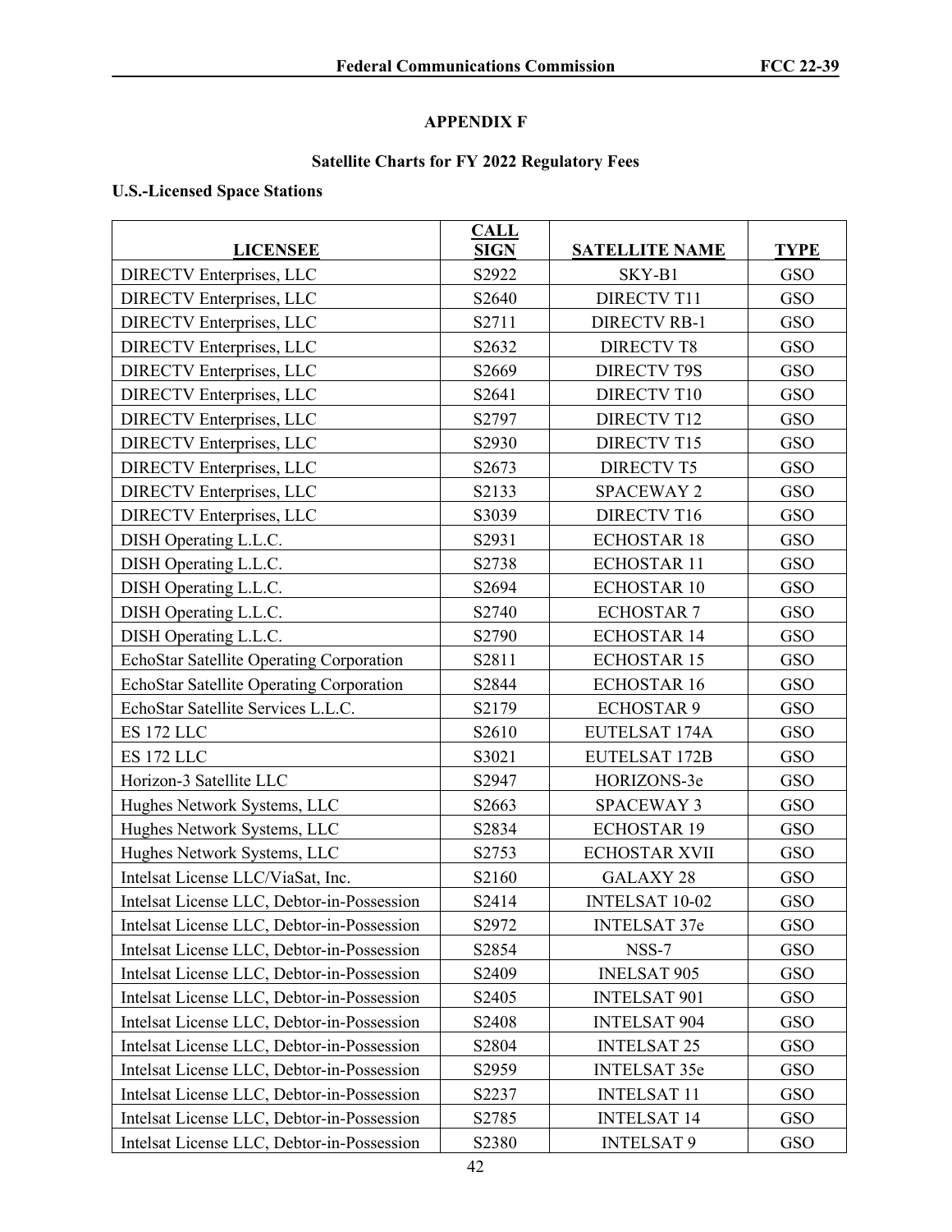## APPENDIX F

### Satellite Charts for FY 2022 Regulatory Fees

**U.S.-Licensed Space Stations**

| LICENSEE | CALL SIGN | SATELLITE NAME | TYPE |
|---|---|---|---|
| DIRECTV Enterprises, LLC | S2922 | SKY-B1 | GSO |
| DIRECTV Enterprises, LLC | S2640 | DIRECTV T11 | GSO |
| DIRECTV Enterprises, LLC | S2711 | DIRECTV RB-1 | GSO |
| DIRECTV Enterprises, LLC | S2632 | DIRECTV T8 | GSO |
| DIRECTV Enterprises, LLC | S2669 | DIRECTV T9S | GSO |
| DIRECTV Enterprises, LLC | S2641 | DIRECTV T10 | GSO |
| DIRECTV Enterprises, LLC | S2797 | DIRECTV T12 | GSO |
| DIRECTV Enterprises, LLC | S2930 | DIRECTV T15 | GSO |
| DIRECTV Enterprises, LLC | S2673 | DIRECTV T5 | GSO |
| DIRECTV Enterprises, LLC | S2133 | SPACEWAY 2 | GSO |
| DIRECTV Enterprises, LLC | S3039 | DIRECTV T16 | GSO |
| DISH Operating L.L.C. | S2931 | ECHOSTAR 18 | GSO |
| DISH Operating L.L.C. | S2738 | ECHOSTAR 11 | GSO |
| DISH Operating L.L.C. | S2694 | ECHOSTAR 10 | GSO |
| DISH Operating L.L.C. | S2740 | ECHOSTAR 7 | GSO |
| DISH Operating L.L.C. | S2790 | ECHOSTAR 14 | GSO |
| EchoStar Satellite Operating Corporation | S2811 | ECHOSTAR 15 | GSO |
| EchoStar Satellite Operating Corporation | S2844 | ECHOSTAR 16 | GSO |
| EchoStar Satellite Services L.L.C. | S2179 | ECHOSTAR 9 | GSO |
| ES 172 LLC | S2610 | EUTELSAT 174A | GSO |
| ES 172 LLC | S3021 | EUTELSAT 172B | GSO |
| Horizon-3 Satellite LLC | S2947 | HORIZONS-3e | GSO |
| Hughes Network Systems, LLC | S2663 | SPACEWAY 3 | GSO |
| Hughes Network Systems, LLC | S2834 | ECHOSTAR 19 | GSO |
| Hughes Network Systems, LLC | S2753 | ECHOSTAR XVII | GSO |
| Intelsat License LLC/ViaSat, Inc. | S2160 | GALAXY 28 | GSO |
| Intelsat License LLC, Debtor-in-Possession | S2414 | INTELSAT 10-02 | GSO |
| Intelsat License LLC, Debtor-in-Possession | S2972 | INTELSAT 37e | GSO |
| Intelsat License LLC, Debtor-in-Possession | S2854 | NSS-7 | GSO |
| Intelsat License LLC, Debtor-in-Possession | S2409 | INELSAT 905 | GSO |
| Intelsat License LLC, Debtor-in-Possession | S2405 | INTELSAT 901 | GSO |
| Intelsat License LLC, Debtor-in-Possession | S2408 | INTELSAT 904 | GSO |
| Intelsat License LLC, Debtor-in-Possession | S2804 | INTELSAT 25 | GSO |
| Intelsat License LLC, Debtor-in-Possession | S2959 | INTELSAT 35e | GSO |
| Intelsat License LLC, Debtor-in-Possession | S2237 | INTELSAT 11 | GSO |
| Intelsat License LLC, Debtor-in-Possession | S2785 | INTELSAT 14 | GSO |
| Intelsat License LLC, Debtor-in-Possession | S2380 | INTELSAT 9 | GSO |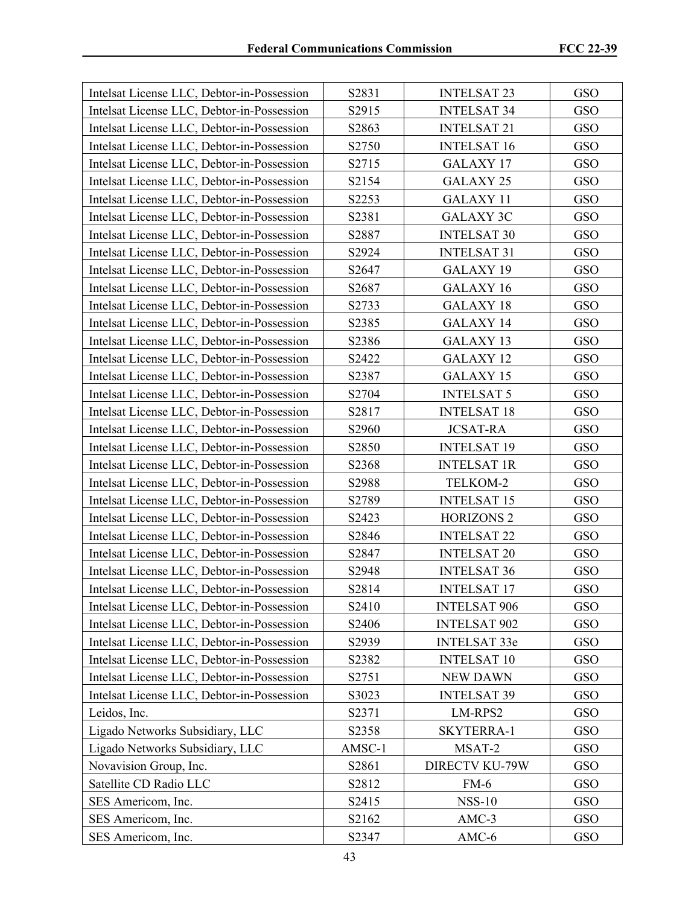| | | | |
|---|---|---|---|
| Intelsat License LLC, Debtor-in-Possession | S2831 | INTELSAT 23 | GSO |
| Intelsat License LLC, Debtor-in-Possession | S2915 | INTELSAT 34 | GSO |
| Intelsat License LLC, Debtor-in-Possession | S2863 | INTELSAT 21 | GSO |
| Intelsat License LLC, Debtor-in-Possession | S2750 | INTELSAT 16 | GSO |
| Intelsat License LLC, Debtor-in-Possession | S2715 | GALAXY 17 | GSO |
| Intelsat License LLC, Debtor-in-Possession | S2154 | GALAXY 25 | GSO |
| Intelsat License LLC, Debtor-in-Possession | S2253 | GALAXY 11 | GSO |
| Intelsat License LLC, Debtor-in-Possession | S2381 | GALAXY 3C | GSO |
| Intelsat License LLC, Debtor-in-Possession | S2887 | INTELSAT 30 | GSO |
| Intelsat License LLC, Debtor-in-Possession | S2924 | INTELSAT 31 | GSO |
| Intelsat License LLC, Debtor-in-Possession | S2647 | GALAXY 19 | GSO |
| Intelsat License LLC, Debtor-in-Possession | S2687 | GALAXY 16 | GSO |
| Intelsat License LLC, Debtor-in-Possession | S2733 | GALAXY 18 | GSO |
| Intelsat License LLC, Debtor-in-Possession | S2385 | GALAXY 14 | GSO |
| Intelsat License LLC, Debtor-in-Possession | S2386 | GALAXY 13 | GSO |
| Intelsat License LLC, Debtor-in-Possession | S2422 | GALAXY 12 | GSO |
| Intelsat License LLC, Debtor-in-Possession | S2387 | GALAXY 15 | GSO |
| Intelsat License LLC, Debtor-in-Possession | S2704 | INTELSAT 5 | GSO |
| Intelsat License LLC, Debtor-in-Possession | S2817 | INTELSAT 18 | GSO |
| Intelsat License LLC, Debtor-in-Possession | S2960 | JCSAT-RA | GSO |
| Intelsat License LLC, Debtor-in-Possession | S2850 | INTELSAT 19 | GSO |
| Intelsat License LLC, Debtor-in-Possession | S2368 | INTELSAT 1R | GSO |
| Intelsat License LLC, Debtor-in-Possession | S2988 | TELKOM-2 | GSO |
| Intelsat License LLC, Debtor-in-Possession | S2789 | INTELSAT 15 | GSO |
| Intelsat License LLC, Debtor-in-Possession | S2423 | HORIZONS 2 | GSO |
| Intelsat License LLC, Debtor-in-Possession | S2846 | INTELSAT 22 | GSO |
| Intelsat License LLC, Debtor-in-Possession | S2847 | INTELSAT 20 | GSO |
| Intelsat License LLC, Debtor-in-Possession | S2948 | INTELSAT 36 | GSO |
| Intelsat License LLC, Debtor-in-Possession | S2814 | INTELSAT 17 | GSO |
| Intelsat License LLC, Debtor-in-Possession | S2410 | INTELSAT 906 | GSO |
| Intelsat License LLC, Debtor-in-Possession | S2406 | INTELSAT 902 | GSO |
| Intelsat License LLC, Debtor-in-Possession | S2939 | INTELSAT 33e | GSO |
| Intelsat License LLC, Debtor-in-Possession | S2382 | INTELSAT 10 | GSO |
| Intelsat License LLC, Debtor-in-Possession | S2751 | NEW DAWN | GSO |
| Intelsat License LLC, Debtor-in-Possession | S3023 | INTELSAT 39 | GSO |
| Leidos, Inc. | S2371 | LM-RPS2 | GSO |
| Ligado Networks Subsidiary, LLC | S2358 | SKYTERRA-1 | GSO |
| Ligado Networks Subsidiary, LLC | AMSC-1 | MSAT-2 | GSO |
| Novavision Group, Inc. | S2861 | DIRECTV KU-79W | GSO |
| Satellite CD Radio LLC | S2812 | FM-6 | GSO |
| SES Americom, Inc. | S2415 | NSS-10 | GSO |
| SES Americom, Inc. | S2162 | AMC-3 | GSO |
| SES Americom, Inc. | S2347 | AMC-6 | GSO |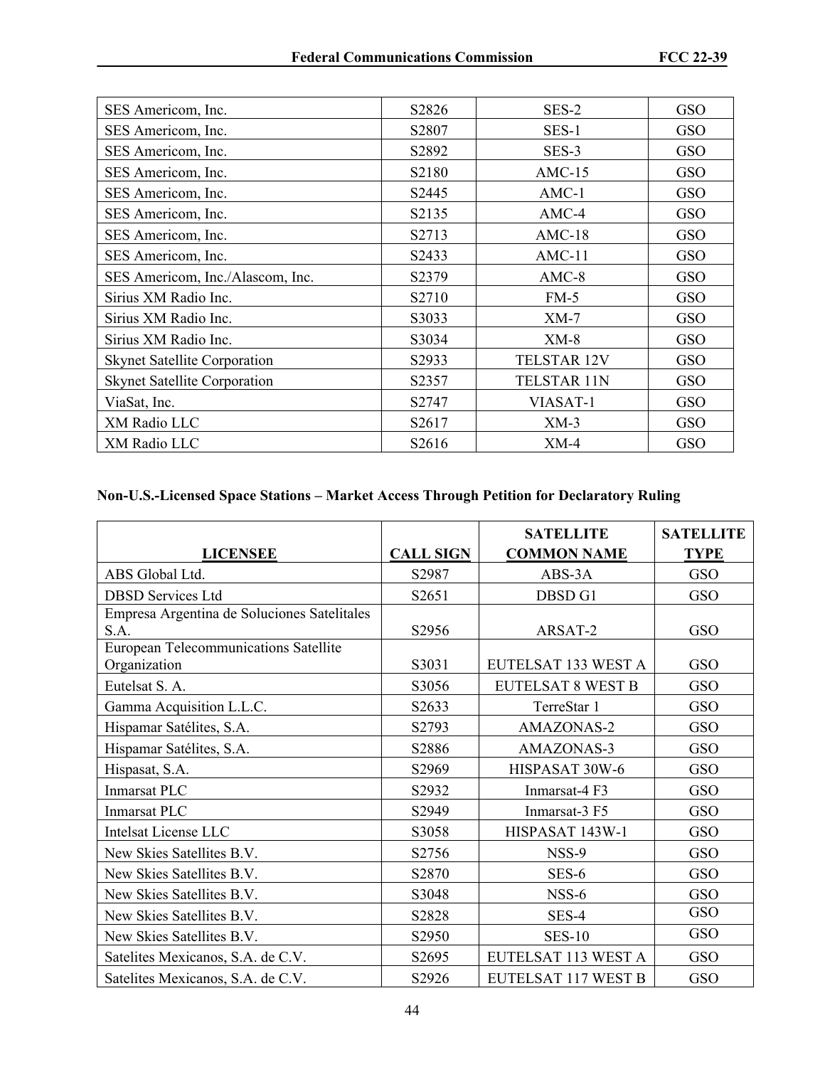| | | | |
|---|---|---|---|
| SES Americom, Inc. | S2826 | SES-2 | GSO |
| SES Americom, Inc. | S2807 | SES-1 | GSO |
| SES Americom, Inc. | S2892 | SES-3 | GSO |
| SES Americom, Inc. | S2180 | AMC-15 | GSO |
| SES Americom, Inc. | S2445 | AMC-1 | GSO |
| SES Americom, Inc. | S2135 | AMC-4 | GSO |
| SES Americom, Inc. | S2713 | AMC-18 | GSO |
| SES Americom, Inc. | S2433 | AMC-11 | GSO |
| SES Americom, Inc./Alascom, Inc. | S2379 | AMC-8 | GSO |
| Sirius XM Radio Inc. | S2710 | FM-5 | GSO |
| Sirius XM Radio Inc. | S3033 | XM-7 | GSO |
| Sirius XM Radio Inc. | S3034 | XM-8 | GSO |
| Skynet Satellite Corporation | S2933 | TELSTAR 12V | GSO |
| Skynet Satellite Corporation | S2357 | TELSTAR 11N | GSO |
| ViaSat, Inc. | S2747 | VIASAT-1 | GSO |
| XM Radio LLC | S2617 | XM-3 | GSO |
| XM Radio LLC | S2616 | XM-4 | GSO |

**Non-U.S.-Licensed Space Stations – Market Access Through Petition for Declaratory Ruling**

| LICENSEE | CALL SIGN | SATELLITE COMMON NAME | SATELLITE TYPE |
|---|---|---|---|
| ABS Global Ltd. | S2987 | ABS-3A | GSO |
| DBSD Services Ltd | S2651 | DBSD G1 | GSO |
| Empresa Argentina de Soluciones Satelitales S.A. | S2956 | ARSAT-2 | GSO |
| European Telecommunications Satellite Organization | S3031 | EUTELSAT 133 WEST A | GSO |
| Eutelsat S. A. | S3056 | EUTELSAT 8 WEST B | GSO |
| Gamma Acquisition L.L.C. | S2633 | TerreStar 1 | GSO |
| Hispamar Satélites, S.A. | S2793 | AMAZONAS-2 | GSO |
| Hispamar Satélites, S.A. | S2886 | AMAZONAS-3 | GSO |
| Hispasat, S.A. | S2969 | HISPASAT 30W-6 | GSO |
| Inmarsat PLC | S2932 | Inmarsat-4 F3 | GSO |
| Inmarsat PLC | S2949 | Inmarsat-3 F5 | GSO |
| Intelsat License LLC | S3058 | HISPASAT 143W-1 | GSO |
| New Skies Satellites B.V. | S2756 | NSS-9 | GSO |
| New Skies Satellites B.V. | S2870 | SES-6 | GSO |
| New Skies Satellites B.V. | S3048 | NSS-6 | GSO |
| New Skies Satellites B.V. | S2828 | SES-4 | GSO |
| New Skies Satellites B.V. | S2950 | SES-10 | GSO |
| Satelites Mexicanos, S.A. de C.V. | S2695 | EUTELSAT 113 WEST A | GSO |
| Satelites Mexicanos, S.A. de C.V. | S2926 | EUTELSAT 117 WEST B | GSO |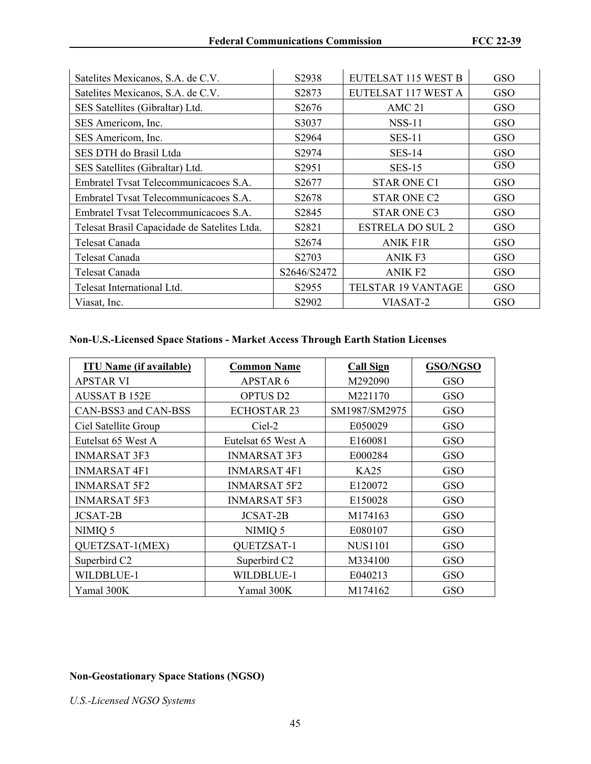| | | | |
|---|---|---|---|
| Satelites Mexicanos, S.A. de C.V. | S2938 | EUTELSAT 115 WEST B | GSO |
| Satelites Mexicanos, S.A. de C.V. | S2873 | EUTELSAT 117 WEST A | GSO |
| SES Satellites (Gibraltar) Ltd. | S2676 | AMC 21 | GSO |
| SES Americom, Inc. | S3037 | NSS-11 | GSO |
| SES Americom, Inc. | S2964 | SES-11 | GSO |
| SES DTH do Brasil Ltda | S2974 | SES-14 | GSO |
| SES Satellites (Gibraltar) Ltd. | S2951 | SES-15 | GSO |
| Embratel Tvsat Telecommunicacoes S.A. | S2677 | STAR ONE C1 | GSO |
| Embratel Tvsat Telecommunicacoes S.A. | S2678 | STAR ONE C2 | GSO |
| Embratel Tvsat Telecommunicacoes S.A. | S2845 | STAR ONE C3 | GSO |
| Telesat Brasil Capacidade de Satelites Ltda. | S2821 | ESTRELA DO SUL 2 | GSO |
| Telesat Canada | S2674 | ANIK F1R | GSO |
| Telesat Canada | S2703 | ANIK F3 | GSO |
| Telesat Canada | S2646/S2472 | ANIK F2 | GSO |
| Telesat International Ltd. | S2955 | TELSTAR 19 VANTAGE | GSO |
| Viasat, Inc. | S2902 | VIASAT-2 | GSO |

**Non-U.S.-Licensed Space Stations - Market Access Through Earth Station Licenses**

| ITU Name (if available) | Common Name | Call Sign | GSO/NGSO |
|---|---|---|---|
| APSTAR VI | APSTAR 6 | M292090 | GSO |
| AUSSAT B 152E | OPTUS D2 | M221170 | GSO |
| CAN-BSS3 and CAN-BSS | ECHOSTAR 23 | SM1987/SM2975 | GSO |
| Ciel Satellite Group | Ciel-2 | E050029 | GSO |
| Eutelsat 65 West A | Eutelsat 65 West A | E160081 | GSO |
| INMARSAT 3F3 | INMARSAT 3F3 | E000284 | GSO |
| INMARSAT 4F1 | INMARSAT 4F1 | KA25 | GSO |
| INMARSAT 5F2 | INMARSAT 5F2 | E120072 | GSO |
| INMARSAT 5F3 | INMARSAT 5F3 | E150028 | GSO |
| JCSAT-2B | JCSAT-2B | M174163 | GSO |
| NIMIQ 5 | NIMIQ 5 | E080107 | GSO |
| QUETZSAT-1(MEX) | QUETZSAT-1 | NUS1101 | GSO |
| Superbird C2 | Superbird C2 | M334100 | GSO |
| WILDBLUE-1 | WILDBLUE-1 | E040213 | GSO |
| Yamal 300K | Yamal 300K | M174162 | GSO |

**Non-Geostationary Space Stations (NGSO)**

*U.S.-Licensed NGSO Systems*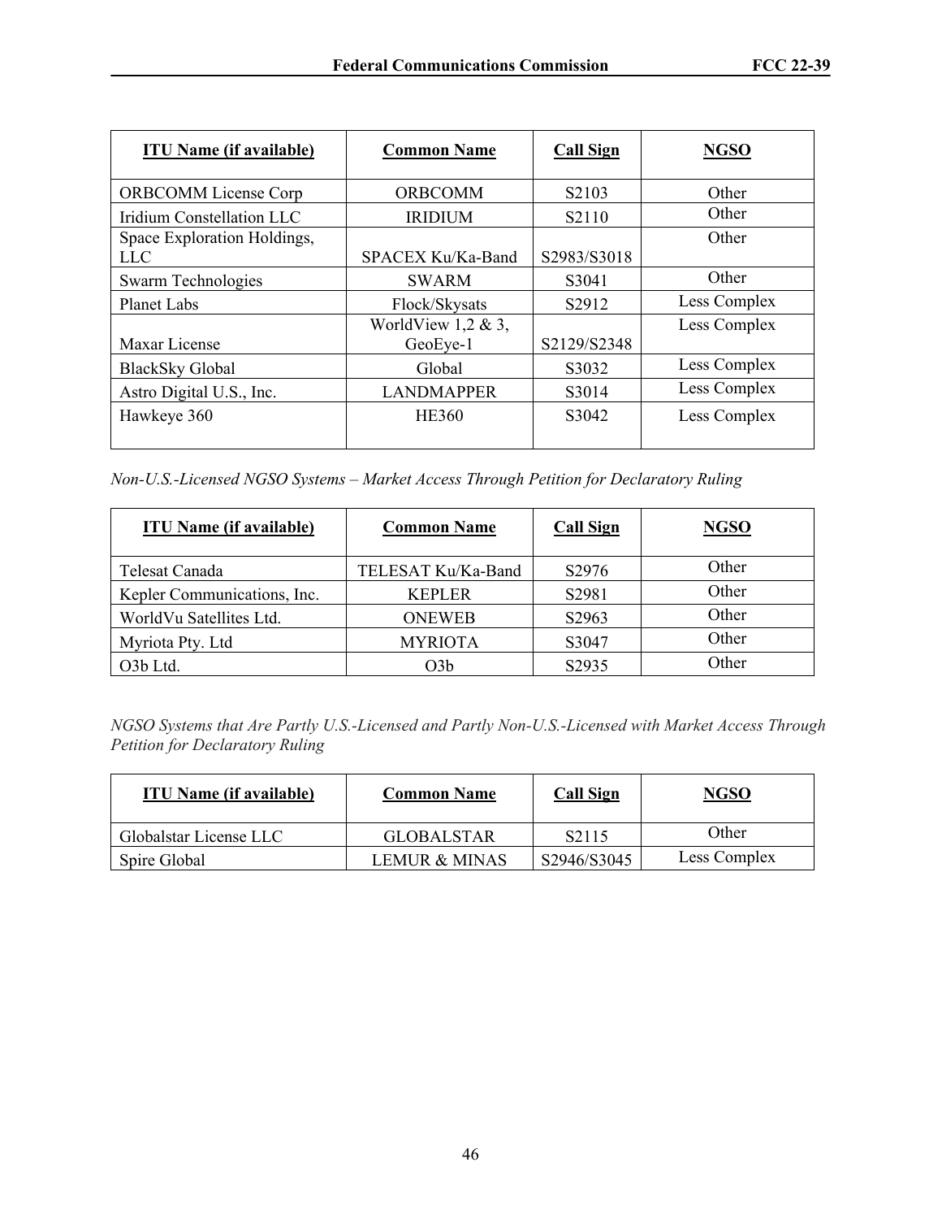| ITU Name (if available) | Common Name | Call Sign | NGSO |
|---|---|---|---|
| ORBCOMM License Corp | ORBCOMM | S2103 | Other |
| Iridium Constellation LLC | IRIDIUM | S2110 | Other |
| Space Exploration Holdings, LLC | SPACEX Ku/Ka-Band | S2983/S3018 | Other |
| Swarm Technologies | SWARM | S3041 | Other |
| Planet Labs | Flock/Skysats | S2912 | Less Complex |
| Maxar License | WorldView 1,2 & 3, GeoEye-1 | S2129/S2348 | Less Complex |
| BlackSky Global | Global | S3032 | Less Complex |
| Astro Digital U.S., Inc. | LANDMAPPER | S3014 | Less Complex |
| Hawkeye 360 | HE360 | S3042 | Less Complex |

*Non-U.S.-Licensed NGSO Systems – Market Access Through Petition for Declaratory Ruling*

| ITU Name (if available) | Common Name | Call Sign | NGSO |
|---|---|---|---|
| Telesat Canada | TELESAT Ku/Ka-Band | S2976 | Other |
| Kepler Communications, Inc. | KEPLER | S2981 | Other |
| WorldVu Satellites Ltd. | ONEWEB | S2963 | Other |
| Myriota Pty. Ltd | MYRIOTA | S3047 | Other |
| O3b Ltd. | O3b | S2935 | Other |

*NGSO Systems that Are Partly U.S.-Licensed and Partly Non-U.S.-Licensed with Market Access Through Petition for Declaratory Ruling*

| ITU Name (if available) | Common Name | Call Sign | NGSO |
|---|---|---|---|
| Globalstar License LLC | GLOBALSTAR | S2115 | Other |
| Spire Global | LEMUR & MINAS | S2946/S3045 | Less Complex |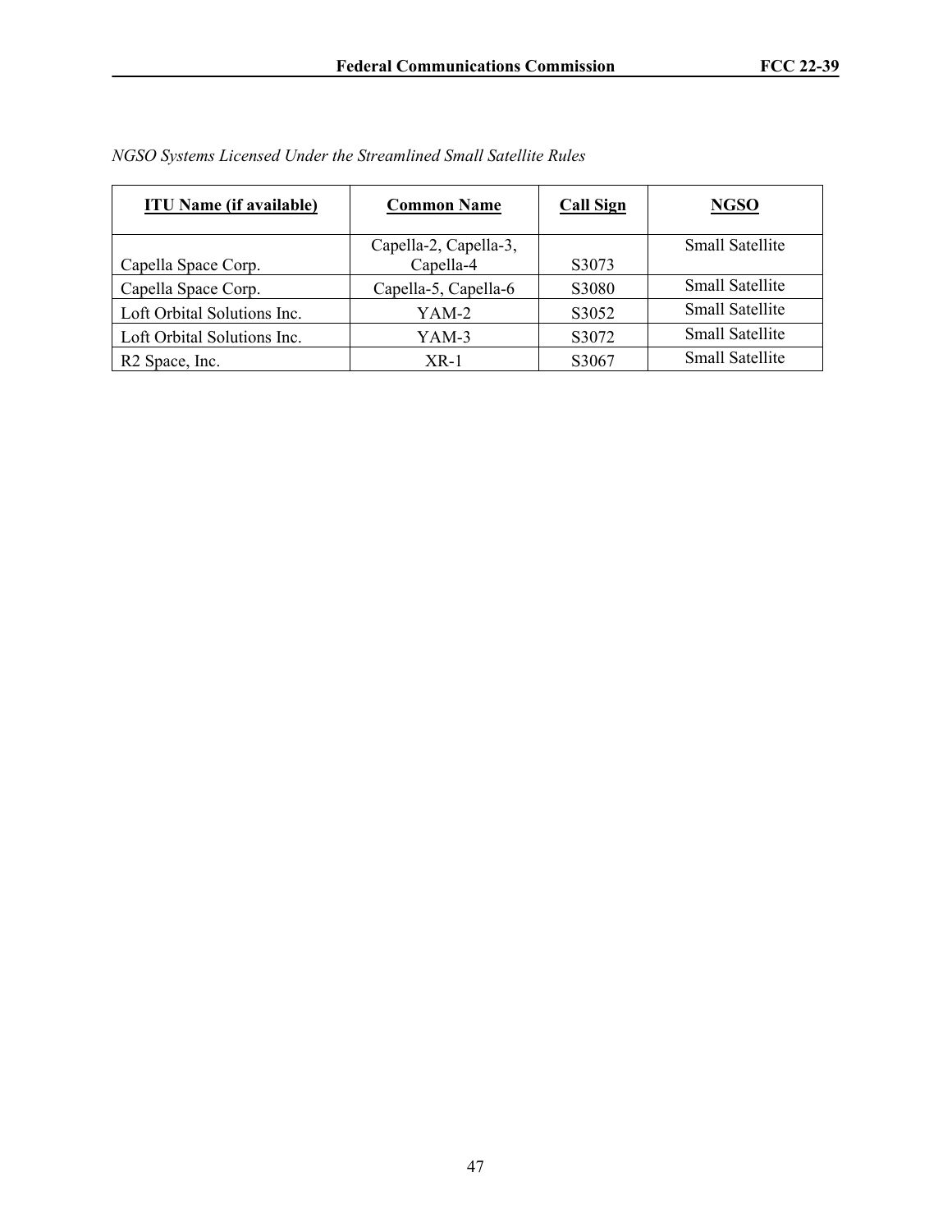*NGSO Systems Licensed Under the Streamlined Small Satellite Rules*

| ITU Name (if available) | Common Name | Call Sign | NGSO |
| --- | --- | --- | --- |
| Capella Space Corp. | Capella-2, Capella-3, Capella-4 | S3073 | Small Satellite |
| Capella Space Corp. | Capella-5, Capella-6 | S3080 | Small Satellite |
| Loft Orbital Solutions Inc. | YAM-2 | S3052 | Small Satellite |
| Loft Orbital Solutions Inc. | YAM-3 | S3072 | Small Satellite |
| R2 Space, Inc. | XR-1 | S3067 | Small Satellite |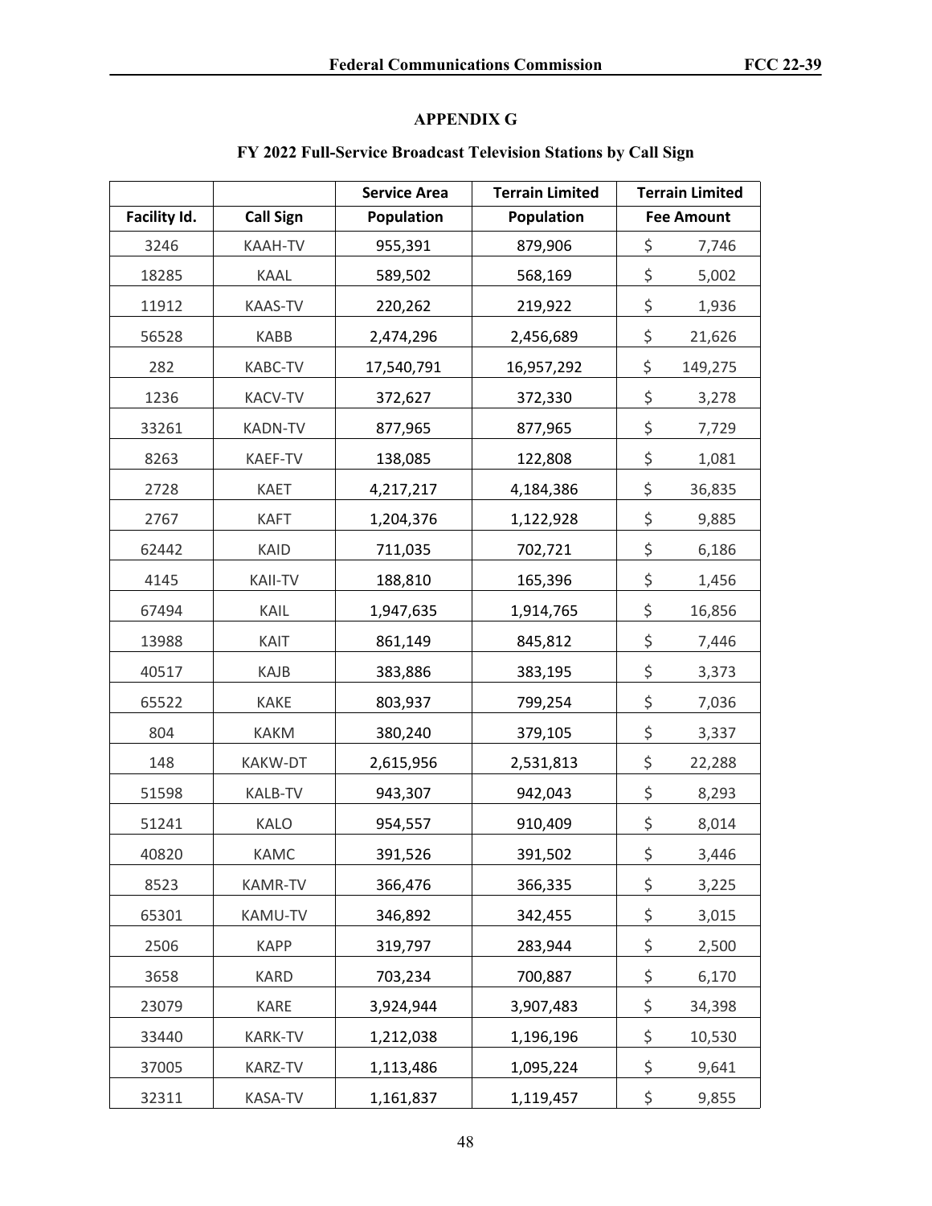## APPENDIX G

### FY 2022 Full-Service Broadcast Television Stations by Call Sign

| Facility Id. | Call Sign | Service Area Population | Terrain Limited Population | Terrain Limited Fee Amount |
|---|---|---|---|---|
| 3246 | KAAH-TV | 955,391 | 879,906 | $ 7,746 |
| 18285 | KAAL | 589,502 | 568,169 | $ 5,002 |
| 11912 | KAAS-TV | 220,262 | 219,922 | $ 1,936 |
| 56528 | KABB | 2,474,296 | 2,456,689 | $ 21,626 |
| 282 | KABC-TV | 17,540,791 | 16,957,292 | $ 149,275 |
| 1236 | KACV-TV | 372,627 | 372,330 | $ 3,278 |
| 33261 | KADN-TV | 877,965 | 877,965 | $ 7,729 |
| 8263 | KAEF-TV | 138,085 | 122,808 | $ 1,081 |
| 2728 | KAET | 4,217,217 | 4,184,386 | $ 36,835 |
| 2767 | KAFT | 1,204,376 | 1,122,928 | $ 9,885 |
| 62442 | KAID | 711,035 | 702,721 | $ 6,186 |
| 4145 | KAII-TV | 188,810 | 165,396 | $ 1,456 |
| 67494 | KAIL | 1,947,635 | 1,914,765 | $ 16,856 |
| 13988 | KAIT | 861,149 | 845,812 | $ 7,446 |
| 40517 | KAJB | 383,886 | 383,195 | $ 3,373 |
| 65522 | KAKE | 803,937 | 799,254 | $ 7,036 |
| 804 | KAKM | 380,240 | 379,105 | $ 3,337 |
| 148 | KAKW-DT | 2,615,956 | 2,531,813 | $ 22,288 |
| 51598 | KALB-TV | 943,307 | 942,043 | $ 8,293 |
| 51241 | KALO | 954,557 | 910,409 | $ 8,014 |
| 40820 | KAMC | 391,526 | 391,502 | $ 3,446 |
| 8523 | KAMR-TV | 366,476 | 366,335 | $ 3,225 |
| 65301 | KAMU-TV | 346,892 | 342,455 | $ 3,015 |
| 2506 | KAPP | 319,797 | 283,944 | $ 2,500 |
| 3658 | KARD | 703,234 | 700,887 | $ 6,170 |
| 23079 | KARE | 3,924,944 | 3,907,483 | $ 34,398 |
| 33440 | KARK-TV | 1,212,038 | 1,196,196 | $ 10,530 |
| 37005 | KARZ-TV | 1,113,486 | 1,095,224 | $ 9,641 |
| 32311 | KASA-TV | 1,161,837 | 1,119,457 | $ 9,855 |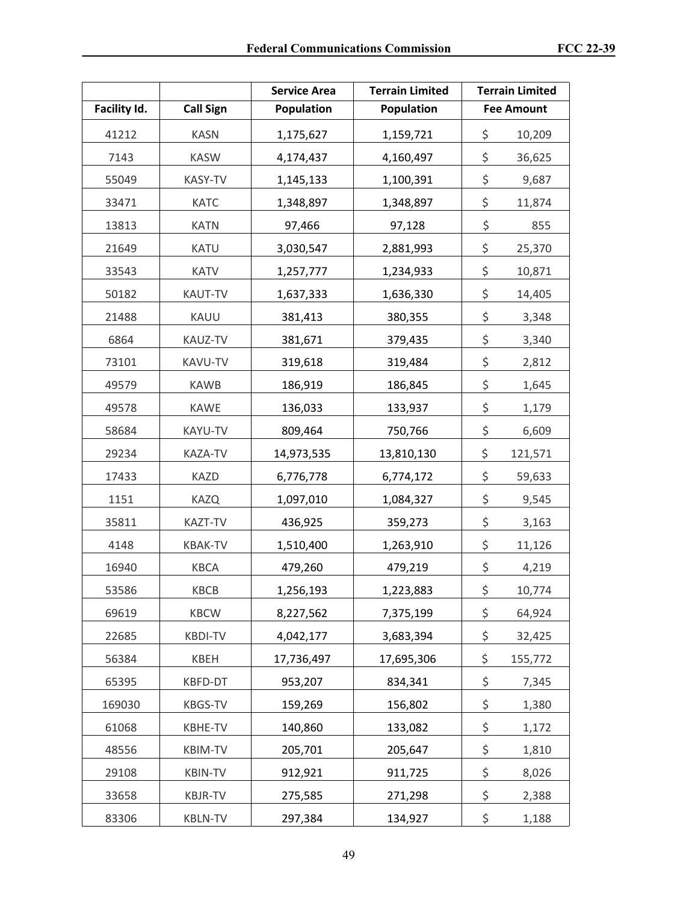| Facility Id. | Call Sign | Service Area Population | Terrain Limited Population | Terrain Limited Fee Amount |
|---|---|---|---|---|
| 41212 | KASN | 1,175,627 | 1,159,721 | $ 10,209 |
| 7143 | KASW | 4,174,437 | 4,160,497 | $ 36,625 |
| 55049 | KASY-TV | 1,145,133 | 1,100,391 | $ 9,687 |
| 33471 | KATC | 1,348,897 | 1,348,897 | $ 11,874 |
| 13813 | KATN | 97,466 | 97,128 | $ 855 |
| 21649 | KATU | 3,030,547 | 2,881,993 | $ 25,370 |
| 33543 | KATV | 1,257,777 | 1,234,933 | $ 10,871 |
| 50182 | KAUT-TV | 1,637,333 | 1,636,330 | $ 14,405 |
| 21488 | KAUU | 381,413 | 380,355 | $ 3,348 |
| 6864 | KAUZ-TV | 381,671 | 379,435 | $ 3,340 |
| 73101 | KAVU-TV | 319,618 | 319,484 | $ 2,812 |
| 49579 | KAWB | 186,919 | 186,845 | $ 1,645 |
| 49578 | KAWE | 136,033 | 133,937 | $ 1,179 |
| 58684 | KAYU-TV | 809,464 | 750,766 | $ 6,609 |
| 29234 | KAZA-TV | 14,973,535 | 13,810,130 | $ 121,571 |
| 17433 | KAZD | 6,776,778 | 6,774,172 | $ 59,633 |
| 1151 | KAZQ | 1,097,010 | 1,084,327 | $ 9,545 |
| 35811 | KAZT-TV | 436,925 | 359,273 | $ 3,163 |
| 4148 | KBAK-TV | 1,510,400 | 1,263,910 | $ 11,126 |
| 16940 | KBCA | 479,260 | 479,219 | $ 4,219 |
| 53586 | KBCB | 1,256,193 | 1,223,883 | $ 10,774 |
| 69619 | KBCW | 8,227,562 | 7,375,199 | $ 64,924 |
| 22685 | KBDI-TV | 4,042,177 | 3,683,394 | $ 32,425 |
| 56384 | KBEH | 17,736,497 | 17,695,306 | $ 155,772 |
| 65395 | KBFD-DT | 953,207 | 834,341 | $ 7,345 |
| 169030 | KBGS-TV | 159,269 | 156,802 | $ 1,380 |
| 61068 | KBHE-TV | 140,860 | 133,082 | $ 1,172 |
| 48556 | KBIM-TV | 205,701 | 205,647 | $ 1,810 |
| 29108 | KBIN-TV | 912,921 | 911,725 | $ 8,026 |
| 33658 | KBJR-TV | 275,585 | 271,298 | $ 2,388 |
| 83306 | KBLN-TV | 297,384 | 134,927 | $ 1,188 |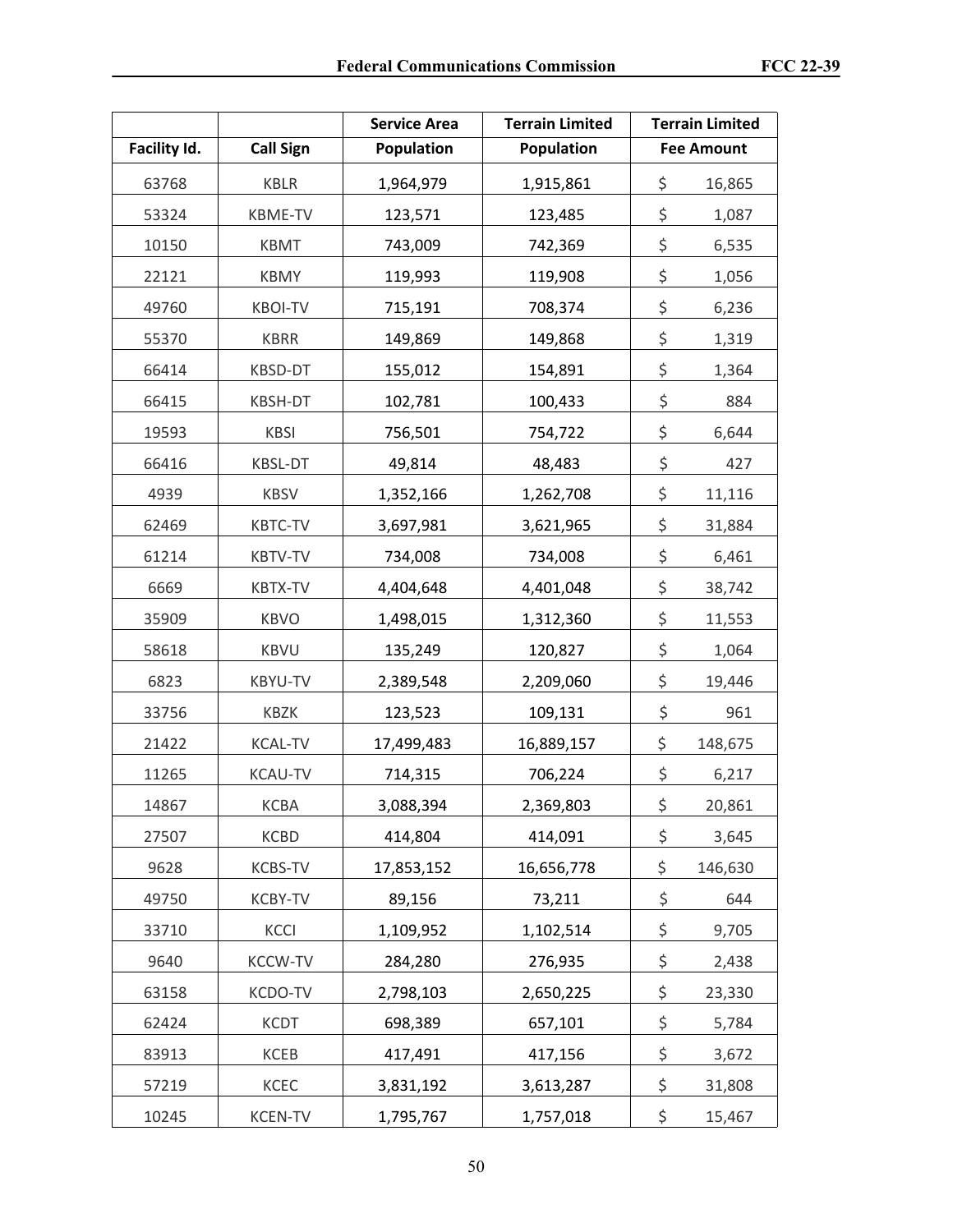| Facility Id. | Call Sign | Service Area Population | Terrain Limited Population | Terrain Limited Fee Amount |
|---|---|---|---|---|
| 63768 | KBLR | 1,964,979 | 1,915,861 | $ 16,865 |
| 53324 | KBME-TV | 123,571 | 123,485 | $ 1,087 |
| 10150 | KBMT | 743,009 | 742,369 | $ 6,535 |
| 22121 | KBMY | 119,993 | 119,908 | $ 1,056 |
| 49760 | KBOI-TV | 715,191 | 708,374 | $ 6,236 |
| 55370 | KBRR | 149,869 | 149,868 | $ 1,319 |
| 66414 | KBSD-DT | 155,012 | 154,891 | $ 1,364 |
| 66415 | KBSH-DT | 102,781 | 100,433 | $ 884 |
| 19593 | KBSI | 756,501 | 754,722 | $ 6,644 |
| 66416 | KBSL-DT | 49,814 | 48,483 | $ 427 |
| 4939 | KBSV | 1,352,166 | 1,262,708 | $ 11,116 |
| 62469 | KBTC-TV | 3,697,981 | 3,621,965 | $ 31,884 |
| 61214 | KBTV-TV | 734,008 | 734,008 | $ 6,461 |
| 6669 | KBTX-TV | 4,404,648 | 4,401,048 | $ 38,742 |
| 35909 | KBVO | 1,498,015 | 1,312,360 | $ 11,553 |
| 58618 | KBVU | 135,249 | 120,827 | $ 1,064 |
| 6823 | KBYU-TV | 2,389,548 | 2,209,060 | $ 19,446 |
| 33756 | KBZK | 123,523 | 109,131 | $ 961 |
| 21422 | KCAL-TV | 17,499,483 | 16,889,157 | $ 148,675 |
| 11265 | KCAU-TV | 714,315 | 706,224 | $ 6,217 |
| 14867 | KCBA | 3,088,394 | 2,369,803 | $ 20,861 |
| 27507 | KCBD | 414,804 | 414,091 | $ 3,645 |
| 9628 | KCBS-TV | 17,853,152 | 16,656,778 | $ 146,630 |
| 49750 | KCBY-TV | 89,156 | 73,211 | $ 644 |
| 33710 | KCCI | 1,109,952 | 1,102,514 | $ 9,705 |
| 9640 | KCCW-TV | 284,280 | 276,935 | $ 2,438 |
| 63158 | KCDO-TV | 2,798,103 | 2,650,225 | $ 23,330 |
| 62424 | KCDT | 698,389 | 657,101 | $ 5,784 |
| 83913 | KCEB | 417,491 | 417,156 | $ 3,672 |
| 57219 | KCEC | 3,831,192 | 3,613,287 | $ 31,808 |
| 10245 | KCEN-TV | 1,795,767 | 1,757,018 | $ 15,467 |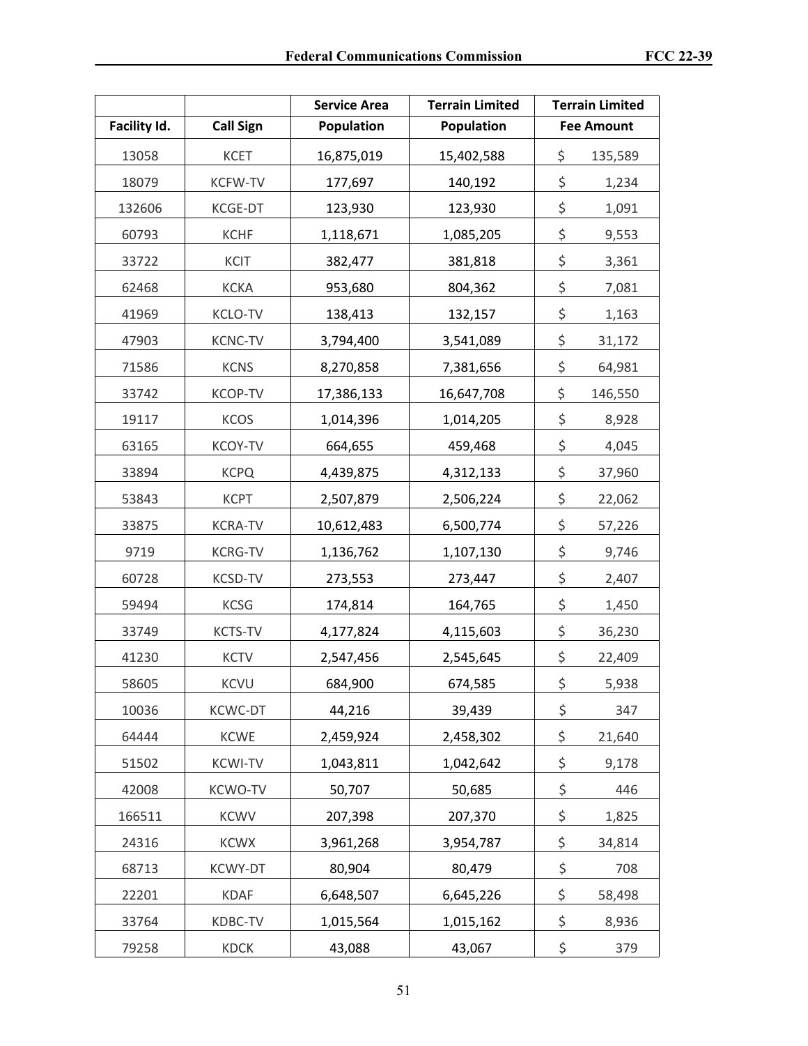| Facility Id. | Call Sign | Service Area Population | Terrain Limited Population | Terrain Limited Fee Amount |
|---|---|---|---|---|
| 13058 | KCET | 16,875,019 | 15,402,588 | $ 135,589 |
| 18079 | KCFW-TV | 177,697 | 140,192 | $ 1,234 |
| 132606 | KCGE-DT | 123,930 | 123,930 | $ 1,091 |
| 60793 | KCHF | 1,118,671 | 1,085,205 | $ 9,553 |
| 33722 | KCIT | 382,477 | 381,818 | $ 3,361 |
| 62468 | KCKA | 953,680 | 804,362 | $ 7,081 |
| 41969 | KCLO-TV | 138,413 | 132,157 | $ 1,163 |
| 47903 | KCNC-TV | 3,794,400 | 3,541,089 | $ 31,172 |
| 71586 | KCNS | 8,270,858 | 7,381,656 | $ 64,981 |
| 33742 | KCOP-TV | 17,386,133 | 16,647,708 | $ 146,550 |
| 19117 | KCOS | 1,014,396 | 1,014,205 | $ 8,928 |
| 63165 | KCOY-TV | 664,655 | 459,468 | $ 4,045 |
| 33894 | KCPQ | 4,439,875 | 4,312,133 | $ 37,960 |
| 53843 | KCPT | 2,507,879 | 2,506,224 | $ 22,062 |
| 33875 | KCRA-TV | 10,612,483 | 6,500,774 | $ 57,226 |
| 9719 | KCRG-TV | 1,136,762 | 1,107,130 | $ 9,746 |
| 60728 | KCSD-TV | 273,553 | 273,447 | $ 2,407 |
| 59494 | KCSG | 174,814 | 164,765 | $ 1,450 |
| 33749 | KCTS-TV | 4,177,824 | 4,115,603 | $ 36,230 |
| 41230 | KCTV | 2,547,456 | 2,545,645 | $ 22,409 |
| 58605 | KCVU | 684,900 | 674,585 | $ 5,938 |
| 10036 | KCWC-DT | 44,216 | 39,439 | $ 347 |
| 64444 | KCWE | 2,459,924 | 2,458,302 | $ 21,640 |
| 51502 | KCWI-TV | 1,043,811 | 1,042,642 | $ 9,178 |
| 42008 | KCWO-TV | 50,707 | 50,685 | $ 446 |
| 166511 | KCWV | 207,398 | 207,370 | $ 1,825 |
| 24316 | KCWX | 3,961,268 | 3,954,787 | $ 34,814 |
| 68713 | KCWY-DT | 80,904 | 80,479 | $ 708 |
| 22201 | KDAF | 6,648,507 | 6,645,226 | $ 58,498 |
| 33764 | KDBC-TV | 1,015,564 | 1,015,162 | $ 8,936 |
| 79258 | KDCK | 43,088 | 43,067 | $ 379 |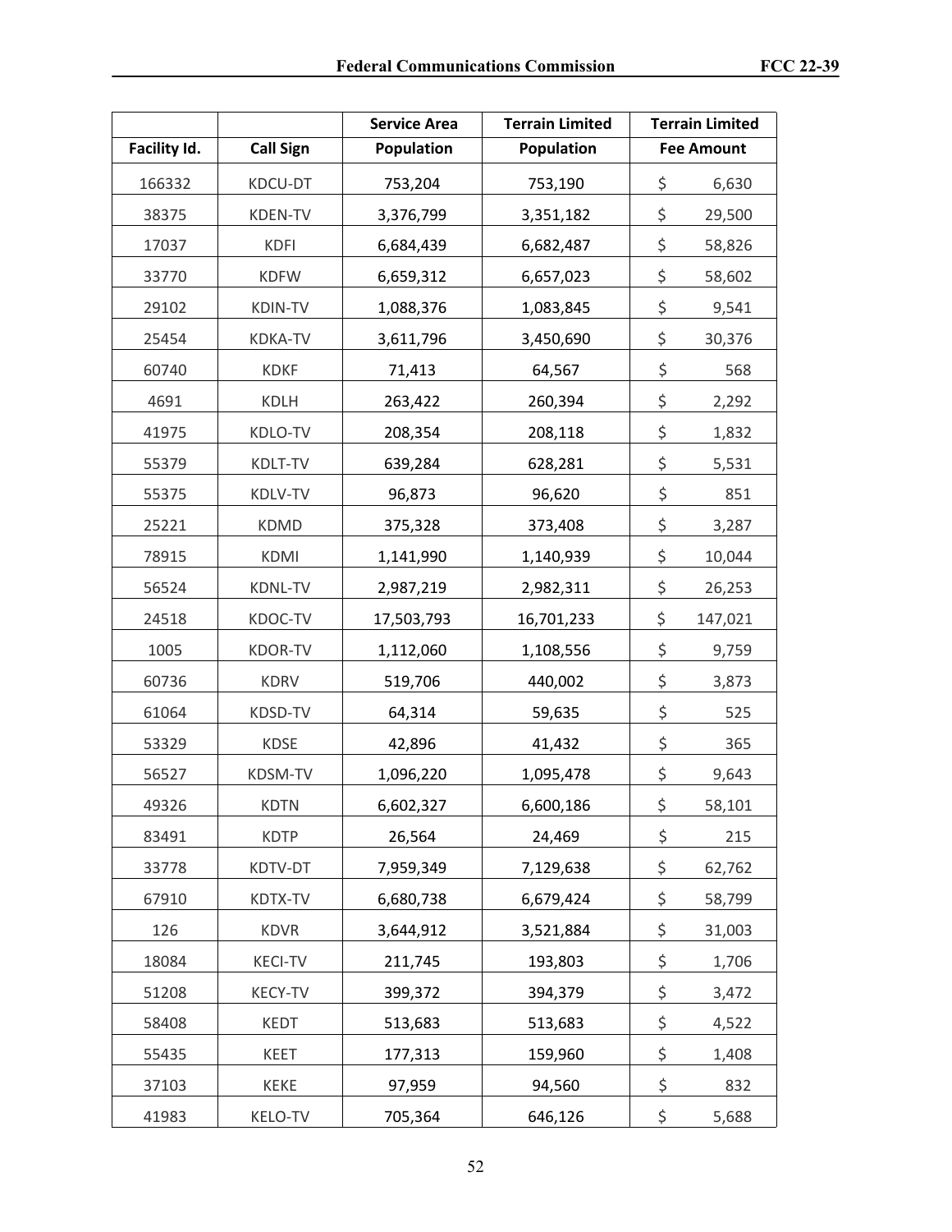| Facility Id. | Call Sign | Service Area Population | Terrain Limited Population | Terrain Limited Fee Amount |
|---|---|---|---|---|
| 166332 | KDCU-DT | 753,204 | 753,190 | $ 6,630 |
| 38375 | KDEN-TV | 3,376,799 | 3,351,182 | $ 29,500 |
| 17037 | KDFI | 6,684,439 | 6,682,487 | $ 58,826 |
| 33770 | KDFW | 6,659,312 | 6,657,023 | $ 58,602 |
| 29102 | KDIN-TV | 1,088,376 | 1,083,845 | $ 9,541 |
| 25454 | KDKA-TV | 3,611,796 | 3,450,690 | $ 30,376 |
| 60740 | KDKF | 71,413 | 64,567 | $ 568 |
| 4691 | KDLH | 263,422 | 260,394 | $ 2,292 |
| 41975 | KDLO-TV | 208,354 | 208,118 | $ 1,832 |
| 55379 | KDLT-TV | 639,284 | 628,281 | $ 5,531 |
| 55375 | KDLV-TV | 96,873 | 96,620 | $ 851 |
| 25221 | KDMD | 375,328 | 373,408 | $ 3,287 |
| 78915 | KDMI | 1,141,990 | 1,140,939 | $ 10,044 |
| 56524 | KDNL-TV | 2,987,219 | 2,982,311 | $ 26,253 |
| 24518 | KDOC-TV | 17,503,793 | 16,701,233 | $ 147,021 |
| 1005 | KDOR-TV | 1,112,060 | 1,108,556 | $ 9,759 |
| 60736 | KDRV | 519,706 | 440,002 | $ 3,873 |
| 61064 | KDSD-TV | 64,314 | 59,635 | $ 525 |
| 53329 | KDSE | 42,896 | 41,432 | $ 365 |
| 56527 | KDSM-TV | 1,096,220 | 1,095,478 | $ 9,643 |
| 49326 | KDTN | 6,602,327 | 6,600,186 | $ 58,101 |
| 83491 | KDTP | 26,564 | 24,469 | $ 215 |
| 33778 | KDTV-DT | 7,959,349 | 7,129,638 | $ 62,762 |
| 67910 | KDTX-TV | 6,680,738 | 6,679,424 | $ 58,799 |
| 126 | KDVR | 3,644,912 | 3,521,884 | $ 31,003 |
| 18084 | KECI-TV | 211,745 | 193,803 | $ 1,706 |
| 51208 | KECY-TV | 399,372 | 394,379 | $ 3,472 |
| 58408 | KEDT | 513,683 | 513,683 | $ 4,522 |
| 55435 | KEET | 177,313 | 159,960 | $ 1,408 |
| 37103 | KEKE | 97,959 | 94,560 | $ 832 |
| 41983 | KELO-TV | 705,364 | 646,126 | $ 5,688 |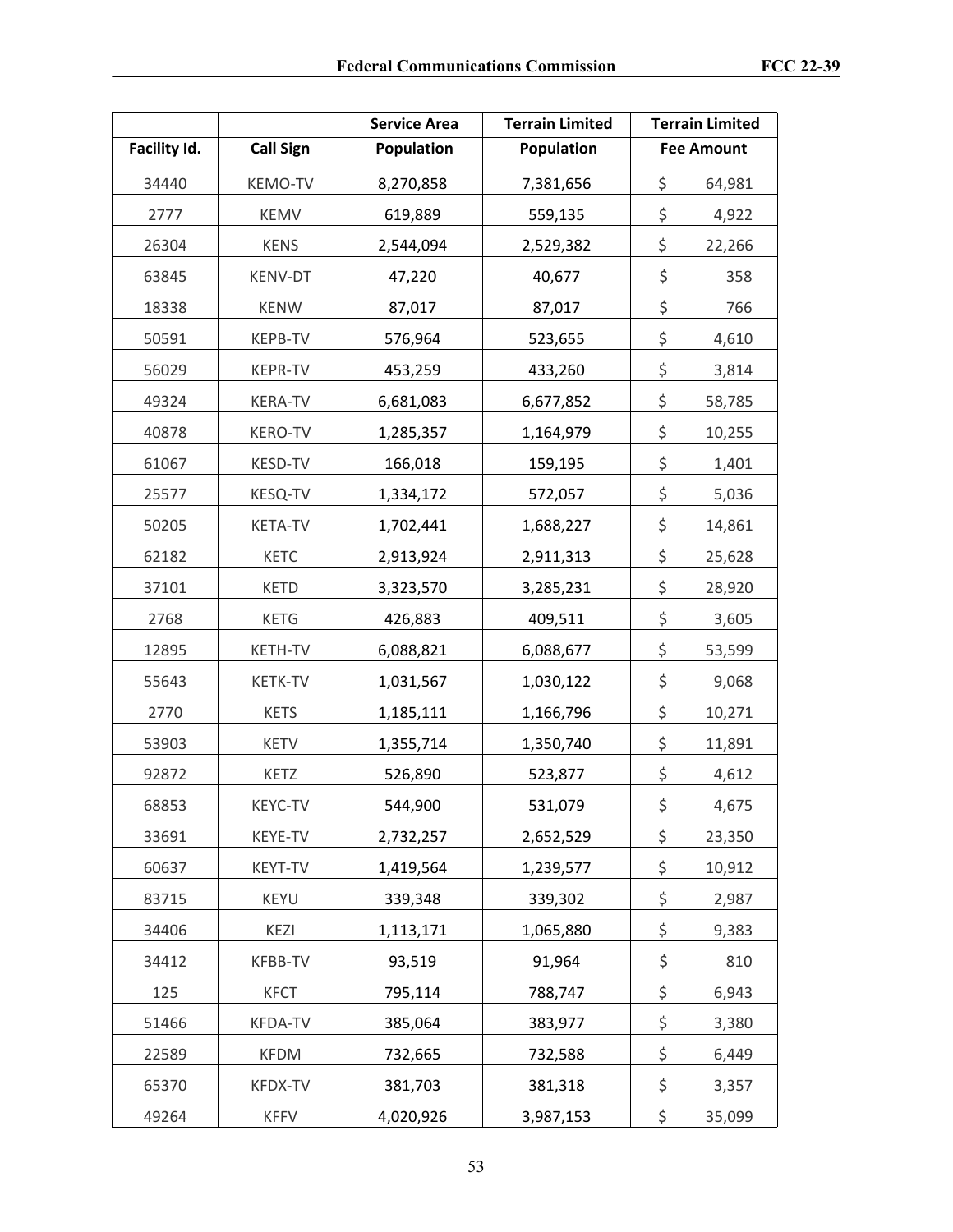| Facility Id. | Call Sign | Service Area Population | Terrain Limited Population | Terrain Limited Fee Amount |
|---|---|---|---|---|
| 34440 | KEMO-TV | 8,270,858 | 7,381,656 | $ 64,981 |
| 2777 | KEMV | 619,889 | 559,135 | $ 4,922 |
| 26304 | KENS | 2,544,094 | 2,529,382 | $ 22,266 |
| 63845 | KENV-DT | 47,220 | 40,677 | $ 358 |
| 18338 | KENW | 87,017 | 87,017 | $ 766 |
| 50591 | KEPB-TV | 576,964 | 523,655 | $ 4,610 |
| 56029 | KEPR-TV | 453,259 | 433,260 | $ 3,814 |
| 49324 | KERA-TV | 6,681,083 | 6,677,852 | $ 58,785 |
| 40878 | KERO-TV | 1,285,357 | 1,164,979 | $ 10,255 |
| 61067 | KESD-TV | 166,018 | 159,195 | $ 1,401 |
| 25577 | KESQ-TV | 1,334,172 | 572,057 | $ 5,036 |
| 50205 | KETA-TV | 1,702,441 | 1,688,227 | $ 14,861 |
| 62182 | KETC | 2,913,924 | 2,911,313 | $ 25,628 |
| 37101 | KETD | 3,323,570 | 3,285,231 | $ 28,920 |
| 2768 | KETG | 426,883 | 409,511 | $ 3,605 |
| 12895 | KETH-TV | 6,088,821 | 6,088,677 | $ 53,599 |
| 55643 | KETK-TV | 1,031,567 | 1,030,122 | $ 9,068 |
| 2770 | KETS | 1,185,111 | 1,166,796 | $ 10,271 |
| 53903 | KETV | 1,355,714 | 1,350,740 | $ 11,891 |
| 92872 | KETZ | 526,890 | 523,877 | $ 4,612 |
| 68853 | KEYC-TV | 544,900 | 531,079 | $ 4,675 |
| 33691 | KEYE-TV | 2,732,257 | 2,652,529 | $ 23,350 |
| 60637 | KEYT-TV | 1,419,564 | 1,239,577 | $ 10,912 |
| 83715 | KEYU | 339,348 | 339,302 | $ 2,987 |
| 34406 | KEZI | 1,113,171 | 1,065,880 | $ 9,383 |
| 34412 | KFBB-TV | 93,519 | 91,964 | $ 810 |
| 125 | KFCT | 795,114 | 788,747 | $ 6,943 |
| 51466 | KFDA-TV | 385,064 | 383,977 | $ 3,380 |
| 22589 | KFDM | 732,665 | 732,588 | $ 6,449 |
| 65370 | KFDX-TV | 381,703 | 381,318 | $ 3,357 |
| 49264 | KFFV | 4,020,926 | 3,987,153 | $ 35,099 |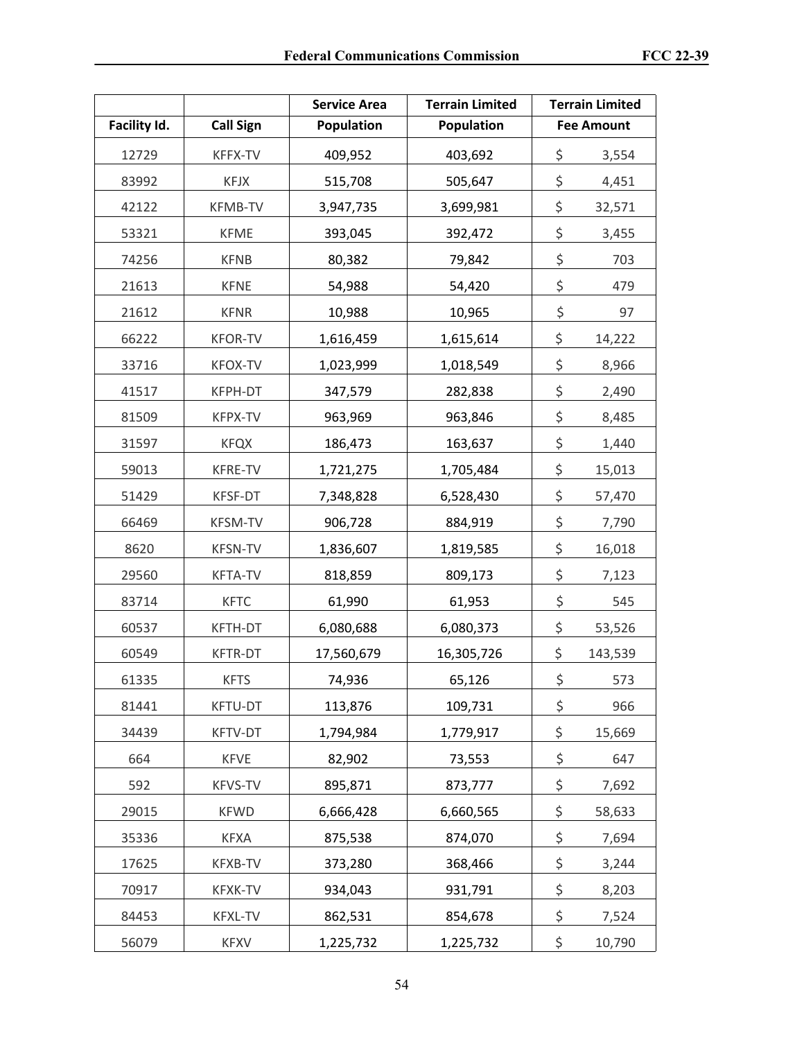| Facility Id. | Call Sign | Service Area Population | Terrain Limited Population | Terrain Limited Fee Amount |
|---|---|---|---|---|
| 12729 | KFFX-TV | 409,952 | 403,692 | $ 3,554 |
| 83992 | KFJX | 515,708 | 505,647 | $ 4,451 |
| 42122 | KFMB-TV | 3,947,735 | 3,699,981 | $ 32,571 |
| 53321 | KFME | 393,045 | 392,472 | $ 3,455 |
| 74256 | KFNB | 80,382 | 79,842 | $ 703 |
| 21613 | KFNE | 54,988 | 54,420 | $ 479 |
| 21612 | KFNR | 10,988 | 10,965 | $ 97 |
| 66222 | KFOR-TV | 1,616,459 | 1,615,614 | $ 14,222 |
| 33716 | KFOX-TV | 1,023,999 | 1,018,549 | $ 8,966 |
| 41517 | KFPH-DT | 347,579 | 282,838 | $ 2,490 |
| 81509 | KFPX-TV | 963,969 | 963,846 | $ 8,485 |
| 31597 | KFQX | 186,473 | 163,637 | $ 1,440 |
| 59013 | KFRE-TV | 1,721,275 | 1,705,484 | $ 15,013 |
| 51429 | KFSF-DT | 7,348,828 | 6,528,430 | $ 57,470 |
| 66469 | KFSM-TV | 906,728 | 884,919 | $ 7,790 |
| 8620 | KFSN-TV | 1,836,607 | 1,819,585 | $ 16,018 |
| 29560 | KFTA-TV | 818,859 | 809,173 | $ 7,123 |
| 83714 | KFTC | 61,990 | 61,953 | $ 545 |
| 60537 | KFTH-DT | 6,080,688 | 6,080,373 | $ 53,526 |
| 60549 | KFTR-DT | 17,560,679 | 16,305,726 | $ 143,539 |
| 61335 | KFTS | 74,936 | 65,126 | $ 573 |
| 81441 | KFTU-DT | 113,876 | 109,731 | $ 966 |
| 34439 | KFTV-DT | 1,794,984 | 1,779,917 | $ 15,669 |
| 664 | KFVE | 82,902 | 73,553 | $ 647 |
| 592 | KFVS-TV | 895,871 | 873,777 | $ 7,692 |
| 29015 | KFWD | 6,666,428 | 6,660,565 | $ 58,633 |
| 35336 | KFXA | 875,538 | 874,070 | $ 7,694 |
| 17625 | KFXB-TV | 373,280 | 368,466 | $ 3,244 |
| 70917 | KFXK-TV | 934,043 | 931,791 | $ 8,203 |
| 84453 | KFXL-TV | 862,531 | 854,678 | $ 7,524 |
| 56079 | KFXV | 1,225,732 | 1,225,732 | $ 10,790 |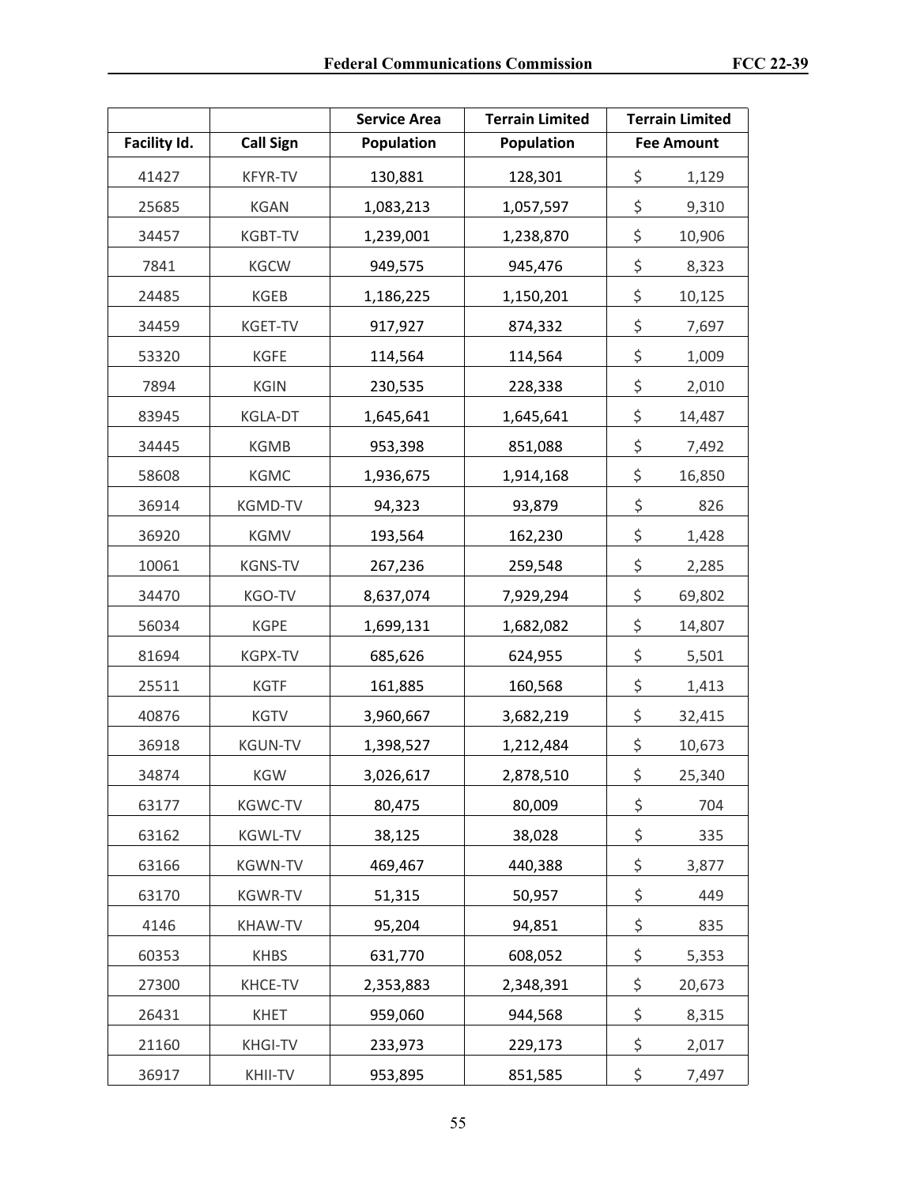| Facility Id. | Call Sign | Service Area Population | Terrain Limited Population | Terrain Limited Fee Amount |
|---|---|---|---|---|
| 41427 | KFYR-TV | 130,881 | 128,301 | $ 1,129 |
| 25685 | KGAN | 1,083,213 | 1,057,597 | $ 9,310 |
| 34457 | KGBT-TV | 1,239,001 | 1,238,870 | $ 10,906 |
| 7841 | KGCW | 949,575 | 945,476 | $ 8,323 |
| 24485 | KGEB | 1,186,225 | 1,150,201 | $ 10,125 |
| 34459 | KGET-TV | 917,927 | 874,332 | $ 7,697 |
| 53320 | KGFE | 114,564 | 114,564 | $ 1,009 |
| 7894 | KGIN | 230,535 | 228,338 | $ 2,010 |
| 83945 | KGLA-DT | 1,645,641 | 1,645,641 | $ 14,487 |
| 34445 | KGMB | 953,398 | 851,088 | $ 7,492 |
| 58608 | KGMC | 1,936,675 | 1,914,168 | $ 16,850 |
| 36914 | KGMD-TV | 94,323 | 93,879 | $ 826 |
| 36920 | KGMV | 193,564 | 162,230 | $ 1,428 |
| 10061 | KGNS-TV | 267,236 | 259,548 | $ 2,285 |
| 34470 | KGO-TV | 8,637,074 | 7,929,294 | $ 69,802 |
| 56034 | KGPE | 1,699,131 | 1,682,082 | $ 14,807 |
| 81694 | KGPX-TV | 685,626 | 624,955 | $ 5,501 |
| 25511 | KGTF | 161,885 | 160,568 | $ 1,413 |
| 40876 | KGTV | 3,960,667 | 3,682,219 | $ 32,415 |
| 36918 | KGUN-TV | 1,398,527 | 1,212,484 | $ 10,673 |
| 34874 | KGW | 3,026,617 | 2,878,510 | $ 25,340 |
| 63177 | KGWC-TV | 80,475 | 80,009 | $ 704 |
| 63162 | KGWL-TV | 38,125 | 38,028 | $ 335 |
| 63166 | KGWN-TV | 469,467 | 440,388 | $ 3,877 |
| 63170 | KGWR-TV | 51,315 | 50,957 | $ 449 |
| 4146 | KHAW-TV | 95,204 | 94,851 | $ 835 |
| 60353 | KHBS | 631,770 | 608,052 | $ 5,353 |
| 27300 | KHCE-TV | 2,353,883 | 2,348,391 | $ 20,673 |
| 26431 | KHET | 959,060 | 944,568 | $ 8,315 |
| 21160 | KHGI-TV | 233,973 | 229,173 | $ 2,017 |
| 36917 | KHII-TV | 953,895 | 851,585 | $ 7,497 |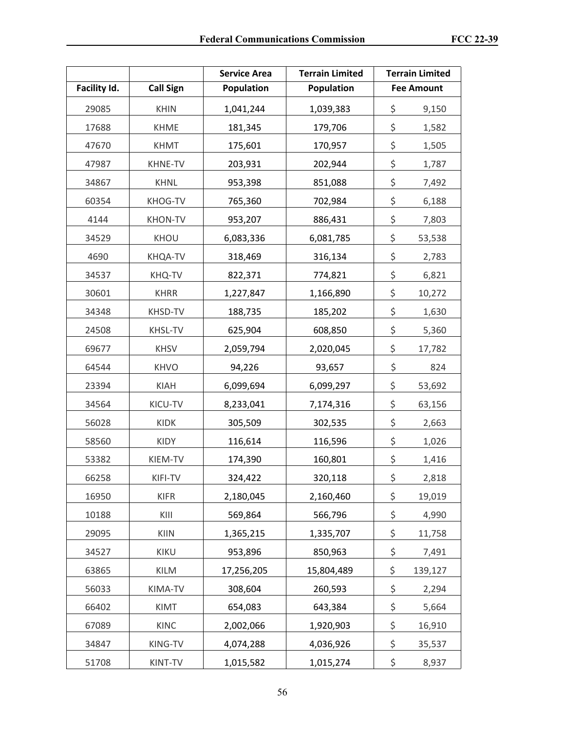| Facility Id. | Call Sign | Service Area Population | Terrain Limited Population | Terrain Limited Fee Amount |
|---|---|---|---|---|
| 29085 | KHIN | 1,041,244 | 1,039,383 | $ 9,150 |
| 17688 | KHME | 181,345 | 179,706 | $ 1,582 |
| 47670 | KHMT | 175,601 | 170,957 | $ 1,505 |
| 47987 | KHNE-TV | 203,931 | 202,944 | $ 1,787 |
| 34867 | KHNL | 953,398 | 851,088 | $ 7,492 |
| 60354 | KHOG-TV | 765,360 | 702,984 | $ 6,188 |
| 4144 | KHON-TV | 953,207 | 886,431 | $ 7,803 |
| 34529 | KHOU | 6,083,336 | 6,081,785 | $ 53,538 |
| 4690 | KHQA-TV | 318,469 | 316,134 | $ 2,783 |
| 34537 | KHQ-TV | 822,371 | 774,821 | $ 6,821 |
| 30601 | KHRR | 1,227,847 | 1,166,890 | $ 10,272 |
| 34348 | KHSD-TV | 188,735 | 185,202 | $ 1,630 |
| 24508 | KHSL-TV | 625,904 | 608,850 | $ 5,360 |
| 69677 | KHSV | 2,059,794 | 2,020,045 | $ 17,782 |
| 64544 | KHVO | 94,226 | 93,657 | $ 824 |
| 23394 | KIAH | 6,099,694 | 6,099,297 | $ 53,692 |
| 34564 | KICU-TV | 8,233,041 | 7,174,316 | $ 63,156 |
| 56028 | KIDK | 305,509 | 302,535 | $ 2,663 |
| 58560 | KIDY | 116,614 | 116,596 | $ 1,026 |
| 53382 | KIEM-TV | 174,390 | 160,801 | $ 1,416 |
| 66258 | KIFI-TV | 324,422 | 320,118 | $ 2,818 |
| 16950 | KIFR | 2,180,045 | 2,160,460 | $ 19,019 |
| 10188 | KIII | 569,864 | 566,796 | $ 4,990 |
| 29095 | KIIN | 1,365,215 | 1,335,707 | $ 11,758 |
| 34527 | KIKU | 953,896 | 850,963 | $ 7,491 |
| 63865 | KILM | 17,256,205 | 15,804,489 | $ 139,127 |
| 56033 | KIMA-TV | 308,604 | 260,593 | $ 2,294 |
| 66402 | KIMT | 654,083 | 643,384 | $ 5,664 |
| 67089 | KINC | 2,002,066 | 1,920,903 | $ 16,910 |
| 34847 | KING-TV | 4,074,288 | 4,036,926 | $ 35,537 |
| 51708 | KINT-TV | 1,015,582 | 1,015,274 | $ 8,937 |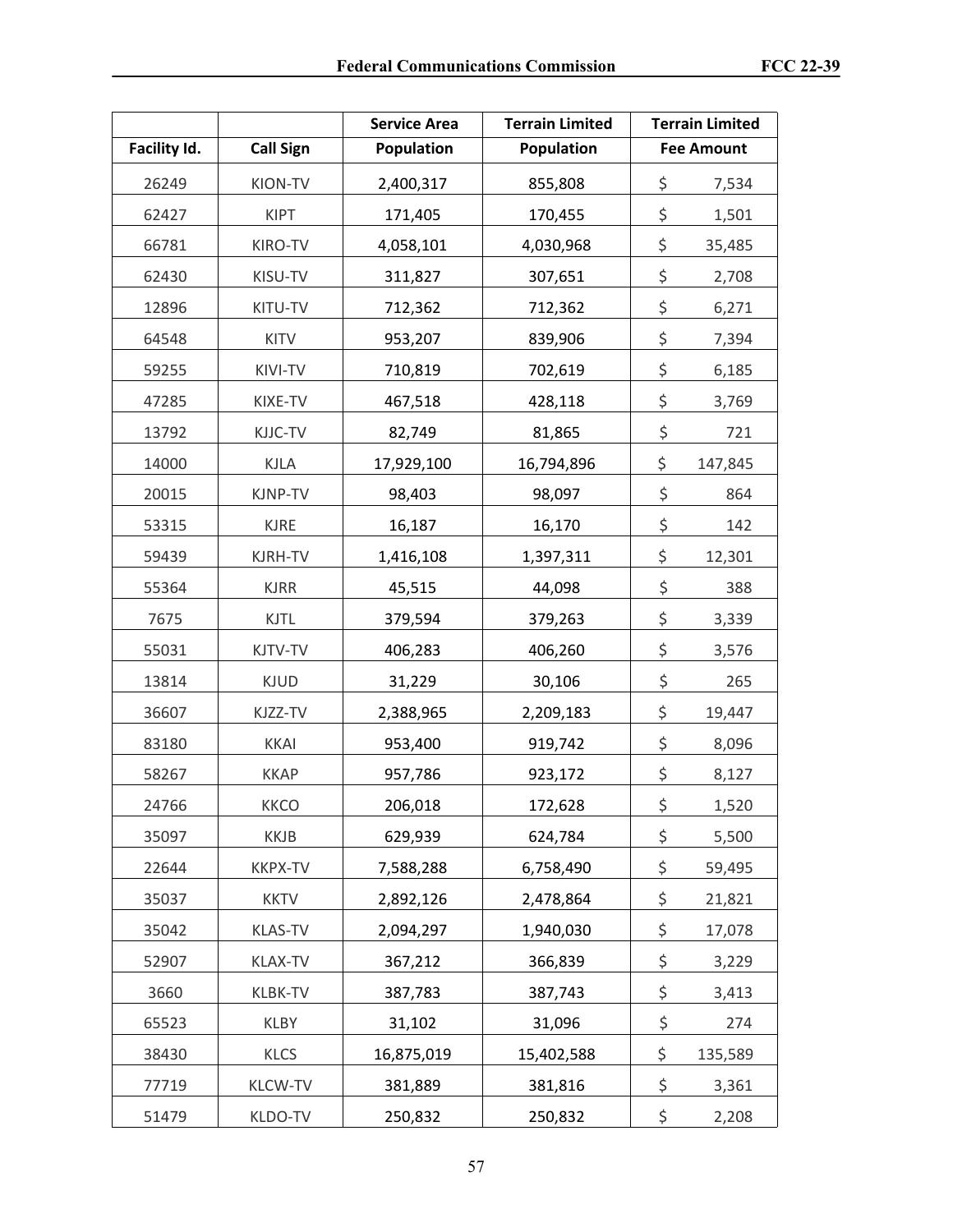| Facility Id. | Call Sign | Service Area Population | Terrain Limited Population | Terrain Limited Fee Amount |
|---|---|---|---|---|
| 26249 | KION-TV | 2,400,317 | 855,808 | $ 7,534 |
| 62427 | KIPT | 171,405 | 170,455 | $ 1,501 |
| 66781 | KIRO-TV | 4,058,101 | 4,030,968 | $ 35,485 |
| 62430 | KISU-TV | 311,827 | 307,651 | $ 2,708 |
| 12896 | KITU-TV | 712,362 | 712,362 | $ 6,271 |
| 64548 | KITV | 953,207 | 839,906 | $ 7,394 |
| 59255 | KIVI-TV | 710,819 | 702,619 | $ 6,185 |
| 47285 | KIXE-TV | 467,518 | 428,118 | $ 3,769 |
| 13792 | KJJC-TV | 82,749 | 81,865 | $ 721 |
| 14000 | KJLA | 17,929,100 | 16,794,896 | $ 147,845 |
| 20015 | KJNP-TV | 98,403 | 98,097 | $ 864 |
| 53315 | KJRE | 16,187 | 16,170 | $ 142 |
| 59439 | KJRH-TV | 1,416,108 | 1,397,311 | $ 12,301 |
| 55364 | KJRR | 45,515 | 44,098 | $ 388 |
| 7675 | KJTL | 379,594 | 379,263 | $ 3,339 |
| 55031 | KJTV-TV | 406,283 | 406,260 | $ 3,576 |
| 13814 | KJUD | 31,229 | 30,106 | $ 265 |
| 36607 | KJZZ-TV | 2,388,965 | 2,209,183 | $ 19,447 |
| 83180 | KKAI | 953,400 | 919,742 | $ 8,096 |
| 58267 | KKAP | 957,786 | 923,172 | $ 8,127 |
| 24766 | KKCO | 206,018 | 172,628 | $ 1,520 |
| 35097 | KKJB | 629,939 | 624,784 | $ 5,500 |
| 22644 | KKPX-TV | 7,588,288 | 6,758,490 | $ 59,495 |
| 35037 | KKTV | 2,892,126 | 2,478,864 | $ 21,821 |
| 35042 | KLAS-TV | 2,094,297 | 1,940,030 | $ 17,078 |
| 52907 | KLAX-TV | 367,212 | 366,839 | $ 3,229 |
| 3660 | KLBK-TV | 387,783 | 387,743 | $ 3,413 |
| 65523 | KLBY | 31,102 | 31,096 | $ 274 |
| 38430 | KLCS | 16,875,019 | 15,402,588 | $ 135,589 |
| 77719 | KLCW-TV | 381,889 | 381,816 | $ 3,361 |
| 51479 | KLDO-TV | 250,832 | 250,832 | $ 2,208 |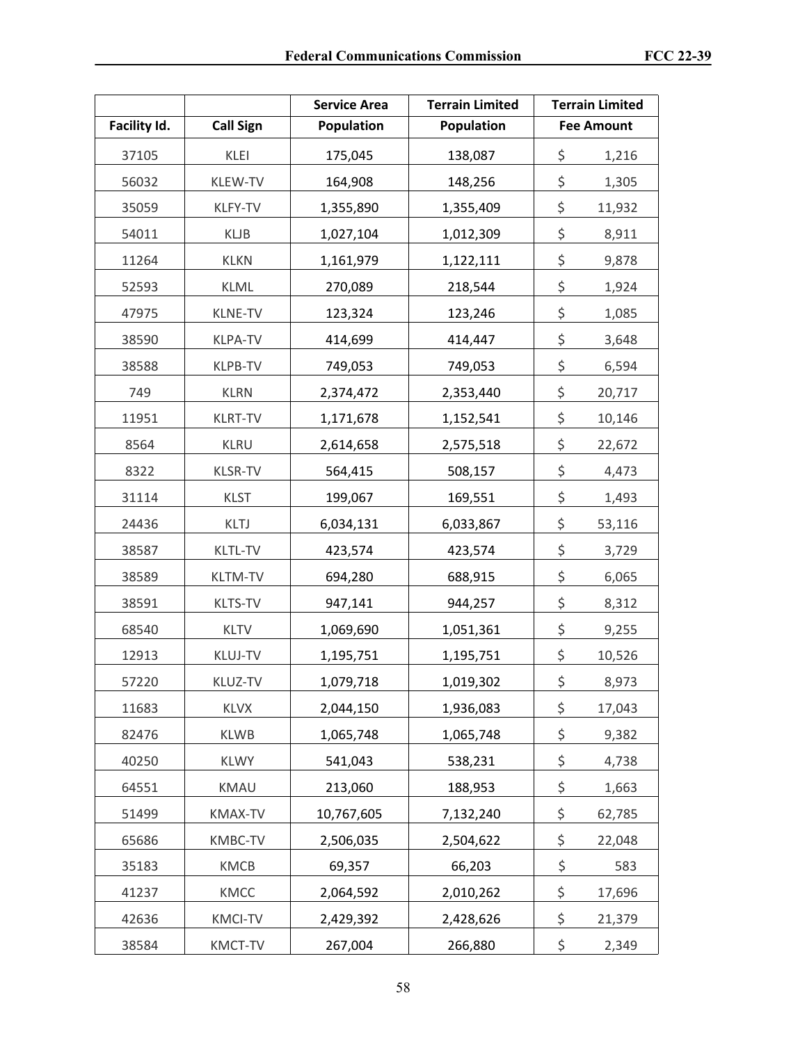| Facility Id. | Call Sign | Service Area Population | Terrain Limited Population | Terrain Limited Fee Amount |
|---|---|---|---|---|
| 37105 | KLEI | 175,045 | 138,087 | $ 1,216 |
| 56032 | KLEW-TV | 164,908 | 148,256 | $ 1,305 |
| 35059 | KLFY-TV | 1,355,890 | 1,355,409 | $ 11,932 |
| 54011 | KLJB | 1,027,104 | 1,012,309 | $ 8,911 |
| 11264 | KLKN | 1,161,979 | 1,122,111 | $ 9,878 |
| 52593 | KLML | 270,089 | 218,544 | $ 1,924 |
| 47975 | KLNE-TV | 123,324 | 123,246 | $ 1,085 |
| 38590 | KLPA-TV | 414,699 | 414,447 | $ 3,648 |
| 38588 | KLPB-TV | 749,053 | 749,053 | $ 6,594 |
| 749 | KLRN | 2,374,472 | 2,353,440 | $ 20,717 |
| 11951 | KLRT-TV | 1,171,678 | 1,152,541 | $ 10,146 |
| 8564 | KLRU | 2,614,658 | 2,575,518 | $ 22,672 |
| 8322 | KLSR-TV | 564,415 | 508,157 | $ 4,473 |
| 31114 | KLST | 199,067 | 169,551 | $ 1,493 |
| 24436 | KLTJ | 6,034,131 | 6,033,867 | $ 53,116 |
| 38587 | KLTL-TV | 423,574 | 423,574 | $ 3,729 |
| 38589 | KLTM-TV | 694,280 | 688,915 | $ 6,065 |
| 38591 | KLTS-TV | 947,141 | 944,257 | $ 8,312 |
| 68540 | KLTV | 1,069,690 | 1,051,361 | $ 9,255 |
| 12913 | KLUJ-TV | 1,195,751 | 1,195,751 | $ 10,526 |
| 57220 | KLUZ-TV | 1,079,718 | 1,019,302 | $ 8,973 |
| 11683 | KLVX | 2,044,150 | 1,936,083 | $ 17,043 |
| 82476 | KLWB | 1,065,748 | 1,065,748 | $ 9,382 |
| 40250 | KLWY | 541,043 | 538,231 | $ 4,738 |
| 64551 | KMAU | 213,060 | 188,953 | $ 1,663 |
| 51499 | KMAX-TV | 10,767,605 | 7,132,240 | $ 62,785 |
| 65686 | KMBC-TV | 2,506,035 | 2,504,622 | $ 22,048 |
| 35183 | KMCB | 69,357 | 66,203 | $ 583 |
| 41237 | KMCC | 2,064,592 | 2,010,262 | $ 17,696 |
| 42636 | KMCI-TV | 2,429,392 | 2,428,626 | $ 21,379 |
| 38584 | KMCT-TV | 267,004 | 266,880 | $ 2,349 |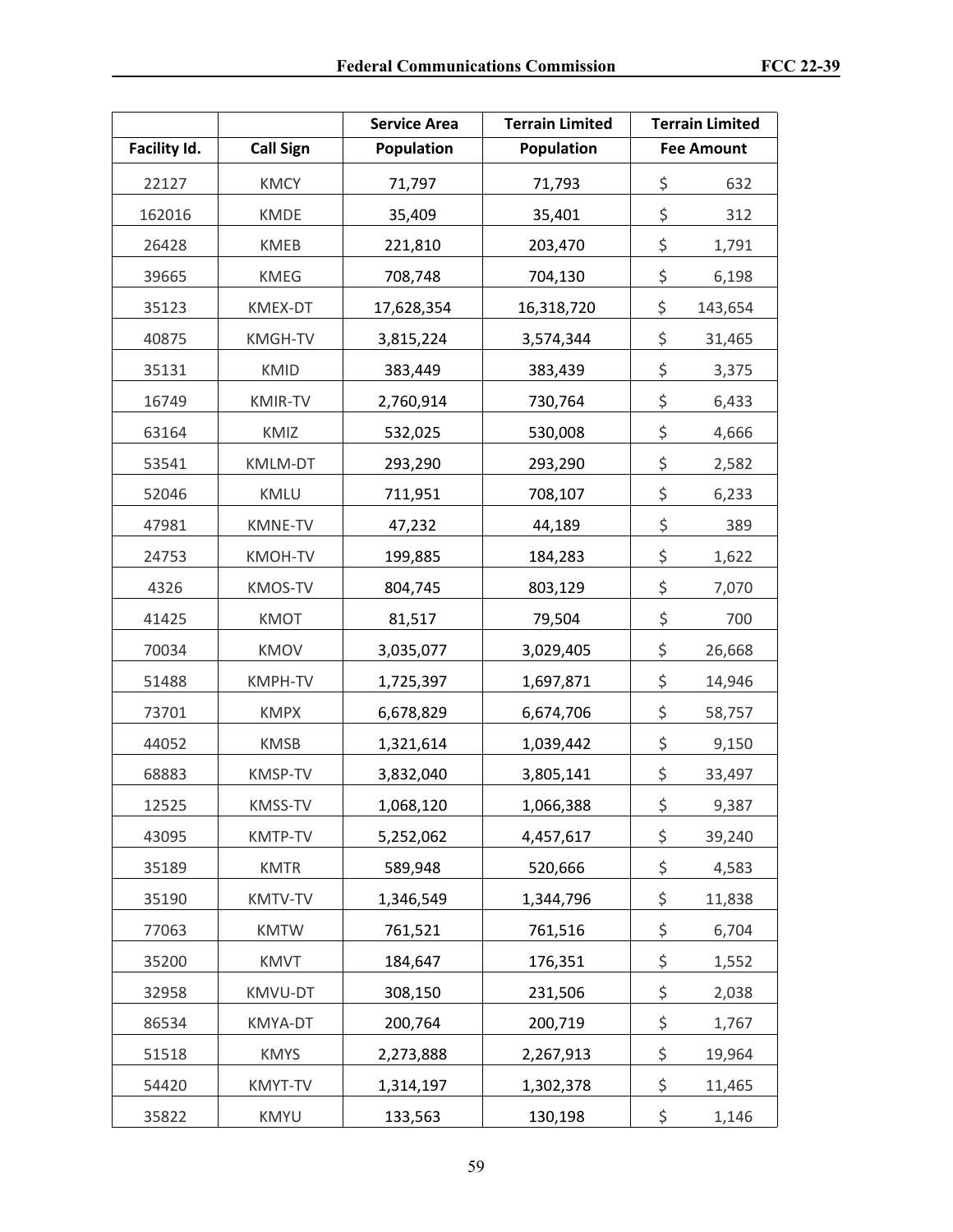| Facility Id. | Call Sign | Service Area Population | Terrain Limited Population | Terrain Limited Fee Amount |
|---|---|---|---|---|
| 22127 | KMCY | 71,797 | 71,793 | $ 632 |
| 162016 | KMDE | 35,409 | 35,401 | $ 312 |
| 26428 | KMEB | 221,810 | 203,470 | $ 1,791 |
| 39665 | KMEG | 708,748 | 704,130 | $ 6,198 |
| 35123 | KMEX-DT | 17,628,354 | 16,318,720 | $ 143,654 |
| 40875 | KMGH-TV | 3,815,224 | 3,574,344 | $ 31,465 |
| 35131 | KMID | 383,449 | 383,439 | $ 3,375 |
| 16749 | KMIR-TV | 2,760,914 | 730,764 | $ 6,433 |
| 63164 | KMIZ | 532,025 | 530,008 | $ 4,666 |
| 53541 | KMLM-DT | 293,290 | 293,290 | $ 2,582 |
| 52046 | KMLU | 711,951 | 708,107 | $ 6,233 |
| 47981 | KMNE-TV | 47,232 | 44,189 | $ 389 |
| 24753 | KMOH-TV | 199,885 | 184,283 | $ 1,622 |
| 4326 | KMOS-TV | 804,745 | 803,129 | $ 7,070 |
| 41425 | KMOT | 81,517 | 79,504 | $ 700 |
| 70034 | KMOV | 3,035,077 | 3,029,405 | $ 26,668 |
| 51488 | KMPH-TV | 1,725,397 | 1,697,871 | $ 14,946 |
| 73701 | KMPX | 6,678,829 | 6,674,706 | $ 58,757 |
| 44052 | KMSB | 1,321,614 | 1,039,442 | $ 9,150 |
| 68883 | KMSP-TV | 3,832,040 | 3,805,141 | $ 33,497 |
| 12525 | KMSS-TV | 1,068,120 | 1,066,388 | $ 9,387 |
| 43095 | KMTP-TV | 5,252,062 | 4,457,617 | $ 39,240 |
| 35189 | KMTR | 589,948 | 520,666 | $ 4,583 |
| 35190 | KMTV-TV | 1,346,549 | 1,344,796 | $ 11,838 |
| 77063 | KMTW | 761,521 | 761,516 | $ 6,704 |
| 35200 | KMVT | 184,647 | 176,351 | $ 1,552 |
| 32958 | KMVU-DT | 308,150 | 231,506 | $ 2,038 |
| 86534 | KMYA-DT | 200,764 | 200,719 | $ 1,767 |
| 51518 | KMYS | 2,273,888 | 2,267,913 | $ 19,964 |
| 54420 | KMYT-TV | 1,314,197 | 1,302,378 | $ 11,465 |
| 35822 | KMYU | 133,563 | 130,198 | $ 1,146 |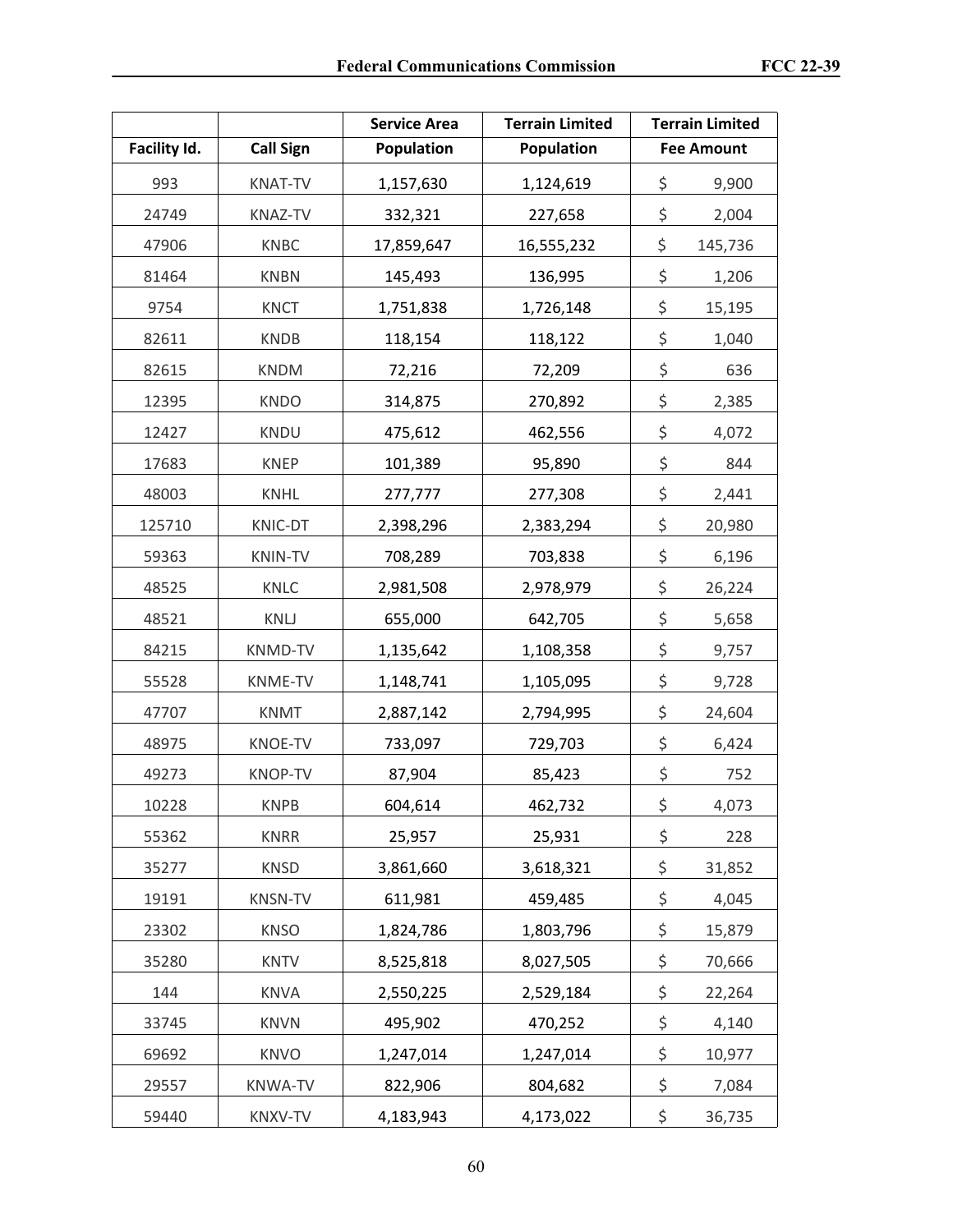| Facility Id. | Call Sign | Service Area Population | Terrain Limited Population | Terrain Limited Fee Amount |
|---|---|---|---|---|
| 993 | KNAT-TV | 1,157,630 | 1,124,619 | $ 9,900 |
| 24749 | KNAZ-TV | 332,321 | 227,658 | $ 2,004 |
| 47906 | KNBC | 17,859,647 | 16,555,232 | $ 145,736 |
| 81464 | KNBN | 145,493 | 136,995 | $ 1,206 |
| 9754 | KNCT | 1,751,838 | 1,726,148 | $ 15,195 |
| 82611 | KNDB | 118,154 | 118,122 | $ 1,040 |
| 82615 | KNDM | 72,216 | 72,209 | $ 636 |
| 12395 | KNDO | 314,875 | 270,892 | $ 2,385 |
| 12427 | KNDU | 475,612 | 462,556 | $ 4,072 |
| 17683 | KNEP | 101,389 | 95,890 | $ 844 |
| 48003 | KNHL | 277,777 | 277,308 | $ 2,441 |
| 125710 | KNIC-DT | 2,398,296 | 2,383,294 | $ 20,980 |
| 59363 | KNIN-TV | 708,289 | 703,838 | $ 6,196 |
| 48525 | KNLC | 2,981,508 | 2,978,979 | $ 26,224 |
| 48521 | KNLJ | 655,000 | 642,705 | $ 5,658 |
| 84215 | KNMD-TV | 1,135,642 | 1,108,358 | $ 9,757 |
| 55528 | KNME-TV | 1,148,741 | 1,105,095 | $ 9,728 |
| 47707 | KNMT | 2,887,142 | 2,794,995 | $ 24,604 |
| 48975 | KNOE-TV | 733,097 | 729,703 | $ 6,424 |
| 49273 | KNOP-TV | 87,904 | 85,423 | $ 752 |
| 10228 | KNPB | 604,614 | 462,732 | $ 4,073 |
| 55362 | KNRR | 25,957 | 25,931 | $ 228 |
| 35277 | KNSD | 3,861,660 | 3,618,321 | $ 31,852 |
| 19191 | KNSN-TV | 611,981 | 459,485 | $ 4,045 |
| 23302 | KNSO | 1,824,786 | 1,803,796 | $ 15,879 |
| 35280 | KNTV | 8,525,818 | 8,027,505 | $ 70,666 |
| 144 | KNVA | 2,550,225 | 2,529,184 | $ 22,264 |
| 33745 | KNVN | 495,902 | 470,252 | $ 4,140 |
| 69692 | KNVO | 1,247,014 | 1,247,014 | $ 10,977 |
| 29557 | KNWA-TV | 822,906 | 804,682 | $ 7,084 |
| 59440 | KNXV-TV | 4,183,943 | 4,173,022 | $ 36,735 |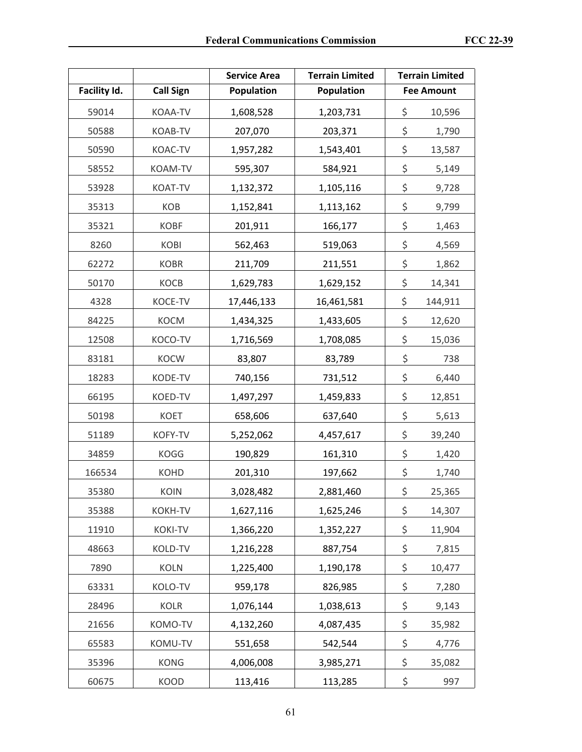| Facility Id. | Call Sign | Service Area Population | Terrain Limited Population | Terrain Limited Fee Amount |
|---|---|---|---|---|
| 59014 | KOAA-TV | 1,608,528 | 1,203,731 | $ 10,596 |
| 50588 | KOAB-TV | 207,070 | 203,371 | $ 1,790 |
| 50590 | KOAC-TV | 1,957,282 | 1,543,401 | $ 13,587 |
| 58552 | KOAM-TV | 595,307 | 584,921 | $ 5,149 |
| 53928 | KOAT-TV | 1,132,372 | 1,105,116 | $ 9,728 |
| 35313 | KOB | 1,152,841 | 1,113,162 | $ 9,799 |
| 35321 | KOBF | 201,911 | 166,177 | $ 1,463 |
| 8260 | KOBI | 562,463 | 519,063 | $ 4,569 |
| 62272 | KOBR | 211,709 | 211,551 | $ 1,862 |
| 50170 | KOCB | 1,629,783 | 1,629,152 | $ 14,341 |
| 4328 | KOCE-TV | 17,446,133 | 16,461,581 | $ 144,911 |
| 84225 | KOCM | 1,434,325 | 1,433,605 | $ 12,620 |
| 12508 | KOCO-TV | 1,716,569 | 1,708,085 | $ 15,036 |
| 83181 | KOCW | 83,807 | 83,789 | $ 738 |
| 18283 | KODE-TV | 740,156 | 731,512 | $ 6,440 |
| 66195 | KOED-TV | 1,497,297 | 1,459,833 | $ 12,851 |
| 50198 | KOET | 658,606 | 637,640 | $ 5,613 |
| 51189 | KOFY-TV | 5,252,062 | 4,457,617 | $ 39,240 |
| 34859 | KOGG | 190,829 | 161,310 | $ 1,420 |
| 166534 | KOHD | 201,310 | 197,662 | $ 1,740 |
| 35380 | KOIN | 3,028,482 | 2,881,460 | $ 25,365 |
| 35388 | KOKH-TV | 1,627,116 | 1,625,246 | $ 14,307 |
| 11910 | KOKI-TV | 1,366,220 | 1,352,227 | $ 11,904 |
| 48663 | KOLD-TV | 1,216,228 | 887,754 | $ 7,815 |
| 7890 | KOLN | 1,225,400 | 1,190,178 | $ 10,477 |
| 63331 | KOLO-TV | 959,178 | 826,985 | $ 7,280 |
| 28496 | KOLR | 1,076,144 | 1,038,613 | $ 9,143 |
| 21656 | KOMO-TV | 4,132,260 | 4,087,435 | $ 35,982 |
| 65583 | KOMU-TV | 551,658 | 542,544 | $ 4,776 |
| 35396 | KONG | 4,006,008 | 3,985,271 | $ 35,082 |
| 60675 | KOOD | 113,416 | 113,285 | $ 997 |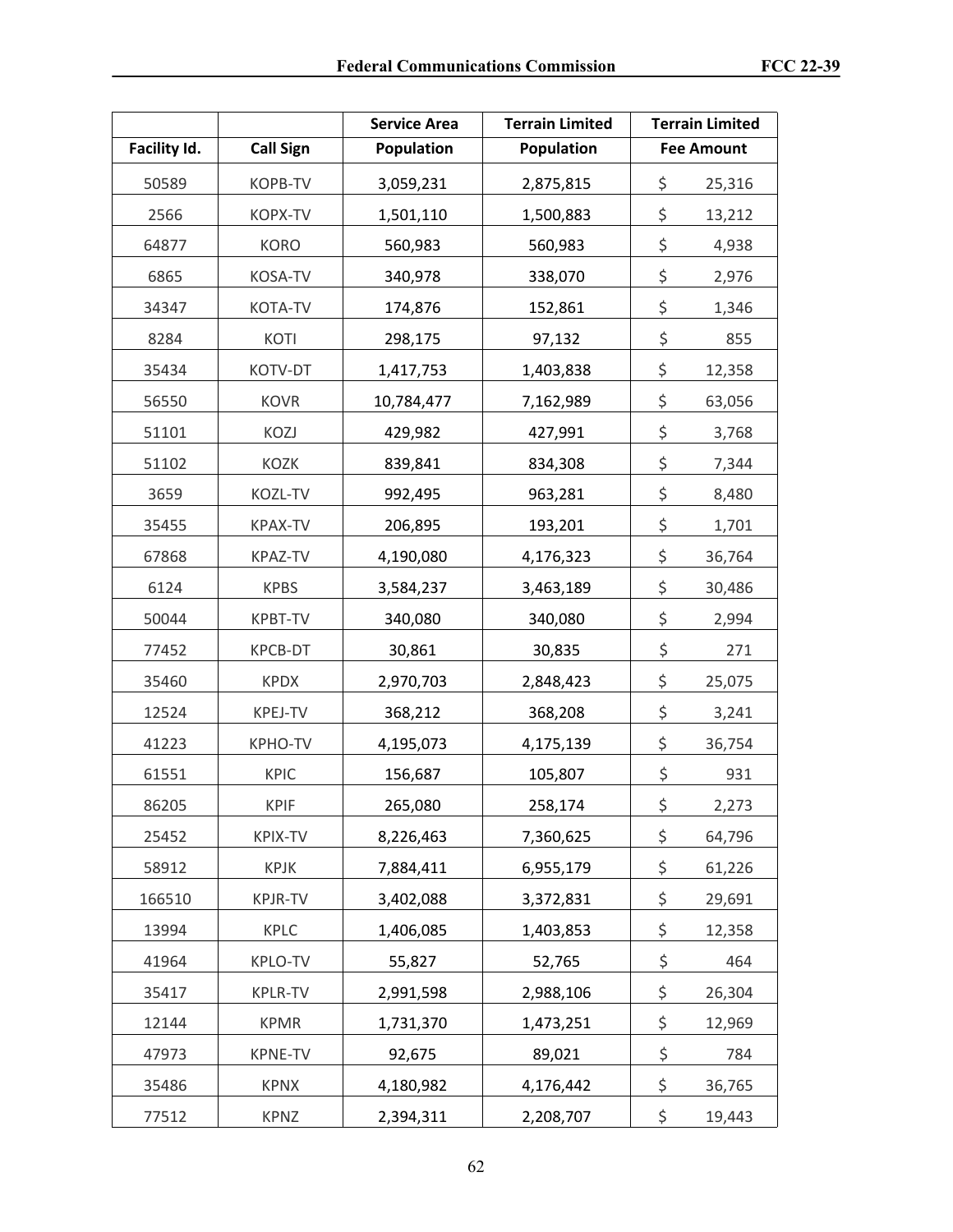| Facility Id. | Call Sign | Service Area Population | Terrain Limited Population | Terrain Limited Fee Amount |
|---|---|---|---|---|
| 50589 | KOPB-TV | 3,059,231 | 2,875,815 | $ 25,316 |
| 2566 | KOPX-TV | 1,501,110 | 1,500,883 | $ 13,212 |
| 64877 | KORO | 560,983 | 560,983 | $ 4,938 |
| 6865 | KOSA-TV | 340,978 | 338,070 | $ 2,976 |
| 34347 | KOTA-TV | 174,876 | 152,861 | $ 1,346 |
| 8284 | KOTI | 298,175 | 97,132 | $ 855 |
| 35434 | KOTV-DT | 1,417,753 | 1,403,838 | $ 12,358 |
| 56550 | KOVR | 10,784,477 | 7,162,989 | $ 63,056 |
| 51101 | KOZJ | 429,982 | 427,991 | $ 3,768 |
| 51102 | KOZK | 839,841 | 834,308 | $ 7,344 |
| 3659 | KOZL-TV | 992,495 | 963,281 | $ 8,480 |
| 35455 | KPAX-TV | 206,895 | 193,201 | $ 1,701 |
| 67868 | KPAZ-TV | 4,190,080 | 4,176,323 | $ 36,764 |
| 6124 | KPBS | 3,584,237 | 3,463,189 | $ 30,486 |
| 50044 | KPBT-TV | 340,080 | 340,080 | $ 2,994 |
| 77452 | KPCB-DT | 30,861 | 30,835 | $ 271 |
| 35460 | KPDX | 2,970,703 | 2,848,423 | $ 25,075 |
| 12524 | KPEJ-TV | 368,212 | 368,208 | $ 3,241 |
| 41223 | KPHO-TV | 4,195,073 | 4,175,139 | $ 36,754 |
| 61551 | KPIC | 156,687 | 105,807 | $ 931 |
| 86205 | KPIF | 265,080 | 258,174 | $ 2,273 |
| 25452 | KPIX-TV | 8,226,463 | 7,360,625 | $ 64,796 |
| 58912 | KPJK | 7,884,411 | 6,955,179 | $ 61,226 |
| 166510 | KPJR-TV | 3,402,088 | 3,372,831 | $ 29,691 |
| 13994 | KPLC | 1,406,085 | 1,403,853 | $ 12,358 |
| 41964 | KPLO-TV | 55,827 | 52,765 | $ 464 |
| 35417 | KPLR-TV | 2,991,598 | 2,988,106 | $ 26,304 |
| 12144 | KPMR | 1,731,370 | 1,473,251 | $ 12,969 |
| 47973 | KPNE-TV | 92,675 | 89,021 | $ 784 |
| 35486 | KPNX | 4,180,982 | 4,176,442 | $ 36,765 |
| 77512 | KPNZ | 2,394,311 | 2,208,707 | $ 19,443 |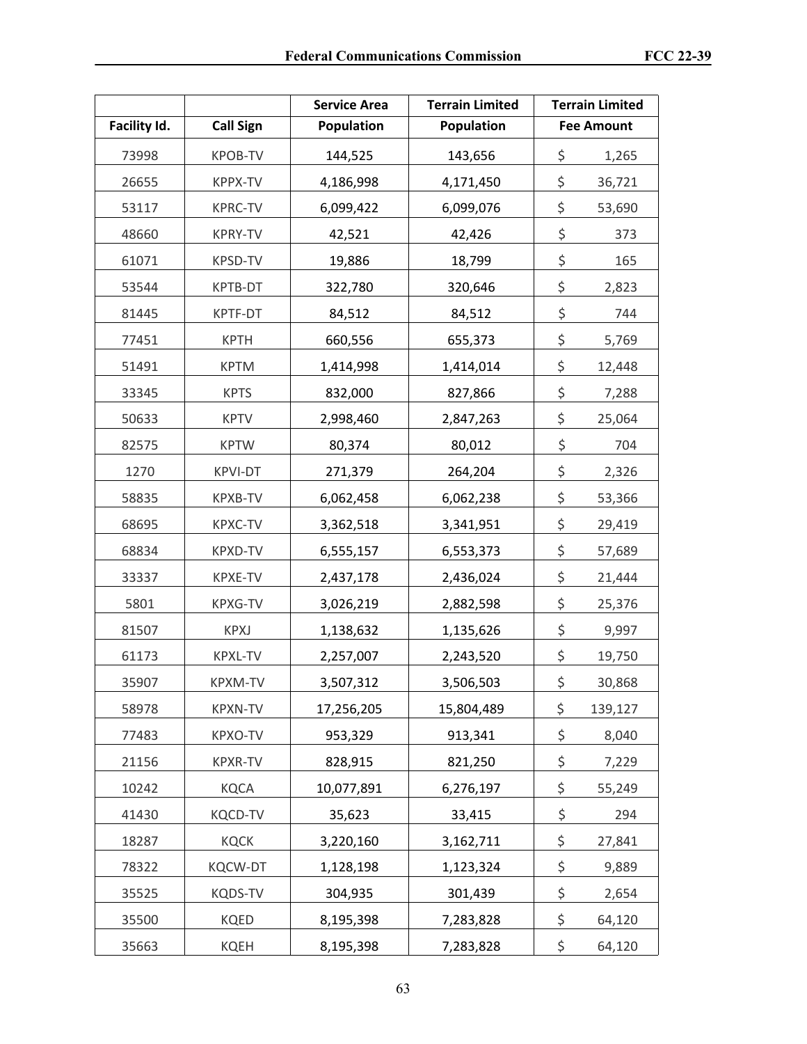| Facility Id. | Call Sign | Service Area Population | Terrain Limited Population | Terrain Limited Fee Amount |
|---|---|---|---|---|
| 73998 | KPOB-TV | 144,525 | 143,656 | $ 1,265 |
| 26655 | KPPX-TV | 4,186,998 | 4,171,450 | $ 36,721 |
| 53117 | KPRC-TV | 6,099,422 | 6,099,076 | $ 53,690 |
| 48660 | KPRY-TV | 42,521 | 42,426 | $ 373 |
| 61071 | KPSD-TV | 19,886 | 18,799 | $ 165 |
| 53544 | KPTB-DT | 322,780 | 320,646 | $ 2,823 |
| 81445 | KPTF-DT | 84,512 | 84,512 | $ 744 |
| 77451 | KPTH | 660,556 | 655,373 | $ 5,769 |
| 51491 | KPTM | 1,414,998 | 1,414,014 | $ 12,448 |
| 33345 | KPTS | 832,000 | 827,866 | $ 7,288 |
| 50633 | KPTV | 2,998,460 | 2,847,263 | $ 25,064 |
| 82575 | KPTW | 80,374 | 80,012 | $ 704 |
| 1270 | KPVI-DT | 271,379 | 264,204 | $ 2,326 |
| 58835 | KPXB-TV | 6,062,458 | 6,062,238 | $ 53,366 |
| 68695 | KPXC-TV | 3,362,518 | 3,341,951 | $ 29,419 |
| 68834 | KPXD-TV | 6,555,157 | 6,553,373 | $ 57,689 |
| 33337 | KPXE-TV | 2,437,178 | 2,436,024 | $ 21,444 |
| 5801 | KPXG-TV | 3,026,219 | 2,882,598 | $ 25,376 |
| 81507 | KPXJ | 1,138,632 | 1,135,626 | $ 9,997 |
| 61173 | KPXL-TV | 2,257,007 | 2,243,520 | $ 19,750 |
| 35907 | KPXM-TV | 3,507,312 | 3,506,503 | $ 30,868 |
| 58978 | KPXN-TV | 17,256,205 | 15,804,489 | $ 139,127 |
| 77483 | KPXO-TV | 953,329 | 913,341 | $ 8,040 |
| 21156 | KPXR-TV | 828,915 | 821,250 | $ 7,229 |
| 10242 | KQCA | 10,077,891 | 6,276,197 | $ 55,249 |
| 41430 | KQCD-TV | 35,623 | 33,415 | $ 294 |
| 18287 | KQCK | 3,220,160 | 3,162,711 | $ 27,841 |
| 78322 | KQCW-DT | 1,128,198 | 1,123,324 | $ 9,889 |
| 35525 | KQDS-TV | 304,935 | 301,439 | $ 2,654 |
| 35500 | KQED | 8,195,398 | 7,283,828 | $ 64,120 |
| 35663 | KQEH | 8,195,398 | 7,283,828 | $ 64,120 |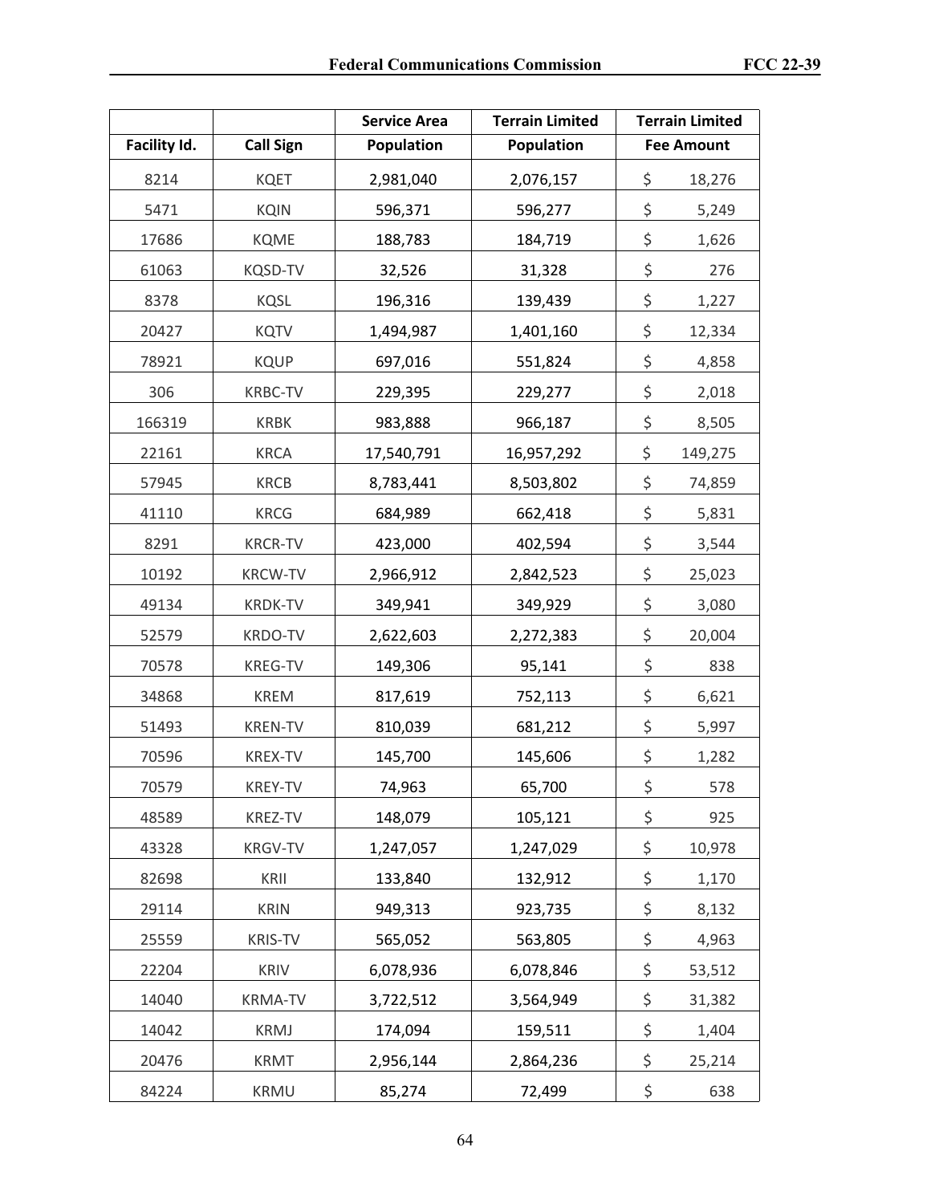| Facility Id. | Call Sign | Service Area Population | Terrain Limited Population | Terrain Limited Fee Amount |
|---|---|---|---|---|
| 8214 | KQET | 2,981,040 | 2,076,157 | $ 18,276 |
| 5471 | KQIN | 596,371 | 596,277 | $ 5,249 |
| 17686 | KQME | 188,783 | 184,719 | $ 1,626 |
| 61063 | KQSD-TV | 32,526 | 31,328 | $ 276 |
| 8378 | KQSL | 196,316 | 139,439 | $ 1,227 |
| 20427 | KQTV | 1,494,987 | 1,401,160 | $ 12,334 |
| 78921 | KQUP | 697,016 | 551,824 | $ 4,858 |
| 306 | KRBC-TV | 229,395 | 229,277 | $ 2,018 |
| 166319 | KRBK | 983,888 | 966,187 | $ 8,505 |
| 22161 | KRCA | 17,540,791 | 16,957,292 | $ 149,275 |
| 57945 | KRCB | 8,783,441 | 8,503,802 | $ 74,859 |
| 41110 | KRCG | 684,989 | 662,418 | $ 5,831 |
| 8291 | KRCR-TV | 423,000 | 402,594 | $ 3,544 |
| 10192 | KRCW-TV | 2,966,912 | 2,842,523 | $ 25,023 |
| 49134 | KRDK-TV | 349,941 | 349,929 | $ 3,080 |
| 52579 | KRDO-TV | 2,622,603 | 2,272,383 | $ 20,004 |
| 70578 | KREG-TV | 149,306 | 95,141 | $ 838 |
| 34868 | KREM | 817,619 | 752,113 | $ 6,621 |
| 51493 | KREN-TV | 810,039 | 681,212 | $ 5,997 |
| 70596 | KREX-TV | 145,700 | 145,606 | $ 1,282 |
| 70579 | KREY-TV | 74,963 | 65,700 | $ 578 |
| 48589 | KREZ-TV | 148,079 | 105,121 | $ 925 |
| 43328 | KRGV-TV | 1,247,057 | 1,247,029 | $ 10,978 |
| 82698 | KRII | 133,840 | 132,912 | $ 1,170 |
| 29114 | KRIN | 949,313 | 923,735 | $ 8,132 |
| 25559 | KRIS-TV | 565,052 | 563,805 | $ 4,963 |
| 22204 | KRIV | 6,078,936 | 6,078,846 | $ 53,512 |
| 14040 | KRMA-TV | 3,722,512 | 3,564,949 | $ 31,382 |
| 14042 | KRMJ | 174,094 | 159,511 | $ 1,404 |
| 20476 | KRMT | 2,956,144 | 2,864,236 | $ 25,214 |
| 84224 | KRMU | 85,274 | 72,499 | $ 638 |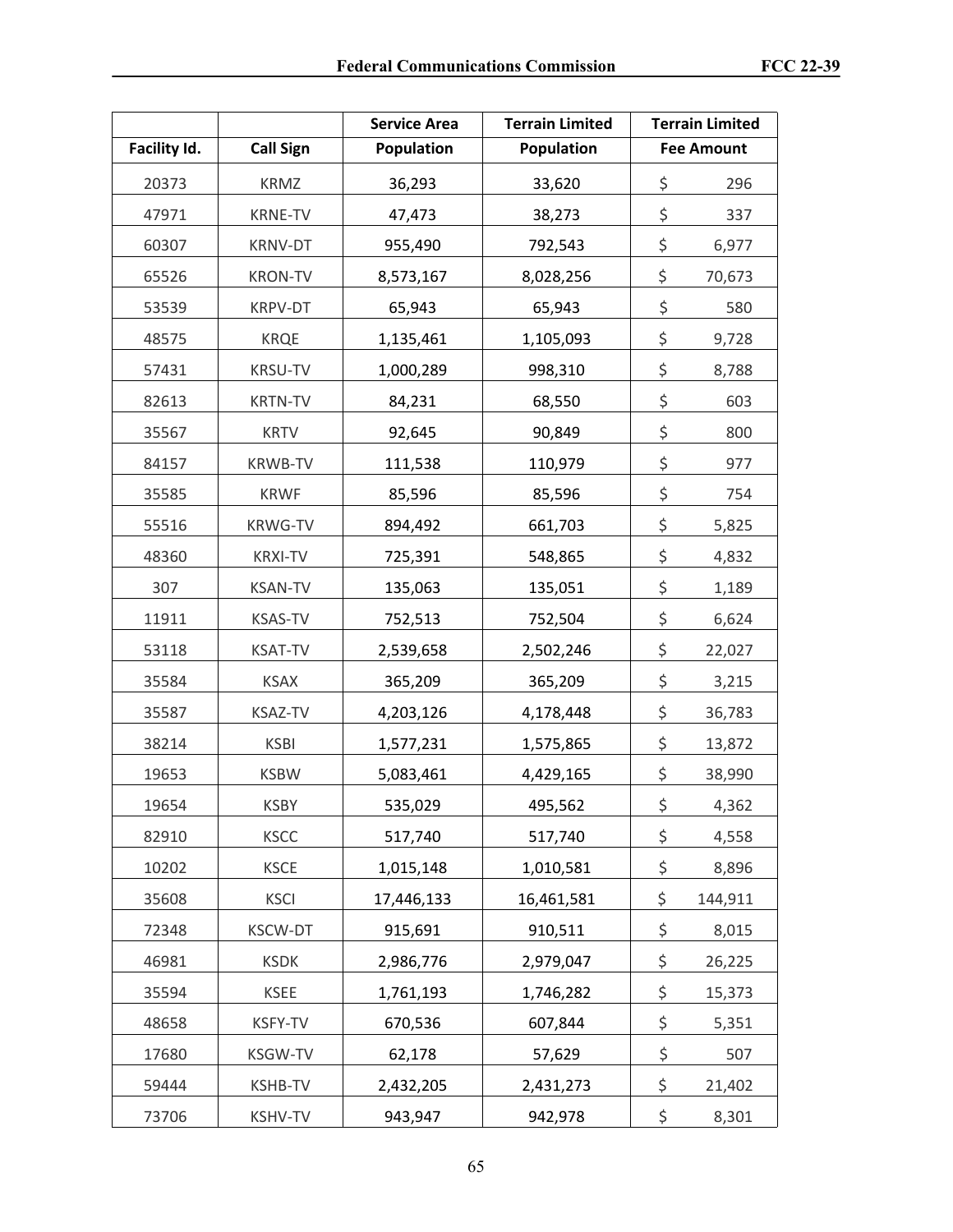| Facility Id. | Call Sign | Service Area Population | Terrain Limited Population | Terrain Limited Fee Amount |
|---|---|---|---|---|
| 20373 | KRMZ | 36,293 | 33,620 | $ 296 |
| 47971 | KRNE-TV | 47,473 | 38,273 | $ 337 |
| 60307 | KRNV-DT | 955,490 | 792,543 | $ 6,977 |
| 65526 | KRON-TV | 8,573,167 | 8,028,256 | $ 70,673 |
| 53539 | KRPV-DT | 65,943 | 65,943 | $ 580 |
| 48575 | KRQE | 1,135,461 | 1,105,093 | $ 9,728 |
| 57431 | KRSU-TV | 1,000,289 | 998,310 | $ 8,788 |
| 82613 | KRTN-TV | 84,231 | 68,550 | $ 603 |
| 35567 | KRTV | 92,645 | 90,849 | $ 800 |
| 84157 | KRWB-TV | 111,538 | 110,979 | $ 977 |
| 35585 | KRWF | 85,596 | 85,596 | $ 754 |
| 55516 | KRWG-TV | 894,492 | 661,703 | $ 5,825 |
| 48360 | KRXI-TV | 725,391 | 548,865 | $ 4,832 |
| 307 | KSAN-TV | 135,063 | 135,051 | $ 1,189 |
| 11911 | KSAS-TV | 752,513 | 752,504 | $ 6,624 |
| 53118 | KSAT-TV | 2,539,658 | 2,502,246 | $ 22,027 |
| 35584 | KSAX | 365,209 | 365,209 | $ 3,215 |
| 35587 | KSAZ-TV | 4,203,126 | 4,178,448 | $ 36,783 |
| 38214 | KSBI | 1,577,231 | 1,575,865 | $ 13,872 |
| 19653 | KSBW | 5,083,461 | 4,429,165 | $ 38,990 |
| 19654 | KSBY | 535,029 | 495,562 | $ 4,362 |
| 82910 | KSCC | 517,740 | 517,740 | $ 4,558 |
| 10202 | KSCE | 1,015,148 | 1,010,581 | $ 8,896 |
| 35608 | KSCI | 17,446,133 | 16,461,581 | $ 144,911 |
| 72348 | KSCW-DT | 915,691 | 910,511 | $ 8,015 |
| 46981 | KSDK | 2,986,776 | 2,979,047 | $ 26,225 |
| 35594 | KSEE | 1,761,193 | 1,746,282 | $ 15,373 |
| 48658 | KSFY-TV | 670,536 | 607,844 | $ 5,351 |
| 17680 | KSGW-TV | 62,178 | 57,629 | $ 507 |
| 59444 | KSHB-TV | 2,432,205 | 2,431,273 | $ 21,402 |
| 73706 | KSHV-TV | 943,947 | 942,978 | $ 8,301 |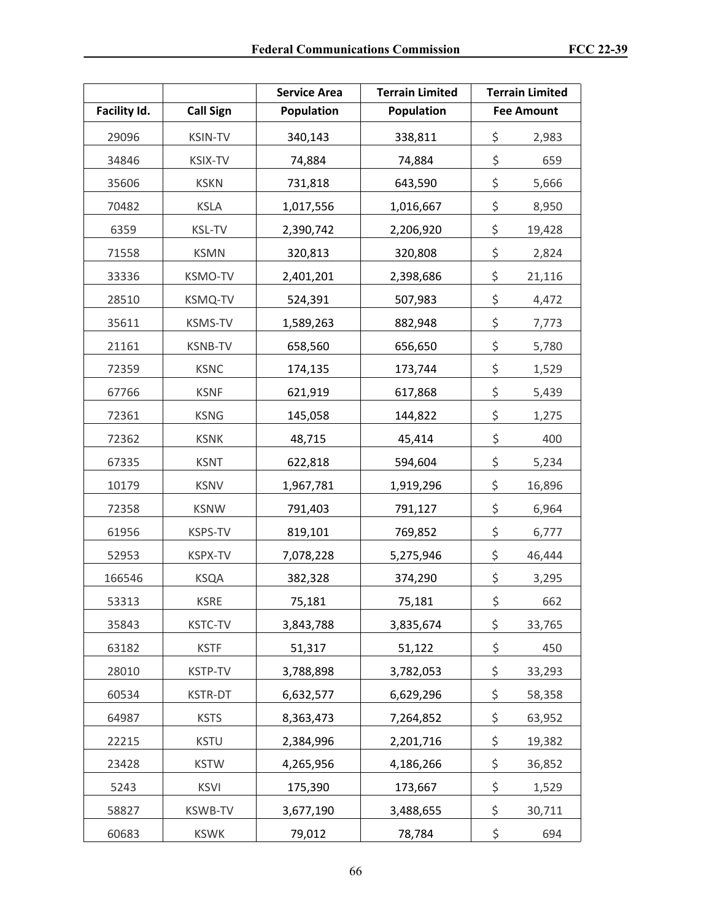| Facility Id. | Call Sign | Service Area Population | Terrain Limited Population | Terrain Limited Fee Amount |
|---|---|---|---|---|
| 29096 | KSIN-TV | 340,143 | 338,811 | $ 2,983 |
| 34846 | KSIX-TV | 74,884 | 74,884 | $ 659 |
| 35606 | KSKN | 731,818 | 643,590 | $ 5,666 |
| 70482 | KSLA | 1,017,556 | 1,016,667 | $ 8,950 |
| 6359 | KSL-TV | 2,390,742 | 2,206,920 | $ 19,428 |
| 71558 | KSMN | 320,813 | 320,808 | $ 2,824 |
| 33336 | KSMO-TV | 2,401,201 | 2,398,686 | $ 21,116 |
| 28510 | KSMQ-TV | 524,391 | 507,983 | $ 4,472 |
| 35611 | KSMS-TV | 1,589,263 | 882,948 | $ 7,773 |
| 21161 | KSNB-TV | 658,560 | 656,650 | $ 5,780 |
| 72359 | KSNC | 174,135 | 173,744 | $ 1,529 |
| 67766 | KSNF | 621,919 | 617,868 | $ 5,439 |
| 72361 | KSNG | 145,058 | 144,822 | $ 1,275 |
| 72362 | KSNK | 48,715 | 45,414 | $ 400 |
| 67335 | KSNT | 622,818 | 594,604 | $ 5,234 |
| 10179 | KSNV | 1,967,781 | 1,919,296 | $ 16,896 |
| 72358 | KSNW | 791,403 | 791,127 | $ 6,964 |
| 61956 | KSPS-TV | 819,101 | 769,852 | $ 6,777 |
| 52953 | KSPX-TV | 7,078,228 | 5,275,946 | $ 46,444 |
| 166546 | KSQA | 382,328 | 374,290 | $ 3,295 |
| 53313 | KSRE | 75,181 | 75,181 | $ 662 |
| 35843 | KSTC-TV | 3,843,788 | 3,835,674 | $ 33,765 |
| 63182 | KSTF | 51,317 | 51,122 | $ 450 |
| 28010 | KSTP-TV | 3,788,898 | 3,782,053 | $ 33,293 |
| 60534 | KSTR-DT | 6,632,577 | 6,629,296 | $ 58,358 |
| 64987 | KSTS | 8,363,473 | 7,264,852 | $ 63,952 |
| 22215 | KSTU | 2,384,996 | 2,201,716 | $ 19,382 |
| 23428 | KSTW | 4,265,956 | 4,186,266 | $ 36,852 |
| 5243 | KSVI | 175,390 | 173,667 | $ 1,529 |
| 58827 | KSWB-TV | 3,677,190 | 3,488,655 | $ 30,711 |
| 60683 | KSWK | 79,012 | 78,784 | $ 694 |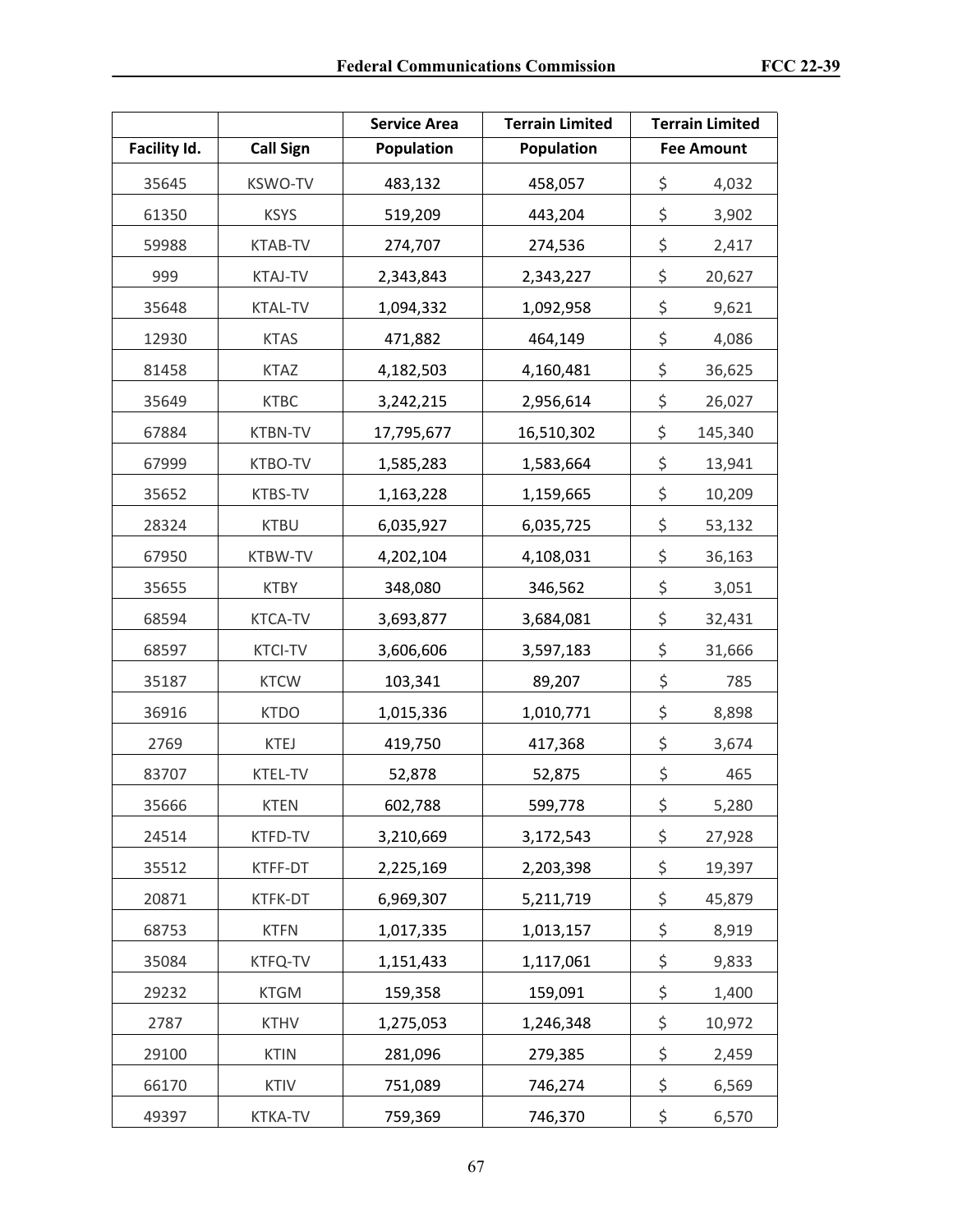| Facility Id. | Call Sign | Service Area Population | Terrain Limited Population | Terrain Limited Fee Amount |
|---|---|---|---|---|
| 35645 | KSWO-TV | 483,132 | 458,057 | $ 4,032 |
| 61350 | KSYS | 519,209 | 443,204 | $ 3,902 |
| 59988 | KTAB-TV | 274,707 | 274,536 | $ 2,417 |
| 999 | KTAJ-TV | 2,343,843 | 2,343,227 | $ 20,627 |
| 35648 | KTAL-TV | 1,094,332 | 1,092,958 | $ 9,621 |
| 12930 | KTAS | 471,882 | 464,149 | $ 4,086 |
| 81458 | KTAZ | 4,182,503 | 4,160,481 | $ 36,625 |
| 35649 | KTBC | 3,242,215 | 2,956,614 | $ 26,027 |
| 67884 | KTBN-TV | 17,795,677 | 16,510,302 | $ 145,340 |
| 67999 | KTBO-TV | 1,585,283 | 1,583,664 | $ 13,941 |
| 35652 | KTBS-TV | 1,163,228 | 1,159,665 | $ 10,209 |
| 28324 | KTBU | 6,035,927 | 6,035,725 | $ 53,132 |
| 67950 | KTBW-TV | 4,202,104 | 4,108,031 | $ 36,163 |
| 35655 | KTBY | 348,080 | 346,562 | $ 3,051 |
| 68594 | KTCA-TV | 3,693,877 | 3,684,081 | $ 32,431 |
| 68597 | KTCI-TV | 3,606,606 | 3,597,183 | $ 31,666 |
| 35187 | KTCW | 103,341 | 89,207 | $ 785 |
| 36916 | KTDO | 1,015,336 | 1,010,771 | $ 8,898 |
| 2769 | KTEJ | 419,750 | 417,368 | $ 3,674 |
| 83707 | KTEL-TV | 52,878 | 52,875 | $ 465 |
| 35666 | KTEN | 602,788 | 599,778 | $ 5,280 |
| 24514 | KTFD-TV | 3,210,669 | 3,172,543 | $ 27,928 |
| 35512 | KTFF-DT | 2,225,169 | 2,203,398 | $ 19,397 |
| 20871 | KTFK-DT | 6,969,307 | 5,211,719 | $ 45,879 |
| 68753 | KTFN | 1,017,335 | 1,013,157 | $ 8,919 |
| 35084 | KTFQ-TV | 1,151,433 | 1,117,061 | $ 9,833 |
| 29232 | KTGM | 159,358 | 159,091 | $ 1,400 |
| 2787 | KTHV | 1,275,053 | 1,246,348 | $ 10,972 |
| 29100 | KTIN | 281,096 | 279,385 | $ 2,459 |
| 66170 | KTIV | 751,089 | 746,274 | $ 6,569 |
| 49397 | KTKA-TV | 759,369 | 746,370 | $ 6,570 |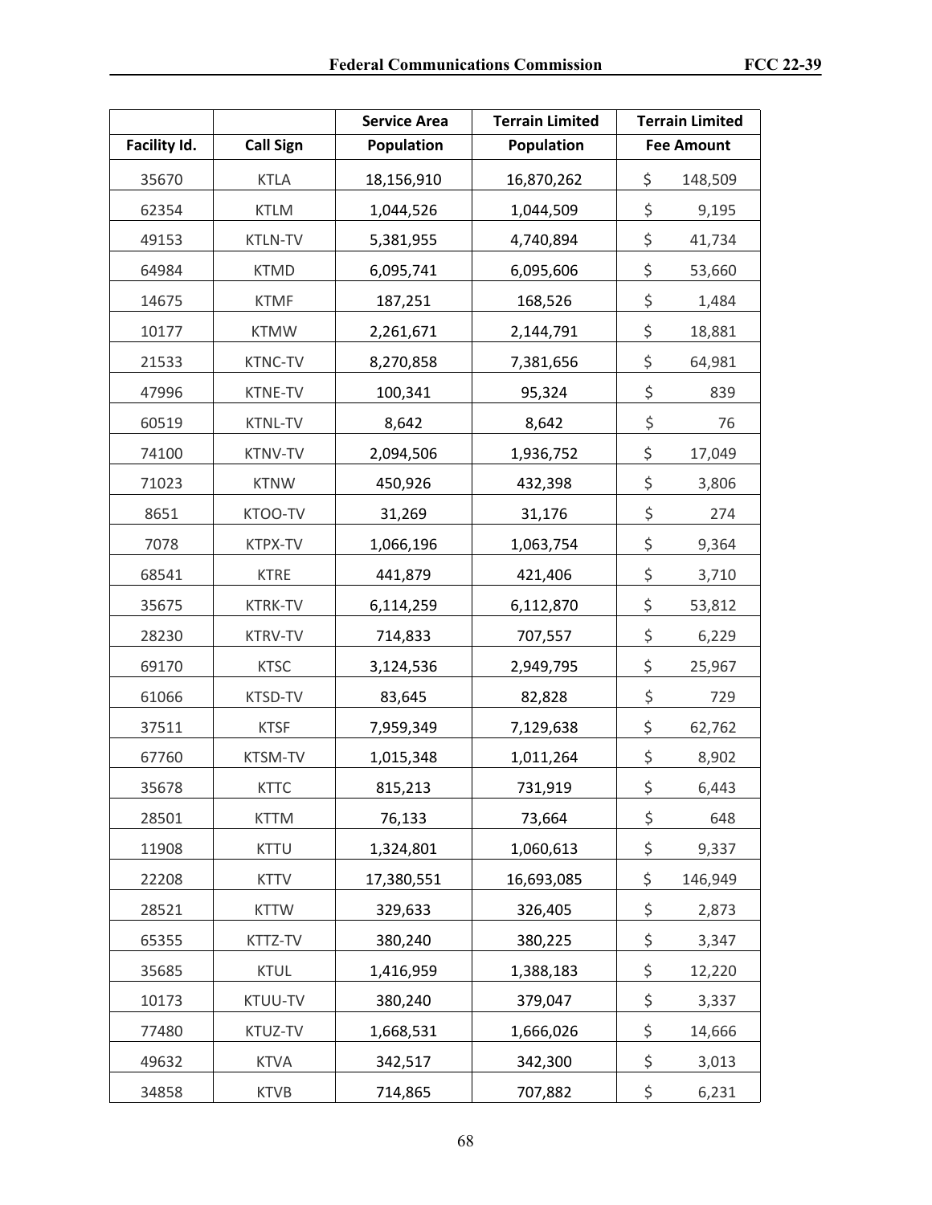| Facility Id. | Call Sign | Service Area Population | Terrain Limited Population | Terrain Limited Fee Amount |
|---|---|---|---|---|
| 35670 | KTLA | 18,156,910 | 16,870,262 | $ 148,509 |
| 62354 | KTLM | 1,044,526 | 1,044,509 | $ 9,195 |
| 49153 | KTLN-TV | 5,381,955 | 4,740,894 | $ 41,734 |
| 64984 | KTMD | 6,095,741 | 6,095,606 | $ 53,660 |
| 14675 | KTMF | 187,251 | 168,526 | $ 1,484 |
| 10177 | KTMW | 2,261,671 | 2,144,791 | $ 18,881 |
| 21533 | KTNC-TV | 8,270,858 | 7,381,656 | $ 64,981 |
| 47996 | KTNE-TV | 100,341 | 95,324 | $ 839 |
| 60519 | KTNL-TV | 8,642 | 8,642 | $ 76 |
| 74100 | KTNV-TV | 2,094,506 | 1,936,752 | $ 17,049 |
| 71023 | KTNW | 450,926 | 432,398 | $ 3,806 |
| 8651 | KTOO-TV | 31,269 | 31,176 | $ 274 |
| 7078 | KTPX-TV | 1,066,196 | 1,063,754 | $ 9,364 |
| 68541 | KTRE | 441,879 | 421,406 | $ 3,710 |
| 35675 | KTRK-TV | 6,114,259 | 6,112,870 | $ 53,812 |
| 28230 | KTRV-TV | 714,833 | 707,557 | $ 6,229 |
| 69170 | KTSC | 3,124,536 | 2,949,795 | $ 25,967 |
| 61066 | KTSD-TV | 83,645 | 82,828 | $ 729 |
| 37511 | KTSF | 7,959,349 | 7,129,638 | $ 62,762 |
| 67760 | KTSM-TV | 1,015,348 | 1,011,264 | $ 8,902 |
| 35678 | KTTC | 815,213 | 731,919 | $ 6,443 |
| 28501 | KTTM | 76,133 | 73,664 | $ 648 |
| 11908 | KTTU | 1,324,801 | 1,060,613 | $ 9,337 |
| 22208 | KTTV | 17,380,551 | 16,693,085 | $ 146,949 |
| 28521 | KTTW | 329,633 | 326,405 | $ 2,873 |
| 65355 | KTTZ-TV | 380,240 | 380,225 | $ 3,347 |
| 35685 | KTUL | 1,416,959 | 1,388,183 | $ 12,220 |
| 10173 | KTUU-TV | 380,240 | 379,047 | $ 3,337 |
| 77480 | KTUZ-TV | 1,668,531 | 1,666,026 | $ 14,666 |
| 49632 | KTVA | 342,517 | 342,300 | $ 3,013 |
| 34858 | KTVB | 714,865 | 707,882 | $ 6,231 |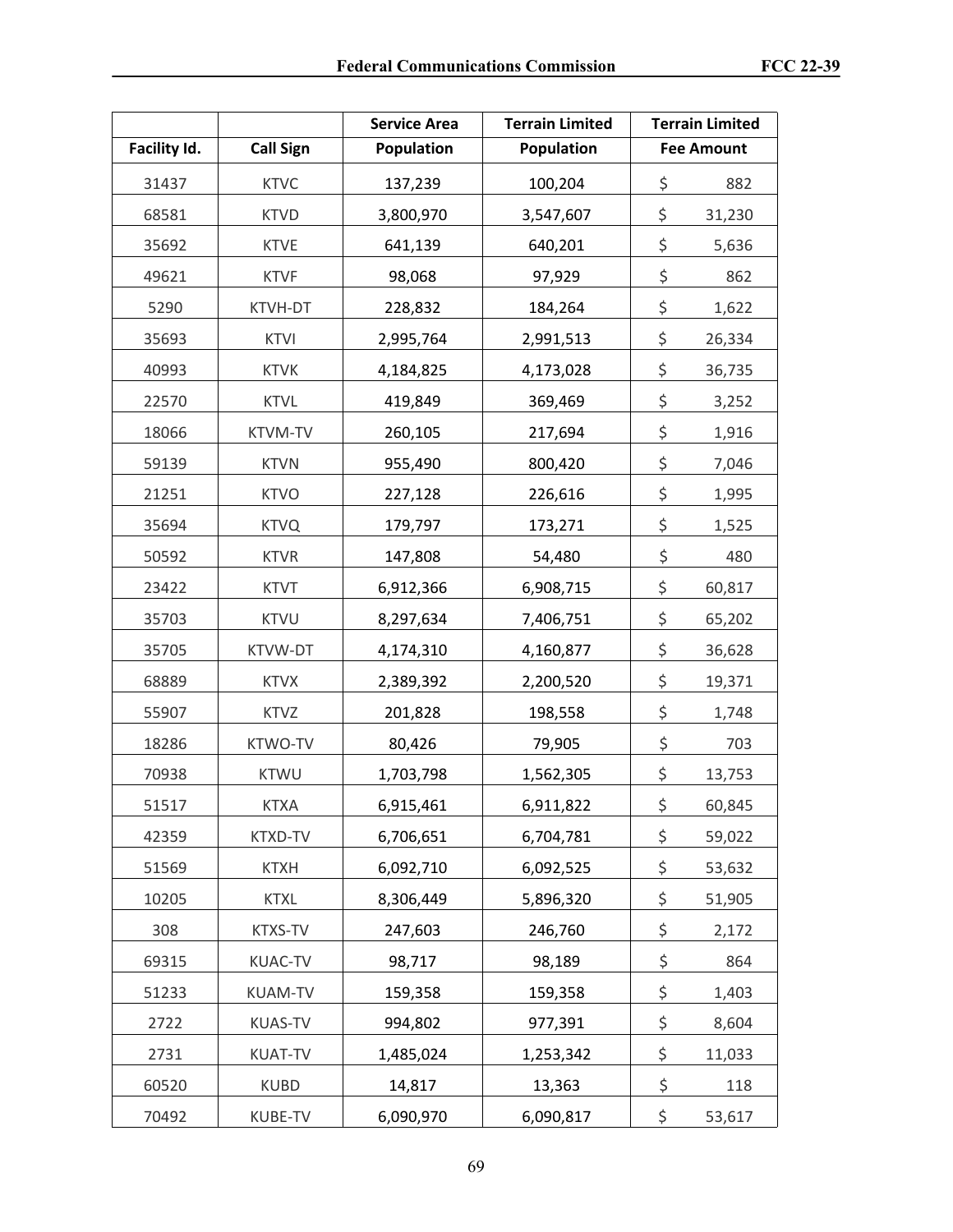| Facility Id. | Call Sign | Service Area Population | Terrain Limited Population | Terrain Limited Fee Amount |
|---|---|---|---|---|
| 31437 | KTVC | 137,239 | 100,204 | $ 882 |
| 68581 | KTVD | 3,800,970 | 3,547,607 | $ 31,230 |
| 35692 | KTVE | 641,139 | 640,201 | $ 5,636 |
| 49621 | KTVF | 98,068 | 97,929 | $ 862 |
| 5290 | KTVH-DT | 228,832 | 184,264 | $ 1,622 |
| 35693 | KTVI | 2,995,764 | 2,991,513 | $ 26,334 |
| 40993 | KTVK | 4,184,825 | 4,173,028 | $ 36,735 |
| 22570 | KTVL | 419,849 | 369,469 | $ 3,252 |
| 18066 | KTVM-TV | 260,105 | 217,694 | $ 1,916 |
| 59139 | KTVN | 955,490 | 800,420 | $ 7,046 |
| 21251 | KTVO | 227,128 | 226,616 | $ 1,995 |
| 35694 | KTVQ | 179,797 | 173,271 | $ 1,525 |
| 50592 | KTVR | 147,808 | 54,480 | $ 480 |
| 23422 | KTVT | 6,912,366 | 6,908,715 | $ 60,817 |
| 35703 | KTVU | 8,297,634 | 7,406,751 | $ 65,202 |
| 35705 | KTVW-DT | 4,174,310 | 4,160,877 | $ 36,628 |
| 68889 | KTVX | 2,389,392 | 2,200,520 | $ 19,371 |
| 55907 | KTVZ | 201,828 | 198,558 | $ 1,748 |
| 18286 | KTWO-TV | 80,426 | 79,905 | $ 703 |
| 70938 | KTWU | 1,703,798 | 1,562,305 | $ 13,753 |
| 51517 | KTXA | 6,915,461 | 6,911,822 | $ 60,845 |
| 42359 | KTXD-TV | 6,706,651 | 6,704,781 | $ 59,022 |
| 51569 | KTXH | 6,092,710 | 6,092,525 | $ 53,632 |
| 10205 | KTXL | 8,306,449 | 5,896,320 | $ 51,905 |
| 308 | KTXS-TV | 247,603 | 246,760 | $ 2,172 |
| 69315 | KUAC-TV | 98,717 | 98,189 | $ 864 |
| 51233 | KUAM-TV | 159,358 | 159,358 | $ 1,403 |
| 2722 | KUAS-TV | 994,802 | 977,391 | $ 8,604 |
| 2731 | KUAT-TV | 1,485,024 | 1,253,342 | $ 11,033 |
| 60520 | KUBD | 14,817 | 13,363 | $ 118 |
| 70492 | KUBE-TV | 6,090,970 | 6,090,817 | $ 53,617 |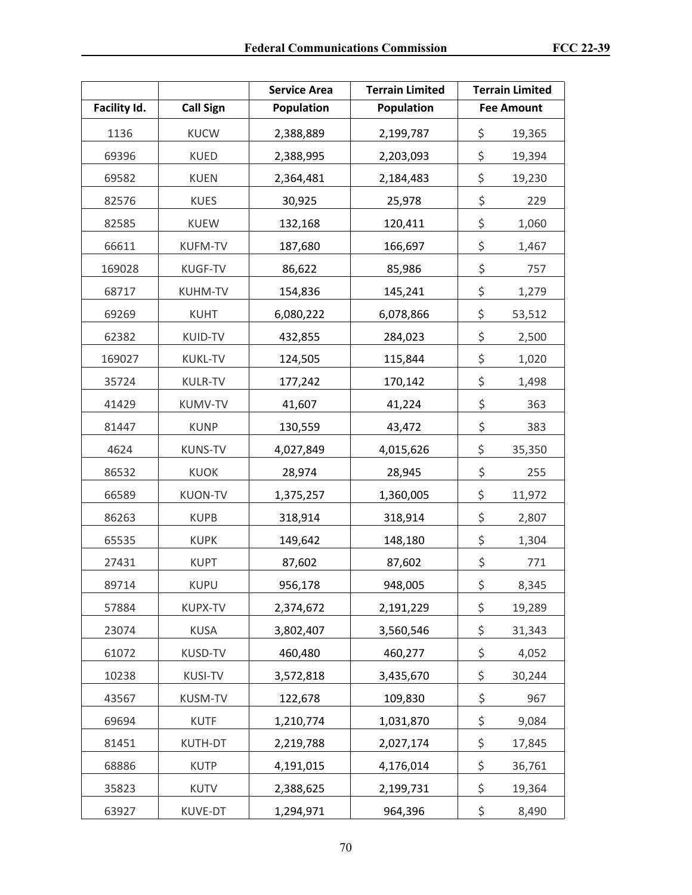| Facility Id. | Call Sign | Service Area Population | Terrain Limited Population | Terrain Limited Fee Amount |
|---|---|---|---|---|
| 1136 | KUCW | 2,388,889 | 2,199,787 | $ 19,365 |
| 69396 | KUED | 2,388,995 | 2,203,093 | $ 19,394 |
| 69582 | KUEN | 2,364,481 | 2,184,483 | $ 19,230 |
| 82576 | KUES | 30,925 | 25,978 | $ 229 |
| 82585 | KUEW | 132,168 | 120,411 | $ 1,060 |
| 66611 | KUFM-TV | 187,680 | 166,697 | $ 1,467 |
| 169028 | KUGF-TV | 86,622 | 85,986 | $ 757 |
| 68717 | KUHM-TV | 154,836 | 145,241 | $ 1,279 |
| 69269 | KUHT | 6,080,222 | 6,078,866 | $ 53,512 |
| 62382 | KUID-TV | 432,855 | 284,023 | $ 2,500 |
| 169027 | KUKL-TV | 124,505 | 115,844 | $ 1,020 |
| 35724 | KULR-TV | 177,242 | 170,142 | $ 1,498 |
| 41429 | KUMV-TV | 41,607 | 41,224 | $ 363 |
| 81447 | KUNP | 130,559 | 43,472 | $ 383 |
| 4624 | KUNS-TV | 4,027,849 | 4,015,626 | $ 35,350 |
| 86532 | KUOK | 28,974 | 28,945 | $ 255 |
| 66589 | KUON-TV | 1,375,257 | 1,360,005 | $ 11,972 |
| 86263 | KUPB | 318,914 | 318,914 | $ 2,807 |
| 65535 | KUPK | 149,642 | 148,180 | $ 1,304 |
| 27431 | KUPT | 87,602 | 87,602 | $ 771 |
| 89714 | KUPU | 956,178 | 948,005 | $ 8,345 |
| 57884 | KUPX-TV | 2,374,672 | 2,191,229 | $ 19,289 |
| 23074 | KUSA | 3,802,407 | 3,560,546 | $ 31,343 |
| 61072 | KUSD-TV | 460,480 | 460,277 | $ 4,052 |
| 10238 | KUSI-TV | 3,572,818 | 3,435,670 | $ 30,244 |
| 43567 | KUSM-TV | 122,678 | 109,830 | $ 967 |
| 69694 | KUTF | 1,210,774 | 1,031,870 | $ 9,084 |
| 81451 | KUTH-DT | 2,219,788 | 2,027,174 | $ 17,845 |
| 68886 | KUTP | 4,191,015 | 4,176,014 | $ 36,761 |
| 35823 | KUTV | 2,388,625 | 2,199,731 | $ 19,364 |
| 63927 | KUVE-DT | 1,294,971 | 964,396 | $ 8,490 |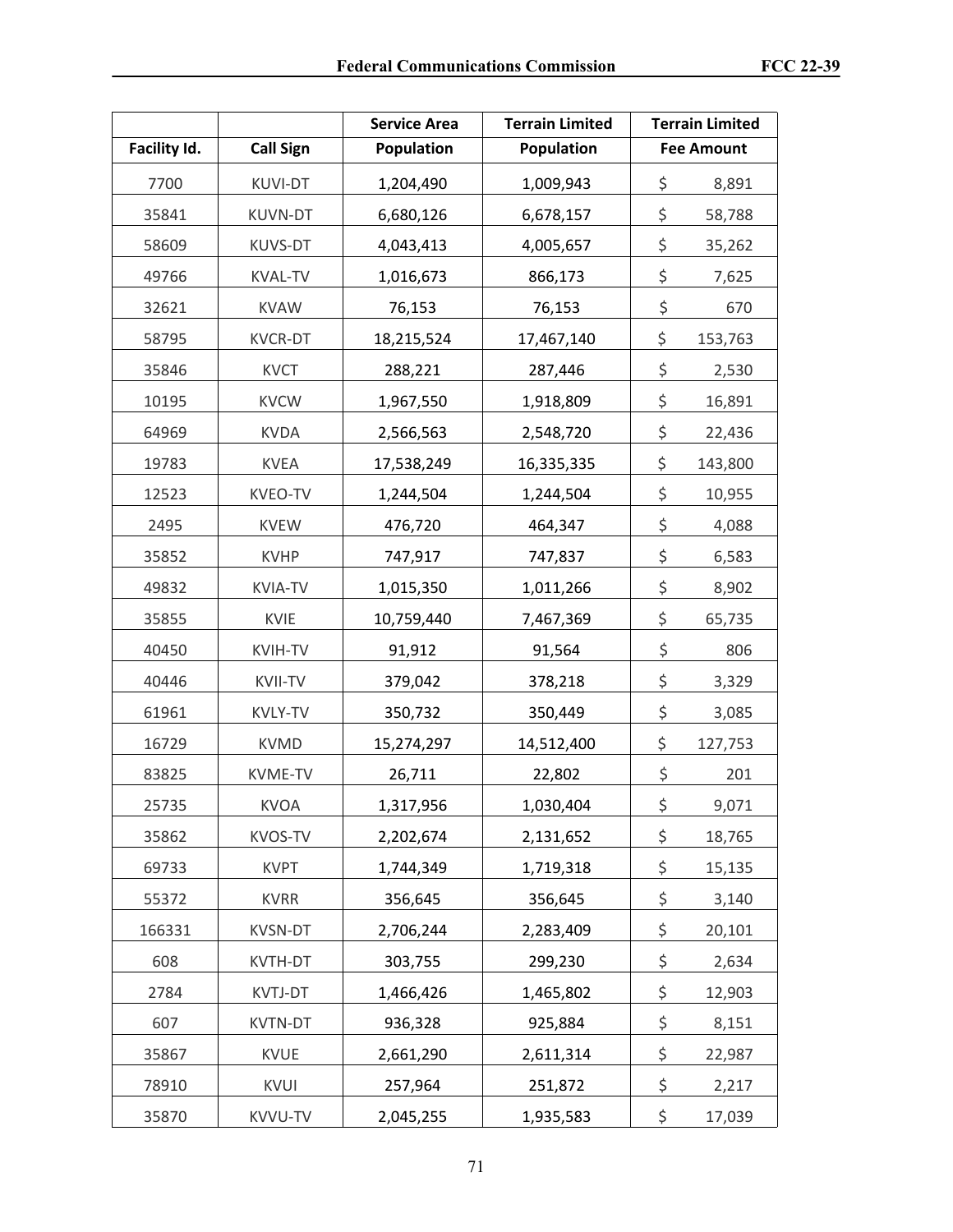| Facility Id. | Call Sign | Service Area Population | Terrain Limited Population | Terrain Limited Fee Amount |
|---|---|---|---|---|
| 7700 | KUVI-DT | 1,204,490 | 1,009,943 | $ 8,891 |
| 35841 | KUVN-DT | 6,680,126 | 6,678,157 | $ 58,788 |
| 58609 | KUVS-DT | 4,043,413 | 4,005,657 | $ 35,262 |
| 49766 | KVAL-TV | 1,016,673 | 866,173 | $ 7,625 |
| 32621 | KVAW | 76,153 | 76,153 | $ 670 |
| 58795 | KVCR-DT | 18,215,524 | 17,467,140 | $ 153,763 |
| 35846 | KVCT | 288,221 | 287,446 | $ 2,530 |
| 10195 | KVCW | 1,967,550 | 1,918,809 | $ 16,891 |
| 64969 | KVDA | 2,566,563 | 2,548,720 | $ 22,436 |
| 19783 | KVEA | 17,538,249 | 16,335,335 | $ 143,800 |
| 12523 | KVEO-TV | 1,244,504 | 1,244,504 | $ 10,955 |
| 2495 | KVEW | 476,720 | 464,347 | $ 4,088 |
| 35852 | KVHP | 747,917 | 747,837 | $ 6,583 |
| 49832 | KVIA-TV | 1,015,350 | 1,011,266 | $ 8,902 |
| 35855 | KVIE | 10,759,440 | 7,467,369 | $ 65,735 |
| 40450 | KVIH-TV | 91,912 | 91,564 | $ 806 |
| 40446 | KVII-TV | 379,042 | 378,218 | $ 3,329 |
| 61961 | KVLY-TV | 350,732 | 350,449 | $ 3,085 |
| 16729 | KVMD | 15,274,297 | 14,512,400 | $ 127,753 |
| 83825 | KVME-TV | 26,711 | 22,802 | $ 201 |
| 25735 | KVOA | 1,317,956 | 1,030,404 | $ 9,071 |
| 35862 | KVOS-TV | 2,202,674 | 2,131,652 | $ 18,765 |
| 69733 | KVPT | 1,744,349 | 1,719,318 | $ 15,135 |
| 55372 | KVRR | 356,645 | 356,645 | $ 3,140 |
| 166331 | KVSN-DT | 2,706,244 | 2,283,409 | $ 20,101 |
| 608 | KVTH-DT | 303,755 | 299,230 | $ 2,634 |
| 2784 | KVTJ-DT | 1,466,426 | 1,465,802 | $ 12,903 |
| 607 | KVTN-DT | 936,328 | 925,884 | $ 8,151 |
| 35867 | KVUE | 2,661,290 | 2,611,314 | $ 22,987 |
| 78910 | KVUI | 257,964 | 251,872 | $ 2,217 |
| 35870 | KVVU-TV | 2,045,255 | 1,935,583 | $ 17,039 |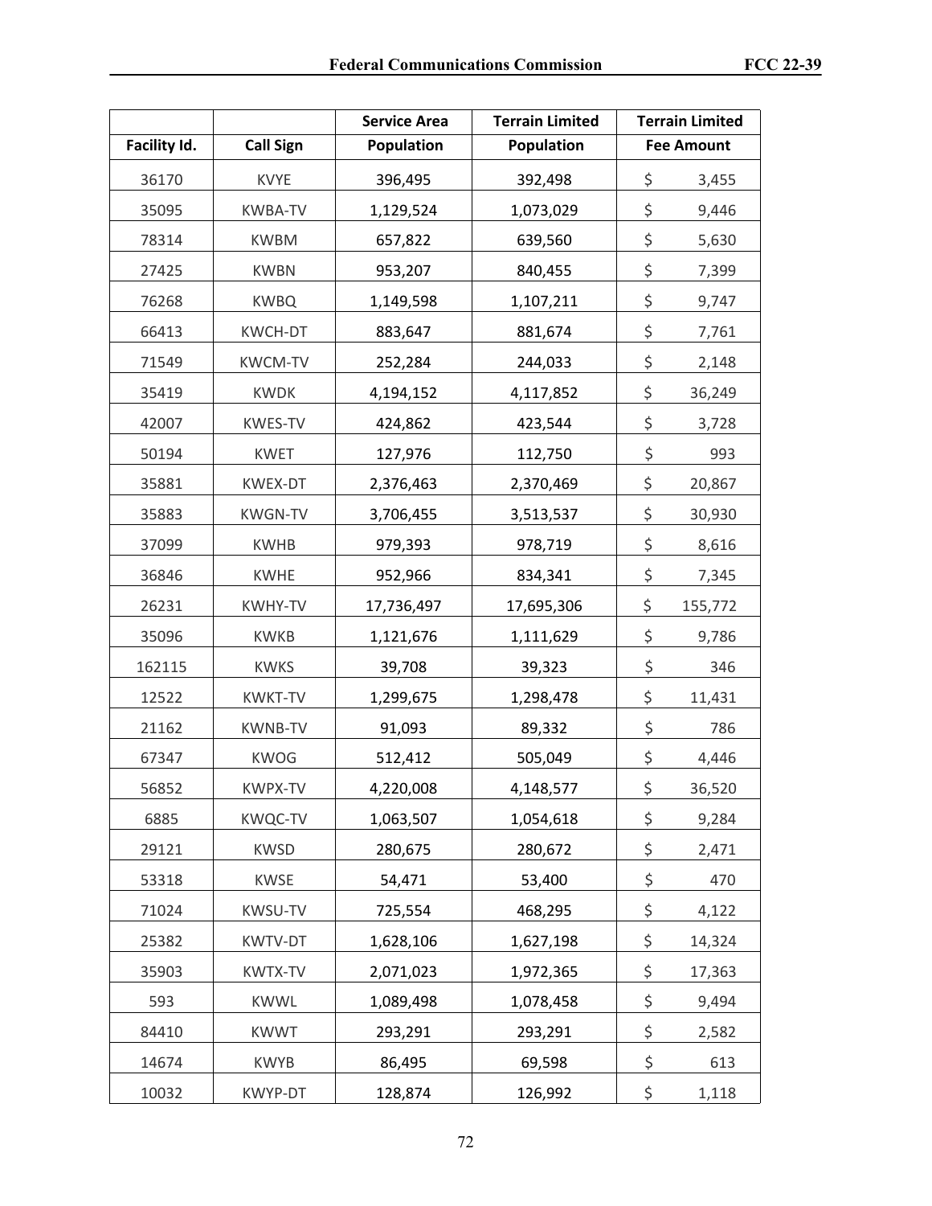| Facility Id. | Call Sign | Service Area Population | Terrain Limited Population | Terrain Limited Fee Amount |
|---|---|---|---|---|
| 36170 | KVYE | 396,495 | 392,498 | $ 3,455 |
| 35095 | KWBA-TV | 1,129,524 | 1,073,029 | $ 9,446 |
| 78314 | KWBM | 657,822 | 639,560 | $ 5,630 |
| 27425 | KWBN | 953,207 | 840,455 | $ 7,399 |
| 76268 | KWBQ | 1,149,598 | 1,107,211 | $ 9,747 |
| 66413 | KWCH-DT | 883,647 | 881,674 | $ 7,761 |
| 71549 | KWCM-TV | 252,284 | 244,033 | $ 2,148 |
| 35419 | KWDK | 4,194,152 | 4,117,852 | $ 36,249 |
| 42007 | KWES-TV | 424,862 | 423,544 | $ 3,728 |
| 50194 | KWET | 127,976 | 112,750 | $ 993 |
| 35881 | KWEX-DT | 2,376,463 | 2,370,469 | $ 20,867 |
| 35883 | KWGN-TV | 3,706,455 | 3,513,537 | $ 30,930 |
| 37099 | KWHB | 979,393 | 978,719 | $ 8,616 |
| 36846 | KWHE | 952,966 | 834,341 | $ 7,345 |
| 26231 | KWHY-TV | 17,736,497 | 17,695,306 | $ 155,772 |
| 35096 | KWKB | 1,121,676 | 1,111,629 | $ 9,786 |
| 162115 | KWKS | 39,708 | 39,323 | $ 346 |
| 12522 | KWKT-TV | 1,299,675 | 1,298,478 | $ 11,431 |
| 21162 | KWNB-TV | 91,093 | 89,332 | $ 786 |
| 67347 | KWOG | 512,412 | 505,049 | $ 4,446 |
| 56852 | KWPX-TV | 4,220,008 | 4,148,577 | $ 36,520 |
| 6885 | KWQC-TV | 1,063,507 | 1,054,618 | $ 9,284 |
| 29121 | KWSD | 280,675 | 280,672 | $ 2,471 |
| 53318 | KWSE | 54,471 | 53,400 | $ 470 |
| 71024 | KWSU-TV | 725,554 | 468,295 | $ 4,122 |
| 25382 | KWTV-DT | 1,628,106 | 1,627,198 | $ 14,324 |
| 35903 | KWTX-TV | 2,071,023 | 1,972,365 | $ 17,363 |
| 593 | KWWL | 1,089,498 | 1,078,458 | $ 9,494 |
| 84410 | KWWT | 293,291 | 293,291 | $ 2,582 |
| 14674 | KWYB | 86,495 | 69,598 | $ 613 |
| 10032 | KWYP-DT | 128,874 | 126,992 | $ 1,118 |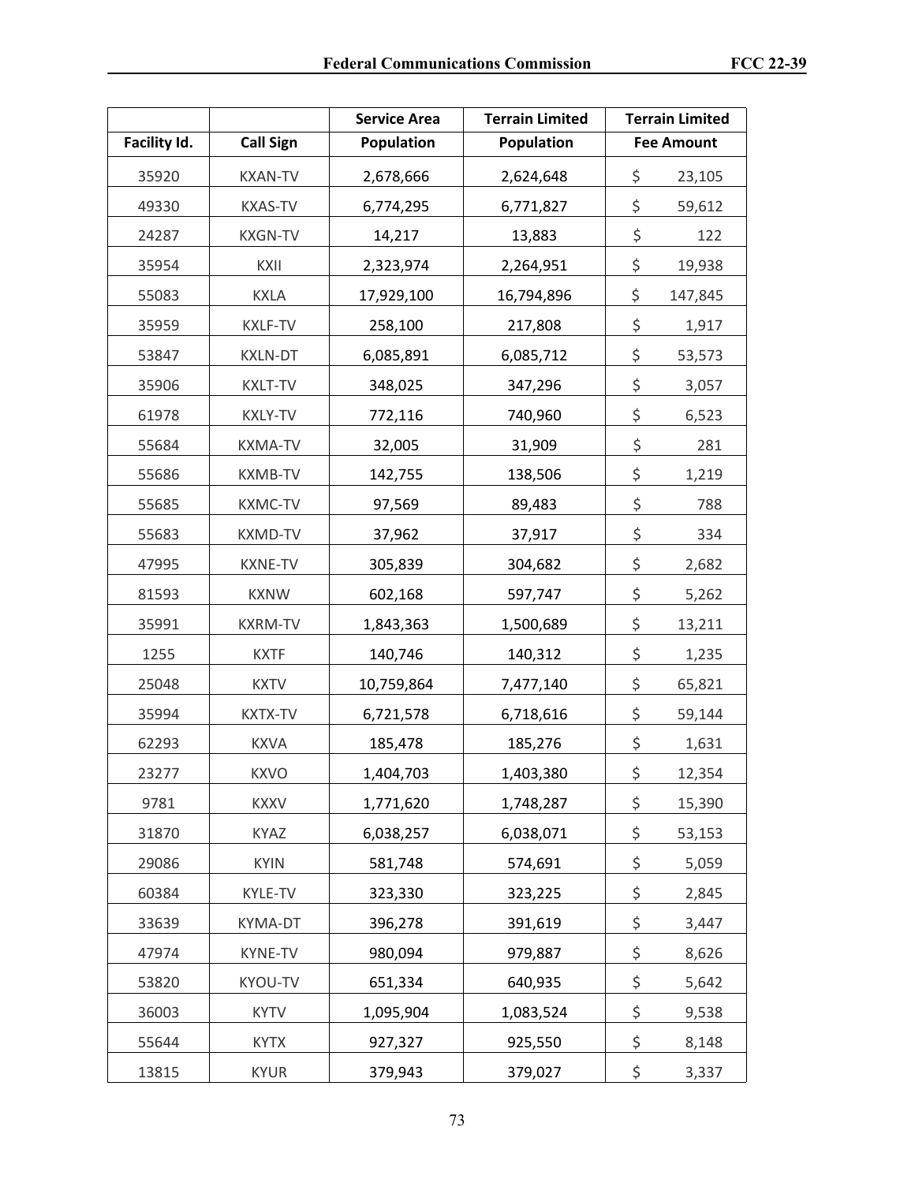| Facility Id. | Call Sign | Service Area Population | Terrain Limited Population | Terrain Limited Fee Amount |
|---|---|---|---|---|
| 35920 | KXAN-TV | 2,678,666 | 2,624,648 | $ 23,105 |
| 49330 | KXAS-TV | 6,774,295 | 6,771,827 | $ 59,612 |
| 24287 | KXGN-TV | 14,217 | 13,883 | $ 122 |
| 35954 | KXII | 2,323,974 | 2,264,951 | $ 19,938 |
| 55083 | KXLA | 17,929,100 | 16,794,896 | $ 147,845 |
| 35959 | KXLF-TV | 258,100 | 217,808 | $ 1,917 |
| 53847 | KXLN-DT | 6,085,891 | 6,085,712 | $ 53,573 |
| 35906 | KXLT-TV | 348,025 | 347,296 | $ 3,057 |
| 61978 | KXLY-TV | 772,116 | 740,960 | $ 6,523 |
| 55684 | KXMA-TV | 32,005 | 31,909 | $ 281 |
| 55686 | KXMB-TV | 142,755 | 138,506 | $ 1,219 |
| 55685 | KXMC-TV | 97,569 | 89,483 | $ 788 |
| 55683 | KXMD-TV | 37,962 | 37,917 | $ 334 |
| 47995 | KXNE-TV | 305,839 | 304,682 | $ 2,682 |
| 81593 | KXNW | 602,168 | 597,747 | $ 5,262 |
| 35991 | KXRM-TV | 1,843,363 | 1,500,689 | $ 13,211 |
| 1255 | KXTF | 140,746 | 140,312 | $ 1,235 |
| 25048 | KXTV | 10,759,864 | 7,477,140 | $ 65,821 |
| 35994 | KXTX-TV | 6,721,578 | 6,718,616 | $ 59,144 |
| 62293 | KXVA | 185,478 | 185,276 | $ 1,631 |
| 23277 | KXVO | 1,404,703 | 1,403,380 | $ 12,354 |
| 9781 | KXXV | 1,771,620 | 1,748,287 | $ 15,390 |
| 31870 | KYAZ | 6,038,257 | 6,038,071 | $ 53,153 |
| 29086 | KYIN | 581,748 | 574,691 | $ 5,059 |
| 60384 | KYLE-TV | 323,330 | 323,225 | $ 2,845 |
| 33639 | KYMA-DT | 396,278 | 391,619 | $ 3,447 |
| 47974 | KYNE-TV | 980,094 | 979,887 | $ 8,626 |
| 53820 | KYOU-TV | 651,334 | 640,935 | $ 5,642 |
| 36003 | KYTV | 1,095,904 | 1,083,524 | $ 9,538 |
| 55644 | KYTX | 927,327 | 925,550 | $ 8,148 |
| 13815 | KYUR | 379,943 | 379,027 | $ 3,337 |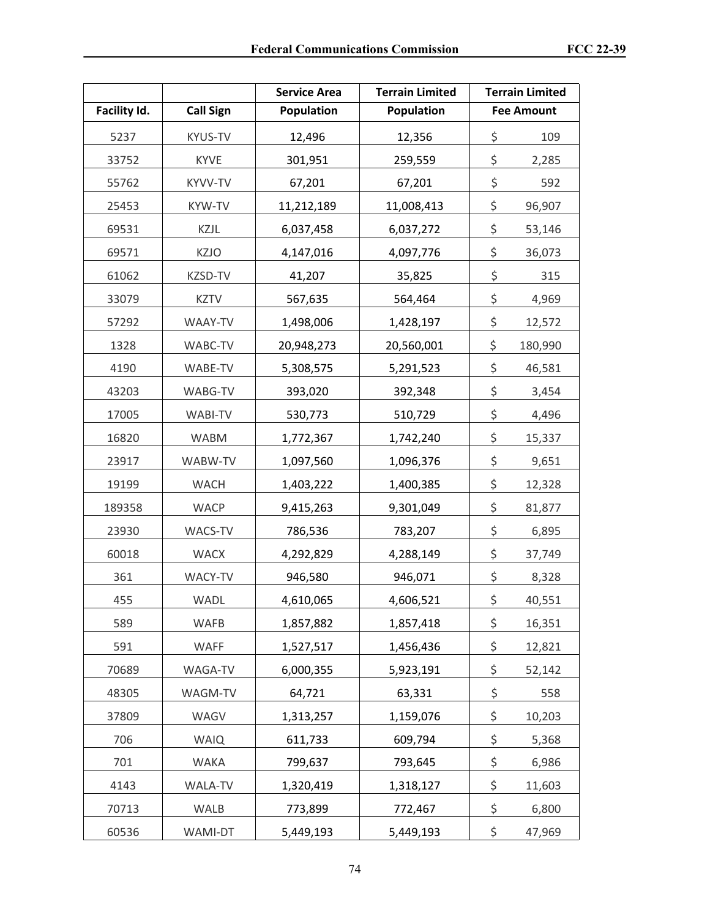| | | Service Area | Terrain Limited | Terrain Limited |
|---|---|---|---|---|
| Facility Id. | Call Sign | Population | Population | Fee Amount |
| 5237 | KYUS-TV | 12,496 | 12,356 | $ 109 |
| 33752 | KYVE | 301,951 | 259,559 | $ 2,285 |
| 55762 | KYVV-TV | 67,201 | 67,201 | $ 592 |
| 25453 | KYW-TV | 11,212,189 | 11,008,413 | $ 96,907 |
| 69531 | KZJL | 6,037,458 | 6,037,272 | $ 53,146 |
| 69571 | KZJO | 4,147,016 | 4,097,776 | $ 36,073 |
| 61062 | KZSD-TV | 41,207 | 35,825 | $ 315 |
| 33079 | KZTV | 567,635 | 564,464 | $ 4,969 |
| 57292 | WAAY-TV | 1,498,006 | 1,428,197 | $ 12,572 |
| 1328 | WABC-TV | 20,948,273 | 20,560,001 | $ 180,990 |
| 4190 | WABE-TV | 5,308,575 | 5,291,523 | $ 46,581 |
| 43203 | WABG-TV | 393,020 | 392,348 | $ 3,454 |
| 17005 | WABI-TV | 530,773 | 510,729 | $ 4,496 |
| 16820 | WABM | 1,772,367 | 1,742,240 | $ 15,337 |
| 23917 | WABW-TV | 1,097,560 | 1,096,376 | $ 9,651 |
| 19199 | WACH | 1,403,222 | 1,400,385 | $ 12,328 |
| 189358 | WACP | 9,415,263 | 9,301,049 | $ 81,877 |
| 23930 | WACS-TV | 786,536 | 783,207 | $ 6,895 |
| 60018 | WACX | 4,292,829 | 4,288,149 | $ 37,749 |
| 361 | WACY-TV | 946,580 | 946,071 | $ 8,328 |
| 455 | WADL | 4,610,065 | 4,606,521 | $ 40,551 |
| 589 | WAFB | 1,857,882 | 1,857,418 | $ 16,351 |
| 591 | WAFF | 1,527,517 | 1,456,436 | $ 12,821 |
| 70689 | WAGA-TV | 6,000,355 | 5,923,191 | $ 52,142 |
| 48305 | WAGM-TV | 64,721 | 63,331 | $ 558 |
| 37809 | WAGV | 1,313,257 | 1,159,076 | $ 10,203 |
| 706 | WAIQ | 611,733 | 609,794 | $ 5,368 |
| 701 | WAKA | 799,637 | 793,645 | $ 6,986 |
| 4143 | WALA-TV | 1,320,419 | 1,318,127 | $ 11,603 |
| 70713 | WALB | 773,899 | 772,467 | $ 6,800 |
| 60536 | WAMI-DT | 5,449,193 | 5,449,193 | $ 47,969 |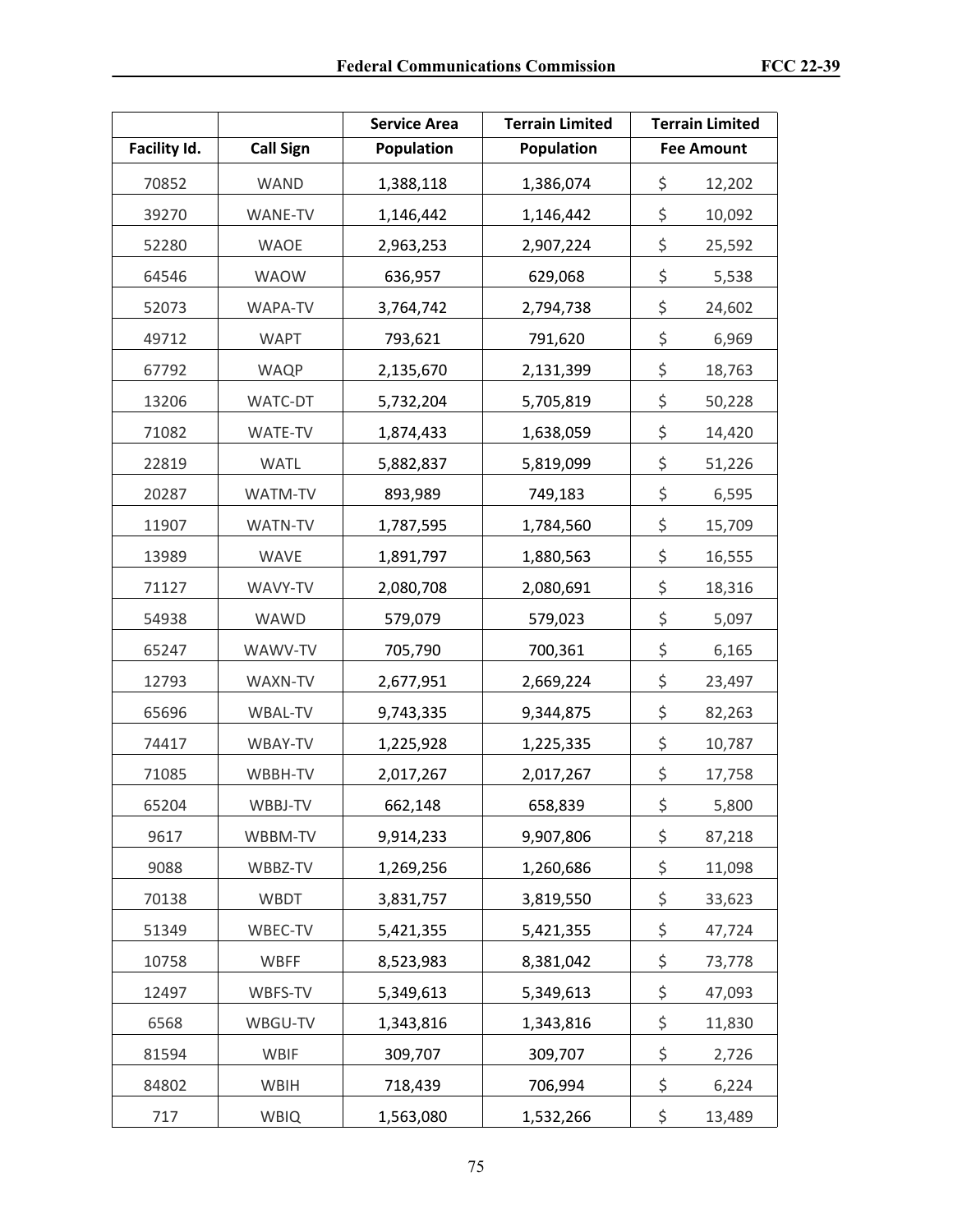| Facility Id. | Call Sign | Service Area Population | Terrain Limited Population | Terrain Limited Fee Amount |
|---|---|---|---|---|
| 70852 | WAND | 1,388,118 | 1,386,074 | $ 12,202 |
| 39270 | WANE-TV | 1,146,442 | 1,146,442 | $ 10,092 |
| 52280 | WAOE | 2,963,253 | 2,907,224 | $ 25,592 |
| 64546 | WAOW | 636,957 | 629,068 | $ 5,538 |
| 52073 | WAPA-TV | 3,764,742 | 2,794,738 | $ 24,602 |
| 49712 | WAPT | 793,621 | 791,620 | $ 6,969 |
| 67792 | WAQP | 2,135,670 | 2,131,399 | $ 18,763 |
| 13206 | WATC-DT | 5,732,204 | 5,705,819 | $ 50,228 |
| 71082 | WATE-TV | 1,874,433 | 1,638,059 | $ 14,420 |
| 22819 | WATL | 5,882,837 | 5,819,099 | $ 51,226 |
| 20287 | WATM-TV | 893,989 | 749,183 | $ 6,595 |
| 11907 | WATN-TV | 1,787,595 | 1,784,560 | $ 15,709 |
| 13989 | WAVE | 1,891,797 | 1,880,563 | $ 16,555 |
| 71127 | WAVY-TV | 2,080,708 | 2,080,691 | $ 18,316 |
| 54938 | WAWD | 579,079 | 579,023 | $ 5,097 |
| 65247 | WAWV-TV | 705,790 | 700,361 | $ 6,165 |
| 12793 | WAXN-TV | 2,677,951 | 2,669,224 | $ 23,497 |
| 65696 | WBAL-TV | 9,743,335 | 9,344,875 | $ 82,263 |
| 74417 | WBAY-TV | 1,225,928 | 1,225,335 | $ 10,787 |
| 71085 | WBBH-TV | 2,017,267 | 2,017,267 | $ 17,758 |
| 65204 | WBBJ-TV | 662,148 | 658,839 | $ 5,800 |
| 9617 | WBBM-TV | 9,914,233 | 9,907,806 | $ 87,218 |
| 9088 | WBBZ-TV | 1,269,256 | 1,260,686 | $ 11,098 |
| 70138 | WBDT | 3,831,757 | 3,819,550 | $ 33,623 |
| 51349 | WBEC-TV | 5,421,355 | 5,421,355 | $ 47,724 |
| 10758 | WBFF | 8,523,983 | 8,381,042 | $ 73,778 |
| 12497 | WBFS-TV | 5,349,613 | 5,349,613 | $ 47,093 |
| 6568 | WBGU-TV | 1,343,816 | 1,343,816 | $ 11,830 |
| 81594 | WBIF | 309,707 | 309,707 | $ 2,726 |
| 84802 | WBIH | 718,439 | 706,994 | $ 6,224 |
| 717 | WBIQ | 1,563,080 | 1,532,266 | $ 13,489 |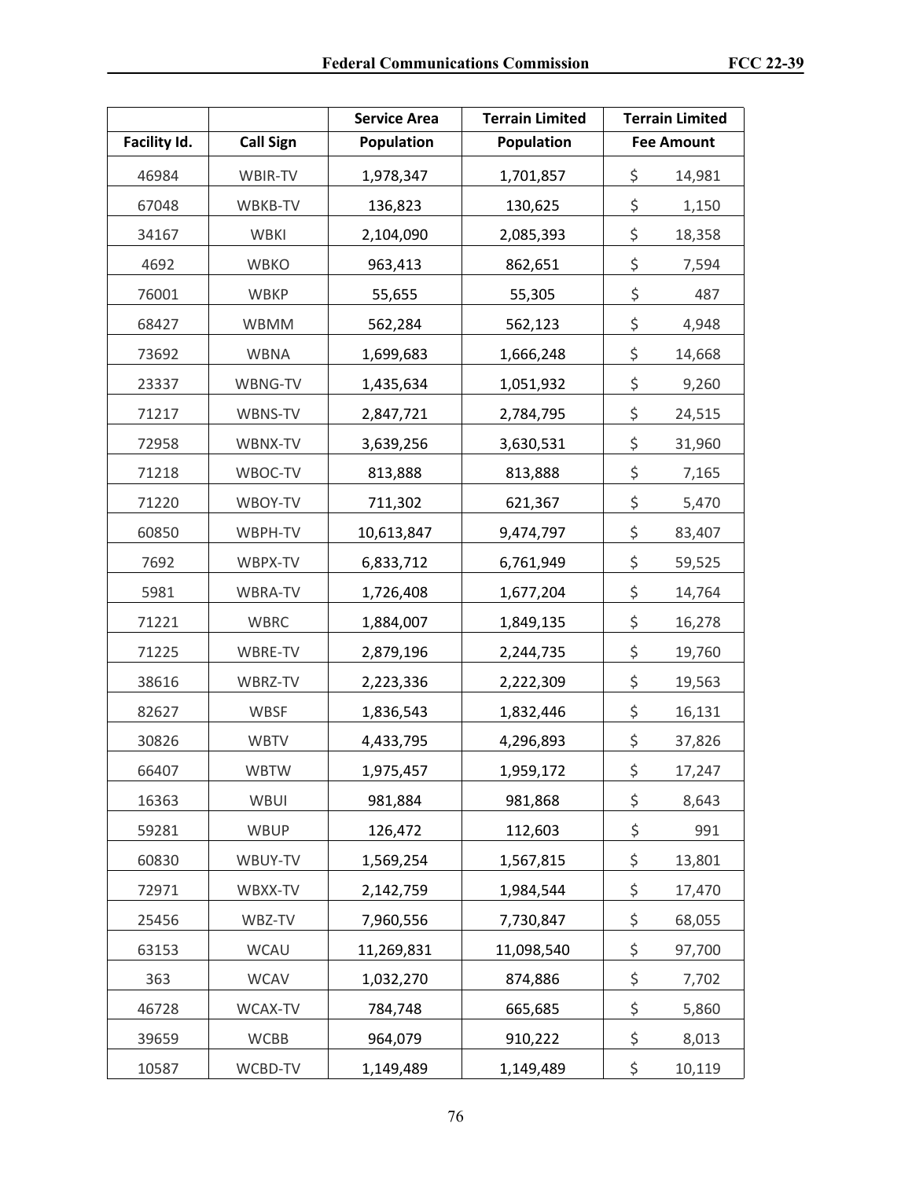| Facility Id. | Call Sign | Service Area Population | Terrain Limited Population | Terrain Limited Fee Amount |
|---|---|---|---|---|
| 46984 | WBIR-TV | 1,978,347 | 1,701,857 | $ 14,981 |
| 67048 | WBKB-TV | 136,823 | 130,625 | $ 1,150 |
| 34167 | WBKI | 2,104,090 | 2,085,393 | $ 18,358 |
| 4692 | WBKO | 963,413 | 862,651 | $ 7,594 |
| 76001 | WBKP | 55,655 | 55,305 | $ 487 |
| 68427 | WBMM | 562,284 | 562,123 | $ 4,948 |
| 73692 | WBNA | 1,699,683 | 1,666,248 | $ 14,668 |
| 23337 | WBNG-TV | 1,435,634 | 1,051,932 | $ 9,260 |
| 71217 | WBNS-TV | 2,847,721 | 2,784,795 | $ 24,515 |
| 72958 | WBNX-TV | 3,639,256 | 3,630,531 | $ 31,960 |
| 71218 | WBOC-TV | 813,888 | 813,888 | $ 7,165 |
| 71220 | WBOY-TV | 711,302 | 621,367 | $ 5,470 |
| 60850 | WBPH-TV | 10,613,847 | 9,474,797 | $ 83,407 |
| 7692 | WBPX-TV | 6,833,712 | 6,761,949 | $ 59,525 |
| 5981 | WBRA-TV | 1,726,408 | 1,677,204 | $ 14,764 |
| 71221 | WBRC | 1,884,007 | 1,849,135 | $ 16,278 |
| 71225 | WBRE-TV | 2,879,196 | 2,244,735 | $ 19,760 |
| 38616 | WBRZ-TV | 2,223,336 | 2,222,309 | $ 19,563 |
| 82627 | WBSF | 1,836,543 | 1,832,446 | $ 16,131 |
| 30826 | WBTV | 4,433,795 | 4,296,893 | $ 37,826 |
| 66407 | WBTW | 1,975,457 | 1,959,172 | $ 17,247 |
| 16363 | WBUI | 981,884 | 981,868 | $ 8,643 |
| 59281 | WBUP | 126,472 | 112,603 | $ 991 |
| 60830 | WBUY-TV | 1,569,254 | 1,567,815 | $ 13,801 |
| 72971 | WBXX-TV | 2,142,759 | 1,984,544 | $ 17,470 |
| 25456 | WBZ-TV | 7,960,556 | 7,730,847 | $ 68,055 |
| 63153 | WCAU | 11,269,831 | 11,098,540 | $ 97,700 |
| 363 | WCAV | 1,032,270 | 874,886 | $ 7,702 |
| 46728 | WCAX-TV | 784,748 | 665,685 | $ 5,860 |
| 39659 | WCBB | 964,079 | 910,222 | $ 8,013 |
| 10587 | WCBD-TV | 1,149,489 | 1,149,489 | $ 10,119 |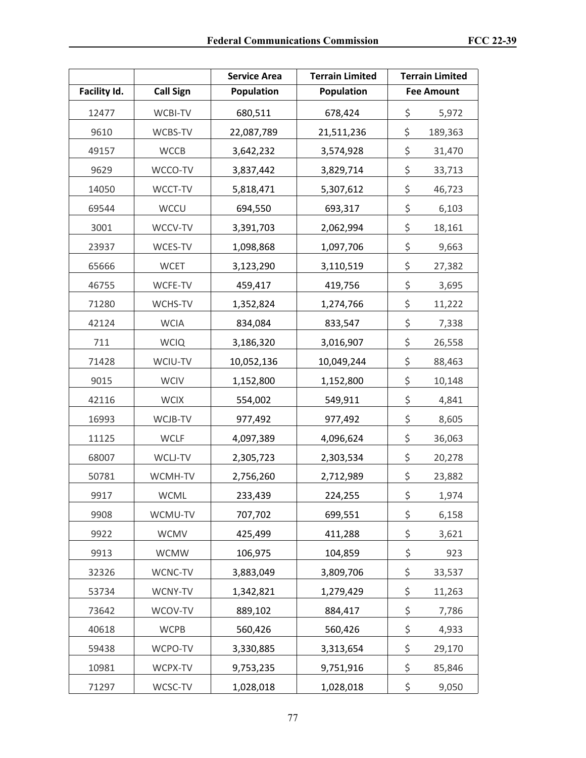| Facility Id. | Call Sign | Service Area Population | Terrain Limited Population | Terrain Limited Fee Amount |
|---|---|---|---|---|
| 12477 | WCBI-TV | 680,511 | 678,424 | $ 5,972 |
| 9610 | WCBS-TV | 22,087,789 | 21,511,236 | $ 189,363 |
| 49157 | WCCB | 3,642,232 | 3,574,928 | $ 31,470 |
| 9629 | WCCO-TV | 3,837,442 | 3,829,714 | $ 33,713 |
| 14050 | WCCT-TV | 5,818,471 | 5,307,612 | $ 46,723 |
| 69544 | WCCU | 694,550 | 693,317 | $ 6,103 |
| 3001 | WCCV-TV | 3,391,703 | 2,062,994 | $ 18,161 |
| 23937 | WCES-TV | 1,098,868 | 1,097,706 | $ 9,663 |
| 65666 | WCET | 3,123,290 | 3,110,519 | $ 27,382 |
| 46755 | WCFE-TV | 459,417 | 419,756 | $ 3,695 |
| 71280 | WCHS-TV | 1,352,824 | 1,274,766 | $ 11,222 |
| 42124 | WCIA | 834,084 | 833,547 | $ 7,338 |
| 711 | WCIQ | 3,186,320 | 3,016,907 | $ 26,558 |
| 71428 | WCIU-TV | 10,052,136 | 10,049,244 | $ 88,463 |
| 9015 | WCIV | 1,152,800 | 1,152,800 | $ 10,148 |
| 42116 | WCIX | 554,002 | 549,911 | $ 4,841 |
| 16993 | WCJB-TV | 977,492 | 977,492 | $ 8,605 |
| 11125 | WCLF | 4,097,389 | 4,096,624 | $ 36,063 |
| 68007 | WCLJ-TV | 2,305,723 | 2,303,534 | $ 20,278 |
| 50781 | WCMH-TV | 2,756,260 | 2,712,989 | $ 23,882 |
| 9917 | WCML | 233,439 | 224,255 | $ 1,974 |
| 9908 | WCMU-TV | 707,702 | 699,551 | $ 6,158 |
| 9922 | WCMV | 425,499 | 411,288 | $ 3,621 |
| 9913 | WCMW | 106,975 | 104,859 | $ 923 |
| 32326 | WCNC-TV | 3,883,049 | 3,809,706 | $ 33,537 |
| 53734 | WCNY-TV | 1,342,821 | 1,279,429 | $ 11,263 |
| 73642 | WCOV-TV | 889,102 | 884,417 | $ 7,786 |
| 40618 | WCPB | 560,426 | 560,426 | $ 4,933 |
| 59438 | WCPO-TV | 3,330,885 | 3,313,654 | $ 29,170 |
| 10981 | WCPX-TV | 9,753,235 | 9,751,916 | $ 85,846 |
| 71297 | WCSC-TV | 1,028,018 | 1,028,018 | $ 9,050 |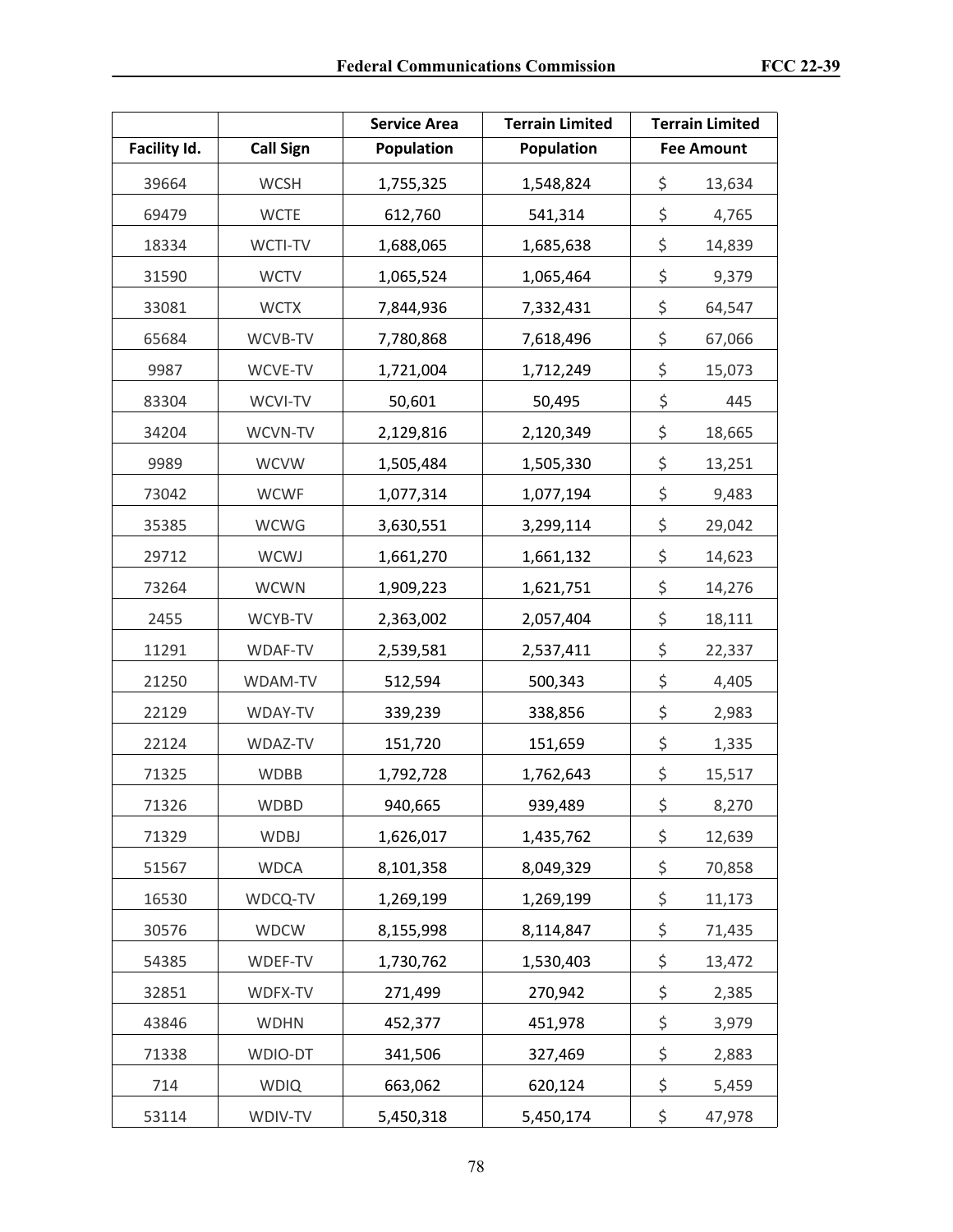| Facility Id. | Call Sign | Service Area Population | Terrain Limited Population | Terrain Limited Fee Amount |
|---|---|---|---|---|
| 39664 | WCSH | 1,755,325 | 1,548,824 | $ 13,634 |
| 69479 | WCTE | 612,760 | 541,314 | $ 4,765 |
| 18334 | WCTI-TV | 1,688,065 | 1,685,638 | $ 14,839 |
| 31590 | WCTV | 1,065,524 | 1,065,464 | $ 9,379 |
| 33081 | WCTX | 7,844,936 | 7,332,431 | $ 64,547 |
| 65684 | WCVB-TV | 7,780,868 | 7,618,496 | $ 67,066 |
| 9987 | WCVE-TV | 1,721,004 | 1,712,249 | $ 15,073 |
| 83304 | WCVI-TV | 50,601 | 50,495 | $ 445 |
| 34204 | WCVN-TV | 2,129,816 | 2,120,349 | $ 18,665 |
| 9989 | WCVW | 1,505,484 | 1,505,330 | $ 13,251 |
| 73042 | WCWF | 1,077,314 | 1,077,194 | $ 9,483 |
| 35385 | WCWG | 3,630,551 | 3,299,114 | $ 29,042 |
| 29712 | WCWJ | 1,661,270 | 1,661,132 | $ 14,623 |
| 73264 | WCWN | 1,909,223 | 1,621,751 | $ 14,276 |
| 2455 | WCYB-TV | 2,363,002 | 2,057,404 | $ 18,111 |
| 11291 | WDAF-TV | 2,539,581 | 2,537,411 | $ 22,337 |
| 21250 | WDAM-TV | 512,594 | 500,343 | $ 4,405 |
| 22129 | WDAY-TV | 339,239 | 338,856 | $ 2,983 |
| 22124 | WDAZ-TV | 151,720 | 151,659 | $ 1,335 |
| 71325 | WDBB | 1,792,728 | 1,762,643 | $ 15,517 |
| 71326 | WDBD | 940,665 | 939,489 | $ 8,270 |
| 71329 | WDBJ | 1,626,017 | 1,435,762 | $ 12,639 |
| 51567 | WDCA | 8,101,358 | 8,049,329 | $ 70,858 |
| 16530 | WDCQ-TV | 1,269,199 | 1,269,199 | $ 11,173 |
| 30576 | WDCW | 8,155,998 | 8,114,847 | $ 71,435 |
| 54385 | WDEF-TV | 1,730,762 | 1,530,403 | $ 13,472 |
| 32851 | WDFX-TV | 271,499 | 270,942 | $ 2,385 |
| 43846 | WDHN | 452,377 | 451,978 | $ 3,979 |
| 71338 | WDIO-DT | 341,506 | 327,469 | $ 2,883 |
| 714 | WDIQ | 663,062 | 620,124 | $ 5,459 |
| 53114 | WDIV-TV | 5,450,318 | 5,450,174 | $ 47,978 |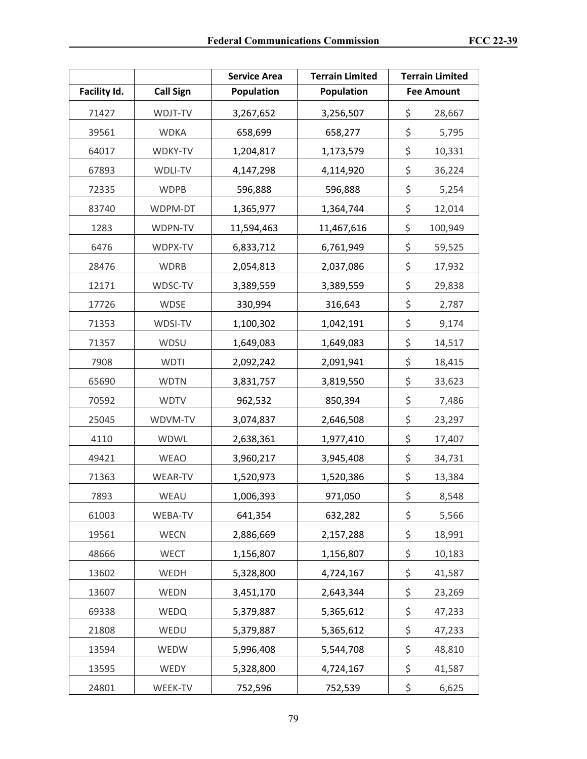| Facility Id. | Call Sign | Service Area Population | Terrain Limited Population | Terrain Limited Fee Amount |
|---|---|---|---|---|
| 71427 | WDJT-TV | 3,267,652 | 3,256,507 | $ 28,667 |
| 39561 | WDKA | 658,699 | 658,277 | $ 5,795 |
| 64017 | WDKY-TV | 1,204,817 | 1,173,579 | $ 10,331 |
| 67893 | WDLI-TV | 4,147,298 | 4,114,920 | $ 36,224 |
| 72335 | WDPB | 596,888 | 596,888 | $ 5,254 |
| 83740 | WDPM-DT | 1,365,977 | 1,364,744 | $ 12,014 |
| 1283 | WDPN-TV | 11,594,463 | 11,467,616 | $ 100,949 |
| 6476 | WDPX-TV | 6,833,712 | 6,761,949 | $ 59,525 |
| 28476 | WDRB | 2,054,813 | 2,037,086 | $ 17,932 |
| 12171 | WDSC-TV | 3,389,559 | 3,389,559 | $ 29,838 |
| 17726 | WDSE | 330,994 | 316,643 | $ 2,787 |
| 71353 | WDSI-TV | 1,100,302 | 1,042,191 | $ 9,174 |
| 71357 | WDSU | 1,649,083 | 1,649,083 | $ 14,517 |
| 7908 | WDTI | 2,092,242 | 2,091,941 | $ 18,415 |
| 65690 | WDTN | 3,831,757 | 3,819,550 | $ 33,623 |
| 70592 | WDTV | 962,532 | 850,394 | $ 7,486 |
| 25045 | WDVM-TV | 3,074,837 | 2,646,508 | $ 23,297 |
| 4110 | WDWL | 2,638,361 | 1,977,410 | $ 17,407 |
| 49421 | WEAO | 3,960,217 | 3,945,408 | $ 34,731 |
| 71363 | WEAR-TV | 1,520,973 | 1,520,386 | $ 13,384 |
| 7893 | WEAU | 1,006,393 | 971,050 | $ 8,548 |
| 61003 | WEBA-TV | 641,354 | 632,282 | $ 5,566 |
| 19561 | WECN | 2,886,669 | 2,157,288 | $ 18,991 |
| 48666 | WECT | 1,156,807 | 1,156,807 | $ 10,183 |
| 13602 | WEDH | 5,328,800 | 4,724,167 | $ 41,587 |
| 13607 | WEDN | 3,451,170 | 2,643,344 | $ 23,269 |
| 69338 | WEDQ | 5,379,887 | 5,365,612 | $ 47,233 |
| 21808 | WEDU | 5,379,887 | 5,365,612 | $ 47,233 |
| 13594 | WEDW | 5,996,408 | 5,544,708 | $ 48,810 |
| 13595 | WEDY | 5,328,800 | 4,724,167 | $ 41,587 |
| 24801 | WEEK-TV | 752,596 | 752,539 | $ 6,625 |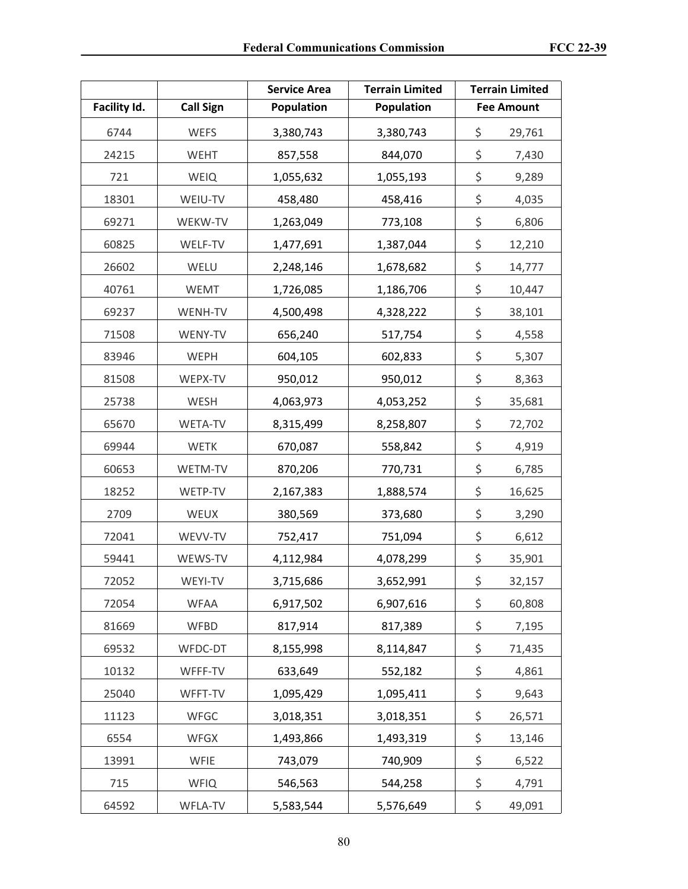| Facility Id. | Call Sign | Service Area Population | Terrain Limited Population | Terrain Limited Fee Amount |
|---|---|---|---|---|
| 6744 | WEFS | 3,380,743 | 3,380,743 | $ 29,761 |
| 24215 | WEHT | 857,558 | 844,070 | $ 7,430 |
| 721 | WEIQ | 1,055,632 | 1,055,193 | $ 9,289 |
| 18301 | WEIU-TV | 458,480 | 458,416 | $ 4,035 |
| 69271 | WEKW-TV | 1,263,049 | 773,108 | $ 6,806 |
| 60825 | WELF-TV | 1,477,691 | 1,387,044 | $ 12,210 |
| 26602 | WELU | 2,248,146 | 1,678,682 | $ 14,777 |
| 40761 | WEMT | 1,726,085 | 1,186,706 | $ 10,447 |
| 69237 | WENH-TV | 4,500,498 | 4,328,222 | $ 38,101 |
| 71508 | WENY-TV | 656,240 | 517,754 | $ 4,558 |
| 83946 | WEPH | 604,105 | 602,833 | $ 5,307 |
| 81508 | WEPX-TV | 950,012 | 950,012 | $ 8,363 |
| 25738 | WESH | 4,063,973 | 4,053,252 | $ 35,681 |
| 65670 | WETA-TV | 8,315,499 | 8,258,807 | $ 72,702 |
| 69944 | WETK | 670,087 | 558,842 | $ 4,919 |
| 60653 | WETM-TV | 870,206 | 770,731 | $ 6,785 |
| 18252 | WETP-TV | 2,167,383 | 1,888,574 | $ 16,625 |
| 2709 | WEUX | 380,569 | 373,680 | $ 3,290 |
| 72041 | WEVV-TV | 752,417 | 751,094 | $ 6,612 |
| 59441 | WEWS-TV | 4,112,984 | 4,078,299 | $ 35,901 |
| 72052 | WEYI-TV | 3,715,686 | 3,652,991 | $ 32,157 |
| 72054 | WFAA | 6,917,502 | 6,907,616 | $ 60,808 |
| 81669 | WFBD | 817,914 | 817,389 | $ 7,195 |
| 69532 | WFDC-DT | 8,155,998 | 8,114,847 | $ 71,435 |
| 10132 | WFFF-TV | 633,649 | 552,182 | $ 4,861 |
| 25040 | WFFT-TV | 1,095,429 | 1,095,411 | $ 9,643 |
| 11123 | WFGC | 3,018,351 | 3,018,351 | $ 26,571 |
| 6554 | WFGX | 1,493,866 | 1,493,319 | $ 13,146 |
| 13991 | WFIE | 743,079 | 740,909 | $ 6,522 |
| 715 | WFIQ | 546,563 | 544,258 | $ 4,791 |
| 64592 | WFLA-TV | 5,583,544 | 5,576,649 | $ 49,091 |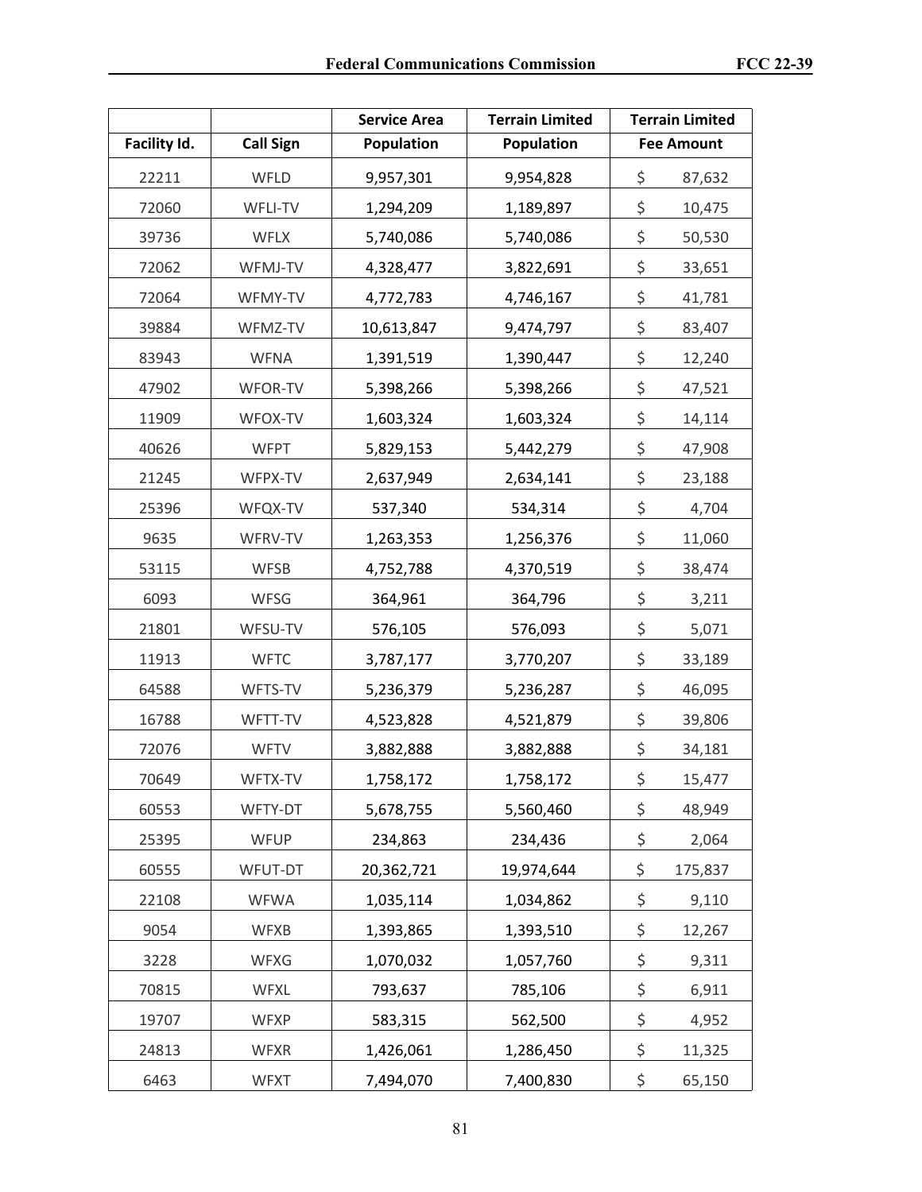| Facility Id. | Call Sign | Service Area Population | Terrain Limited Population | Terrain Limited Fee Amount |
|---|---|---|---|---|
| 22211 | WFLD | 9,957,301 | 9,954,828 | $ 87,632 |
| 72060 | WFLI-TV | 1,294,209 | 1,189,897 | $ 10,475 |
| 39736 | WFLX | 5,740,086 | 5,740,086 | $ 50,530 |
| 72062 | WFMJ-TV | 4,328,477 | 3,822,691 | $ 33,651 |
| 72064 | WFMY-TV | 4,772,783 | 4,746,167 | $ 41,781 |
| 39884 | WFMZ-TV | 10,613,847 | 9,474,797 | $ 83,407 |
| 83943 | WFNA | 1,391,519 | 1,390,447 | $ 12,240 |
| 47902 | WFOR-TV | 5,398,266 | 5,398,266 | $ 47,521 |
| 11909 | WFOX-TV | 1,603,324 | 1,603,324 | $ 14,114 |
| 40626 | WFPT | 5,829,153 | 5,442,279 | $ 47,908 |
| 21245 | WFPX-TV | 2,637,949 | 2,634,141 | $ 23,188 |
| 25396 | WFQX-TV | 537,340 | 534,314 | $ 4,704 |
| 9635 | WFRV-TV | 1,263,353 | 1,256,376 | $ 11,060 |
| 53115 | WFSB | 4,752,788 | 4,370,519 | $ 38,474 |
| 6093 | WFSG | 364,961 | 364,796 | $ 3,211 |
| 21801 | WFSU-TV | 576,105 | 576,093 | $ 5,071 |
| 11913 | WFTC | 3,787,177 | 3,770,207 | $ 33,189 |
| 64588 | WFTS-TV | 5,236,379 | 5,236,287 | $ 46,095 |
| 16788 | WFTT-TV | 4,523,828 | 4,521,879 | $ 39,806 |
| 72076 | WFTV | 3,882,888 | 3,882,888 | $ 34,181 |
| 70649 | WFTX-TV | 1,758,172 | 1,758,172 | $ 15,477 |
| 60553 | WFTY-DT | 5,678,755 | 5,560,460 | $ 48,949 |
| 25395 | WFUP | 234,863 | 234,436 | $ 2,064 |
| 60555 | WFUT-DT | 20,362,721 | 19,974,644 | $ 175,837 |
| 22108 | WFWA | 1,035,114 | 1,034,862 | $ 9,110 |
| 9054 | WFXB | 1,393,865 | 1,393,510 | $ 12,267 |
| 3228 | WFXG | 1,070,032 | 1,057,760 | $ 9,311 |
| 70815 | WFXL | 793,637 | 785,106 | $ 6,911 |
| 19707 | WFXP | 583,315 | 562,500 | $ 4,952 |
| 24813 | WFXR | 1,426,061 | 1,286,450 | $ 11,325 |
| 6463 | WFXT | 7,494,070 | 7,400,830 | $ 65,150 |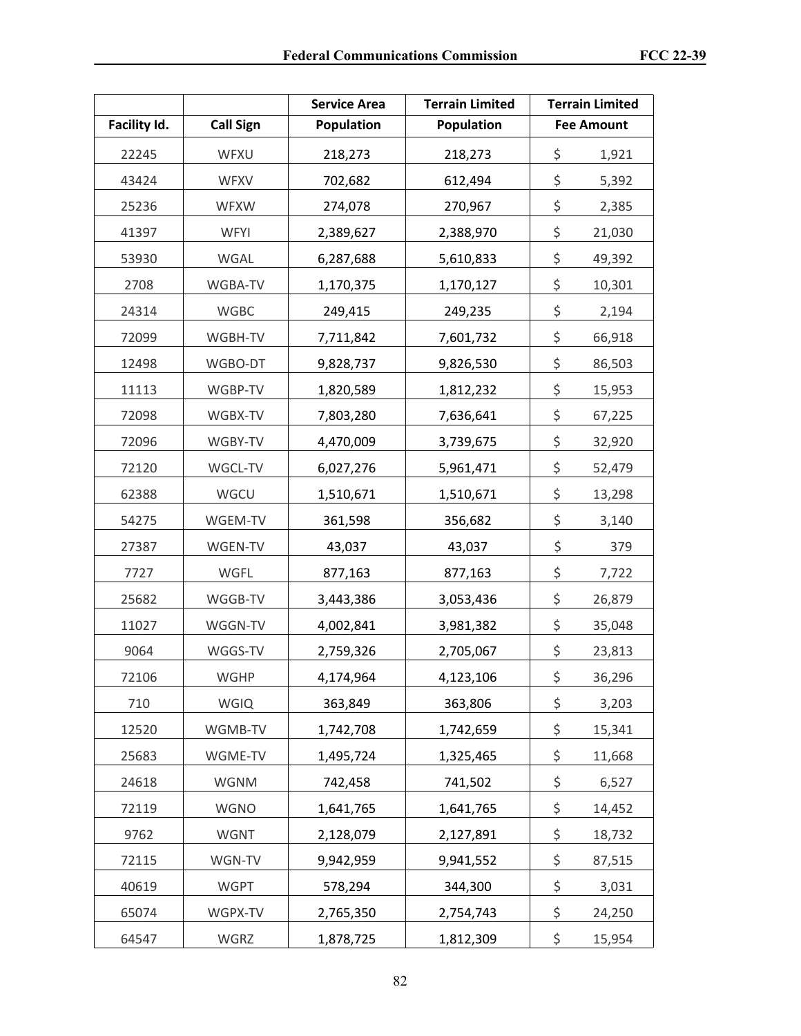| Facility Id. | Call Sign | Service Area Population | Terrain Limited Population | Terrain Limited Fee Amount |
|---|---|---|---|---|
| 22245 | WFXU | 218,273 | 218,273 | $ 1,921 |
| 43424 | WFXV | 702,682 | 612,494 | $ 5,392 |
| 25236 | WFXW | 274,078 | 270,967 | $ 2,385 |
| 41397 | WFYI | 2,389,627 | 2,388,970 | $ 21,030 |
| 53930 | WGAL | 6,287,688 | 5,610,833 | $ 49,392 |
| 2708 | WGBA-TV | 1,170,375 | 1,170,127 | $ 10,301 |
| 24314 | WGBC | 249,415 | 249,235 | $ 2,194 |
| 72099 | WGBH-TV | 7,711,842 | 7,601,732 | $ 66,918 |
| 12498 | WGBO-DT | 9,828,737 | 9,826,530 | $ 86,503 |
| 11113 | WGBP-TV | 1,820,589 | 1,812,232 | $ 15,953 |
| 72098 | WGBX-TV | 7,803,280 | 7,636,641 | $ 67,225 |
| 72096 | WGBY-TV | 4,470,009 | 3,739,675 | $ 32,920 |
| 72120 | WGCL-TV | 6,027,276 | 5,961,471 | $ 52,479 |
| 62388 | WGCU | 1,510,671 | 1,510,671 | $ 13,298 |
| 54275 | WGEM-TV | 361,598 | 356,682 | $ 3,140 |
| 27387 | WGEN-TV | 43,037 | 43,037 | $ 379 |
| 7727 | WGFL | 877,163 | 877,163 | $ 7,722 |
| 25682 | WGGB-TV | 3,443,386 | 3,053,436 | $ 26,879 |
| 11027 | WGGN-TV | 4,002,841 | 3,981,382 | $ 35,048 |
| 9064 | WGGS-TV | 2,759,326 | 2,705,067 | $ 23,813 |
| 72106 | WGHP | 4,174,964 | 4,123,106 | $ 36,296 |
| 710 | WGIQ | 363,849 | 363,806 | $ 3,203 |
| 12520 | WGMB-TV | 1,742,708 | 1,742,659 | $ 15,341 |
| 25683 | WGME-TV | 1,495,724 | 1,325,465 | $ 11,668 |
| 24618 | WGNM | 742,458 | 741,502 | $ 6,527 |
| 72119 | WGNO | 1,641,765 | 1,641,765 | $ 14,452 |
| 9762 | WGNT | 2,128,079 | 2,127,891 | $ 18,732 |
| 72115 | WGN-TV | 9,942,959 | 9,941,552 | $ 87,515 |
| 40619 | WGPT | 578,294 | 344,300 | $ 3,031 |
| 65074 | WGPX-TV | 2,765,350 | 2,754,743 | $ 24,250 |
| 64547 | WGRZ | 1,878,725 | 1,812,309 | $ 15,954 |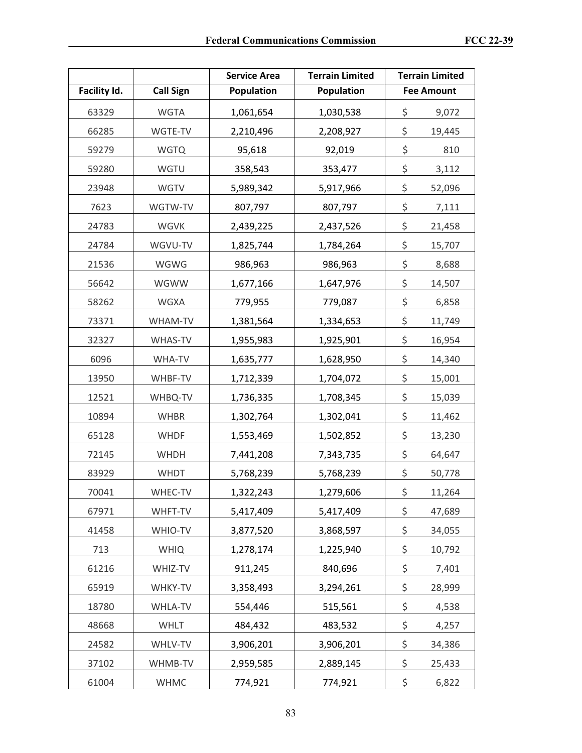| | | Service Area | Terrain Limited | Terrain Limited |
|---|---|---|---|---|
| Facility Id. | Call Sign | Population | Population | Fee Amount |
| 63329 | WGTA | 1,061,654 | 1,030,538 | $ 9,072 |
| 66285 | WGTE-TV | 2,210,496 | 2,208,927 | $ 19,445 |
| 59279 | WGTQ | 95,618 | 92,019 | $ 810 |
| 59280 | WGTU | 358,543 | 353,477 | $ 3,112 |
| 23948 | WGTV | 5,989,342 | 5,917,966 | $ 52,096 |
| 7623 | WGTW-TV | 807,797 | 807,797 | $ 7,111 |
| 24783 | WGVK | 2,439,225 | 2,437,526 | $ 21,458 |
| 24784 | WGVU-TV | 1,825,744 | 1,784,264 | $ 15,707 |
| 21536 | WGWG | 986,963 | 986,963 | $ 8,688 |
| 56642 | WGWW | 1,677,166 | 1,647,976 | $ 14,507 |
| 58262 | WGXA | 779,955 | 779,087 | $ 6,858 |
| 73371 | WHAM-TV | 1,381,564 | 1,334,653 | $ 11,749 |
| 32327 | WHAS-TV | 1,955,983 | 1,925,901 | $ 16,954 |
| 6096 | WHA-TV | 1,635,777 | 1,628,950 | $ 14,340 |
| 13950 | WHBF-TV | 1,712,339 | 1,704,072 | $ 15,001 |
| 12521 | WHBQ-TV | 1,736,335 | 1,708,345 | $ 15,039 |
| 10894 | WHBR | 1,302,764 | 1,302,041 | $ 11,462 |
| 65128 | WHDF | 1,553,469 | 1,502,852 | $ 13,230 |
| 72145 | WHDH | 7,441,208 | 7,343,735 | $ 64,647 |
| 83929 | WHDT | 5,768,239 | 5,768,239 | $ 50,778 |
| 70041 | WHEC-TV | 1,322,243 | 1,279,606 | $ 11,264 |
| 67971 | WHFT-TV | 5,417,409 | 5,417,409 | $ 47,689 |
| 41458 | WHIO-TV | 3,877,520 | 3,868,597 | $ 34,055 |
| 713 | WHIQ | 1,278,174 | 1,225,940 | $ 10,792 |
| 61216 | WHIZ-TV | 911,245 | 840,696 | $ 7,401 |
| 65919 | WHKY-TV | 3,358,493 | 3,294,261 | $ 28,999 |
| 18780 | WHLA-TV | 554,446 | 515,561 | $ 4,538 |
| 48668 | WHLT | 484,432 | 483,532 | $ 4,257 |
| 24582 | WHLV-TV | 3,906,201 | 3,906,201 | $ 34,386 |
| 37102 | WHMB-TV | 2,959,585 | 2,889,145 | $ 25,433 |
| 61004 | WHMC | 774,921 | 774,921 | $ 6,822 |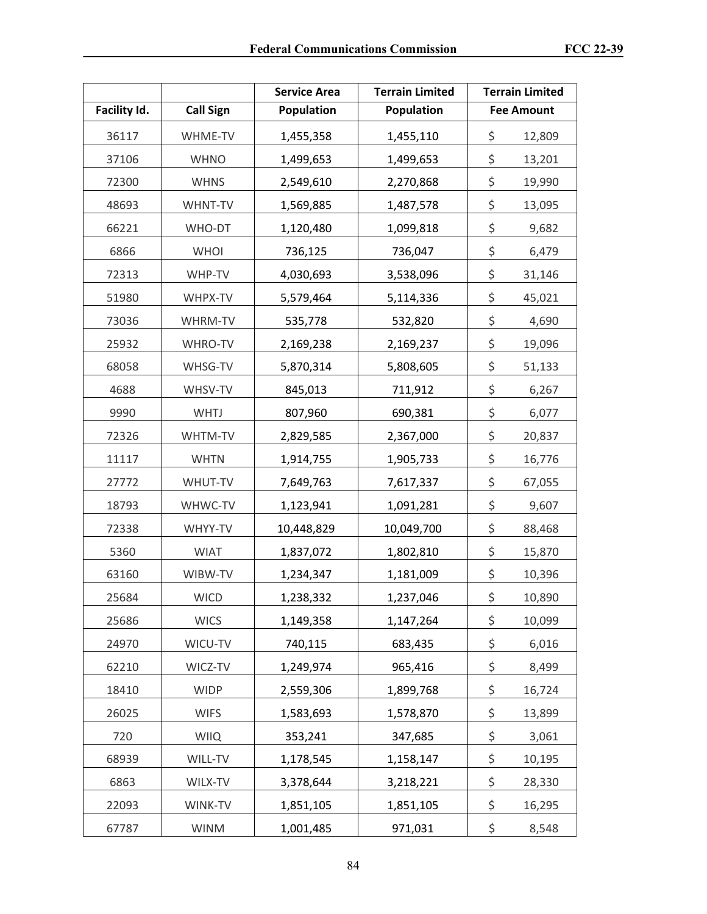| Facility Id. | Call Sign | Service Area Population | Terrain Limited Population | Terrain Limited Fee Amount |
|---|---|---|---|---|
| 36117 | WHME-TV | 1,455,358 | 1,455,110 | $ 12,809 |
| 37106 | WHNO | 1,499,653 | 1,499,653 | $ 13,201 |
| 72300 | WHNS | 2,549,610 | 2,270,868 | $ 19,990 |
| 48693 | WHNT-TV | 1,569,885 | 1,487,578 | $ 13,095 |
| 66221 | WHO-DT | 1,120,480 | 1,099,818 | $ 9,682 |
| 6866 | WHOI | 736,125 | 736,047 | $ 6,479 |
| 72313 | WHP-TV | 4,030,693 | 3,538,096 | $ 31,146 |
| 51980 | WHPX-TV | 5,579,464 | 5,114,336 | $ 45,021 |
| 73036 | WHRM-TV | 535,778 | 532,820 | $ 4,690 |
| 25932 | WHRO-TV | 2,169,238 | 2,169,237 | $ 19,096 |
| 68058 | WHSG-TV | 5,870,314 | 5,808,605 | $ 51,133 |
| 4688 | WHSV-TV | 845,013 | 711,912 | $ 6,267 |
| 9990 | WHTJ | 807,960 | 690,381 | $ 6,077 |
| 72326 | WHTM-TV | 2,829,585 | 2,367,000 | $ 20,837 |
| 11117 | WHTN | 1,914,755 | 1,905,733 | $ 16,776 |
| 27772 | WHUT-TV | 7,649,763 | 7,617,337 | $ 67,055 |
| 18793 | WHWC-TV | 1,123,941 | 1,091,281 | $ 9,607 |
| 72338 | WHYY-TV | 10,448,829 | 10,049,700 | $ 88,468 |
| 5360 | WIAT | 1,837,072 | 1,802,810 | $ 15,870 |
| 63160 | WIBW-TV | 1,234,347 | 1,181,009 | $ 10,396 |
| 25684 | WICD | 1,238,332 | 1,237,046 | $ 10,890 |
| 25686 | WICS | 1,149,358 | 1,147,264 | $ 10,099 |
| 24970 | WICU-TV | 740,115 | 683,435 | $ 6,016 |
| 62210 | WICZ-TV | 1,249,974 | 965,416 | $ 8,499 |
| 18410 | WIDP | 2,559,306 | 1,899,768 | $ 16,724 |
| 26025 | WIFS | 1,583,693 | 1,578,870 | $ 13,899 |
| 720 | WIIQ | 353,241 | 347,685 | $ 3,061 |
| 68939 | WILL-TV | 1,178,545 | 1,158,147 | $ 10,195 |
| 6863 | WILX-TV | 3,378,644 | 3,218,221 | $ 28,330 |
| 22093 | WINK-TV | 1,851,105 | 1,851,105 | $ 16,295 |
| 67787 | WINM | 1,001,485 | 971,031 | $ 8,548 |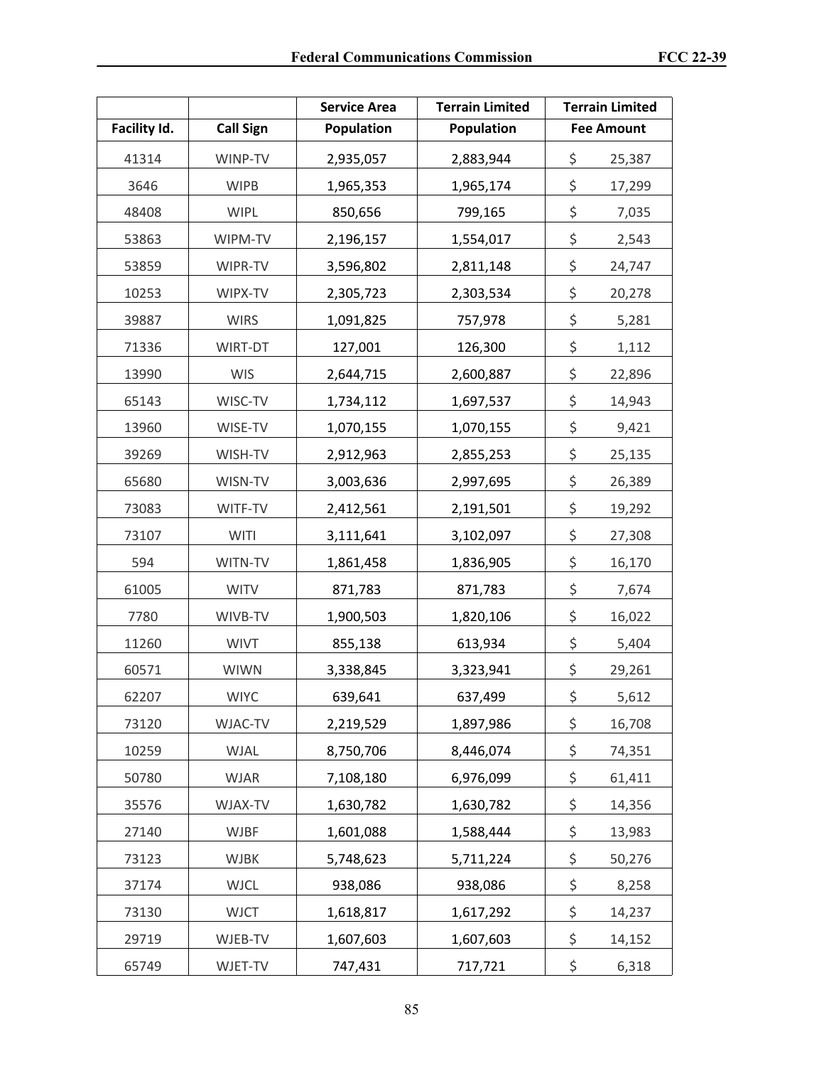| Facility Id. | Call Sign | Service Area Population | Terrain Limited Population | Terrain Limited Fee Amount |
|---|---|---|---|---|
| 41314 | WINP-TV | 2,935,057 | 2,883,944 | $ 25,387 |
| 3646 | WIPB | 1,965,353 | 1,965,174 | $ 17,299 |
| 48408 | WIPL | 850,656 | 799,165 | $ 7,035 |
| 53863 | WIPM-TV | 2,196,157 | 1,554,017 | $ 2,543 |
| 53859 | WIPR-TV | 3,596,802 | 2,811,148 | $ 24,747 |
| 10253 | WIPX-TV | 2,305,723 | 2,303,534 | $ 20,278 |
| 39887 | WIRS | 1,091,825 | 757,978 | $ 5,281 |
| 71336 | WIRT-DT | 127,001 | 126,300 | $ 1,112 |
| 13990 | WIS | 2,644,715 | 2,600,887 | $ 22,896 |
| 65143 | WISC-TV | 1,734,112 | 1,697,537 | $ 14,943 |
| 13960 | WISE-TV | 1,070,155 | 1,070,155 | $ 9,421 |
| 39269 | WISH-TV | 2,912,963 | 2,855,253 | $ 25,135 |
| 65680 | WISN-TV | 3,003,636 | 2,997,695 | $ 26,389 |
| 73083 | WITF-TV | 2,412,561 | 2,191,501 | $ 19,292 |
| 73107 | WITI | 3,111,641 | 3,102,097 | $ 27,308 |
| 594 | WITN-TV | 1,861,458 | 1,836,905 | $ 16,170 |
| 61005 | WITV | 871,783 | 871,783 | $ 7,674 |
| 7780 | WIVB-TV | 1,900,503 | 1,820,106 | $ 16,022 |
| 11260 | WIVT | 855,138 | 613,934 | $ 5,404 |
| 60571 | WIWN | 3,338,845 | 3,323,941 | $ 29,261 |
| 62207 | WIYC | 639,641 | 637,499 | $ 5,612 |
| 73120 | WJAC-TV | 2,219,529 | 1,897,986 | $ 16,708 |
| 10259 | WJAL | 8,750,706 | 8,446,074 | $ 74,351 |
| 50780 | WJAR | 7,108,180 | 6,976,099 | $ 61,411 |
| 35576 | WJAX-TV | 1,630,782 | 1,630,782 | $ 14,356 |
| 27140 | WJBF | 1,601,088 | 1,588,444 | $ 13,983 |
| 73123 | WJBK | 5,748,623 | 5,711,224 | $ 50,276 |
| 37174 | WJCL | 938,086 | 938,086 | $ 8,258 |
| 73130 | WJCT | 1,618,817 | 1,617,292 | $ 14,237 |
| 29719 | WJEB-TV | 1,607,603 | 1,607,603 | $ 14,152 |
| 65749 | WJET-TV | 747,431 | 717,721 | $ 6,318 |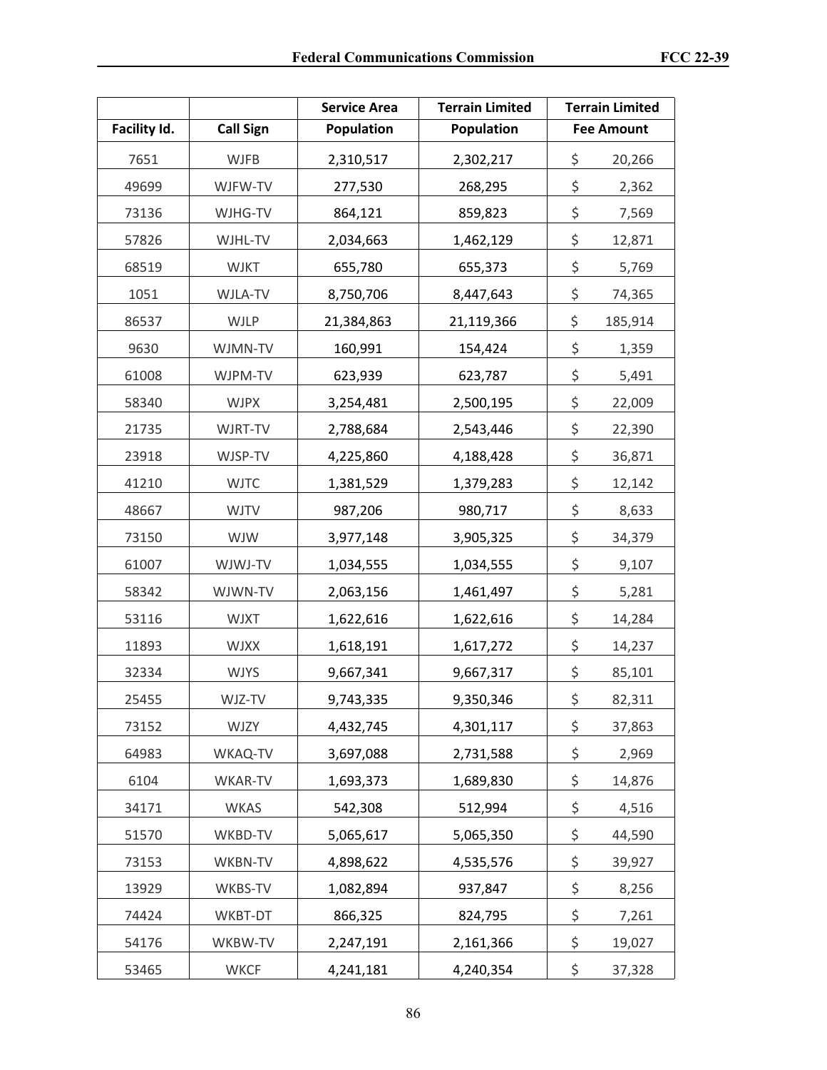| Facility Id. | Call Sign | Service Area Population | Terrain Limited Population | Terrain Limited Fee Amount |
|---|---|---|---|---|
| 7651 | WJFB | 2,310,517 | 2,302,217 | $ 20,266 |
| 49699 | WJFW-TV | 277,530 | 268,295 | $ 2,362 |
| 73136 | WJHG-TV | 864,121 | 859,823 | $ 7,569 |
| 57826 | WJHL-TV | 2,034,663 | 1,462,129 | $ 12,871 |
| 68519 | WJKT | 655,780 | 655,373 | $ 5,769 |
| 1051 | WJLA-TV | 8,750,706 | 8,447,643 | $ 74,365 |
| 86537 | WJLP | 21,384,863 | 21,119,366 | $ 185,914 |
| 9630 | WJMN-TV | 160,991 | 154,424 | $ 1,359 |
| 61008 | WJPM-TV | 623,939 | 623,787 | $ 5,491 |
| 58340 | WJPX | 3,254,481 | 2,500,195 | $ 22,009 |
| 21735 | WJRT-TV | 2,788,684 | 2,543,446 | $ 22,390 |
| 23918 | WJSP-TV | 4,225,860 | 4,188,428 | $ 36,871 |
| 41210 | WJTC | 1,381,529 | 1,379,283 | $ 12,142 |
| 48667 | WJTV | 987,206 | 980,717 | $ 8,633 |
| 73150 | WJW | 3,977,148 | 3,905,325 | $ 34,379 |
| 61007 | WJWJ-TV | 1,034,555 | 1,034,555 | $ 9,107 |
| 58342 | WJWN-TV | 2,063,156 | 1,461,497 | $ 5,281 |
| 53116 | WJXT | 1,622,616 | 1,622,616 | $ 14,284 |
| 11893 | WJXX | 1,618,191 | 1,617,272 | $ 14,237 |
| 32334 | WJYS | 9,667,341 | 9,667,317 | $ 85,101 |
| 25455 | WJZ-TV | 9,743,335 | 9,350,346 | $ 82,311 |
| 73152 | WJZY | 4,432,745 | 4,301,117 | $ 37,863 |
| 64983 | WKAQ-TV | 3,697,088 | 2,731,588 | $ 2,969 |
| 6104 | WKAR-TV | 1,693,373 | 1,689,830 | $ 14,876 |
| 34171 | WKAS | 542,308 | 512,994 | $ 4,516 |
| 51570 | WKBD-TV | 5,065,617 | 5,065,350 | $ 44,590 |
| 73153 | WKBN-TV | 4,898,622 | 4,535,576 | $ 39,927 |
| 13929 | WKBS-TV | 1,082,894 | 937,847 | $ 8,256 |
| 74424 | WKBT-DT | 866,325 | 824,795 | $ 7,261 |
| 54176 | WKBW-TV | 2,247,191 | 2,161,366 | $ 19,027 |
| 53465 | WKCF | 4,241,181 | 4,240,354 | $ 37,328 |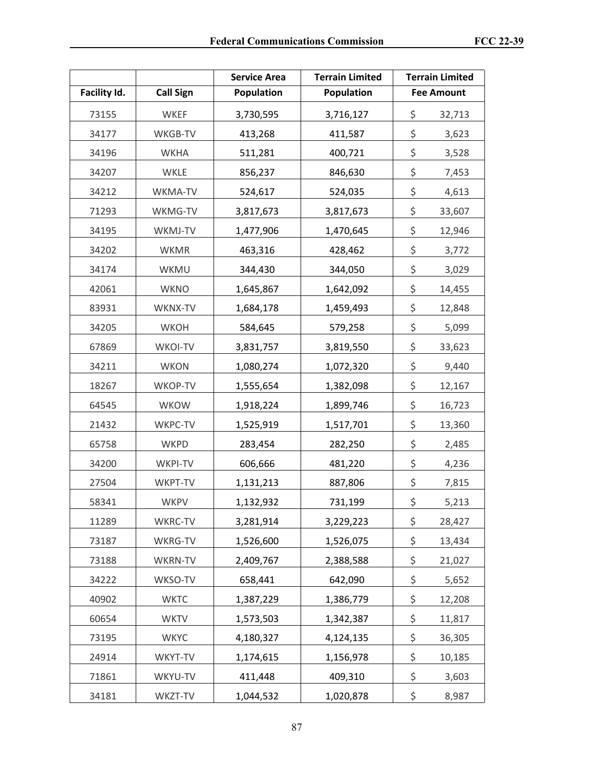| Facility Id. | Call Sign | Service Area Population | Terrain Limited Population | Terrain Limited Fee Amount |
|---|---|---|---|---|
| 73155 | WKEF | 3,730,595 | 3,716,127 | $ 32,713 |
| 34177 | WKGB-TV | 413,268 | 411,587 | $ 3,623 |
| 34196 | WKHA | 511,281 | 400,721 | $ 3,528 |
| 34207 | WKLE | 856,237 | 846,630 | $ 7,453 |
| 34212 | WKMA-TV | 524,617 | 524,035 | $ 4,613 |
| 71293 | WKMG-TV | 3,817,673 | 3,817,673 | $ 33,607 |
| 34195 | WKMJ-TV | 1,477,906 | 1,470,645 | $ 12,946 |
| 34202 | WKMR | 463,316 | 428,462 | $ 3,772 |
| 34174 | WKMU | 344,430 | 344,050 | $ 3,029 |
| 42061 | WKNO | 1,645,867 | 1,642,092 | $ 14,455 |
| 83931 | WKNX-TV | 1,684,178 | 1,459,493 | $ 12,848 |
| 34205 | WKOH | 584,645 | 579,258 | $ 5,099 |
| 67869 | WKOI-TV | 3,831,757 | 3,819,550 | $ 33,623 |
| 34211 | WKON | 1,080,274 | 1,072,320 | $ 9,440 |
| 18267 | WKOP-TV | 1,555,654 | 1,382,098 | $ 12,167 |
| 64545 | WKOW | 1,918,224 | 1,899,746 | $ 16,723 |
| 21432 | WKPC-TV | 1,525,919 | 1,517,701 | $ 13,360 |
| 65758 | WKPD | 283,454 | 282,250 | $ 2,485 |
| 34200 | WKPI-TV | 606,666 | 481,220 | $ 4,236 |
| 27504 | WKPT-TV | 1,131,213 | 887,806 | $ 7,815 |
| 58341 | WKPV | 1,132,932 | 731,199 | $ 5,213 |
| 11289 | WKRC-TV | 3,281,914 | 3,229,223 | $ 28,427 |
| 73187 | WKRG-TV | 1,526,600 | 1,526,075 | $ 13,434 |
| 73188 | WKRN-TV | 2,409,767 | 2,388,588 | $ 21,027 |
| 34222 | WKSO-TV | 658,441 | 642,090 | $ 5,652 |
| 40902 | WKTC | 1,387,229 | 1,386,779 | $ 12,208 |
| 60654 | WKTV | 1,573,503 | 1,342,387 | $ 11,817 |
| 73195 | WKYC | 4,180,327 | 4,124,135 | $ 36,305 |
| 24914 | WKYT-TV | 1,174,615 | 1,156,978 | $ 10,185 |
| 71861 | WKYU-TV | 411,448 | 409,310 | $ 3,603 |
| 34181 | WKZT-TV | 1,044,532 | 1,020,878 | $ 8,987 |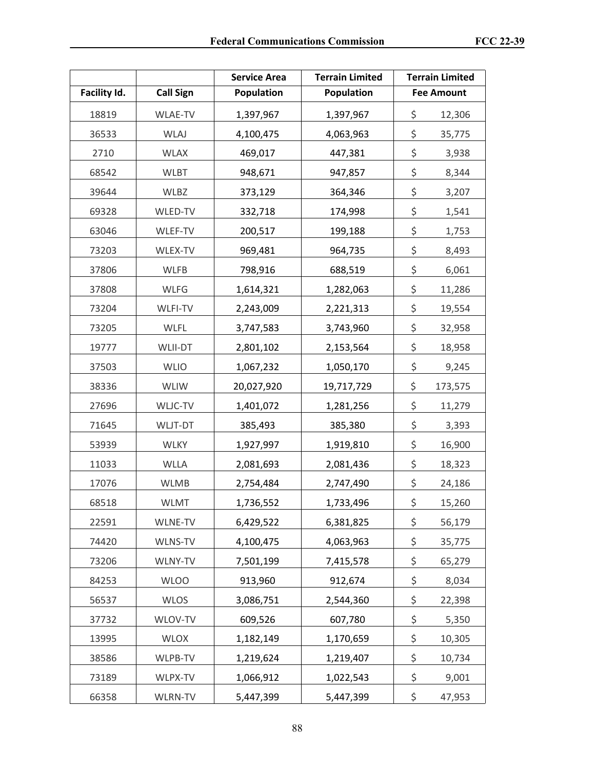| | | Service Area | Terrain Limited | Terrain Limited |
|---|---|---|---|---|
| Facility Id. | Call Sign | Population | Population | Fee Amount |
| 18819 | WLAE-TV | 1,397,967 | 1,397,967 | $ 12,306 |
| 36533 | WLAJ | 4,100,475 | 4,063,963 | $ 35,775 |
| 2710 | WLAX | 469,017 | 447,381 | $ 3,938 |
| 68542 | WLBT | 948,671 | 947,857 | $ 8,344 |
| 39644 | WLBZ | 373,129 | 364,346 | $ 3,207 |
| 69328 | WLED-TV | 332,718 | 174,998 | $ 1,541 |
| 63046 | WLEF-TV | 200,517 | 199,188 | $ 1,753 |
| 73203 | WLEX-TV | 969,481 | 964,735 | $ 8,493 |
| 37806 | WLFB | 798,916 | 688,519 | $ 6,061 |
| 37808 | WLFG | 1,614,321 | 1,282,063 | $ 11,286 |
| 73204 | WLFI-TV | 2,243,009 | 2,221,313 | $ 19,554 |
| 73205 | WLFL | 3,747,583 | 3,743,960 | $ 32,958 |
| 19777 | WLII-DT | 2,801,102 | 2,153,564 | $ 18,958 |
| 37503 | WLIO | 1,067,232 | 1,050,170 | $ 9,245 |
| 38336 | WLIW | 20,027,920 | 19,717,729 | $ 173,575 |
| 27696 | WLJC-TV | 1,401,072 | 1,281,256 | $ 11,279 |
| 71645 | WLJT-DT | 385,493 | 385,380 | $ 3,393 |
| 53939 | WLKY | 1,927,997 | 1,919,810 | $ 16,900 |
| 11033 | WLLA | 2,081,693 | 2,081,436 | $ 18,323 |
| 17076 | WLMB | 2,754,484 | 2,747,490 | $ 24,186 |
| 68518 | WLMT | 1,736,552 | 1,733,496 | $ 15,260 |
| 22591 | WLNE-TV | 6,429,522 | 6,381,825 | $ 56,179 |
| 74420 | WLNS-TV | 4,100,475 | 4,063,963 | $ 35,775 |
| 73206 | WLNY-TV | 7,501,199 | 7,415,578 | $ 65,279 |
| 84253 | WLOO | 913,960 | 912,674 | $ 8,034 |
| 56537 | WLOS | 3,086,751 | 2,544,360 | $ 22,398 |
| 37732 | WLOV-TV | 609,526 | 607,780 | $ 5,350 |
| 13995 | WLOX | 1,182,149 | 1,170,659 | $ 10,305 |
| 38586 | WLPB-TV | 1,219,624 | 1,219,407 | $ 10,734 |
| 73189 | WLPX-TV | 1,066,912 | 1,022,543 | $ 9,001 |
| 66358 | WLRN-TV | 5,447,399 | 5,447,399 | $ 47,953 |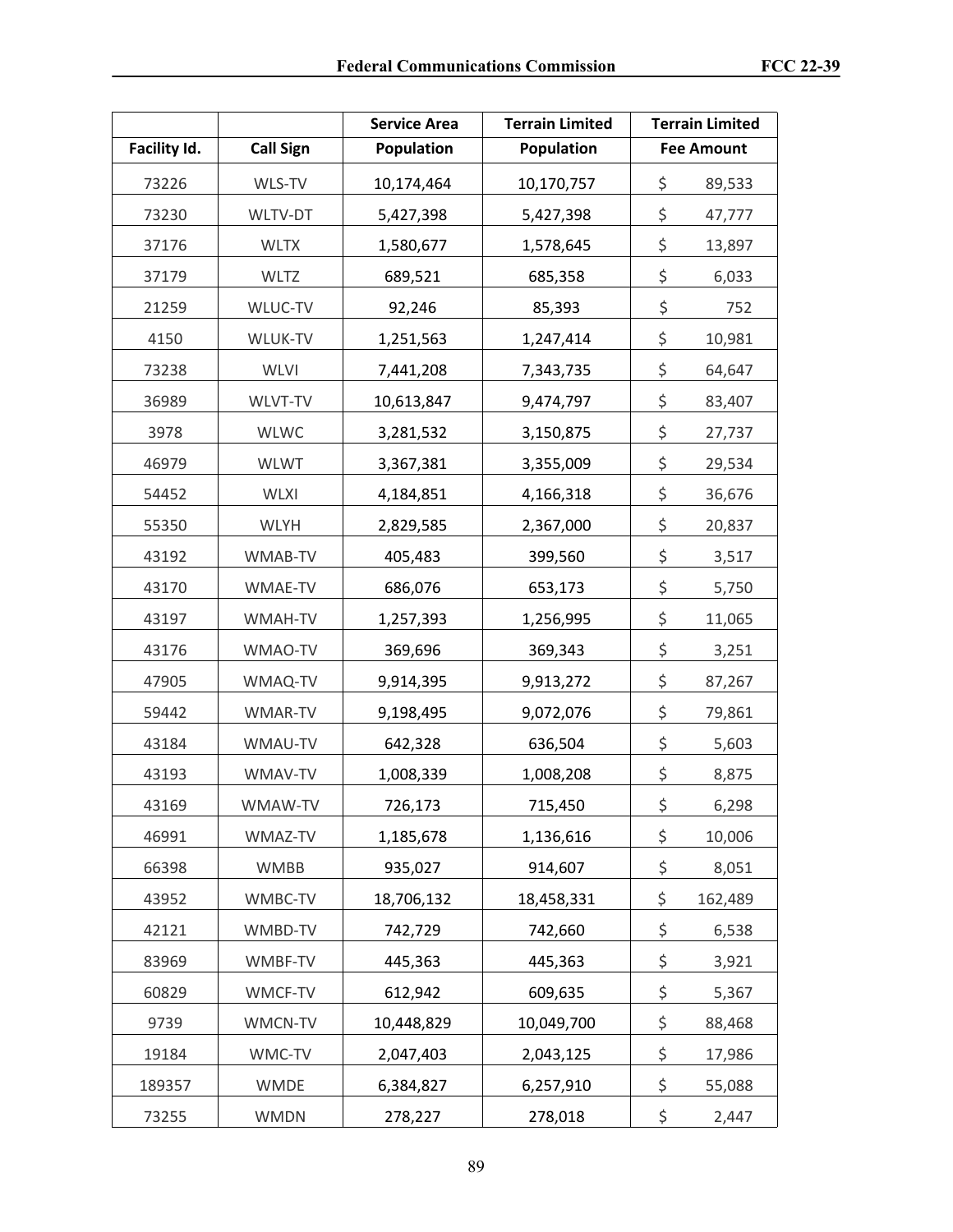| Facility Id. | Call Sign | Service Area Population | Terrain Limited Population | Terrain Limited Fee Amount |
|---|---|---|---|---|
| 73226 | WLS-TV | 10,174,464 | 10,170,757 | $ 89,533 |
| 73230 | WLTV-DT | 5,427,398 | 5,427,398 | $ 47,777 |
| 37176 | WLTX | 1,580,677 | 1,578,645 | $ 13,897 |
| 37179 | WLTZ | 689,521 | 685,358 | $ 6,033 |
| 21259 | WLUC-TV | 92,246 | 85,393 | $ 752 |
| 4150 | WLUK-TV | 1,251,563 | 1,247,414 | $ 10,981 |
| 73238 | WLVI | 7,441,208 | 7,343,735 | $ 64,647 |
| 36989 | WLVT-TV | 10,613,847 | 9,474,797 | $ 83,407 |
| 3978 | WLWC | 3,281,532 | 3,150,875 | $ 27,737 |
| 46979 | WLWT | 3,367,381 | 3,355,009 | $ 29,534 |
| 54452 | WLXI | 4,184,851 | 4,166,318 | $ 36,676 |
| 55350 | WLYH | 2,829,585 | 2,367,000 | $ 20,837 |
| 43192 | WMAB-TV | 405,483 | 399,560 | $ 3,517 |
| 43170 | WMAE-TV | 686,076 | 653,173 | $ 5,750 |
| 43197 | WMAH-TV | 1,257,393 | 1,256,995 | $ 11,065 |
| 43176 | WMAO-TV | 369,696 | 369,343 | $ 3,251 |
| 47905 | WMAQ-TV | 9,914,395 | 9,913,272 | $ 87,267 |
| 59442 | WMAR-TV | 9,198,495 | 9,072,076 | $ 79,861 |
| 43184 | WMAU-TV | 642,328 | 636,504 | $ 5,603 |
| 43193 | WMAV-TV | 1,008,339 | 1,008,208 | $ 8,875 |
| 43169 | WMAW-TV | 726,173 | 715,450 | $ 6,298 |
| 46991 | WMAZ-TV | 1,185,678 | 1,136,616 | $ 10,006 |
| 66398 | WMBB | 935,027 | 914,607 | $ 8,051 |
| 43952 | WMBC-TV | 18,706,132 | 18,458,331 | $ 162,489 |
| 42121 | WMBD-TV | 742,729 | 742,660 | $ 6,538 |
| 83969 | WMBF-TV | 445,363 | 445,363 | $ 3,921 |
| 60829 | WMCF-TV | 612,942 | 609,635 | $ 5,367 |
| 9739 | WMCN-TV | 10,448,829 | 10,049,700 | $ 88,468 |
| 19184 | WMC-TV | 2,047,403 | 2,043,125 | $ 17,986 |
| 189357 | WMDE | 6,384,827 | 6,257,910 | $ 55,088 |
| 73255 | WMDN | 278,227 | 278,018 | $ 2,447 |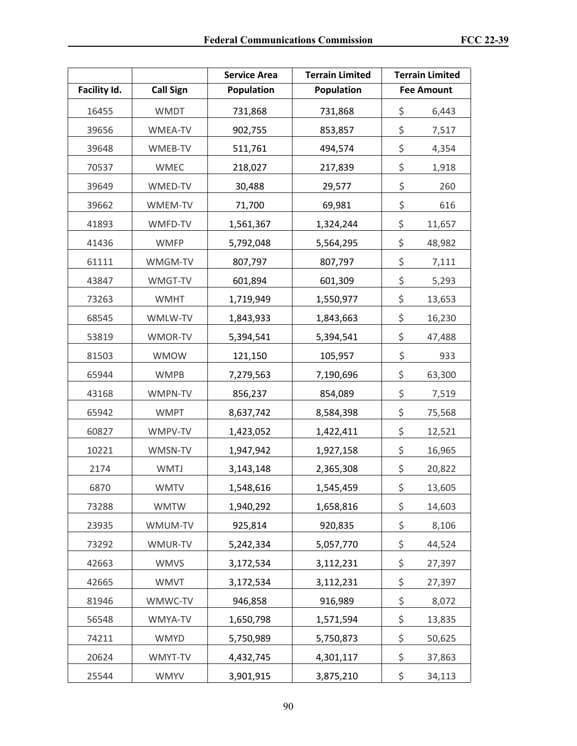| Facility Id. | Call Sign | Service Area Population | Terrain Limited Population | Terrain Limited Fee Amount |
|---|---|---|---|---|
| 16455 | WMDT | 731,868 | 731,868 | $ 6,443 |
| 39656 | WMEA-TV | 902,755 | 853,857 | $ 7,517 |
| 39648 | WMEB-TV | 511,761 | 494,574 | $ 4,354 |
| 70537 | WMEC | 218,027 | 217,839 | $ 1,918 |
| 39649 | WMED-TV | 30,488 | 29,577 | $ 260 |
| 39662 | WMEM-TV | 71,700 | 69,981 | $ 616 |
| 41893 | WMFD-TV | 1,561,367 | 1,324,244 | $ 11,657 |
| 41436 | WMFP | 5,792,048 | 5,564,295 | $ 48,982 |
| 61111 | WMGM-TV | 807,797 | 807,797 | $ 7,111 |
| 43847 | WMGT-TV | 601,894 | 601,309 | $ 5,293 |
| 73263 | WMHT | 1,719,949 | 1,550,977 | $ 13,653 |
| 68545 | WMLW-TV | 1,843,933 | 1,843,663 | $ 16,230 |
| 53819 | WMOR-TV | 5,394,541 | 5,394,541 | $ 47,488 |
| 81503 | WMOW | 121,150 | 105,957 | $ 933 |
| 65944 | WMPB | 7,279,563 | 7,190,696 | $ 63,300 |
| 43168 | WMPN-TV | 856,237 | 854,089 | $ 7,519 |
| 65942 | WMPT | 8,637,742 | 8,584,398 | $ 75,568 |
| 60827 | WMPV-TV | 1,423,052 | 1,422,411 | $ 12,521 |
| 10221 | WMSN-TV | 1,947,942 | 1,927,158 | $ 16,965 |
| 2174 | WMTJ | 3,143,148 | 2,365,308 | $ 20,822 |
| 6870 | WMTV | 1,548,616 | 1,545,459 | $ 13,605 |
| 73288 | WMTW | 1,940,292 | 1,658,816 | $ 14,603 |
| 23935 | WMUM-TV | 925,814 | 920,835 | $ 8,106 |
| 73292 | WMUR-TV | 5,242,334 | 5,057,770 | $ 44,524 |
| 42663 | WMVS | 3,172,534 | 3,112,231 | $ 27,397 |
| 42665 | WMVT | 3,172,534 | 3,112,231 | $ 27,397 |
| 81946 | WMWC-TV | 946,858 | 916,989 | $ 8,072 |
| 56548 | WMYA-TV | 1,650,798 | 1,571,594 | $ 13,835 |
| 74211 | WMYD | 5,750,989 | 5,750,873 | $ 50,625 |
| 20624 | WMYT-TV | 4,432,745 | 4,301,117 | $ 37,863 |
| 25544 | WMYV | 3,901,915 | 3,875,210 | $ 34,113 |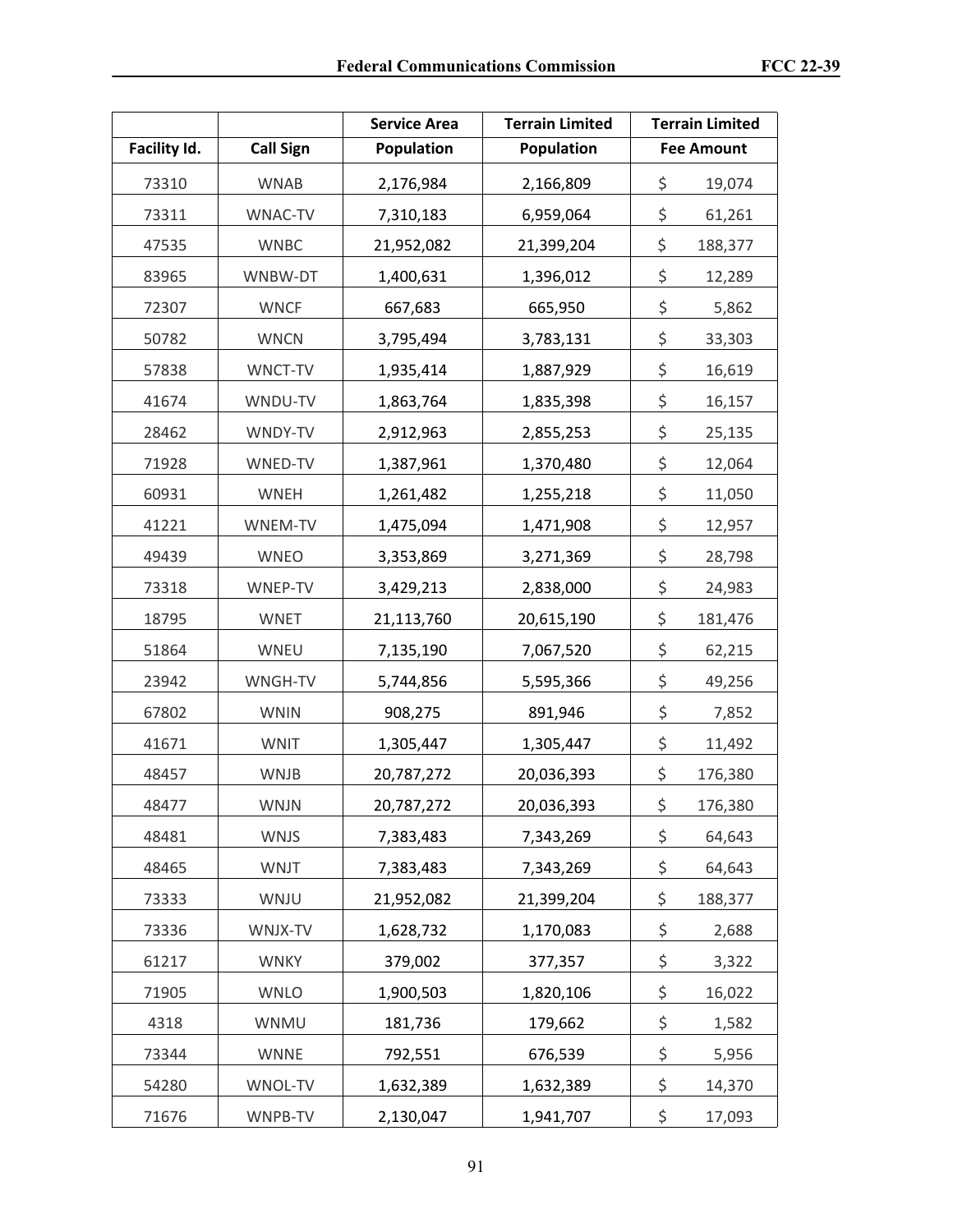| Facility Id. | Call Sign | Service Area Population | Terrain Limited Population | Terrain Limited Fee Amount |
|---|---|---|---|---|
| 73310 | WNAB | 2,176,984 | 2,166,809 | $ 19,074 |
| 73311 | WNAC-TV | 7,310,183 | 6,959,064 | $ 61,261 |
| 47535 | WNBC | 21,952,082 | 21,399,204 | $ 188,377 |
| 83965 | WNBW-DT | 1,400,631 | 1,396,012 | $ 12,289 |
| 72307 | WNCF | 667,683 | 665,950 | $ 5,862 |
| 50782 | WNCN | 3,795,494 | 3,783,131 | $ 33,303 |
| 57838 | WNCT-TV | 1,935,414 | 1,887,929 | $ 16,619 |
| 41674 | WNDU-TV | 1,863,764 | 1,835,398 | $ 16,157 |
| 28462 | WNDY-TV | 2,912,963 | 2,855,253 | $ 25,135 |
| 71928 | WNED-TV | 1,387,961 | 1,370,480 | $ 12,064 |
| 60931 | WNEH | 1,261,482 | 1,255,218 | $ 11,050 |
| 41221 | WNEM-TV | 1,475,094 | 1,471,908 | $ 12,957 |
| 49439 | WNEO | 3,353,869 | 3,271,369 | $ 28,798 |
| 73318 | WNEP-TV | 3,429,213 | 2,838,000 | $ 24,983 |
| 18795 | WNET | 21,113,760 | 20,615,190 | $ 181,476 |
| 51864 | WNEU | 7,135,190 | 7,067,520 | $ 62,215 |
| 23942 | WNGH-TV | 5,744,856 | 5,595,366 | $ 49,256 |
| 67802 | WNIN | 908,275 | 891,946 | $ 7,852 |
| 41671 | WNIT | 1,305,447 | 1,305,447 | $ 11,492 |
| 48457 | WNJB | 20,787,272 | 20,036,393 | $ 176,380 |
| 48477 | WNJN | 20,787,272 | 20,036,393 | $ 176,380 |
| 48481 | WNJS | 7,383,483 | 7,343,269 | $ 64,643 |
| 48465 | WNJT | 7,383,483 | 7,343,269 | $ 64,643 |
| 73333 | WNJU | 21,952,082 | 21,399,204 | $ 188,377 |
| 73336 | WNJX-TV | 1,628,732 | 1,170,083 | $ 2,688 |
| 61217 | WNKY | 379,002 | 377,357 | $ 3,322 |
| 71905 | WNLO | 1,900,503 | 1,820,106 | $ 16,022 |
| 4318 | WNMU | 181,736 | 179,662 | $ 1,582 |
| 73344 | WNNE | 792,551 | 676,539 | $ 5,956 |
| 54280 | WNOL-TV | 1,632,389 | 1,632,389 | $ 14,370 |
| 71676 | WNPB-TV | 2,130,047 | 1,941,707 | $ 17,093 |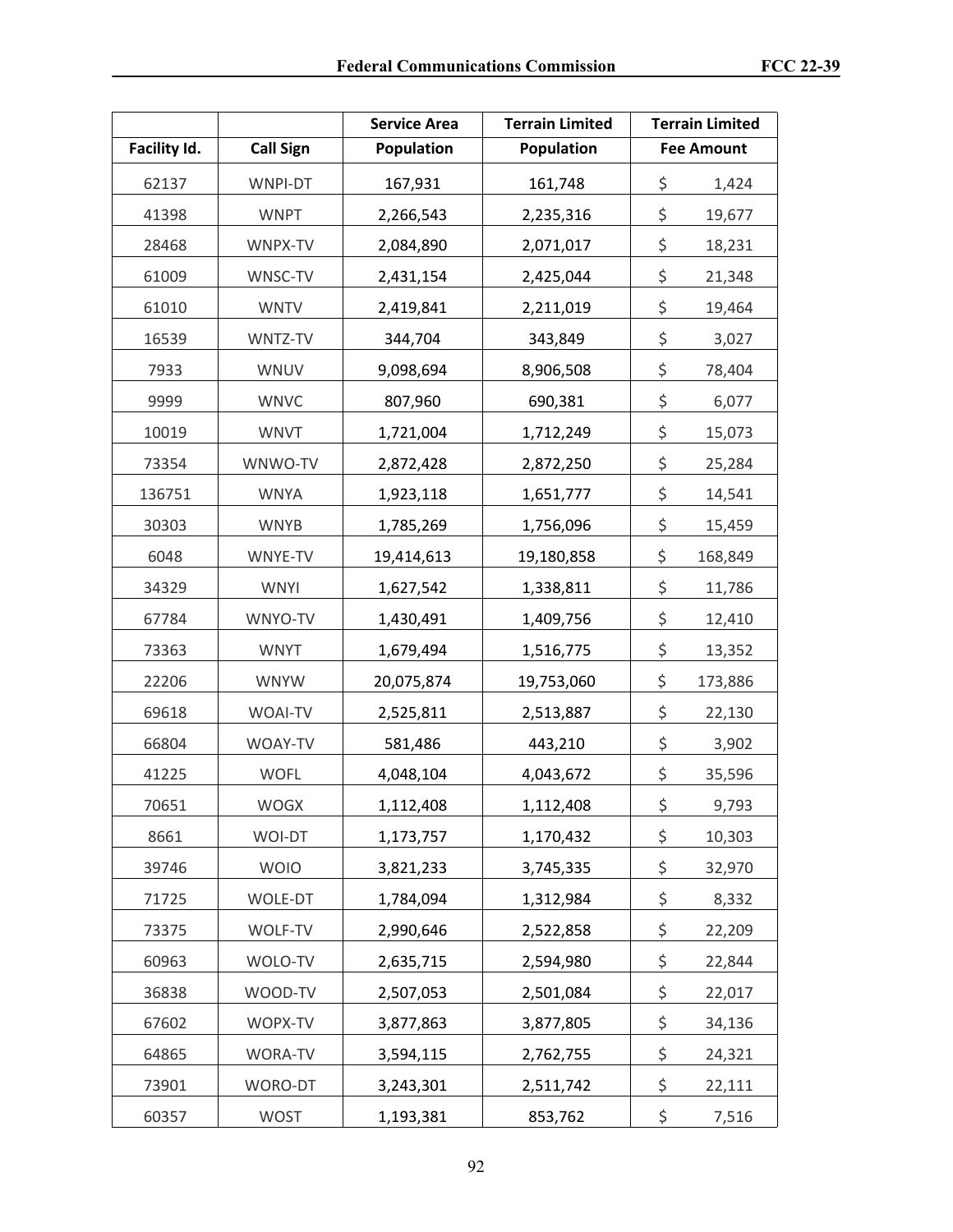| Facility Id. | Call Sign | Service Area Population | Terrain Limited Population | Terrain Limited Fee Amount |
|---|---|---|---|---|
| 62137 | WNPI-DT | 167,931 | 161,748 | $ 1,424 |
| 41398 | WNPT | 2,266,543 | 2,235,316 | $ 19,677 |
| 28468 | WNPX-TV | 2,084,890 | 2,071,017 | $ 18,231 |
| 61009 | WNSC-TV | 2,431,154 | 2,425,044 | $ 21,348 |
| 61010 | WNTV | 2,419,841 | 2,211,019 | $ 19,464 |
| 16539 | WNTZ-TV | 344,704 | 343,849 | $ 3,027 |
| 7933 | WNUV | 9,098,694 | 8,906,508 | $ 78,404 |
| 9999 | WNVC | 807,960 | 690,381 | $ 6,077 |
| 10019 | WNVT | 1,721,004 | 1,712,249 | $ 15,073 |
| 73354 | WNWO-TV | 2,872,428 | 2,872,250 | $ 25,284 |
| 136751 | WNYA | 1,923,118 | 1,651,777 | $ 14,541 |
| 30303 | WNYB | 1,785,269 | 1,756,096 | $ 15,459 |
| 6048 | WNYE-TV | 19,414,613 | 19,180,858 | $ 168,849 |
| 34329 | WNYI | 1,627,542 | 1,338,811 | $ 11,786 |
| 67784 | WNYO-TV | 1,430,491 | 1,409,756 | $ 12,410 |
| 73363 | WNYT | 1,679,494 | 1,516,775 | $ 13,352 |
| 22206 | WNYW | 20,075,874 | 19,753,060 | $ 173,886 |
| 69618 | WOAI-TV | 2,525,811 | 2,513,887 | $ 22,130 |
| 66804 | WOAY-TV | 581,486 | 443,210 | $ 3,902 |
| 41225 | WOFL | 4,048,104 | 4,043,672 | $ 35,596 |
| 70651 | WOGX | 1,112,408 | 1,112,408 | $ 9,793 |
| 8661 | WOI-DT | 1,173,757 | 1,170,432 | $ 10,303 |
| 39746 | WOIO | 3,821,233 | 3,745,335 | $ 32,970 |
| 71725 | WOLE-DT | 1,784,094 | 1,312,984 | $ 8,332 |
| 73375 | WOLF-TV | 2,990,646 | 2,522,858 | $ 22,209 |
| 60963 | WOLO-TV | 2,635,715 | 2,594,980 | $ 22,844 |
| 36838 | WOOD-TV | 2,507,053 | 2,501,084 | $ 22,017 |
| 67602 | WOPX-TV | 3,877,863 | 3,877,805 | $ 34,136 |
| 64865 | WORA-TV | 3,594,115 | 2,762,755 | $ 24,321 |
| 73901 | WORO-DT | 3,243,301 | 2,511,742 | $ 22,111 |
| 60357 | WOST | 1,193,381 | 853,762 | $ 7,516 |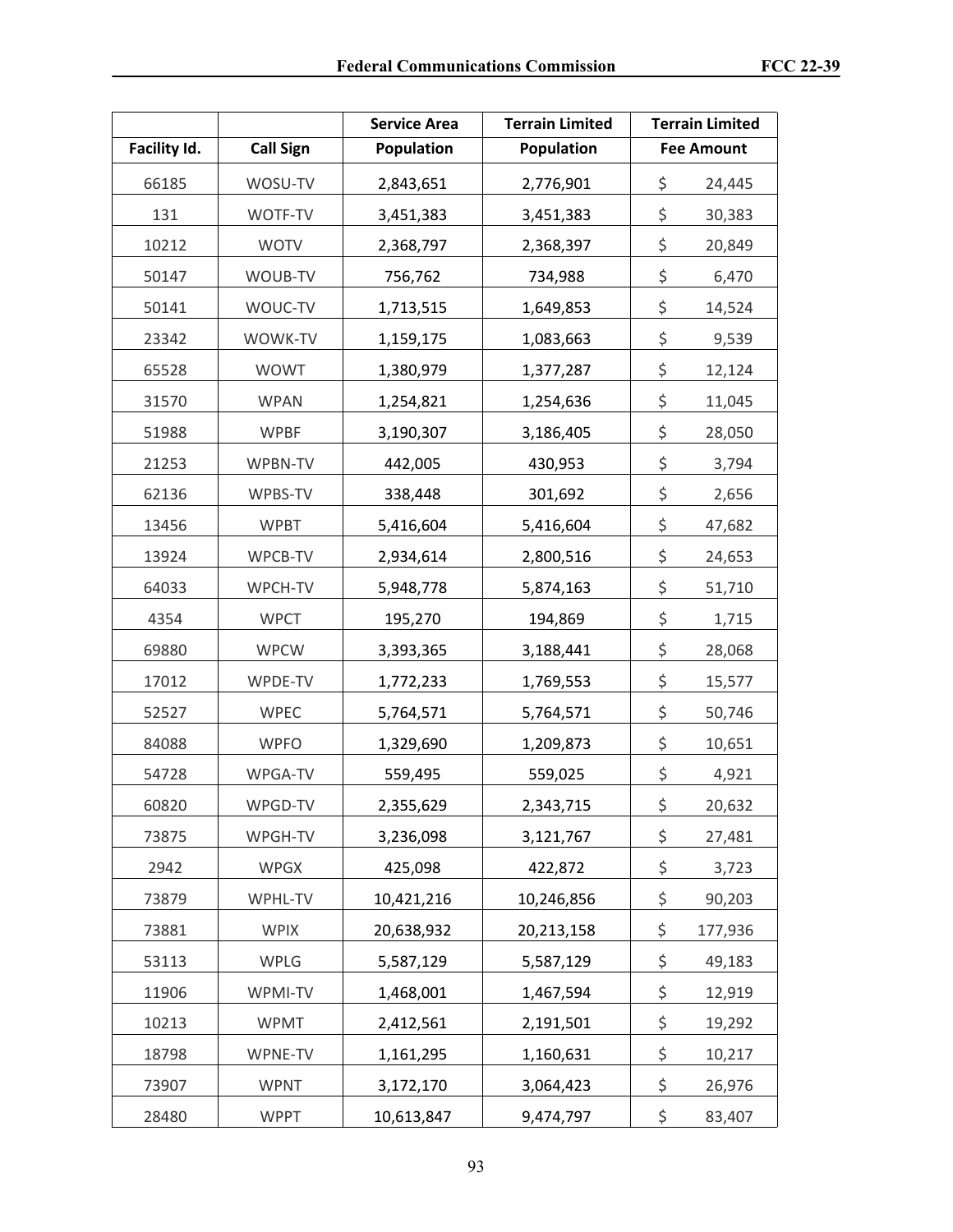| Facility Id. | Call Sign | Service Area Population | Terrain Limited Population | Terrain Limited Fee Amount |
|---|---|---|---|---|
| 66185 | WOSU-TV | 2,843,651 | 2,776,901 | $ 24,445 |
| 131 | WOTF-TV | 3,451,383 | 3,451,383 | $ 30,383 |
| 10212 | WOTV | 2,368,797 | 2,368,397 | $ 20,849 |
| 50147 | WOUB-TV | 756,762 | 734,988 | $ 6,470 |
| 50141 | WOUC-TV | 1,713,515 | 1,649,853 | $ 14,524 |
| 23342 | WOWK-TV | 1,159,175 | 1,083,663 | $ 9,539 |
| 65528 | WOWT | 1,380,979 | 1,377,287 | $ 12,124 |
| 31570 | WPAN | 1,254,821 | 1,254,636 | $ 11,045 |
| 51988 | WPBF | 3,190,307 | 3,186,405 | $ 28,050 |
| 21253 | WPBN-TV | 442,005 | 430,953 | $ 3,794 |
| 62136 | WPBS-TV | 338,448 | 301,692 | $ 2,656 |
| 13456 | WPBT | 5,416,604 | 5,416,604 | $ 47,682 |
| 13924 | WPCB-TV | 2,934,614 | 2,800,516 | $ 24,653 |
| 64033 | WPCH-TV | 5,948,778 | 5,874,163 | $ 51,710 |
| 4354 | WPCT | 195,270 | 194,869 | $ 1,715 |
| 69880 | WPCW | 3,393,365 | 3,188,441 | $ 28,068 |
| 17012 | WPDE-TV | 1,772,233 | 1,769,553 | $ 15,577 |
| 52527 | WPEC | 5,764,571 | 5,764,571 | $ 50,746 |
| 84088 | WPFO | 1,329,690 | 1,209,873 | $ 10,651 |
| 54728 | WPGA-TV | 559,495 | 559,025 | $ 4,921 |
| 60820 | WPGD-TV | 2,355,629 | 2,343,715 | $ 20,632 |
| 73875 | WPGH-TV | 3,236,098 | 3,121,767 | $ 27,481 |
| 2942 | WPGX | 425,098 | 422,872 | $ 3,723 |
| 73879 | WPHL-TV | 10,421,216 | 10,246,856 | $ 90,203 |
| 73881 | WPIX | 20,638,932 | 20,213,158 | $ 177,936 |
| 53113 | WPLG | 5,587,129 | 5,587,129 | $ 49,183 |
| 11906 | WPMI-TV | 1,468,001 | 1,467,594 | $ 12,919 |
| 10213 | WPMT | 2,412,561 | 2,191,501 | $ 19,292 |
| 18798 | WPNE-TV | 1,161,295 | 1,160,631 | $ 10,217 |
| 73907 | WPNT | 3,172,170 | 3,064,423 | $ 26,976 |
| 28480 | WPPT | 10,613,847 | 9,474,797 | $ 83,407 |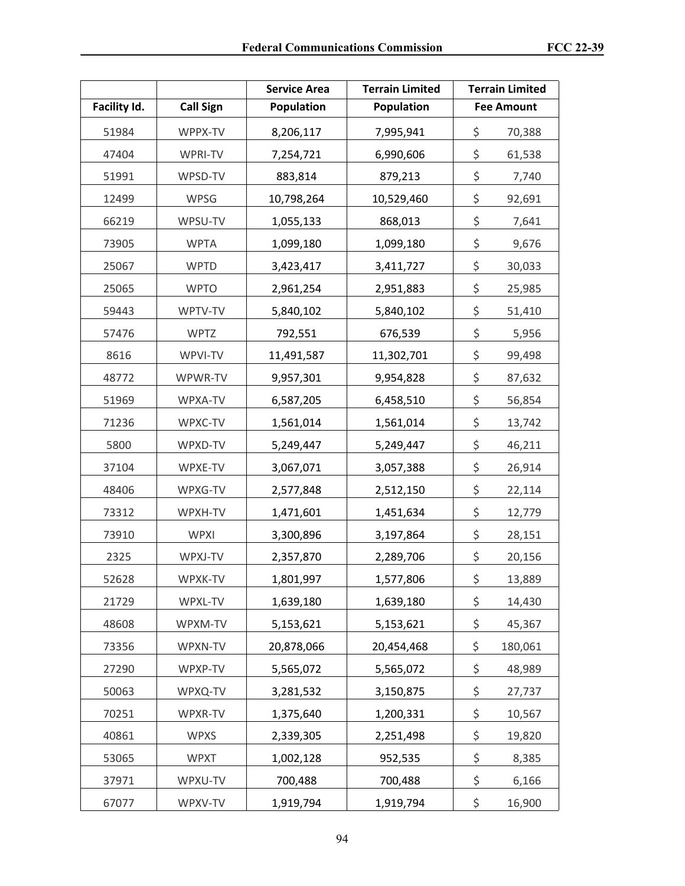| Facility Id. | Call Sign | Service Area Population | Terrain Limited Population | Terrain Limited Fee Amount |
|---|---|---|---|---|
| 51984 | WPPX-TV | 8,206,117 | 7,995,941 | $ 70,388 |
| 47404 | WPRI-TV | 7,254,721 | 6,990,606 | $ 61,538 |
| 51991 | WPSD-TV | 883,814 | 879,213 | $ 7,740 |
| 12499 | WPSG | 10,798,264 | 10,529,460 | $ 92,691 |
| 66219 | WPSU-TV | 1,055,133 | 868,013 | $ 7,641 |
| 73905 | WPTA | 1,099,180 | 1,099,180 | $ 9,676 |
| 25067 | WPTD | 3,423,417 | 3,411,727 | $ 30,033 |
| 25065 | WPTO | 2,961,254 | 2,951,883 | $ 25,985 |
| 59443 | WPTV-TV | 5,840,102 | 5,840,102 | $ 51,410 |
| 57476 | WPTZ | 792,551 | 676,539 | $ 5,956 |
| 8616 | WPVI-TV | 11,491,587 | 11,302,701 | $ 99,498 |
| 48772 | WPWR-TV | 9,957,301 | 9,954,828 | $ 87,632 |
| 51969 | WPXA-TV | 6,587,205 | 6,458,510 | $ 56,854 |
| 71236 | WPXC-TV | 1,561,014 | 1,561,014 | $ 13,742 |
| 5800 | WPXD-TV | 5,249,447 | 5,249,447 | $ 46,211 |
| 37104 | WPXE-TV | 3,067,071 | 3,057,388 | $ 26,914 |
| 48406 | WPXG-TV | 2,577,848 | 2,512,150 | $ 22,114 |
| 73312 | WPXH-TV | 1,471,601 | 1,451,634 | $ 12,779 |
| 73910 | WPXI | 3,300,896 | 3,197,864 | $ 28,151 |
| 2325 | WPXJ-TV | 2,357,870 | 2,289,706 | $ 20,156 |
| 52628 | WPXK-TV | 1,801,997 | 1,577,806 | $ 13,889 |
| 21729 | WPXL-TV | 1,639,180 | 1,639,180 | $ 14,430 |
| 48608 | WPXM-TV | 5,153,621 | 5,153,621 | $ 45,367 |
| 73356 | WPXN-TV | 20,878,066 | 20,454,468 | $ 180,061 |
| 27290 | WPXP-TV | 5,565,072 | 5,565,072 | $ 48,989 |
| 50063 | WPXQ-TV | 3,281,532 | 3,150,875 | $ 27,737 |
| 70251 | WPXR-TV | 1,375,640 | 1,200,331 | $ 10,567 |
| 40861 | WPXS | 2,339,305 | 2,251,498 | $ 19,820 |
| 53065 | WPXT | 1,002,128 | 952,535 | $ 8,385 |
| 37971 | WPXU-TV | 700,488 | 700,488 | $ 6,166 |
| 67077 | WPXV-TV | 1,919,794 | 1,919,794 | $ 16,900 |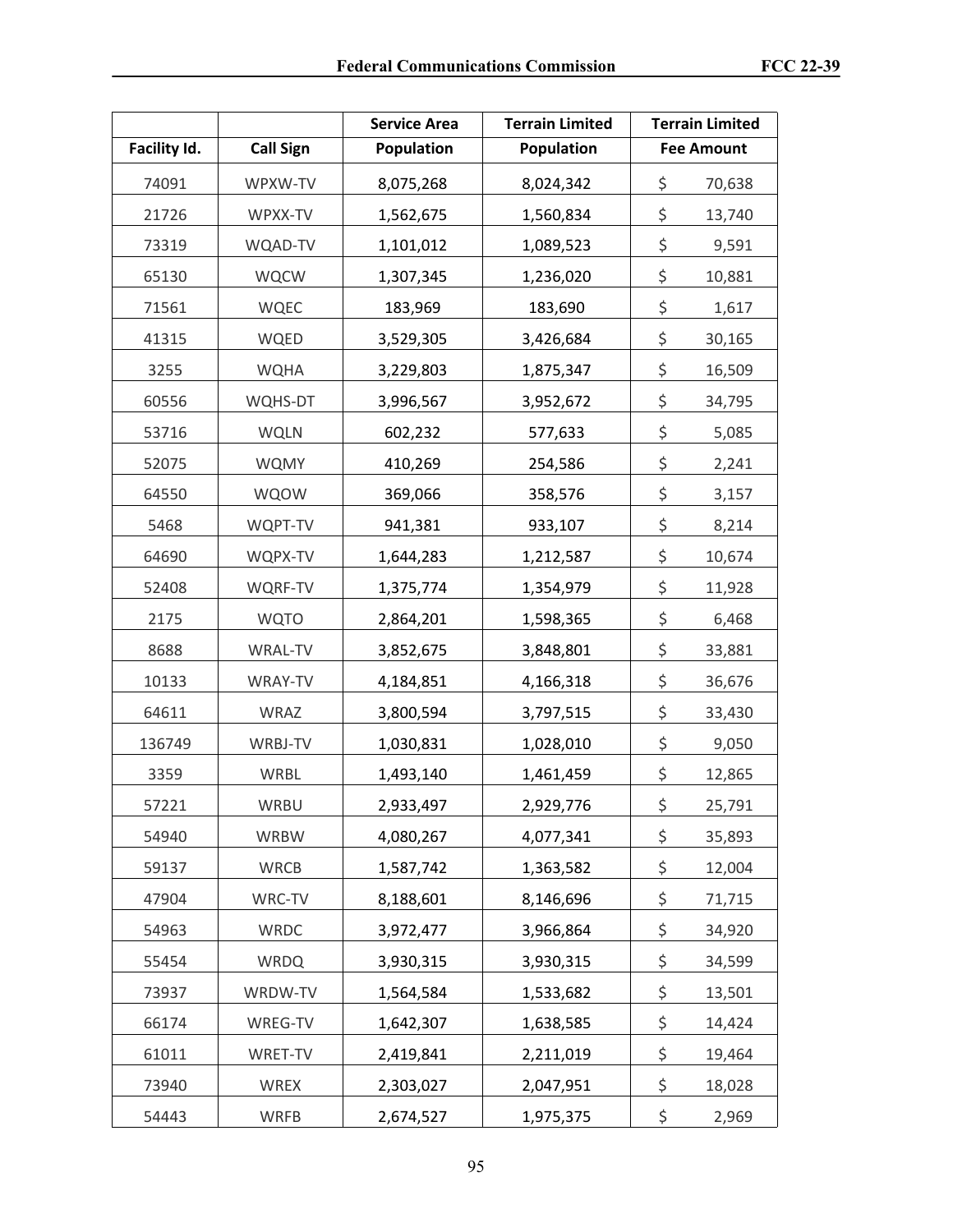| | | Service Area | Terrain Limited | Terrain Limited |
|---|---|---|---|---|
| Facility Id. | Call Sign | Population | Population | Fee Amount |
| 74091 | WPXW-TV | 8,075,268 | 8,024,342 | $ 70,638 |
| 21726 | WPXX-TV | 1,562,675 | 1,560,834 | $ 13,740 |
| 73319 | WQAD-TV | 1,101,012 | 1,089,523 | $ 9,591 |
| 65130 | WQCW | 1,307,345 | 1,236,020 | $ 10,881 |
| 71561 | WQEC | 183,969 | 183,690 | $ 1,617 |
| 41315 | WQED | 3,529,305 | 3,426,684 | $ 30,165 |
| 3255 | WQHA | 3,229,803 | 1,875,347 | $ 16,509 |
| 60556 | WQHS-DT | 3,996,567 | 3,952,672 | $ 34,795 |
| 53716 | WQLN | 602,232 | 577,633 | $ 5,085 |
| 52075 | WQMY | 410,269 | 254,586 | $ 2,241 |
| 64550 | WQOW | 369,066 | 358,576 | $ 3,157 |
| 5468 | WQPT-TV | 941,381 | 933,107 | $ 8,214 |
| 64690 | WQPX-TV | 1,644,283 | 1,212,587 | $ 10,674 |
| 52408 | WQRF-TV | 1,375,774 | 1,354,979 | $ 11,928 |
| 2175 | WQTO | 2,864,201 | 1,598,365 | $ 6,468 |
| 8688 | WRAL-TV | 3,852,675 | 3,848,801 | $ 33,881 |
| 10133 | WRAY-TV | 4,184,851 | 4,166,318 | $ 36,676 |
| 64611 | WRAZ | 3,800,594 | 3,797,515 | $ 33,430 |
| 136749 | WRBJ-TV | 1,030,831 | 1,028,010 | $ 9,050 |
| 3359 | WRBL | 1,493,140 | 1,461,459 | $ 12,865 |
| 57221 | WRBU | 2,933,497 | 2,929,776 | $ 25,791 |
| 54940 | WRBW | 4,080,267 | 4,077,341 | $ 35,893 |
| 59137 | WRCB | 1,587,742 | 1,363,582 | $ 12,004 |
| 47904 | WRC-TV | 8,188,601 | 8,146,696 | $ 71,715 |
| 54963 | WRDC | 3,972,477 | 3,966,864 | $ 34,920 |
| 55454 | WRDQ | 3,930,315 | 3,930,315 | $ 34,599 |
| 73937 | WRDW-TV | 1,564,584 | 1,533,682 | $ 13,501 |
| 66174 | WREG-TV | 1,642,307 | 1,638,585 | $ 14,424 |
| 61011 | WRET-TV | 2,419,841 | 2,211,019 | $ 19,464 |
| 73940 | WREX | 2,303,027 | 2,047,951 | $ 18,028 |
| 54443 | WRFB | 2,674,527 | 1,975,375 | $ 2,969 |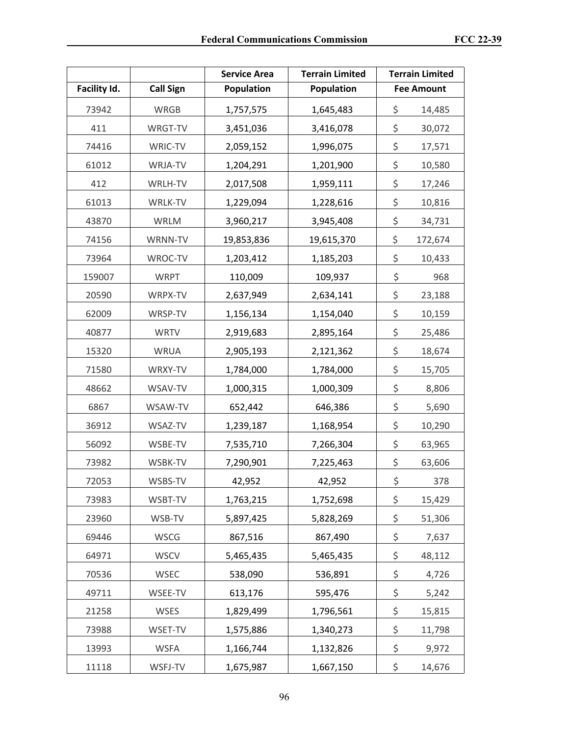| | | Service Area | Terrain Limited | Terrain Limited |
|---|---|---|---|---|
| Facility Id. | Call Sign | Population | Population | Fee Amount |
| 73942 | WRGB | 1,757,575 | 1,645,483 | $ 14,485 |
| 411 | WRGT-TV | 3,451,036 | 3,416,078 | $ 30,072 |
| 74416 | WRIC-TV | 2,059,152 | 1,996,075 | $ 17,571 |
| 61012 | WRJA-TV | 1,204,291 | 1,201,900 | $ 10,580 |
| 412 | WRLH-TV | 2,017,508 | 1,959,111 | $ 17,246 |
| 61013 | WRLK-TV | 1,229,094 | 1,228,616 | $ 10,816 |
| 43870 | WRLM | 3,960,217 | 3,945,408 | $ 34,731 |
| 74156 | WRNN-TV | 19,853,836 | 19,615,370 | $ 172,674 |
| 73964 | WROC-TV | 1,203,412 | 1,185,203 | $ 10,433 |
| 159007 | WRPT | 110,009 | 109,937 | $ 968 |
| 20590 | WRPX-TV | 2,637,949 | 2,634,141 | $ 23,188 |
| 62009 | WRSP-TV | 1,156,134 | 1,154,040 | $ 10,159 |
| 40877 | WRTV | 2,919,683 | 2,895,164 | $ 25,486 |
| 15320 | WRUA | 2,905,193 | 2,121,362 | $ 18,674 |
| 71580 | WRXY-TV | 1,784,000 | 1,784,000 | $ 15,705 |
| 48662 | WSAV-TV | 1,000,315 | 1,000,309 | $ 8,806 |
| 6867 | WSAW-TV | 652,442 | 646,386 | $ 5,690 |
| 36912 | WSAZ-TV | 1,239,187 | 1,168,954 | $ 10,290 |
| 56092 | WSBE-TV | 7,535,710 | 7,266,304 | $ 63,965 |
| 73982 | WSBK-TV | 7,290,901 | 7,225,463 | $ 63,606 |
| 72053 | WSBS-TV | 42,952 | 42,952 | $ 378 |
| 73983 | WSBT-TV | 1,763,215 | 1,752,698 | $ 15,429 |
| 23960 | WSB-TV | 5,897,425 | 5,828,269 | $ 51,306 |
| 69446 | WSCG | 867,516 | 867,490 | $ 7,637 |
| 64971 | WSCV | 5,465,435 | 5,465,435 | $ 48,112 |
| 70536 | WSEC | 538,090 | 536,891 | $ 4,726 |
| 49711 | WSEE-TV | 613,176 | 595,476 | $ 5,242 |
| 21258 | WSES | 1,829,499 | 1,796,561 | $ 15,815 |
| 73988 | WSET-TV | 1,575,886 | 1,340,273 | $ 11,798 |
| 13993 | WSFA | 1,166,744 | 1,132,826 | $ 9,972 |
| 11118 | WSFJ-TV | 1,675,987 | 1,667,150 | $ 14,676 |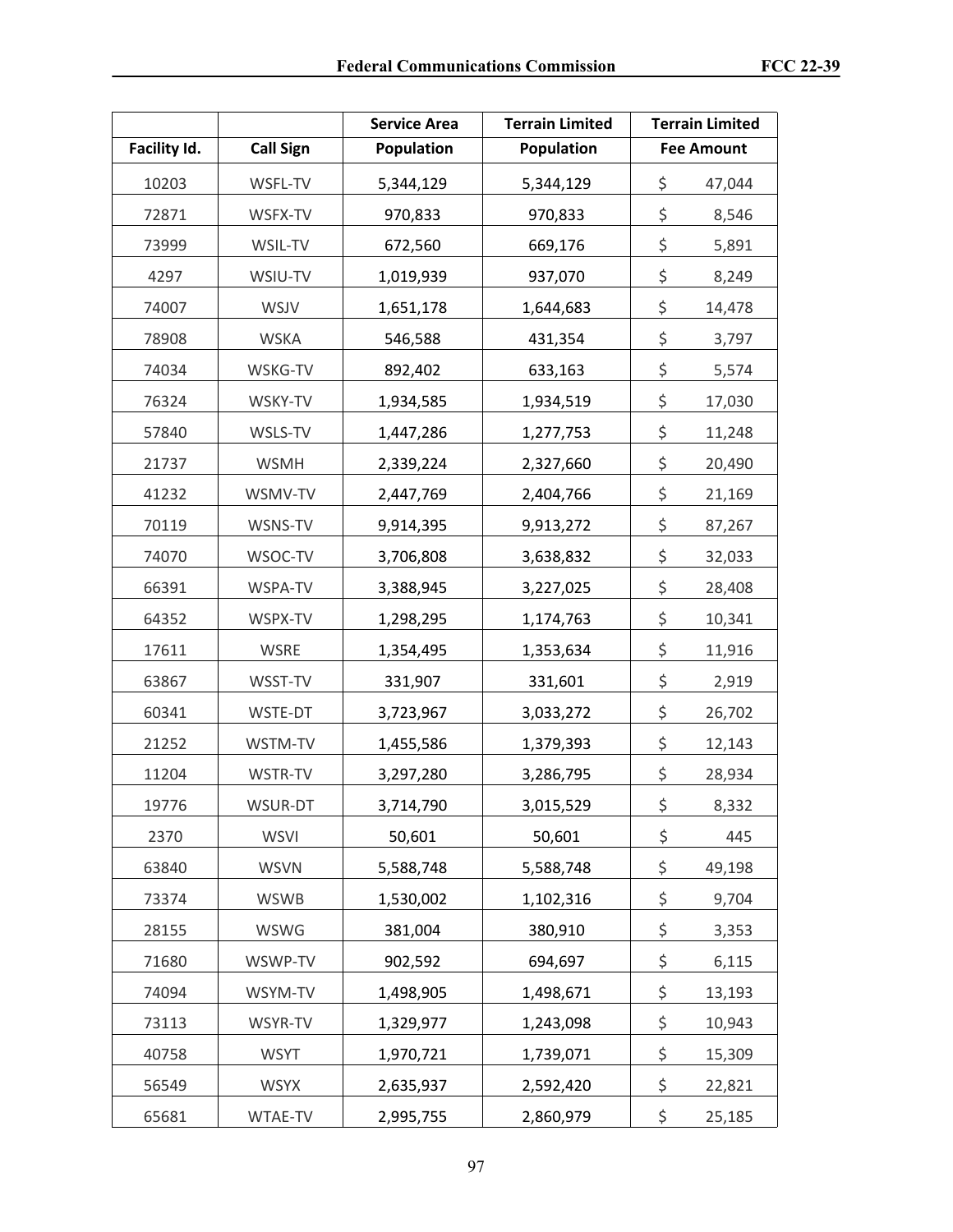| Facility Id. | Call Sign | Service Area Population | Terrain Limited Population | Terrain Limited Fee Amount |
|---|---|---|---|---|
| 10203 | WSFL-TV | 5,344,129 | 5,344,129 | $ 47,044 |
| 72871 | WSFX-TV | 970,833 | 970,833 | $ 8,546 |
| 73999 | WSIL-TV | 672,560 | 669,176 | $ 5,891 |
| 4297 | WSIU-TV | 1,019,939 | 937,070 | $ 8,249 |
| 74007 | WSJV | 1,651,178 | 1,644,683 | $ 14,478 |
| 78908 | WSKA | 546,588 | 431,354 | $ 3,797 |
| 74034 | WSKG-TV | 892,402 | 633,163 | $ 5,574 |
| 76324 | WSKY-TV | 1,934,585 | 1,934,519 | $ 17,030 |
| 57840 | WSLS-TV | 1,447,286 | 1,277,753 | $ 11,248 |
| 21737 | WSMH | 2,339,224 | 2,327,660 | $ 20,490 |
| 41232 | WSMV-TV | 2,447,769 | 2,404,766 | $ 21,169 |
| 70119 | WSNS-TV | 9,914,395 | 9,913,272 | $ 87,267 |
| 74070 | WSOC-TV | 3,706,808 | 3,638,832 | $ 32,033 |
| 66391 | WSPA-TV | 3,388,945 | 3,227,025 | $ 28,408 |
| 64352 | WSPX-TV | 1,298,295 | 1,174,763 | $ 10,341 |
| 17611 | WSRE | 1,354,495 | 1,353,634 | $ 11,916 |
| 63867 | WSST-TV | 331,907 | 331,601 | $ 2,919 |
| 60341 | WSTE-DT | 3,723,967 | 3,033,272 | $ 26,702 |
| 21252 | WSTM-TV | 1,455,586 | 1,379,393 | $ 12,143 |
| 11204 | WSTR-TV | 3,297,280 | 3,286,795 | $ 28,934 |
| 19776 | WSUR-DT | 3,714,790 | 3,015,529 | $ 8,332 |
| 2370 | WSVI | 50,601 | 50,601 | $ 445 |
| 63840 | WSVN | 5,588,748 | 5,588,748 | $ 49,198 |
| 73374 | WSWB | 1,530,002 | 1,102,316 | $ 9,704 |
| 28155 | WSWG | 381,004 | 380,910 | $ 3,353 |
| 71680 | WSWP-TV | 902,592 | 694,697 | $ 6,115 |
| 74094 | WSYM-TV | 1,498,905 | 1,498,671 | $ 13,193 |
| 73113 | WSYR-TV | 1,329,977 | 1,243,098 | $ 10,943 |
| 40758 | WSYT | 1,970,721 | 1,739,071 | $ 15,309 |
| 56549 | WSYX | 2,635,937 | 2,592,420 | $ 22,821 |
| 65681 | WTAE-TV | 2,995,755 | 2,860,979 | $ 25,185 |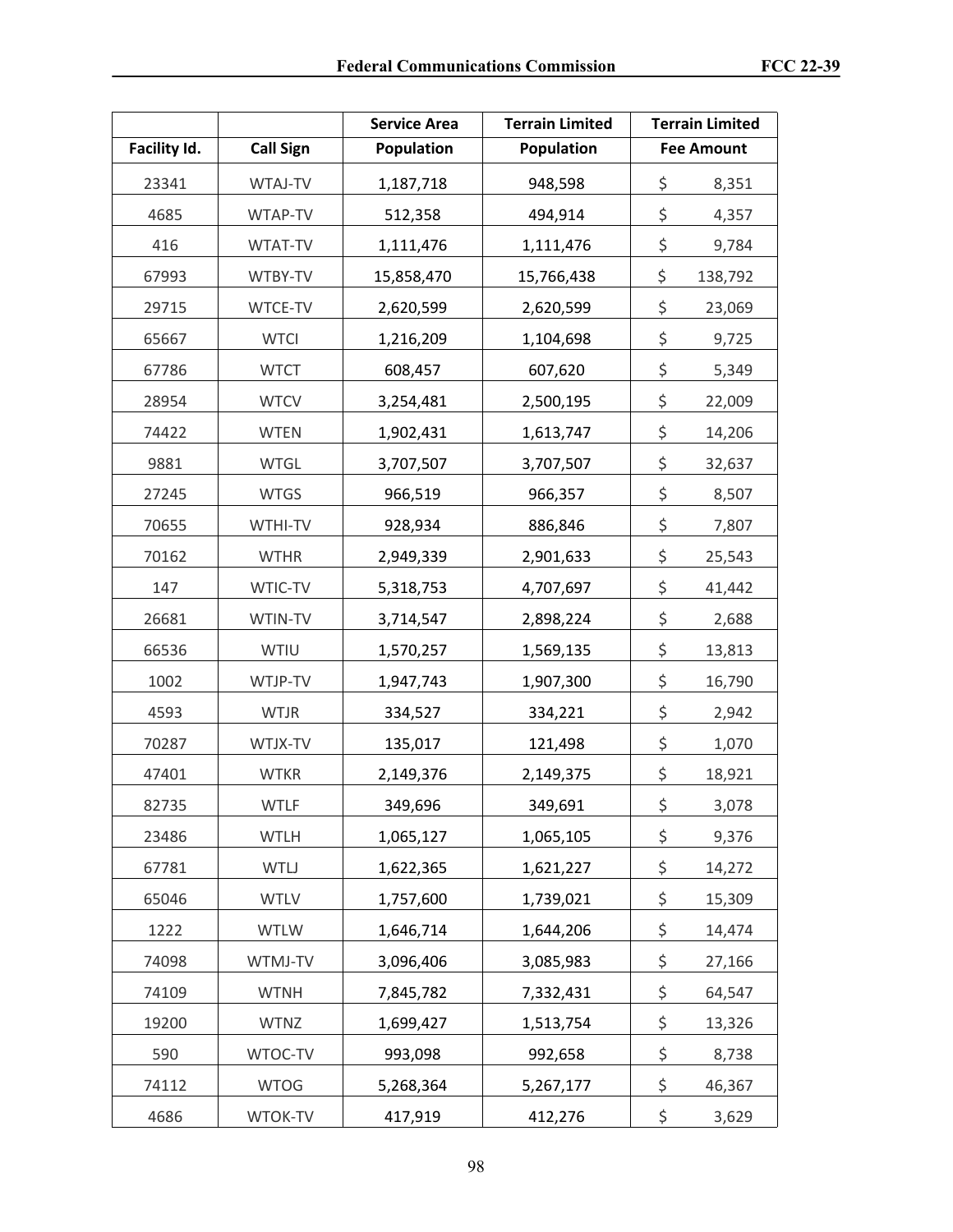| Facility Id. | Call Sign | Service Area Population | Terrain Limited Population | Terrain Limited Fee Amount |
|---|---|---|---|---|
| 23341 | WTAJ-TV | 1,187,718 | 948,598 | $ 8,351 |
| 4685 | WTAP-TV | 512,358 | 494,914 | $ 4,357 |
| 416 | WTAT-TV | 1,111,476 | 1,111,476 | $ 9,784 |
| 67993 | WTBY-TV | 15,858,470 | 15,766,438 | $ 138,792 |
| 29715 | WTCE-TV | 2,620,599 | 2,620,599 | $ 23,069 |
| 65667 | WTCI | 1,216,209 | 1,104,698 | $ 9,725 |
| 67786 | WTCT | 608,457 | 607,620 | $ 5,349 |
| 28954 | WTCV | 3,254,481 | 2,500,195 | $ 22,009 |
| 74422 | WTEN | 1,902,431 | 1,613,747 | $ 14,206 |
| 9881 | WTGL | 3,707,507 | 3,707,507 | $ 32,637 |
| 27245 | WTGS | 966,519 | 966,357 | $ 8,507 |
| 70655 | WTHI-TV | 928,934 | 886,846 | $ 7,807 |
| 70162 | WTHR | 2,949,339 | 2,901,633 | $ 25,543 |
| 147 | WTIC-TV | 5,318,753 | 4,707,697 | $ 41,442 |
| 26681 | WTIN-TV | 3,714,547 | 2,898,224 | $ 2,688 |
| 66536 | WTIU | 1,570,257 | 1,569,135 | $ 13,813 |
| 1002 | WTJP-TV | 1,947,743 | 1,907,300 | $ 16,790 |
| 4593 | WTJR | 334,527 | 334,221 | $ 2,942 |
| 70287 | WTJX-TV | 135,017 | 121,498 | $ 1,070 |
| 47401 | WTKR | 2,149,376 | 2,149,375 | $ 18,921 |
| 82735 | WTLF | 349,696 | 349,691 | $ 3,078 |
| 23486 | WTLH | 1,065,127 | 1,065,105 | $ 9,376 |
| 67781 | WTLJ | 1,622,365 | 1,621,227 | $ 14,272 |
| 65046 | WTLV | 1,757,600 | 1,739,021 | $ 15,309 |
| 1222 | WTLW | 1,646,714 | 1,644,206 | $ 14,474 |
| 74098 | WTMJ-TV | 3,096,406 | 3,085,983 | $ 27,166 |
| 74109 | WTNH | 7,845,782 | 7,332,431 | $ 64,547 |
| 19200 | WTNZ | 1,699,427 | 1,513,754 | $ 13,326 |
| 590 | WTOC-TV | 993,098 | 992,658 | $ 8,738 |
| 74112 | WTOG | 5,268,364 | 5,267,177 | $ 46,367 |
| 4686 | WTOK-TV | 417,919 | 412,276 | $ 3,629 |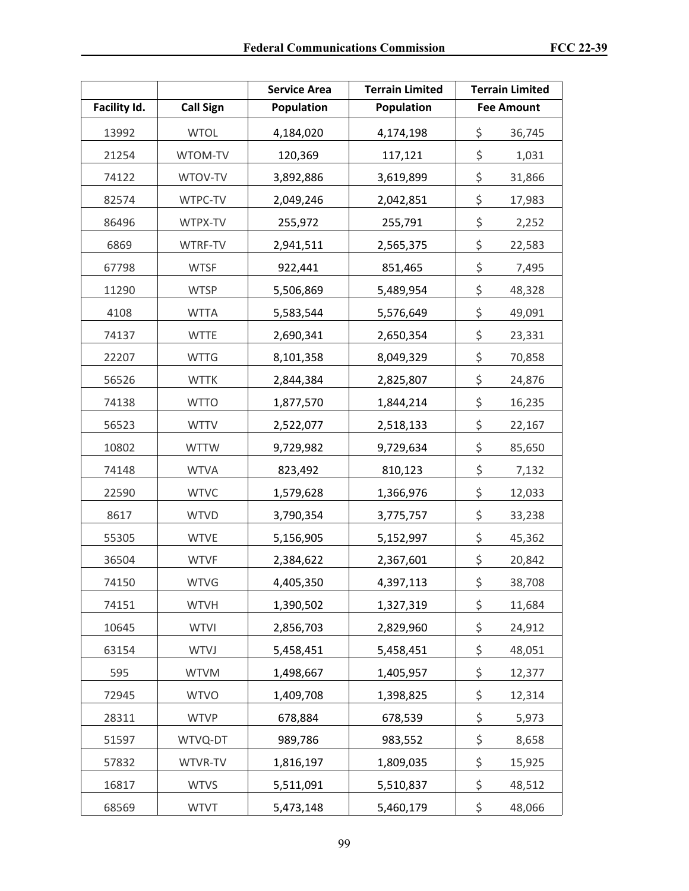| Facility Id. | Call Sign | Service Area Population | Terrain Limited Population | Terrain Limited Fee Amount |
|---|---|---|---|---|
| 13992 | WTOL | 4,184,020 | 4,174,198 | $ 36,745 |
| 21254 | WTOM-TV | 120,369 | 117,121 | $ 1,031 |
| 74122 | WTOV-TV | 3,892,886 | 3,619,899 | $ 31,866 |
| 82574 | WTPC-TV | 2,049,246 | 2,042,851 | $ 17,983 |
| 86496 | WTPX-TV | 255,972 | 255,791 | $ 2,252 |
| 6869 | WTRF-TV | 2,941,511 | 2,565,375 | $ 22,583 |
| 67798 | WTSF | 922,441 | 851,465 | $ 7,495 |
| 11290 | WTSP | 5,506,869 | 5,489,954 | $ 48,328 |
| 4108 | WTTA | 5,583,544 | 5,576,649 | $ 49,091 |
| 74137 | WTTE | 2,690,341 | 2,650,354 | $ 23,331 |
| 22207 | WTTG | 8,101,358 | 8,049,329 | $ 70,858 |
| 56526 | WTTK | 2,844,384 | 2,825,807 | $ 24,876 |
| 74138 | WTTO | 1,877,570 | 1,844,214 | $ 16,235 |
| 56523 | WTTV | 2,522,077 | 2,518,133 | $ 22,167 |
| 10802 | WTTW | 9,729,982 | 9,729,634 | $ 85,650 |
| 74148 | WTVA | 823,492 | 810,123 | $ 7,132 |
| 22590 | WTVC | 1,579,628 | 1,366,976 | $ 12,033 |
| 8617 | WTVD | 3,790,354 | 3,775,757 | $ 33,238 |
| 55305 | WTVE | 5,156,905 | 5,152,997 | $ 45,362 |
| 36504 | WTVF | 2,384,622 | 2,367,601 | $ 20,842 |
| 74150 | WTVG | 4,405,350 | 4,397,113 | $ 38,708 |
| 74151 | WTVH | 1,390,502 | 1,327,319 | $ 11,684 |
| 10645 | WTVI | 2,856,703 | 2,829,960 | $ 24,912 |
| 63154 | WTVJ | 5,458,451 | 5,458,451 | $ 48,051 |
| 595 | WTVM | 1,498,667 | 1,405,957 | $ 12,377 |
| 72945 | WTVO | 1,409,708 | 1,398,825 | $ 12,314 |
| 28311 | WTVP | 678,884 | 678,539 | $ 5,973 |
| 51597 | WTVQ-DT | 989,786 | 983,552 | $ 8,658 |
| 57832 | WTVR-TV | 1,816,197 | 1,809,035 | $ 15,925 |
| 16817 | WTVS | 5,511,091 | 5,510,837 | $ 48,512 |
| 68569 | WTVT | 5,473,148 | 5,460,179 | $ 48,066 |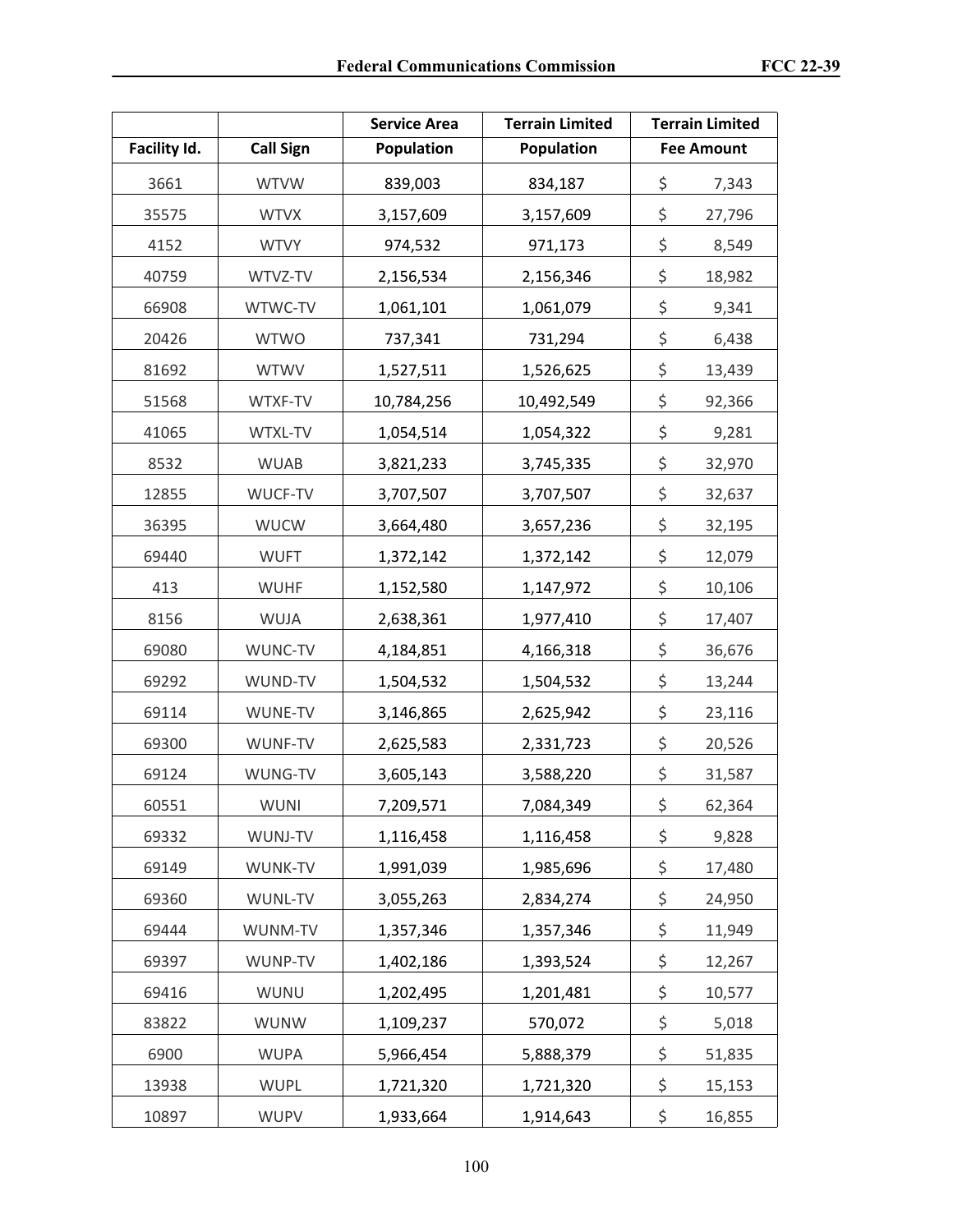| Facility Id. | Call Sign | Service Area Population | Terrain Limited Population | Terrain Limited Fee Amount |
|---|---|---|---|---|
| 3661 | WTVW | 839,003 | 834,187 | $ 7,343 |
| 35575 | WTVX | 3,157,609 | 3,157,609 | $ 27,796 |
| 4152 | WTVY | 974,532 | 971,173 | $ 8,549 |
| 40759 | WTVZ-TV | 2,156,534 | 2,156,346 | $ 18,982 |
| 66908 | WTWC-TV | 1,061,101 | 1,061,079 | $ 9,341 |
| 20426 | WTWO | 737,341 | 731,294 | $ 6,438 |
| 81692 | WTWV | 1,527,511 | 1,526,625 | $ 13,439 |
| 51568 | WTXF-TV | 10,784,256 | 10,492,549 | $ 92,366 |
| 41065 | WTXL-TV | 1,054,514 | 1,054,322 | $ 9,281 |
| 8532 | WUAB | 3,821,233 | 3,745,335 | $ 32,970 |
| 12855 | WUCF-TV | 3,707,507 | 3,707,507 | $ 32,637 |
| 36395 | WUCW | 3,664,480 | 3,657,236 | $ 32,195 |
| 69440 | WUFT | 1,372,142 | 1,372,142 | $ 12,079 |
| 413 | WUHF | 1,152,580 | 1,147,972 | $ 10,106 |
| 8156 | WUJA | 2,638,361 | 1,977,410 | $ 17,407 |
| 69080 | WUNC-TV | 4,184,851 | 4,166,318 | $ 36,676 |
| 69292 | WUND-TV | 1,504,532 | 1,504,532 | $ 13,244 |
| 69114 | WUNE-TV | 3,146,865 | 2,625,942 | $ 23,116 |
| 69300 | WUNF-TV | 2,625,583 | 2,331,723 | $ 20,526 |
| 69124 | WUNG-TV | 3,605,143 | 3,588,220 | $ 31,587 |
| 60551 | WUNI | 7,209,571 | 7,084,349 | $ 62,364 |
| 69332 | WUNJ-TV | 1,116,458 | 1,116,458 | $ 9,828 |
| 69149 | WUNK-TV | 1,991,039 | 1,985,696 | $ 17,480 |
| 69360 | WUNL-TV | 3,055,263 | 2,834,274 | $ 24,950 |
| 69444 | WUNM-TV | 1,357,346 | 1,357,346 | $ 11,949 |
| 69397 | WUNP-TV | 1,402,186 | 1,393,524 | $ 12,267 |
| 69416 | WUNU | 1,202,495 | 1,201,481 | $ 10,577 |
| 83822 | WUNW | 1,109,237 | 570,072 | $ 5,018 |
| 6900 | WUPA | 5,966,454 | 5,888,379 | $ 51,835 |
| 13938 | WUPL | 1,721,320 | 1,721,320 | $ 15,153 |
| 10897 | WUPV | 1,933,664 | 1,914,643 | $ 16,855 |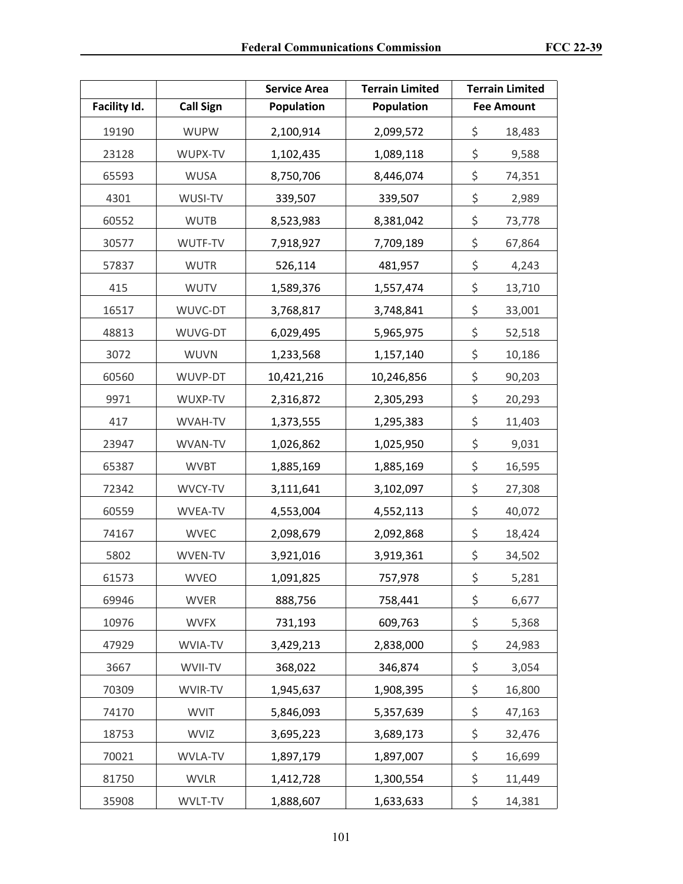| Facility Id. | Call Sign | Service Area Population | Terrain Limited Population | Terrain Limited Fee Amount |
|---|---|---|---|---|
| 19190 | WUPW | 2,100,914 | 2,099,572 | $ 18,483 |
| 23128 | WUPX-TV | 1,102,435 | 1,089,118 | $ 9,588 |
| 65593 | WUSA | 8,750,706 | 8,446,074 | $ 74,351 |
| 4301 | WUSI-TV | 339,507 | 339,507 | $ 2,989 |
| 60552 | WUTB | 8,523,983 | 8,381,042 | $ 73,778 |
| 30577 | WUTF-TV | 7,918,927 | 7,709,189 | $ 67,864 |
| 57837 | WUTR | 526,114 | 481,957 | $ 4,243 |
| 415 | WUTV | 1,589,376 | 1,557,474 | $ 13,710 |
| 16517 | WUVC-DT | 3,768,817 | 3,748,841 | $ 33,001 |
| 48813 | WUVG-DT | 6,029,495 | 5,965,975 | $ 52,518 |
| 3072 | WUVN | 1,233,568 | 1,157,140 | $ 10,186 |
| 60560 | WUVP-DT | 10,421,216 | 10,246,856 | $ 90,203 |
| 9971 | WUXP-TV | 2,316,872 | 2,305,293 | $ 20,293 |
| 417 | WVAH-TV | 1,373,555 | 1,295,383 | $ 11,403 |
| 23947 | WVAN-TV | 1,026,862 | 1,025,950 | $ 9,031 |
| 65387 | WVBT | 1,885,169 | 1,885,169 | $ 16,595 |
| 72342 | WVCY-TV | 3,111,641 | 3,102,097 | $ 27,308 |
| 60559 | WVEA-TV | 4,553,004 | 4,552,113 | $ 40,072 |
| 74167 | WVEC | 2,098,679 | 2,092,868 | $ 18,424 |
| 5802 | WVEN-TV | 3,921,016 | 3,919,361 | $ 34,502 |
| 61573 | WVEO | 1,091,825 | 757,978 | $ 5,281 |
| 69946 | WVER | 888,756 | 758,441 | $ 6,677 |
| 10976 | WVFX | 731,193 | 609,763 | $ 5,368 |
| 47929 | WVIA-TV | 3,429,213 | 2,838,000 | $ 24,983 |
| 3667 | WVII-TV | 368,022 | 346,874 | $ 3,054 |
| 70309 | WVIR-TV | 1,945,637 | 1,908,395 | $ 16,800 |
| 74170 | WVIT | 5,846,093 | 5,357,639 | $ 47,163 |
| 18753 | WVIZ | 3,695,223 | 3,689,173 | $ 32,476 |
| 70021 | WVLA-TV | 1,897,179 | 1,897,007 | $ 16,699 |
| 81750 | WVLR | 1,412,728 | 1,300,554 | $ 11,449 |
| 35908 | WVLT-TV | 1,888,607 | 1,633,633 | $ 14,381 |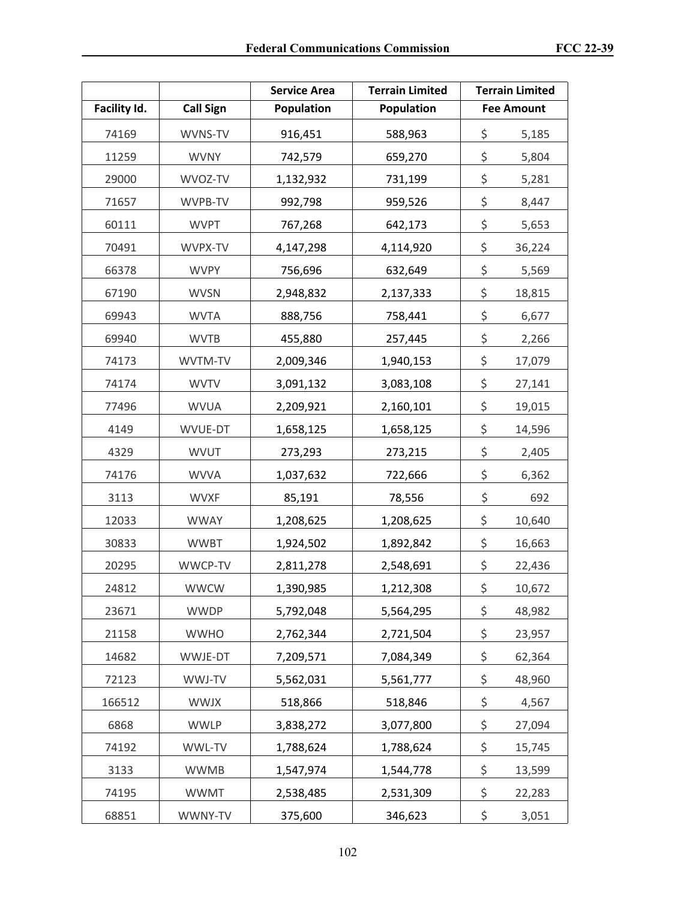| Facility Id. | Call Sign | Service Area Population | Terrain Limited Population | Terrain Limited Fee Amount |
|---|---|---|---|---|
| 74169 | WVNS-TV | 916,451 | 588,963 | $ 5,185 |
| 11259 | WVNY | 742,579 | 659,270 | $ 5,804 |
| 29000 | WVOZ-TV | 1,132,932 | 731,199 | $ 5,281 |
| 71657 | WVPB-TV | 992,798 | 959,526 | $ 8,447 |
| 60111 | WVPT | 767,268 | 642,173 | $ 5,653 |
| 70491 | WVPX-TV | 4,147,298 | 4,114,920 | $ 36,224 |
| 66378 | WVPY | 756,696 | 632,649 | $ 5,569 |
| 67190 | WVSN | 2,948,832 | 2,137,333 | $ 18,815 |
| 69943 | WVTA | 888,756 | 758,441 | $ 6,677 |
| 69940 | WVTB | 455,880 | 257,445 | $ 2,266 |
| 74173 | WVTM-TV | 2,009,346 | 1,940,153 | $ 17,079 |
| 74174 | WVTV | 3,091,132 | 3,083,108 | $ 27,141 |
| 77496 | WVUA | 2,209,921 | 2,160,101 | $ 19,015 |
| 4149 | WVUE-DT | 1,658,125 | 1,658,125 | $ 14,596 |
| 4329 | WVUT | 273,293 | 273,215 | $ 2,405 |
| 74176 | WVVA | 1,037,632 | 722,666 | $ 6,362 |
| 3113 | WVXF | 85,191 | 78,556 | $ 692 |
| 12033 | WWAY | 1,208,625 | 1,208,625 | $ 10,640 |
| 30833 | WWBT | 1,924,502 | 1,892,842 | $ 16,663 |
| 20295 | WWCP-TV | 2,811,278 | 2,548,691 | $ 22,436 |
| 24812 | WWCW | 1,390,985 | 1,212,308 | $ 10,672 |
| 23671 | WWDP | 5,792,048 | 5,564,295 | $ 48,982 |
| 21158 | WWHO | 2,762,344 | 2,721,504 | $ 23,957 |
| 14682 | WWJE-DT | 7,209,571 | 7,084,349 | $ 62,364 |
| 72123 | WWJ-TV | 5,562,031 | 5,561,777 | $ 48,960 |
| 166512 | WWJX | 518,866 | 518,846 | $ 4,567 |
| 6868 | WWLP | 3,838,272 | 3,077,800 | $ 27,094 |
| 74192 | WWL-TV | 1,788,624 | 1,788,624 | $ 15,745 |
| 3133 | WWMB | 1,547,974 | 1,544,778 | $ 13,599 |
| 74195 | WWMT | 2,538,485 | 2,531,309 | $ 22,283 |
| 68851 | WWNY-TV | 375,600 | 346,623 | $ 3,051 |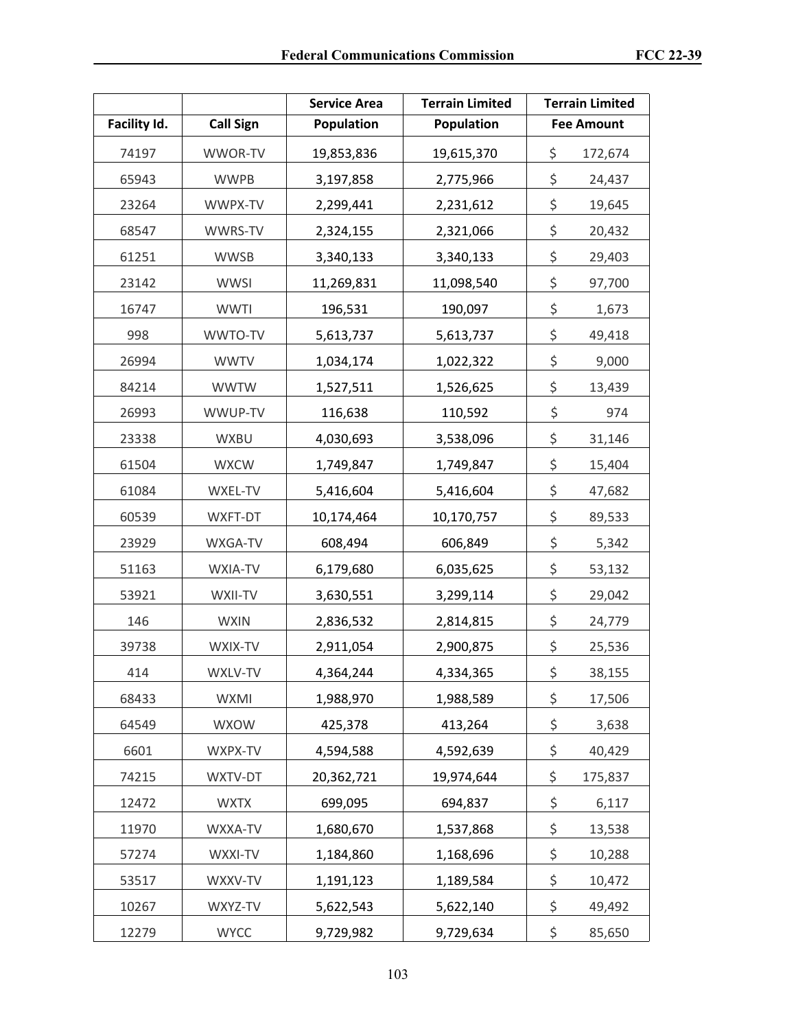| Facility Id. | Call Sign | Service Area Population | Terrain Limited Population | Terrain Limited Fee Amount |
|---|---|---|---|---|
| 74197 | WWOR-TV | 19,853,836 | 19,615,370 | $ 172,674 |
| 65943 | WWPB | 3,197,858 | 2,775,966 | $ 24,437 |
| 23264 | WWPX-TV | 2,299,441 | 2,231,612 | $ 19,645 |
| 68547 | WWRS-TV | 2,324,155 | 2,321,066 | $ 20,432 |
| 61251 | WWSB | 3,340,133 | 3,340,133 | $ 29,403 |
| 23142 | WWSI | 11,269,831 | 11,098,540 | $ 97,700 |
| 16747 | WWTI | 196,531 | 190,097 | $ 1,673 |
| 998 | WWTO-TV | 5,613,737 | 5,613,737 | $ 49,418 |
| 26994 | WWTV | 1,034,174 | 1,022,322 | $ 9,000 |
| 84214 | WWTW | 1,527,511 | 1,526,625 | $ 13,439 |
| 26993 | WWUP-TV | 116,638 | 110,592 | $ 974 |
| 23338 | WXBU | 4,030,693 | 3,538,096 | $ 31,146 |
| 61504 | WXCW | 1,749,847 | 1,749,847 | $ 15,404 |
| 61084 | WXEL-TV | 5,416,604 | 5,416,604 | $ 47,682 |
| 60539 | WXFT-DT | 10,174,464 | 10,170,757 | $ 89,533 |
| 23929 | WXGA-TV | 608,494 | 606,849 | $ 5,342 |
| 51163 | WXIA-TV | 6,179,680 | 6,035,625 | $ 53,132 |
| 53921 | WXII-TV | 3,630,551 | 3,299,114 | $ 29,042 |
| 146 | WXIN | 2,836,532 | 2,814,815 | $ 24,779 |
| 39738 | WXIX-TV | 2,911,054 | 2,900,875 | $ 25,536 |
| 414 | WXLV-TV | 4,364,244 | 4,334,365 | $ 38,155 |
| 68433 | WXMI | 1,988,970 | 1,988,589 | $ 17,506 |
| 64549 | WXOW | 425,378 | 413,264 | $ 3,638 |
| 6601 | WXPX-TV | 4,594,588 | 4,592,639 | $ 40,429 |
| 74215 | WXTV-DT | 20,362,721 | 19,974,644 | $ 175,837 |
| 12472 | WXTX | 699,095 | 694,837 | $ 6,117 |
| 11970 | WXXA-TV | 1,680,670 | 1,537,868 | $ 13,538 |
| 57274 | WXXI-TV | 1,184,860 | 1,168,696 | $ 10,288 |
| 53517 | WXXV-TV | 1,191,123 | 1,189,584 | $ 10,472 |
| 10267 | WXYZ-TV | 5,622,543 | 5,622,140 | $ 49,492 |
| 12279 | WYCC | 9,729,982 | 9,729,634 | $ 85,650 |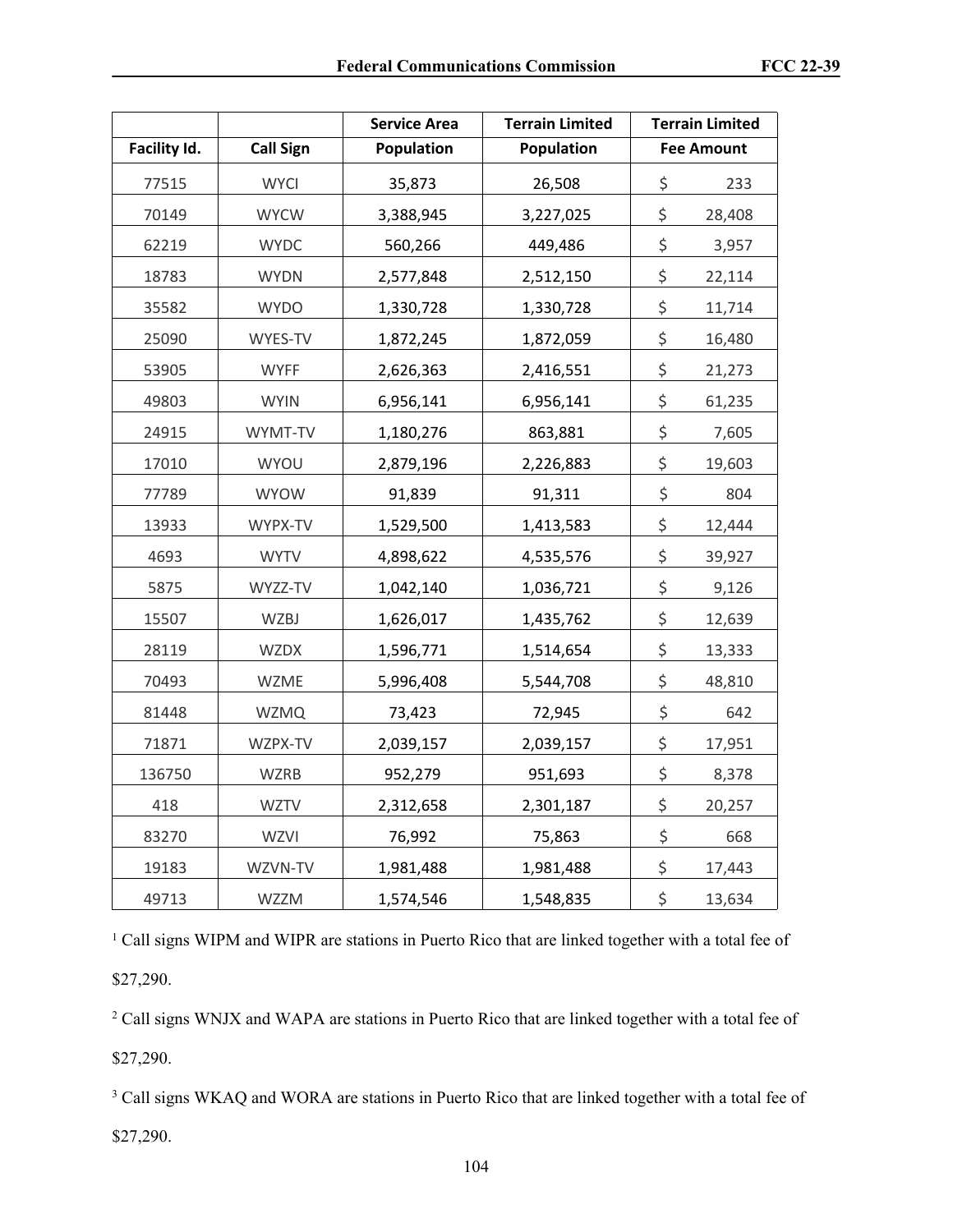| Facility Id. | Call Sign | Service Area Population | Terrain Limited Population | Terrain Limited Fee Amount |
|---|---|---|---|---|
| 77515 | WYCI | 35,873 | 26,508 | $ 233 |
| 70149 | WYCW | 3,388,945 | 3,227,025 | $ 28,408 |
| 62219 | WYDC | 560,266 | 449,486 | $ 3,957 |
| 18783 | WYDN | 2,577,848 | 2,512,150 | $ 22,114 |
| 35582 | WYDO | 1,330,728 | 1,330,728 | $ 11,714 |
| 25090 | WYES-TV | 1,872,245 | 1,872,059 | $ 16,480 |
| 53905 | WYFF | 2,626,363 | 2,416,551 | $ 21,273 |
| 49803 | WYIN | 6,956,141 | 6,956,141 | $ 61,235 |
| 24915 | WYMT-TV | 1,180,276 | 863,881 | $ 7,605 |
| 17010 | WYOU | 2,879,196 | 2,226,883 | $ 19,603 |
| 77789 | WYOW | 91,839 | 91,311 | $ 804 |
| 13933 | WYPX-TV | 1,529,500 | 1,413,583 | $ 12,444 |
| 4693 | WYTV | 4,898,622 | 4,535,576 | $ 39,927 |
| 5875 | WYZZ-TV | 1,042,140 | 1,036,721 | $ 9,126 |
| 15507 | WZBJ | 1,626,017 | 1,435,762 | $ 12,639 |
| 28119 | WZDX | 1,596,771 | 1,514,654 | $ 13,333 |
| 70493 | WZME | 5,996,408 | 5,544,708 | $ 48,810 |
| 81448 | WZMQ | 73,423 | 72,945 | $ 642 |
| 71871 | WZPX-TV | 2,039,157 | 2,039,157 | $ 17,951 |
| 136750 | WZRB | 952,279 | 951,693 | $ 8,378 |
| 418 | WZTV | 2,312,658 | 2,301,187 | $ 20,257 |
| 83270 | WZVI | 76,992 | 75,863 | $ 668 |
| 19183 | WZVN-TV | 1,981,488 | 1,981,488 | $ 17,443 |
| 49713 | WZZM | 1,574,546 | 1,548,835 | $ 13,634 |

[1] Call signs WIPM and WIPR are stations in Puerto Rico that are linked together with a total fee of $27,290.

[2] Call signs WNJX and WAPA are stations in Puerto Rico that are linked together with a total fee of $27,290.

[3] Call signs WKAQ and WORA are stations in Puerto Rico that are linked together with a total fee of $27,290.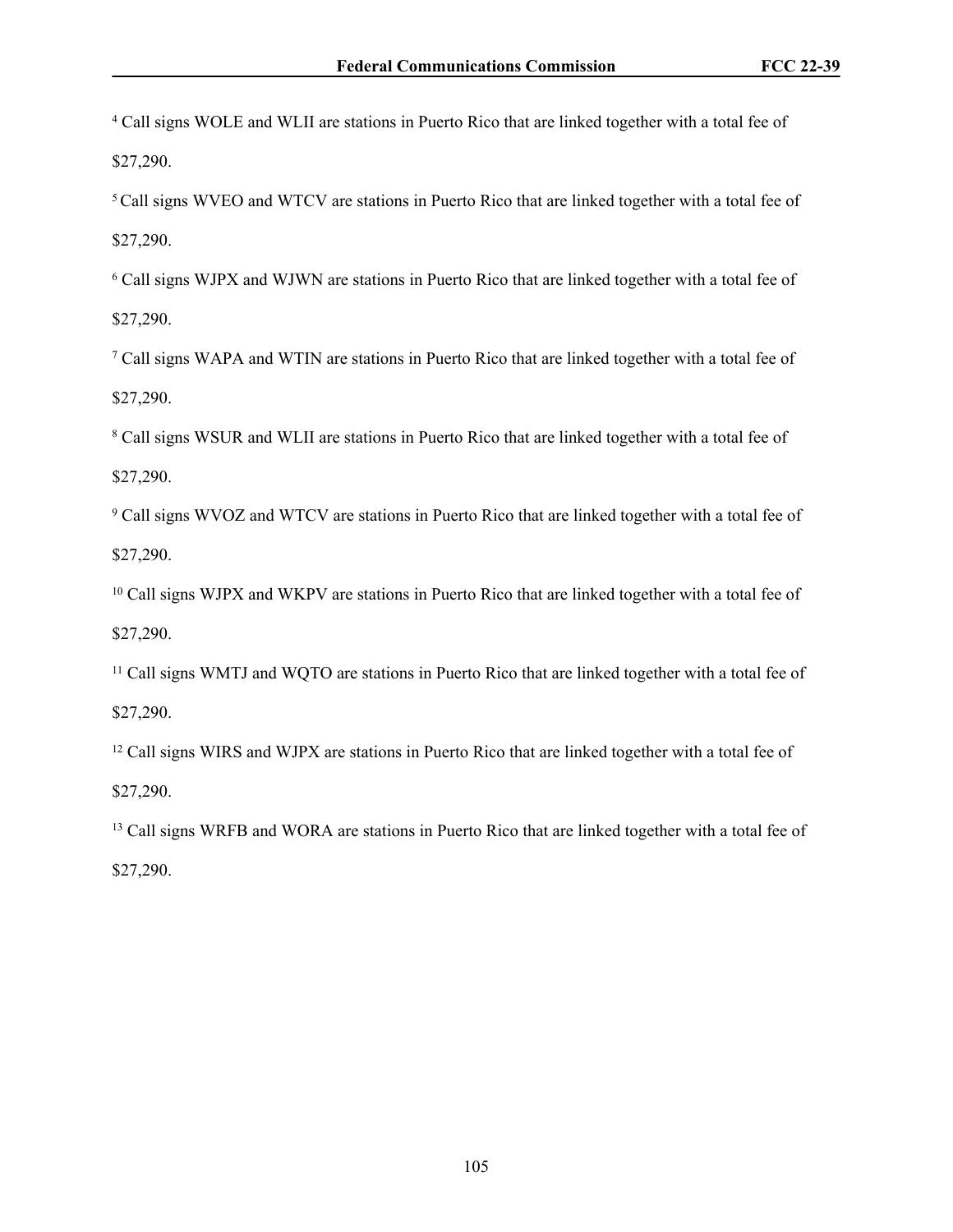[4] Call signs WOLE and WLII are stations in Puerto Rico that are linked together with a total fee of $27,290.

[5] Call signs WVEO and WTCV are stations in Puerto Rico that are linked together with a total fee of $27,290.

[6] Call signs WJPX and WJWN are stations in Puerto Rico that are linked together with a total fee of $27,290.

[7] Call signs WAPA and WTIN are stations in Puerto Rico that are linked together with a total fee of $27,290.

[8] Call signs WSUR and WLII are stations in Puerto Rico that are linked together with a total fee of $27,290.

[9] Call signs WVOZ and WTCV are stations in Puerto Rico that are linked together with a total fee of $27,290.

[10] Call signs WJPX and WKPV are stations in Puerto Rico that are linked together with a total fee of $27,290.

[11] Call signs WMTJ and WQTO are stations in Puerto Rico that are linked together with a total fee of $27,290.

[12] Call signs WIRS and WJPX are stations in Puerto Rico that are linked together with a total fee of $27,290.

[13] Call signs WRFB and WORA are stations in Puerto Rico that are linked together with a total fee of $27,290.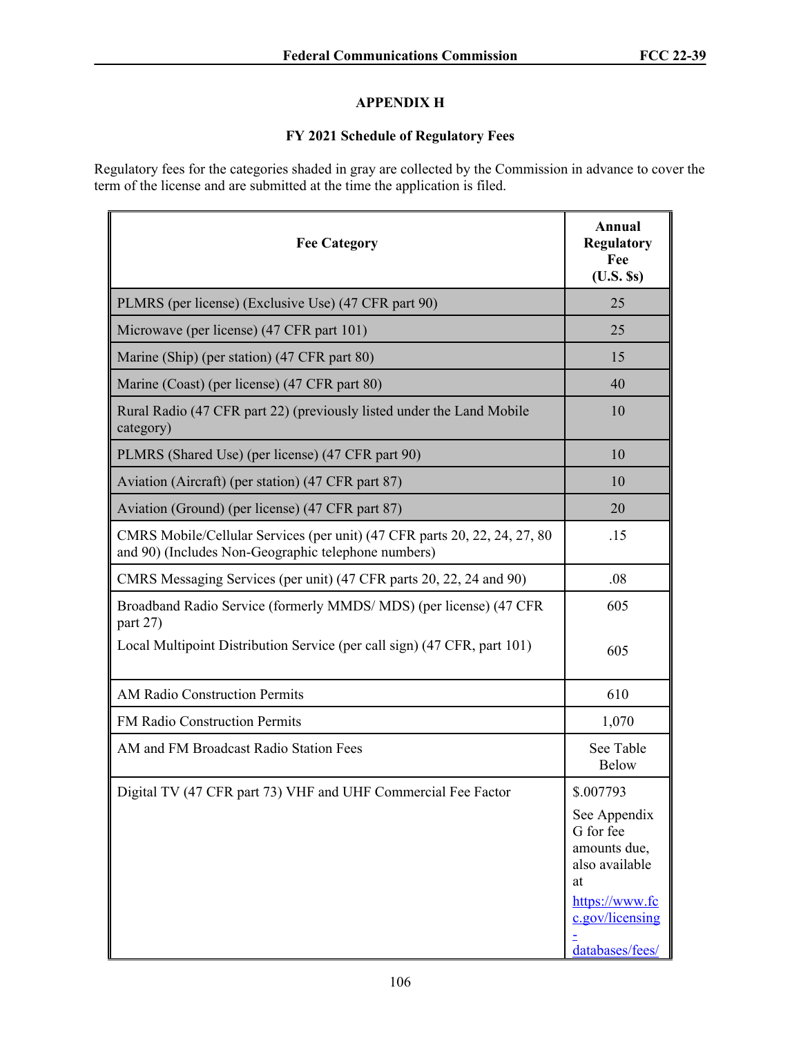## APPENDIX H

### FY 2021 Schedule of Regulatory Fees

Regulatory fees for the categories shaded in gray are collected by the Commission in advance to cover the term of the license and are submitted at the time the application is filed.

| Fee Category | Annual Regulatory Fee (U.S. $s) |
|---|---|
| PLMRS (per license) (Exclusive Use) (47 CFR part 90) | 25 |
| Microwave (per license) (47 CFR part 101) | 25 |
| Marine (Ship) (per station) (47 CFR part 80) | 15 |
| Marine (Coast) (per license) (47 CFR part 80) | 40 |
| Rural Radio (47 CFR part 22) (previously listed under the Land Mobile category) | 10 |
| PLMRS (Shared Use) (per license) (47 CFR part 90) | 10 |
| Aviation (Aircraft) (per station) (47 CFR part 87) | 10 |
| Aviation (Ground) (per license) (47 CFR part 87) | 20 |
| CMRS Mobile/Cellular Services (per unit) (47 CFR parts 20, 22, 24, 27, 80 and 90) (Includes Non-Geographic telephone numbers) | .15 |
| CMRS Messaging Services (per unit) (47 CFR parts 20, 22, 24 and 90) | .08 |
| Broadband Radio Service (formerly MMDS/ MDS) (per license) (47 CFR part 27)<br>Local Multipoint Distribution Service (per call sign) (47 CFR, part 101) | 605<br>605 |
| AM Radio Construction Permits | 610 |
| FM Radio Construction Permits | 1,070 |
| AM and FM Broadcast Radio Station Fees | See Table Below |
| Digital TV (47 CFR part 73) VHF and UHF Commercial Fee Factor | $.007793<br>See Appendix G for fee amounts due, also available at https://www.fcc.gov/licensing-databases/fees/ |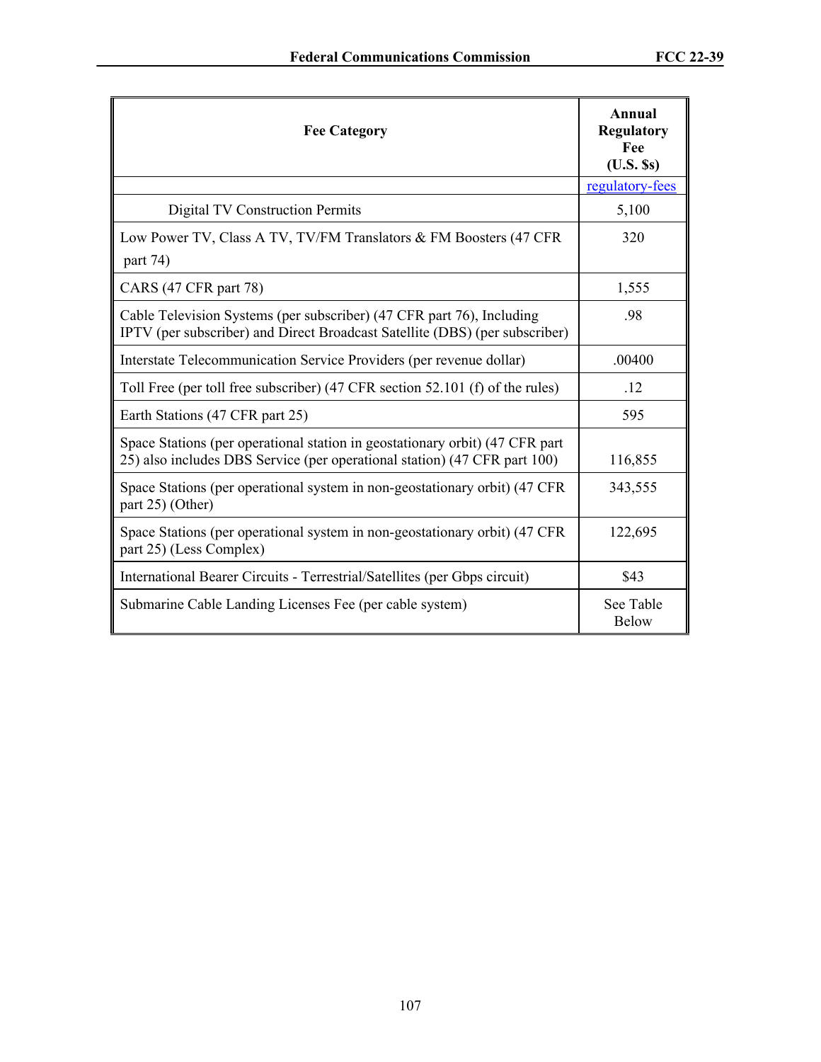| Fee Category | Annual Regulatory Fee (U.S. $s) |
|---|---|
| | regulatory-fees |
| Digital TV Construction Permits | 5,100 |
| Low Power TV, Class A TV, TV/FM Translators & FM Boosters (47 CFR part 74) | 320 |
| CARS (47 CFR part 78) | 1,555 |
| Cable Television Systems (per subscriber) (47 CFR part 76), Including IPTV (per subscriber) and Direct Broadcast Satellite (DBS) (per subscriber) | .98 |
| Interstate Telecommunication Service Providers (per revenue dollar) | .00400 |
| Toll Free (per toll free subscriber) (47 CFR section 52.101 (f) of the rules) | .12 |
| Earth Stations (47 CFR part 25) | 595 |
| Space Stations (per operational station in geostationary orbit) (47 CFR part 25) also includes DBS Service (per operational station) (47 CFR part 100) | 116,855 |
| Space Stations (per operational system in non-geostationary orbit) (47 CFR part 25) (Other) | 343,555 |
| Space Stations (per operational system in non-geostationary orbit) (47 CFR part 25) (Less Complex) | 122,695 |
| International Bearer Circuits - Terrestrial/Satellites (per Gbps circuit) | $43 |
| Submarine Cable Landing Licenses Fee (per cable system) | See Table Below |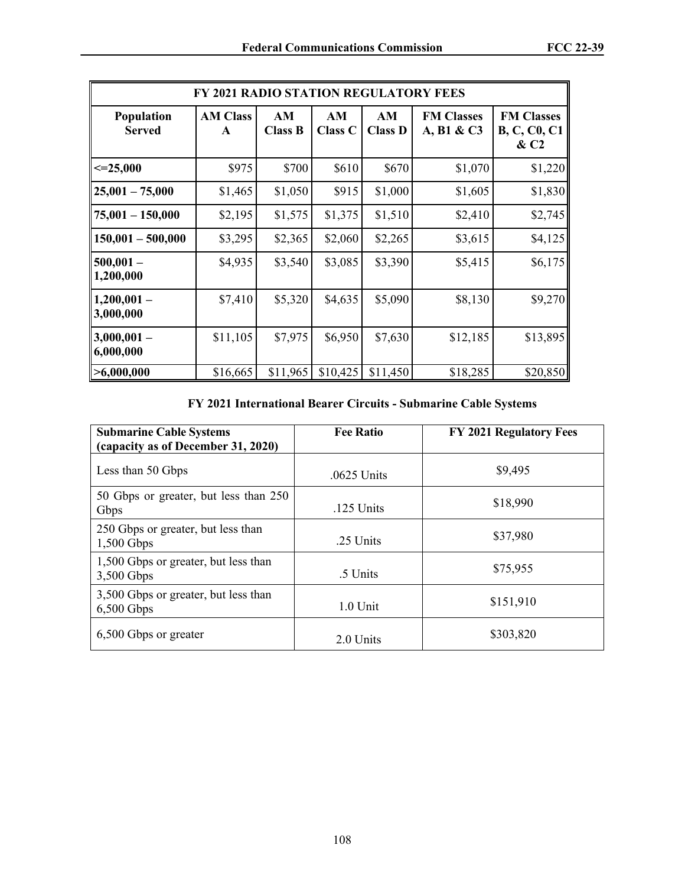| FY 2021 RADIO STATION REGULATORY FEES | | | | | | |
|---|---|---|---|---|---|---|
| **Population Served** | **AM Class A** | **AM Class B** | **AM Class C** | **AM Class D** | **FM Classes A, B1 & C3** | **FM Classes B, C, C0, C1 & C2** |
| **<=25,000** | $975 | $700 | $610 | $670 | $1,070 | $1,220 |
| **25,001 – 75,000** | $1,465 | $1,050 | $915 | $1,000 | $1,605 | $1,830 |
| **75,001 – 150,000** | $2,195 | $1,575 | $1,375 | $1,510 | $2,410 | $2,745 |
| **150,001 – 500,000** | $3,295 | $2,365 | $2,060 | $2,265 | $3,615 | $4,125 |
| **500,001 – 1,200,000** | $4,935 | $3,540 | $3,085 | $3,390 | $5,415 | $6,175 |
| **1,200,001 – 3,000,000** | $7,410 | $5,320 | $4,635 | $5,090 | $8,130 | $9,270 |
| **3,000,001 – 6,000,000** | $11,105 | $7,975 | $6,950 | $7,630 | $12,185 | $13,895 |
| **>6,000,000** | $16,665 | $11,965 | $10,425 | $11,450 | $18,285 | $20,850 |

**FY 2021 International Bearer Circuits - Submarine Cable Systems**

| **Submarine Cable Systems (capacity as of December 31, 2020)** | **Fee Ratio** | **FY 2021 Regulatory Fees** |
|---|---|---|
| Less than 50 Gbps | .0625 Units | $9,495 |
| 50 Gbps or greater, but less than 250 Gbps | .125 Units | $18,990 |
| 250 Gbps or greater, but less than 1,500 Gbps | .25 Units | $37,980 |
| 1,500 Gbps or greater, but less than 3,500 Gbps | .5 Units | $75,955 |
| 3,500 Gbps or greater, but less than 6,500 Gbps | 1.0 Unit | $151,910 |
| 6,500 Gbps or greater | 2.0 Units | $303,820 |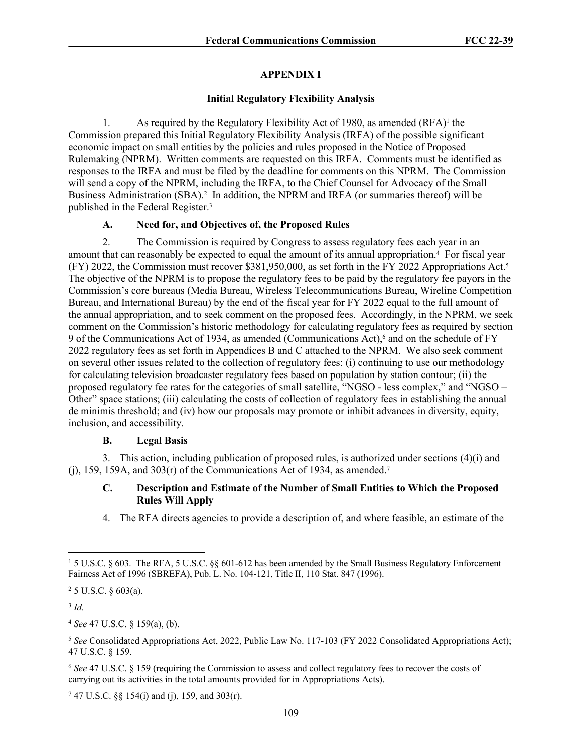## APPENDIX I

### Initial Regulatory Flexibility Analysis

1. As required by the Regulatory Flexibility Act of 1980, as amended (RFA)[1] the Commission prepared this Initial Regulatory Flexibility Analysis (IRFA) of the possible significant economic impact on small entities by the policies and rules proposed in the Notice of Proposed Rulemaking (NPRM). Written comments are requested on this IRFA. Comments must be identified as responses to the IRFA and must be filed by the deadline for comments on this NPRM. The Commission will send a copy of the NPRM, including the IRFA, to the Chief Counsel for Advocacy of the Small Business Administration (SBA).[2] In addition, the NPRM and IRFA (or summaries thereof) will be published in the Federal Register.[3]

#### A. Need for, and Objectives of, the Proposed Rules

2. The Commission is required by Congress to assess regulatory fees each year in an amount that can reasonably be expected to equal the amount of its annual appropriation.[4] For fiscal year (FY) 2022, the Commission must recover $381,950,000, as set forth in the FY 2022 Appropriations Act.[5] The objective of the NPRM is to propose the regulatory fees to be paid by the regulatory fee payors in the Commission's core bureaus (Media Bureau, Wireless Telecommunications Bureau, Wireline Competition Bureau, and International Bureau) by the end of the fiscal year for FY 2022 equal to the full amount of the annual appropriation, and to seek comment on the proposed fees. Accordingly, in the NPRM, we seek comment on the Commission's historic methodology for calculating regulatory fees as required by section 9 of the Communications Act of 1934, as amended (Communications Act),[6] and on the schedule of FY 2022 regulatory fees as set forth in Appendices B and C attached to the NPRM. We also seek comment on several other issues related to the collection of regulatory fees: (i) continuing to use our methodology for calculating television broadcaster regulatory fees based on population by station contour; (ii) the proposed regulatory fee rates for the categories of small satellite, "NGSO - less complex," and "NGSO – Other" space stations; (iii) calculating the costs of collection of regulatory fees in establishing the annual de minimis threshold; and (iv) how our proposals may promote or inhibit advances in diversity, equity, inclusion, and accessibility.

#### B. Legal Basis

3. This action, including publication of proposed rules, is authorized under sections (4)(i) and (j), 159, 159A, and 303(r) of the Communications Act of 1934, as amended.[7]

#### C. Description and Estimate of the Number of Small Entities to Which the Proposed Rules Will Apply

4. The RFA directs agencies to provide a description of, and where feasible, an estimate of the

---

[1] 5 U.S.C. § 603. The RFA, 5 U.S.C. §§ 601-612 has been amended by the Small Business Regulatory Enforcement Fairness Act of 1996 (SBREFA), Pub. L. No. 104-121, Title II, 110 Stat. 847 (1996).

[2] 5 U.S.C. § 603(a).

[3] *Id.*

[4] *See* 47 U.S.C. § 159(a), (b).

[5] *See* Consolidated Appropriations Act, 2022, Public Law No. 117-103 (FY 2022 Consolidated Appropriations Act); 47 U.S.C. § 159.

[6] *See* 47 U.S.C. § 159 (requiring the Commission to assess and collect regulatory fees to recover the costs of carrying out its activities in the total amounts provided for in Appropriations Acts).

[7] 47 U.S.C. §§ 154(i) and (j), 159, and 303(r).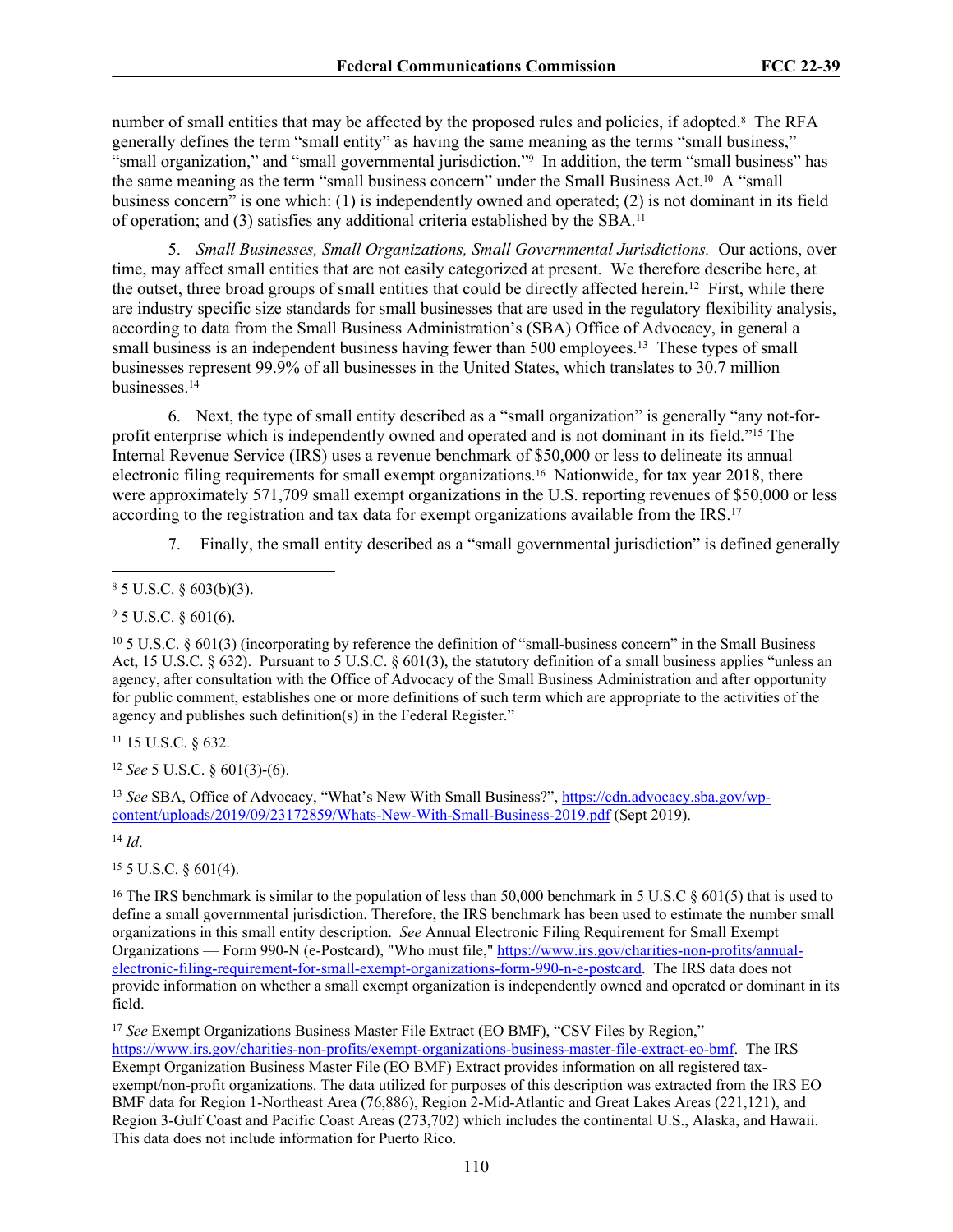number of small entities that may be affected by the proposed rules and policies, if adopted.[8] The RFA generally defines the term "small entity" as having the same meaning as the terms "small business," "small organization," and "small governmental jurisdiction."[9] In addition, the term "small business" has the same meaning as the term "small business concern" under the Small Business Act.[10] A "small business concern" is one which: (1) is independently owned and operated; (2) is not dominant in its field of operation; and (3) satisfies any additional criteria established by the SBA.[11]

5. *Small Businesses, Small Organizations, Small Governmental Jurisdictions.* Our actions, over time, may affect small entities that are not easily categorized at present. We therefore describe here, at the outset, three broad groups of small entities that could be directly affected herein.[12] First, while there are industry specific size standards for small businesses that are used in the regulatory flexibility analysis, according to data from the Small Business Administration's (SBA) Office of Advocacy, in general a small business is an independent business having fewer than 500 employees.[13] These types of small businesses represent 99.9% of all businesses in the United States, which translates to 30.7 million businesses.[14]

6. Next, the type of small entity described as a "small organization" is generally "any not-for-profit enterprise which is independently owned and operated and is not dominant in its field."[15] The Internal Revenue Service (IRS) uses a revenue benchmark of $50,000 or less to delineate its annual electronic filing requirements for small exempt organizations.[16] Nationwide, for tax year 2018, there were approximately 571,709 small exempt organizations in the U.S. reporting revenues of $50,000 or less according to the registration and tax data for exempt organizations available from the IRS.[17]

7. Finally, the small entity described as a "small governmental jurisdiction" is defined generally

---

[8] 5 U.S.C. § 603(b)(3).

[9] 5 U.S.C. § 601(6).

[10] 5 U.S.C. § 601(3) (incorporating by reference the definition of "small-business concern" in the Small Business Act, 15 U.S.C. § 632). Pursuant to 5 U.S.C. § 601(3), the statutory definition of a small business applies "unless an agency, after consultation with the Office of Advocacy of the Small Business Administration and after opportunity for public comment, establishes one or more definitions of such term which are appropriate to the activities of the agency and publishes such definition(s) in the Federal Register."

[11] 15 U.S.C. § 632.

[12] *See* 5 U.S.C. § 601(3)-(6).

[13] *See* SBA, Office of Advocacy, "What's New With Small Business?", https://cdn.advocacy.sba.gov/wp-content/uploads/2019/09/23172859/Whats-New-With-Small-Business-2019.pdf (Sept 2019).

[14] *Id*.

[15] 5 U.S.C. § 601(4).

[16] The IRS benchmark is similar to the population of less than 50,000 benchmark in 5 U.S.C § 601(5) that is used to define a small governmental jurisdiction. Therefore, the IRS benchmark has been used to estimate the number small organizations in this small entity description. *See* Annual Electronic Filing Requirement for Small Exempt Organizations — Form 990-N (e-Postcard), "Who must file," https://www.irs.gov/charities-non-profits/annual-electronic-filing-requirement-for-small-exempt-organizations-form-990-n-e-postcard. The IRS data does not provide information on whether a small exempt organization is independently owned and operated or dominant in its field.

[17] *See* Exempt Organizations Business Master File Extract (EO BMF), "CSV Files by Region," https://www.irs.gov/charities-non-profits/exempt-organizations-business-master-file-extract-eo-bmf. The IRS Exempt Organization Business Master File (EO BMF) Extract provides information on all registered tax-exempt/non-profit organizations. The data utilized for purposes of this description was extracted from the IRS EO BMF data for Region 1-Northeast Area (76,886), Region 2-Mid-Atlantic and Great Lakes Areas (221,121), and Region 3-Gulf Coast and Pacific Coast Areas (273,702) which includes the continental U.S., Alaska, and Hawaii. This data does not include information for Puerto Rico.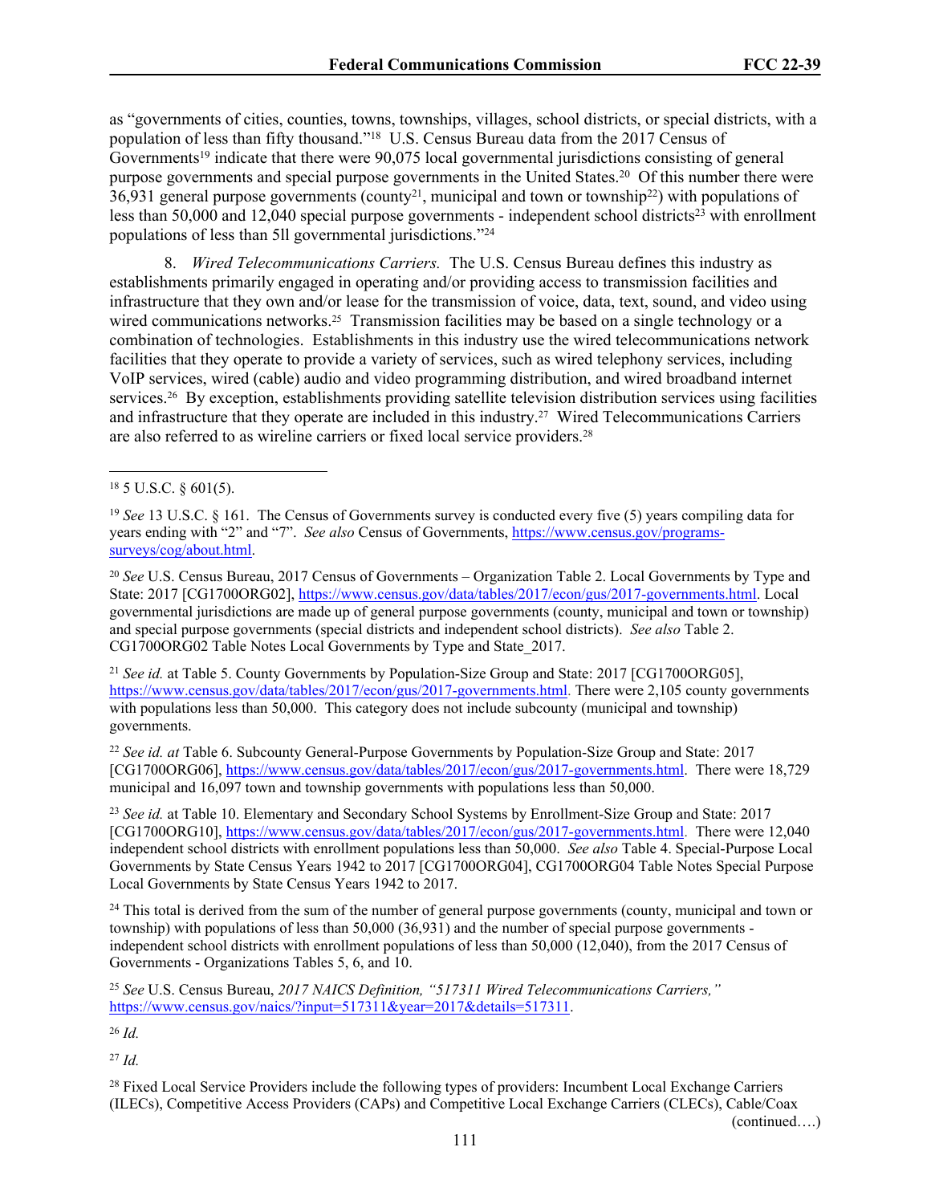as "governments of cities, counties, towns, townships, villages, school districts, or special districts, with a population of less than fifty thousand."[18] U.S. Census Bureau data from the 2017 Census of Governments[19] indicate that there were 90,075 local governmental jurisdictions consisting of general purpose governments and special purpose governments in the United States.[20] Of this number there were 36,931 general purpose governments (county[21], municipal and town or township[22]) with populations of less than 50,000 and 12,040 special purpose governments - independent school districts[23] with enrollment populations of less than 5ll governmental jurisdictions."[24]

8. *Wired Telecommunications Carriers.* The U.S. Census Bureau defines this industry as establishments primarily engaged in operating and/or providing access to transmission facilities and infrastructure that they own and/or lease for the transmission of voice, data, text, sound, and video using wired communications networks.[25] Transmission facilities may be based on a single technology or a combination of technologies. Establishments in this industry use the wired telecommunications network facilities that they operate to provide a variety of services, such as wired telephony services, including VoIP services, wired (cable) audio and video programming distribution, and wired broadband internet services.[26] By exception, establishments providing satellite television distribution services using facilities and infrastructure that they operate are included in this industry.[27] Wired Telecommunications Carriers are also referred to as wireline carriers or fixed local service providers.[28]

---

[18] 5 U.S.C. § 601(5).

[19] *See* 13 U.S.C. § 161. The Census of Governments survey is conducted every five (5) years compiling data for years ending with "2" and "7". *See also* Census of Governments, https://www.census.gov/programs-surveys/cog/about.html.

[20] *See* U.S. Census Bureau, 2017 Census of Governments – Organization Table 2. Local Governments by Type and State: 2017 [CG1700ORG02], https://www.census.gov/data/tables/2017/econ/gus/2017-governments.html. Local governmental jurisdictions are made up of general purpose governments (county, municipal and town or township) and special purpose governments (special districts and independent school districts). *See also* Table 2. CG1700ORG02 Table Notes Local Governments by Type and State_2017.

[21] *See id.* at Table 5. County Governments by Population-Size Group and State: 2017 [CG1700ORG05], https://www.census.gov/data/tables/2017/econ/gus/2017-governments.html. There were 2,105 county governments with populations less than 50,000. This category does not include subcounty (municipal and township) governments.

[22] *See id. at* Table 6. Subcounty General-Purpose Governments by Population-Size Group and State: 2017 [CG1700ORG06], https://www.census.gov/data/tables/2017/econ/gus/2017-governments.html. There were 18,729 municipal and 16,097 town and township governments with populations less than 50,000.

[23] *See id.* at Table 10. Elementary and Secondary School Systems by Enrollment-Size Group and State: 2017 [CG1700ORG10], https://www.census.gov/data/tables/2017/econ/gus/2017-governments.html. There were 12,040 independent school districts with enrollment populations less than 50,000. *See also* Table 4. Special-Purpose Local Governments by State Census Years 1942 to 2017 [CG1700ORG04], CG1700ORG04 Table Notes Special Purpose Local Governments by State Census Years 1942 to 2017.

[24] This total is derived from the sum of the number of general purpose governments (county, municipal and town or township) with populations of less than 50,000 (36,931) and the number of special purpose governments - independent school districts with enrollment populations of less than 50,000 (12,040), from the 2017 Census of Governments - Organizations Tables 5, 6, and 10.

[25] *See* U.S. Census Bureau, *2017 NAICS Definition, "517311 Wired Telecommunications Carriers,"* https://www.census.gov/naics/?input=517311&year=2017&details=517311.

[26] *Id.*

[27] *Id.*

[28] Fixed Local Service Providers include the following types of providers: Incumbent Local Exchange Carriers (ILECs), Competitive Access Providers (CAPs) and Competitive Local Exchange Carriers (CLECs), Cable/Coax (continued….)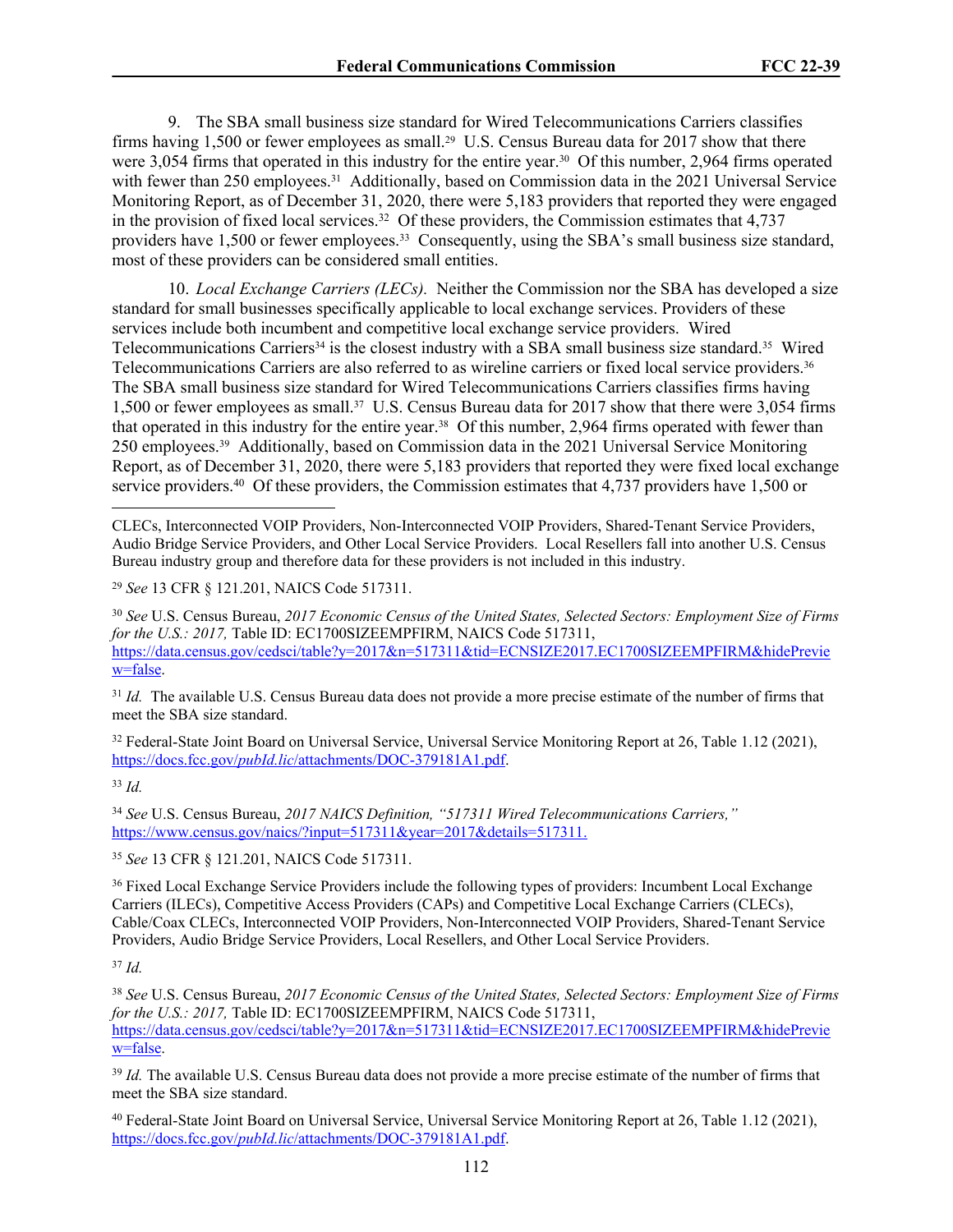9. The SBA small business size standard for Wired Telecommunications Carriers classifies firms having 1,500 or fewer employees as small.[29] U.S. Census Bureau data for 2017 show that there were 3,054 firms that operated in this industry for the entire year.[30] Of this number, 2,964 firms operated with fewer than 250 employees.[31] Additionally, based on Commission data in the 2021 Universal Service Monitoring Report, as of December 31, 2020, there were 5,183 providers that reported they were engaged in the provision of fixed local services.[32] Of these providers, the Commission estimates that 4,737 providers have 1,500 or fewer employees.[33] Consequently, using the SBA's small business size standard, most of these providers can be considered small entities.

10. *Local Exchange Carriers (LECs).* Neither the Commission nor the SBA has developed a size standard for small businesses specifically applicable to local exchange services. Providers of these services include both incumbent and competitive local exchange service providers. Wired Telecommunications Carriers[34] is the closest industry with a SBA small business size standard.[35] Wired Telecommunications Carriers are also referred to as wireline carriers or fixed local service providers.[36] The SBA small business size standard for Wired Telecommunications Carriers classifies firms having 1,500 or fewer employees as small.[37] U.S. Census Bureau data for 2017 show that there were 3,054 firms that operated in this industry for the entire year.[38] Of this number, 2,964 firms operated with fewer than 250 employees.[39] Additionally, based on Commission data in the 2021 Universal Service Monitoring Report, as of December 31, 2020, there were 5,183 providers that reported they were fixed local exchange service providers.[40] Of these providers, the Commission estimates that 4,737 providers have 1,500 or

---

CLECs, Interconnected VOIP Providers, Non-Interconnected VOIP Providers, Shared-Tenant Service Providers, Audio Bridge Service Providers, and Other Local Service Providers. Local Resellers fall into another U.S. Census Bureau industry group and therefore data for these providers is not included in this industry.

[29] *See* 13 CFR § 121.201, NAICS Code 517311.

[30] *See* U.S. Census Bureau, *2017 Economic Census of the United States, Selected Sectors: Employment Size of Firms for the U.S.: 2017,* Table ID: EC1700SIZEEMPFIRM, NAICS Code 517311, https://data.census.gov/cedsci/table?y=2017&n=517311&tid=ECNSIZE2017.EC1700SIZEEMPFIRM&hidePreview=false.

[31] *Id.* The available U.S. Census Bureau data does not provide a more precise estimate of the number of firms that meet the SBA size standard.

[32] Federal-State Joint Board on Universal Service, Universal Service Monitoring Report at 26, Table 1.12 (2021), https://docs.fcc.gov/*pubId.lic*/attachments/DOC-379181A1.pdf.

[33] *Id.*

[34] *See* U.S. Census Bureau, *2017 NAICS Definition, "517311 Wired Telecommunications Carriers,"* https://www.census.gov/naics/?input=517311&year=2017&details=517311.

[35] *See* 13 CFR § 121.201, NAICS Code 517311.

[36] Fixed Local Exchange Service Providers include the following types of providers: Incumbent Local Exchange Carriers (ILECs), Competitive Access Providers (CAPs) and Competitive Local Exchange Carriers (CLECs), Cable/Coax CLECs, Interconnected VOIP Providers, Non-Interconnected VOIP Providers, Shared-Tenant Service Providers, Audio Bridge Service Providers, Local Resellers, and Other Local Service Providers.

[37] *Id.*

[38] *See* U.S. Census Bureau, *2017 Economic Census of the United States, Selected Sectors: Employment Size of Firms for the U.S.: 2017,* Table ID: EC1700SIZEEMPFIRM, NAICS Code 517311, https://data.census.gov/cedsci/table?y=2017&n=517311&tid=ECNSIZE2017.EC1700SIZEEMPFIRM&hidePreview=false.

[39] *Id.* The available U.S. Census Bureau data does not provide a more precise estimate of the number of firms that meet the SBA size standard.

[40] Federal-State Joint Board on Universal Service, Universal Service Monitoring Report at 26, Table 1.12 (2021), https://docs.fcc.gov/*pubId.lic*/attachments/DOC-379181A1.pdf.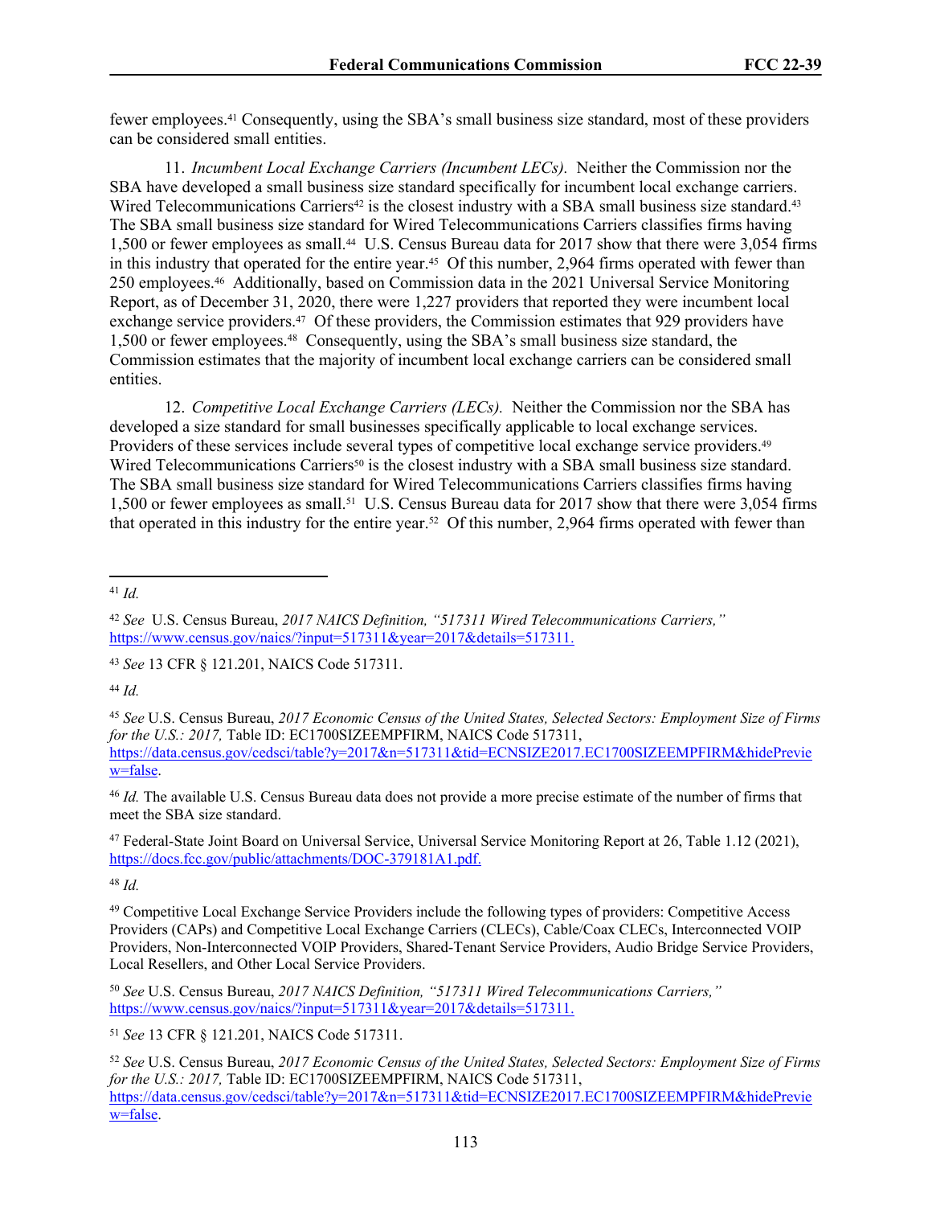fewer employees.[41] Consequently, using the SBA's small business size standard, most of these providers can be considered small entities.

11. *Incumbent Local Exchange Carriers (Incumbent LECs).* Neither the Commission nor the SBA have developed a small business size standard specifically for incumbent local exchange carriers. Wired Telecommunications Carriers[42] is the closest industry with a SBA small business size standard.[43] The SBA small business size standard for Wired Telecommunications Carriers classifies firms having 1,500 or fewer employees as small.[44] U.S. Census Bureau data for 2017 show that there were 3,054 firms in this industry that operated for the entire year.[45] Of this number, 2,964 firms operated with fewer than 250 employees.[46] Additionally, based on Commission data in the 2021 Universal Service Monitoring Report, as of December 31, 2020, there were 1,227 providers that reported they were incumbent local exchange service providers.[47] Of these providers, the Commission estimates that 929 providers have 1,500 or fewer employees.[48] Consequently, using the SBA's small business size standard, the Commission estimates that the majority of incumbent local exchange carriers can be considered small entities.

12. *Competitive Local Exchange Carriers (LECs).* Neither the Commission nor the SBA has developed a size standard for small businesses specifically applicable to local exchange services. Providers of these services include several types of competitive local exchange service providers.[49] Wired Telecommunications Carriers[50] is the closest industry with a SBA small business size standard. The SBA small business size standard for Wired Telecommunications Carriers classifies firms having 1,500 or fewer employees as small.[51] U.S. Census Bureau data for 2017 show that there were 3,054 firms that operated in this industry for the entire year.[52] Of this number, 2,964 firms operated with fewer than

---

[41] *Id.*

[42] *See* U.S. Census Bureau, *2017 NAICS Definition, "517311 Wired Telecommunications Carriers,"* https://www.census.gov/naics/?input=517311&year=2017&details=517311.

[43] *See* 13 CFR § 121.201, NAICS Code 517311.

[44] *Id.*

[45] *See* U.S. Census Bureau, *2017 Economic Census of the United States, Selected Sectors: Employment Size of Firms for the U.S.: 2017,* Table ID: EC1700SIZEEMPFIRM, NAICS Code 517311, https://data.census.gov/cedsci/table?y=2017&n=517311&tid=ECNSIZE2017.EC1700SIZEEMPFIRM&hidePreview=false.

[46] *Id.* The available U.S. Census Bureau data does not provide a more precise estimate of the number of firms that meet the SBA size standard.

[47] Federal-State Joint Board on Universal Service, Universal Service Monitoring Report at 26, Table 1.12 (2021), https://docs.fcc.gov/public/attachments/DOC-379181A1.pdf.

[48] *Id.*

[49] Competitive Local Exchange Service Providers include the following types of providers: Competitive Access Providers (CAPs) and Competitive Local Exchange Carriers (CLECs), Cable/Coax CLECs, Interconnected VOIP Providers, Non-Interconnected VOIP Providers, Shared-Tenant Service Providers, Audio Bridge Service Providers, Local Resellers, and Other Local Service Providers.

[50] *See* U.S. Census Bureau, *2017 NAICS Definition, "517311 Wired Telecommunications Carriers,"* https://www.census.gov/naics/?input=517311&year=2017&details=517311.

[51] *See* 13 CFR § 121.201, NAICS Code 517311.

[52] *See* U.S. Census Bureau, *2017 Economic Census of the United States, Selected Sectors: Employment Size of Firms for the U.S.: 2017,* Table ID: EC1700SIZEEMPFIRM, NAICS Code 517311, https://data.census.gov/cedsci/table?y=2017&n=517311&tid=ECNSIZE2017.EC1700SIZEEMPFIRM&hidePreview=false.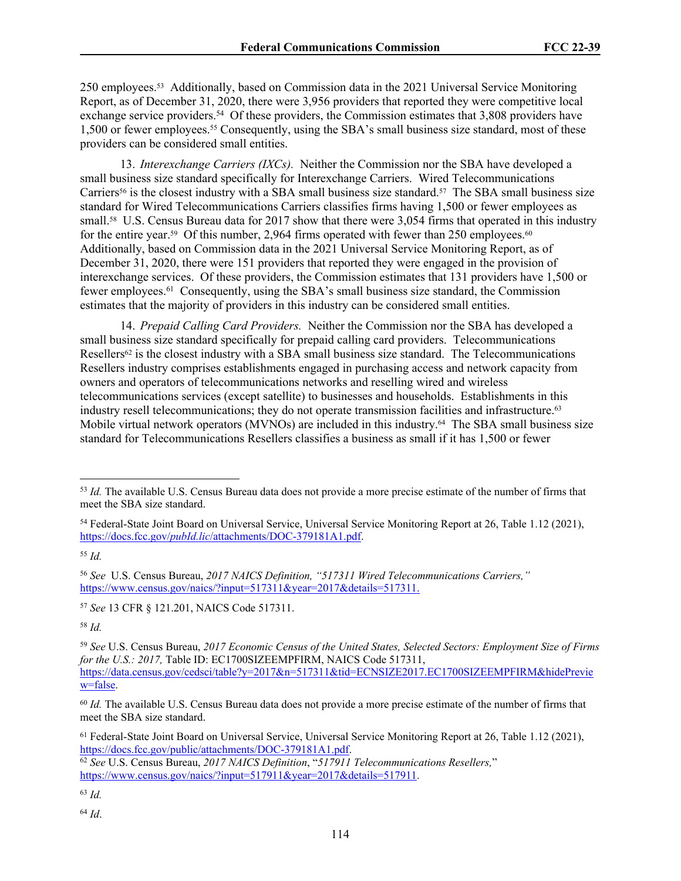250 employees.[53] Additionally, based on Commission data in the 2021 Universal Service Monitoring Report, as of December 31, 2020, there were 3,956 providers that reported they were competitive local exchange service providers.[54] Of these providers, the Commission estimates that 3,808 providers have 1,500 or fewer employees.[55] Consequently, using the SBA's small business size standard, most of these providers can be considered small entities.

13. *Interexchange Carriers (IXCs).* Neither the Commission nor the SBA have developed a small business size standard specifically for Interexchange Carriers. Wired Telecommunications Carriers[56] is the closest industry with a SBA small business size standard.[57] The SBA small business size standard for Wired Telecommunications Carriers classifies firms having 1,500 or fewer employees as small.[58] U.S. Census Bureau data for 2017 show that there were 3,054 firms that operated in this industry for the entire year.[59] Of this number, 2,964 firms operated with fewer than 250 employees.[60] Additionally, based on Commission data in the 2021 Universal Service Monitoring Report, as of December 31, 2020, there were 151 providers that reported they were engaged in the provision of interexchange services. Of these providers, the Commission estimates that 131 providers have 1,500 or fewer employees.[61] Consequently, using the SBA's small business size standard, the Commission estimates that the majority of providers in this industry can be considered small entities.

14. *Prepaid Calling Card Providers.* Neither the Commission nor the SBA has developed a small business size standard specifically for prepaid calling card providers. Telecommunications Resellers[62] is the closest industry with a SBA small business size standard. The Telecommunications Resellers industry comprises establishments engaged in purchasing access and network capacity from owners and operators of telecommunications networks and reselling wired and wireless telecommunications services (except satellite) to businesses and households. Establishments in this industry resell telecommunications; they do not operate transmission facilities and infrastructure.[63] Mobile virtual network operators (MVNOs) are included in this industry.[64] The SBA small business size standard for Telecommunications Resellers classifies a business as small if it has 1,500 or fewer

---

[53] *Id.* The available U.S. Census Bureau data does not provide a more precise estimate of the number of firms that meet the SBA size standard.

[54] Federal-State Joint Board on Universal Service, Universal Service Monitoring Report at 26, Table 1.12 (2021), https://docs.fcc.gov/*pubId.lic*/attachments/DOC-379181A1.pdf.

[55] *Id.*

[56] *See* U.S. Census Bureau, *2017 NAICS Definition, "517311 Wired Telecommunications Carriers,"* https://www.census.gov/naics/?input=517311&year=2017&details=517311.

[57] *See* 13 CFR § 121.201, NAICS Code 517311.

[58] *Id.*

[59] *See* U.S. Census Bureau, *2017 Economic Census of the United States, Selected Sectors: Employment Size of Firms for the U.S.: 2017,* Table ID: EC1700SIZEEMPFIRM, NAICS Code 517311, https://data.census.gov/cedsci/table?y=2017&n=517311&tid=ECNSIZE2017.EC1700SIZEEMPFIRM&hidePreview=false.

[60] *Id.* The available U.S. Census Bureau data does not provide a more precise estimate of the number of firms that meet the SBA size standard.

[61] Federal-State Joint Board on Universal Service, Universal Service Monitoring Report at 26, Table 1.12 (2021), https://docs.fcc.gov/public/attachments/DOC-379181A1.pdf.

[62] *See* U.S. Census Bureau, *2017 NAICS Definition*, "*517911 Telecommunications Resellers,*" https://www.census.gov/naics/?input=517911&year=2017&details=517911.

[63] *Id.*

[64] *Id*.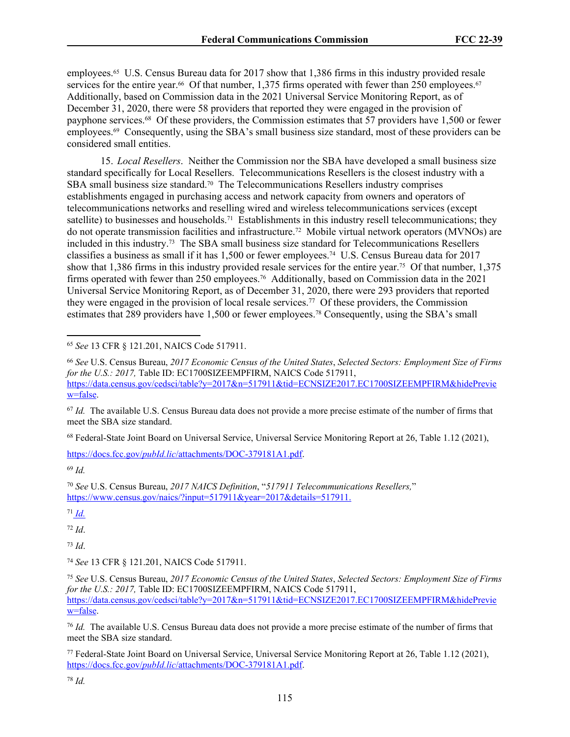employees.[65] U.S. Census Bureau data for 2017 show that 1,386 firms in this industry provided resale services for the entire year.[66] Of that number, 1,375 firms operated with fewer than 250 employees.[67] Additionally, based on Commission data in the 2021 Universal Service Monitoring Report, as of December 31, 2020, there were 58 providers that reported they were engaged in the provision of payphone services.[68] Of these providers, the Commission estimates that 57 providers have 1,500 or fewer employees.[69] Consequently, using the SBA's small business size standard, most of these providers can be considered small entities.

15. *Local Resellers*. Neither the Commission nor the SBA have developed a small business size standard specifically for Local Resellers. Telecommunications Resellers is the closest industry with a SBA small business size standard.[70] The Telecommunications Resellers industry comprises establishments engaged in purchasing access and network capacity from owners and operators of telecommunications networks and reselling wired and wireless telecommunications services (except satellite) to businesses and households.[71] Establishments in this industry resell telecommunications; they do not operate transmission facilities and infrastructure.[72] Mobile virtual network operators (MVNOs) are included in this industry.[73] The SBA small business size standard for Telecommunications Resellers classifies a business as small if it has 1,500 or fewer employees.[74] U.S. Census Bureau data for 2017 show that 1,386 firms in this industry provided resale services for the entire year.[75] Of that number, 1,375 firms operated with fewer than 250 employees.[76] Additionally, based on Commission data in the 2021 Universal Service Monitoring Report, as of December 31, 2020, there were 293 providers that reported they were engaged in the provision of local resale services.[77] Of these providers, the Commission estimates that 289 providers have 1,500 or fewer employees.[78] Consequently, using the SBA's small

---

[65] *See* 13 CFR § 121.201, NAICS Code 517911.

[66] *See* U.S. Census Bureau, *2017 Economic Census of the United States*, *Selected Sectors: Employment Size of Firms for the U.S.: 2017,* Table ID: EC1700SIZEEMPFIRM, NAICS Code 517911, https://data.census.gov/cedsci/table?y=2017&n=517911&tid=ECNSIZE2017.EC1700SIZEEMPFIRM&hidePreview=false.

[67] *Id.* The available U.S. Census Bureau data does not provide a more precise estimate of the number of firms that meet the SBA size standard.

[68] Federal-State Joint Board on Universal Service, Universal Service Monitoring Report at 26, Table 1.12 (2021), https://docs.fcc.gov/*pubId.lic*/attachments/DOC-379181A1.pdf.

[69] *Id.*

[70] *See* U.S. Census Bureau, *2017 NAICS Definition*, "*517911 Telecommunications Resellers,*" https://www.census.gov/naics/?input=517911&year=2017&details=517911.

[71] *Id.*

[72] *Id*.

[73] *Id*.

[74] *See* 13 CFR § 121.201, NAICS Code 517911.

[75] *See* U.S. Census Bureau, *2017 Economic Census of the United States*, *Selected Sectors: Employment Size of Firms for the U.S.: 2017,* Table ID: EC1700SIZEEMPFIRM, NAICS Code 517911, https://data.census.gov/cedsci/table?y=2017&n=517911&tid=ECNSIZE2017.EC1700SIZEEMPFIRM&hidePreview=false.

[76] *Id.* The available U.S. Census Bureau data does not provide a more precise estimate of the number of firms that meet the SBA size standard.

[77] Federal-State Joint Board on Universal Service, Universal Service Monitoring Report at 26, Table 1.12 (2021), https://docs.fcc.gov/*pubId.lic*/attachments/DOC-379181A1.pdf.

[78] *Id.*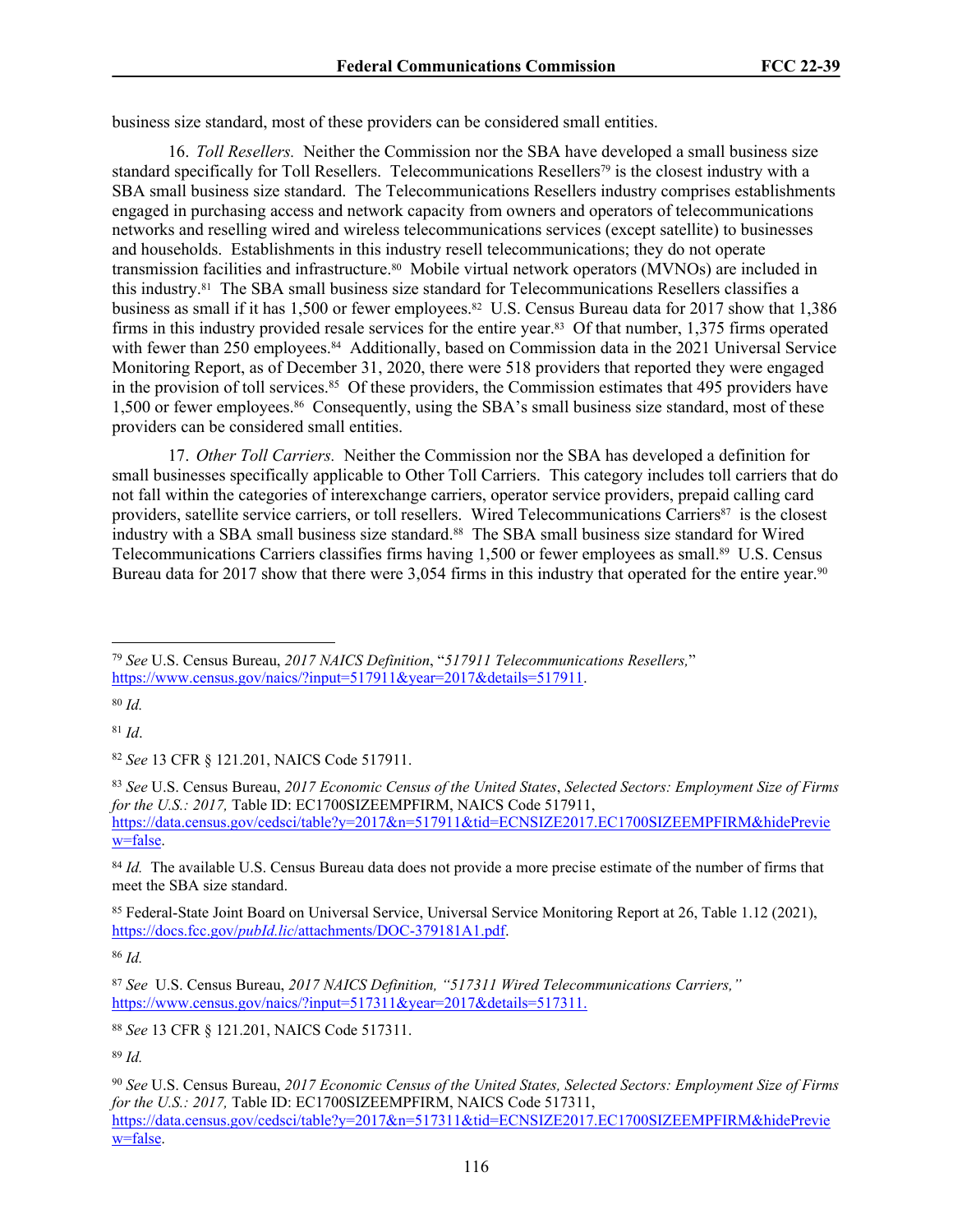business size standard, most of these providers can be considered small entities.

16. *Toll Resellers.* Neither the Commission nor the SBA have developed a small business size standard specifically for Toll Resellers. Telecommunications Resellers[79] is the closest industry with a SBA small business size standard. The Telecommunications Resellers industry comprises establishments engaged in purchasing access and network capacity from owners and operators of telecommunications networks and reselling wired and wireless telecommunications services (except satellite) to businesses and households. Establishments in this industry resell telecommunications; they do not operate transmission facilities and infrastructure.[80] Mobile virtual network operators (MVNOs) are included in this industry.[81] The SBA small business size standard for Telecommunications Resellers classifies a business as small if it has 1,500 or fewer employees.[82] U.S. Census Bureau data for 2017 show that 1,386 firms in this industry provided resale services for the entire year.[83] Of that number, 1,375 firms operated with fewer than 250 employees.[84] Additionally, based on Commission data in the 2021 Universal Service Monitoring Report, as of December 31, 2020, there were 518 providers that reported they were engaged in the provision of toll services.[85] Of these providers, the Commission estimates that 495 providers have 1,500 or fewer employees.[86] Consequently, using the SBA's small business size standard, most of these providers can be considered small entities.

17. *Other Toll Carriers.* Neither the Commission nor the SBA has developed a definition for small businesses specifically applicable to Other Toll Carriers. This category includes toll carriers that do not fall within the categories of interexchange carriers, operator service providers, prepaid calling card providers, satellite service carriers, or toll resellers. Wired Telecommunications Carriers[87] is the closest industry with a SBA small business size standard.[88] The SBA small business size standard for Wired Telecommunications Carriers classifies firms having 1,500 or fewer employees as small.[89] U.S. Census Bureau data for 2017 show that there were 3,054 firms in this industry that operated for the entire year.[90]

---

[79] *See* U.S. Census Bureau, *2017 NAICS Definition*, "*517911 Telecommunications Resellers,*" https://www.census.gov/naics/?input=517911&year=2017&details=517911.

[80] *Id.*

[81] *Id*.

[82] *See* 13 CFR § 121.201, NAICS Code 517911.

[83] *See* U.S. Census Bureau, *2017 Economic Census of the United States*, *Selected Sectors: Employment Size of Firms for the U.S.: 2017,* Table ID: EC1700SIZEEMPFIRM, NAICS Code 517911, https://data.census.gov/cedsci/table?y=2017&n=517911&tid=ECNSIZE2017.EC1700SIZEEMPFIRM&hidePreview=false.

[84] *Id.* The available U.S. Census Bureau data does not provide a more precise estimate of the number of firms that meet the SBA size standard.

[85] Federal-State Joint Board on Universal Service, Universal Service Monitoring Report at 26, Table 1.12 (2021), https://docs.fcc.gov/*pubId.lic*/attachments/DOC-379181A1.pdf.

[86] *Id.*

[87] *See* U.S. Census Bureau, *2017 NAICS Definition, "517311 Wired Telecommunications Carriers,"* https://www.census.gov/naics/?input=517311&year=2017&details=517311.

[88] *See* 13 CFR § 121.201, NAICS Code 517311.

[89] *Id.*

[90] *See* U.S. Census Bureau, *2017 Economic Census of the United States, Selected Sectors: Employment Size of Firms for the U.S.: 2017,* Table ID: EC1700SIZEEMPFIRM, NAICS Code 517311, https://data.census.gov/cedsci/table?y=2017&n=517311&tid=ECNSIZE2017.EC1700SIZEEMPFIRM&hidePreview=false.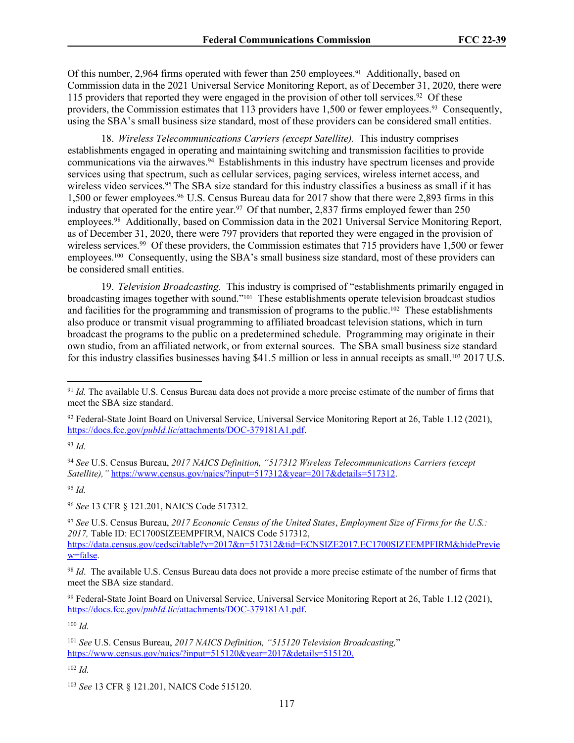Of this number, 2,964 firms operated with fewer than 250 employees.[91] Additionally, based on Commission data in the 2021 Universal Service Monitoring Report, as of December 31, 2020, there were 115 providers that reported they were engaged in the provision of other toll services.[92] Of these providers, the Commission estimates that 113 providers have 1,500 or fewer employees.[93] Consequently, using the SBA's small business size standard, most of these providers can be considered small entities.

18. *Wireless Telecommunications Carriers (except Satellite).* This industry comprises establishments engaged in operating and maintaining switching and transmission facilities to provide communications via the airwaves.[94] Establishments in this industry have spectrum licenses and provide services using that spectrum, such as cellular services, paging services, wireless internet access, and wireless video services.[95] The SBA size standard for this industry classifies a business as small if it has 1,500 or fewer employees.[96] U.S. Census Bureau data for 2017 show that there were 2,893 firms in this industry that operated for the entire year.[97] Of that number, 2,837 firms employed fewer than 250 employees.[98] Additionally, based on Commission data in the 2021 Universal Service Monitoring Report, as of December 31, 2020, there were 797 providers that reported they were engaged in the provision of wireless services.[99] Of these providers, the Commission estimates that 715 providers have 1,500 or fewer employees.[100] Consequently, using the SBA's small business size standard, most of these providers can be considered small entities.

19. *Television Broadcasting.* This industry is comprised of "establishments primarily engaged in broadcasting images together with sound."[101] These establishments operate television broadcast studios and facilities for the programming and transmission of programs to the public.[102] These establishments also produce or transmit visual programming to affiliated broadcast television stations, which in turn broadcast the programs to the public on a predetermined schedule. Programming may originate in their own studio, from an affiliated network, or from external sources. The SBA small business size standard for this industry classifies businesses having $41.5 million or less in annual receipts as small.[103] 2017 U.S.

---

[91] *Id.* The available U.S. Census Bureau data does not provide a more precise estimate of the number of firms that meet the SBA size standard.

[92] Federal-State Joint Board on Universal Service, Universal Service Monitoring Report at 26, Table 1.12 (2021), https://docs.fcc.gov/*pubId.lic*/attachments/DOC-379181A1.pdf.

[93] *Id.*

[94] *See* U.S. Census Bureau, *2017 NAICS Definition, "517312 Wireless Telecommunications Carriers (except Satellite),"* https://www.census.gov/naics/?input=517312&year=2017&details=517312.

[95] *Id.*

[96] *See* 13 CFR § 121.201, NAICS Code 517312.

[97] *See* U.S. Census Bureau, *2017 Economic Census of the United States*, *Employment Size of Firms for the U.S.: 2017,* Table ID: EC1700SIZEEMPFIRM, NAICS Code 517312, https://data.census.gov/cedsci/table?y=2017&n=517312&tid=ECNSIZE2017.EC1700SIZEEMPFIRM&hidePreview=false.

[98] *Id*. The available U.S. Census Bureau data does not provide a more precise estimate of the number of firms that meet the SBA size standard.

[99] Federal-State Joint Board on Universal Service, Universal Service Monitoring Report at 26, Table 1.12 (2021), https://docs.fcc.gov/*pubId.lic*/attachments/DOC-379181A1.pdf.

[100] *Id.*

[101] *See* U.S. Census Bureau, *2017 NAICS Definition, "515120 Television Broadcasting,*" https://www.census.gov/naics/?input=515120&year=2017&details=515120.

[102] *Id.*

[103] *See* 13 CFR § 121.201, NAICS Code 515120.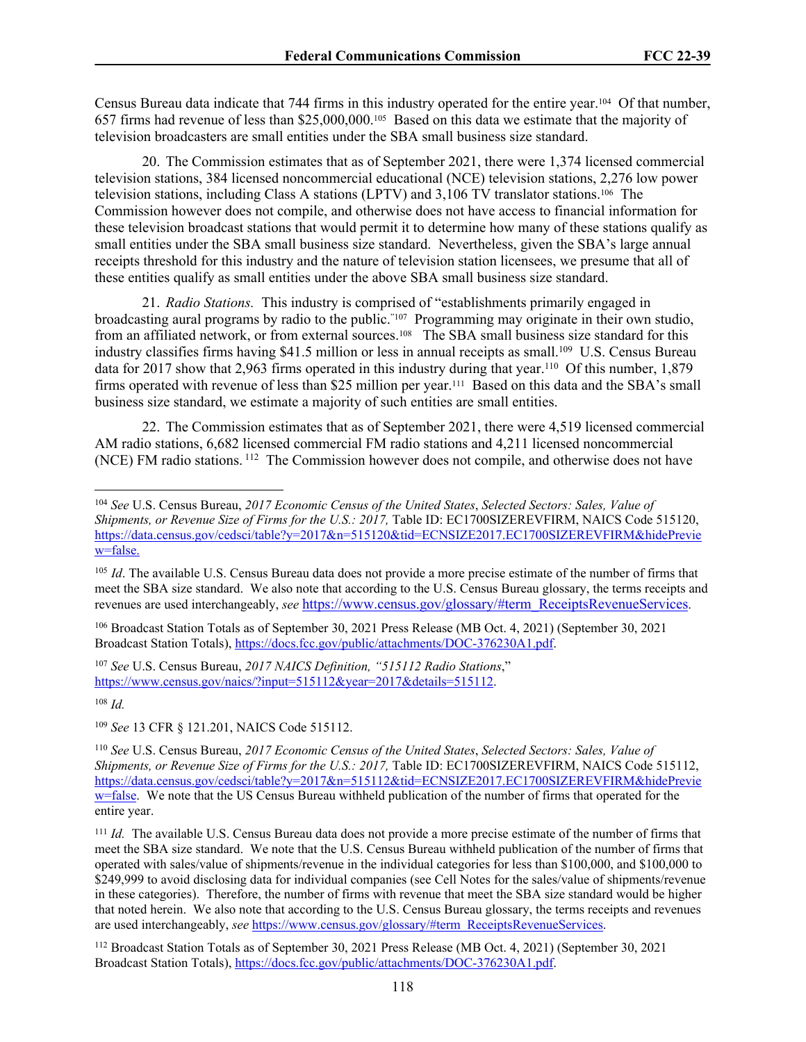Census Bureau data indicate that 744 firms in this industry operated for the entire year.[104] Of that number, 657 firms had revenue of less than $25,000,000.[105] Based on this data we estimate that the majority of television broadcasters are small entities under the SBA small business size standard.

20. The Commission estimates that as of September 2021, there were 1,374 licensed commercial television stations, 384 licensed noncommercial educational (NCE) television stations, 2,276 low power television stations, including Class A stations (LPTV) and 3,106 TV translator stations.[106] The Commission however does not compile, and otherwise does not have access to financial information for these television broadcast stations that would permit it to determine how many of these stations qualify as small entities under the SBA small business size standard. Nevertheless, given the SBA's large annual receipts threshold for this industry and the nature of television station licensees, we presume that all of these entities qualify as small entities under the above SBA small business size standard.

21. *Radio Stations.* This industry is comprised of "establishments primarily engaged in broadcasting aural programs by radio to the public."[107] Programming may originate in their own studio, from an affiliated network, or from external sources.[108] The SBA small business size standard for this industry classifies firms having $41.5 million or less in annual receipts as small.[109] U.S. Census Bureau data for 2017 show that 2,963 firms operated in this industry during that year.[110] Of this number, 1,879 firms operated with revenue of less than $25 million per year.[111] Based on this data and the SBA's small business size standard, we estimate a majority of such entities are small entities.

22. The Commission estimates that as of September 2021, there were 4,519 licensed commercial AM radio stations, 6,682 licensed commercial FM radio stations and 4,211 licensed noncommercial (NCE) FM radio stations.[112] The Commission however does not compile, and otherwise does not have

---

[104] *See* U.S. Census Bureau, *2017 Economic Census of the United States*, *Selected Sectors: Sales, Value of Shipments, or Revenue Size of Firms for the U.S.: 2017,* Table ID: EC1700SIZEREVFIRM, NAICS Code 515120, https://data.census.gov/cedsci/table?y=2017&n=515120&tid=ECNSIZE2017.EC1700SIZEREVFIRM&hidePreview=false.

[105] *Id*. The available U.S. Census Bureau data does not provide a more precise estimate of the number of firms that meet the SBA size standard. We also note that according to the U.S. Census Bureau glossary, the terms receipts and revenues are used interchangeably, *see* https://www.census.gov/glossary/#term_ReceiptsRevenueServices.

[106] Broadcast Station Totals as of September 30, 2021 Press Release (MB Oct. 4, 2021) (September 30, 2021 Broadcast Station Totals), https://docs.fcc.gov/public/attachments/DOC-376230A1.pdf.

[107] *See* U.S. Census Bureau, *2017 NAICS Definition, "515112 Radio Stations*," https://www.census.gov/naics/?input=515112&year=2017&details=515112.

[108] *Id.*

[109] *See* 13 CFR § 121.201, NAICS Code 515112.

[110] *See* U.S. Census Bureau, *2017 Economic Census of the United States*, *Selected Sectors: Sales, Value of Shipments, or Revenue Size of Firms for the U.S.: 2017,* Table ID: EC1700SIZEREVFIRM, NAICS Code 515112, https://data.census.gov/cedsci/table?y=2017&n=515112&tid=ECNSIZE2017.EC1700SIZEREVFIRM&hidePreview=false. We note that the US Census Bureau withheld publication of the number of firms that operated for the entire year.

[111] *Id.* The available U.S. Census Bureau data does not provide a more precise estimate of the number of firms that meet the SBA size standard. We note that the U.S. Census Bureau withheld publication of the number of firms that operated with sales/value of shipments/revenue in the individual categories for less than $100,000, and $100,000 to $249,999 to avoid disclosing data for individual companies (see Cell Notes for the sales/value of shipments/revenue in these categories). Therefore, the number of firms with revenue that meet the SBA size standard would be higher that noted herein. We also note that according to the U.S. Census Bureau glossary, the terms receipts and revenues are used interchangeably, *see* https://www.census.gov/glossary/#term_ReceiptsRevenueServices.

[112] Broadcast Station Totals as of September 30, 2021 Press Release (MB Oct. 4, 2021) (September 30, 2021 Broadcast Station Totals), https://docs.fcc.gov/public/attachments/DOC-376230A1.pdf.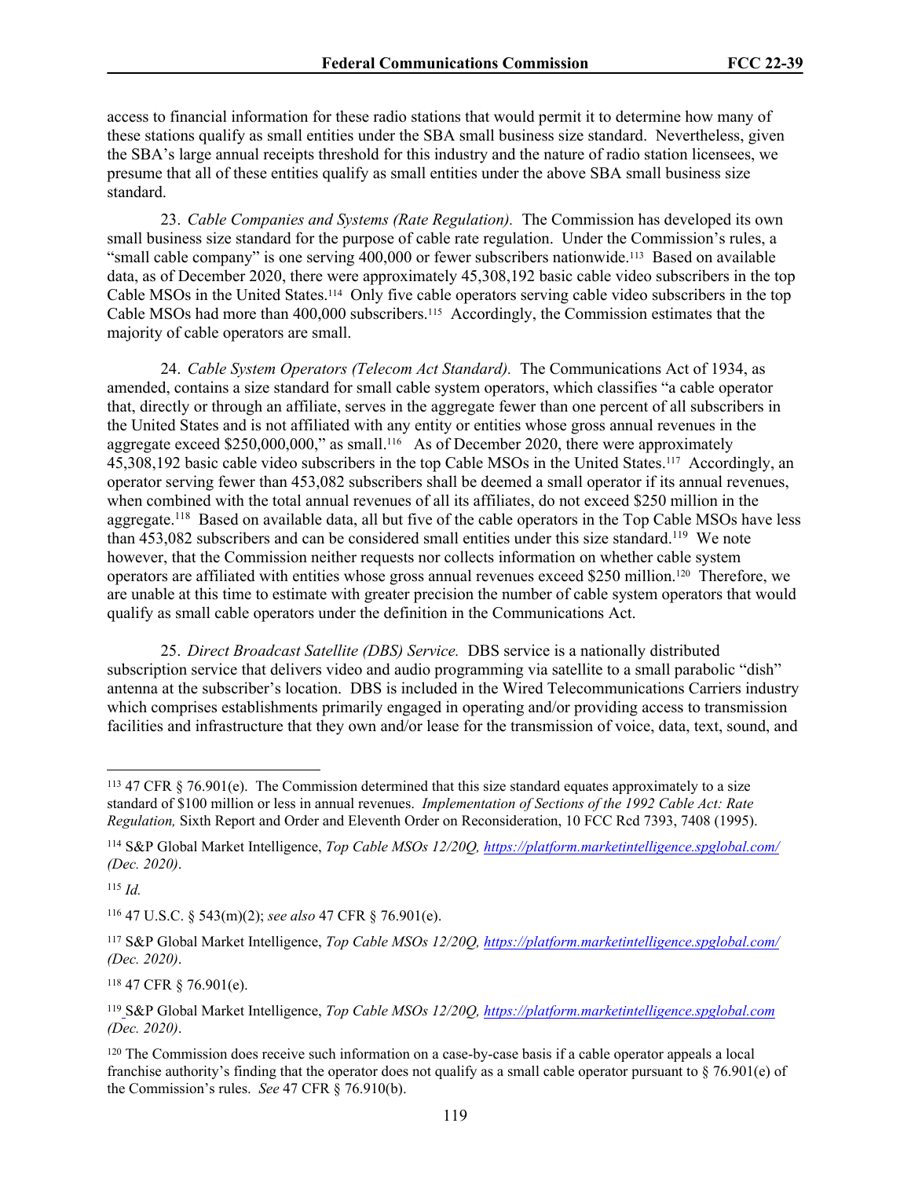access to financial information for these radio stations that would permit it to determine how many of these stations qualify as small entities under the SBA small business size standard. Nevertheless, given the SBA's large annual receipts threshold for this industry and the nature of radio station licensees, we presume that all of these entities qualify as small entities under the above SBA small business size standard.

23. *Cable Companies and Systems (Rate Regulation).* The Commission has developed its own small business size standard for the purpose of cable rate regulation. Under the Commission's rules, a "small cable company" is one serving 400,000 or fewer subscribers nationwide.[113] Based on available data, as of December 2020, there were approximately 45,308,192 basic cable video subscribers in the top Cable MSOs in the United States.[114] Only five cable operators serving cable video subscribers in the top Cable MSOs had more than 400,000 subscribers.[115] Accordingly, the Commission estimates that the majority of cable operators are small.

24. *Cable System Operators (Telecom Act Standard).* The Communications Act of 1934, as amended, contains a size standard for small cable system operators, which classifies "a cable operator that, directly or through an affiliate, serves in the aggregate fewer than one percent of all subscribers in the United States and is not affiliated with any entity or entities whose gross annual revenues in the aggregate exceed $250,000,000," as small.[116] As of December 2020, there were approximately 45,308,192 basic cable video subscribers in the top Cable MSOs in the United States.[117] Accordingly, an operator serving fewer than 453,082 subscribers shall be deemed a small operator if its annual revenues, when combined with the total annual revenues of all its affiliates, do not exceed $250 million in the aggregate.[118] Based on available data, all but five of the cable operators in the Top Cable MSOs have less than 453,082 subscribers and can be considered small entities under this size standard.[119] We note however, that the Commission neither requests nor collects information on whether cable system operators are affiliated with entities whose gross annual revenues exceed $250 million.[120] Therefore, we are unable at this time to estimate with greater precision the number of cable system operators that would qualify as small cable operators under the definition in the Communications Act.

25. *Direct Broadcast Satellite (DBS) Service.* DBS service is a nationally distributed subscription service that delivers video and audio programming via satellite to a small parabolic "dish" antenna at the subscriber's location. DBS is included in the Wired Telecommunications Carriers industry which comprises establishments primarily engaged in operating and/or providing access to transmission facilities and infrastructure that they own and/or lease for the transmission of voice, data, text, sound, and

---

[113] 47 CFR § 76.901(e). The Commission determined that this size standard equates approximately to a size standard of $100 million or less in annual revenues. *Implementation of Sections of the 1992 Cable Act: Rate Regulation,* Sixth Report and Order and Eleventh Order on Reconsideration, 10 FCC Rcd 7393, 7408 (1995).

[114] S&P Global Market Intelligence, *Top Cable MSOs 12/20Q, https://platform.marketintelligence.spglobal.com/ (Dec. 2020)*.

[115] *Id.*

[116] 47 U.S.C. § 543(m)(2); *see also* 47 CFR § 76.901(e).

[117] S&P Global Market Intelligence, *Top Cable MSOs 12/20Q, https://platform.marketintelligence.spglobal.com/ (Dec. 2020)*.

[118] 47 CFR § 76.901(e).

[119] S&P Global Market Intelligence, *Top Cable MSOs 12/20Q, https://platform.marketintelligence.spglobal.com (Dec. 2020)*.

[120] The Commission does receive such information on a case-by-case basis if a cable operator appeals a local franchise authority's finding that the operator does not qualify as a small cable operator pursuant to § 76.901(e) of the Commission's rules. *See* 47 CFR § 76.910(b).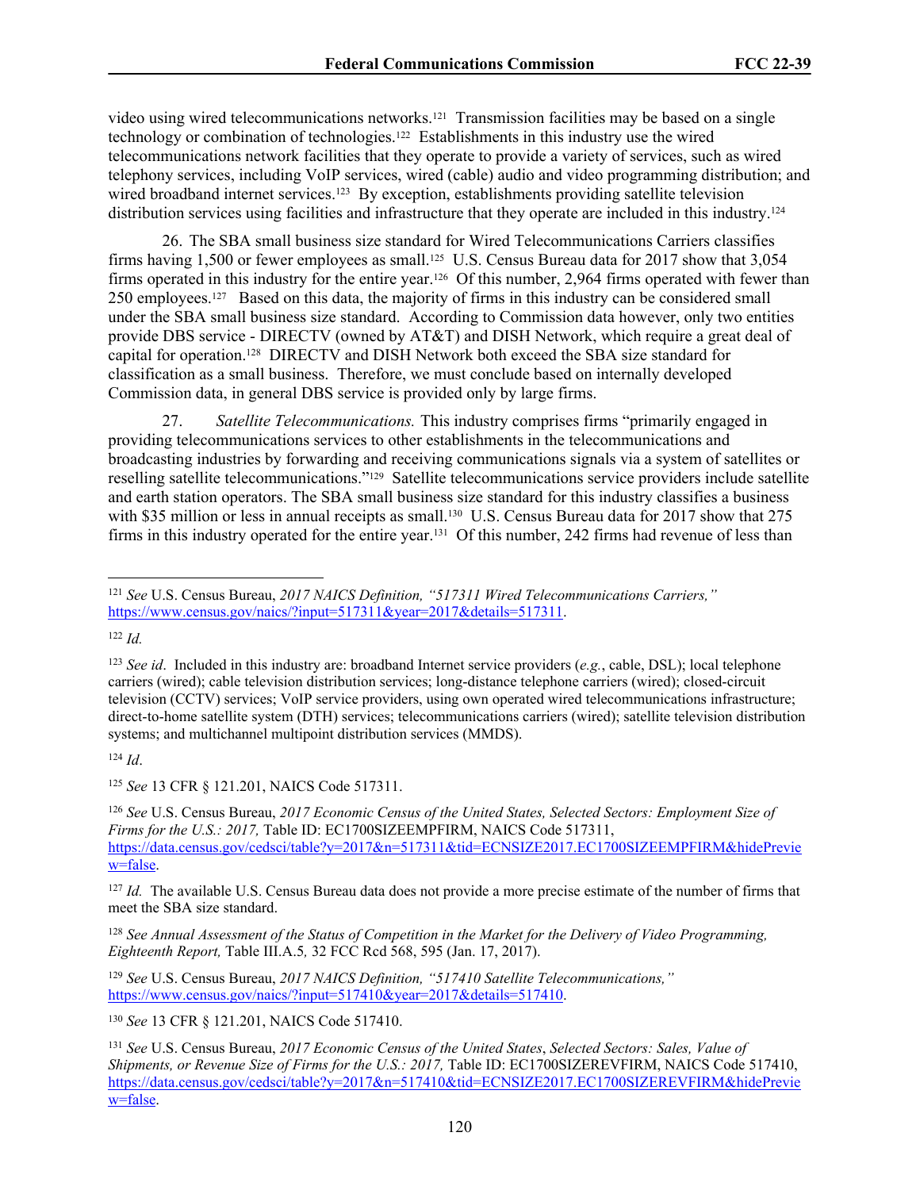video using wired telecommunications networks.[121] Transmission facilities may be based on a single technology or combination of technologies.[122] Establishments in this industry use the wired telecommunications network facilities that they operate to provide a variety of services, such as wired telephony services, including VoIP services, wired (cable) audio and video programming distribution; and wired broadband internet services.[123] By exception, establishments providing satellite television distribution services using facilities and infrastructure that they operate are included in this industry.[124]

26. The SBA small business size standard for Wired Telecommunications Carriers classifies firms having 1,500 or fewer employees as small.[125] U.S. Census Bureau data for 2017 show that 3,054 firms operated in this industry for the entire year.[126] Of this number, 2,964 firms operated with fewer than 250 employees.[127] Based on this data, the majority of firms in this industry can be considered small under the SBA small business size standard. According to Commission data however, only two entities provide DBS service - DIRECTV (owned by AT&T) and DISH Network, which require a great deal of capital for operation.[128] DIRECTV and DISH Network both exceed the SBA size standard for classification as a small business. Therefore, we must conclude based on internally developed Commission data, in general DBS service is provided only by large firms.

27. *Satellite Telecommunications.* This industry comprises firms "primarily engaged in providing telecommunications services to other establishments in the telecommunications and broadcasting industries by forwarding and receiving communications signals via a system of satellites or reselling satellite telecommunications."[129] Satellite telecommunications service providers include satellite and earth station operators. The SBA small business size standard for this industry classifies a business with $35 million or less in annual receipts as small.[130] U.S. Census Bureau data for 2017 show that 275 firms in this industry operated for the entire year.[131] Of this number, 242 firms had revenue of less than

---

[121] *See* U.S. Census Bureau, *2017 NAICS Definition, "517311 Wired Telecommunications Carriers,"* https://www.census.gov/naics/?input=517311&year=2017&details=517311.

[122] *Id.*

[123] *See id*. Included in this industry are: broadband Internet service providers (*e.g.*, cable, DSL); local telephone carriers (wired); cable television distribution services; long-distance telephone carriers (wired); closed-circuit television (CCTV) services; VoIP service providers, using own operated wired telecommunications infrastructure; direct-to-home satellite system (DTH) services; telecommunications carriers (wired); satellite television distribution systems; and multichannel multipoint distribution services (MMDS).

[124] *Id*.

[125] *See* 13 CFR § 121.201, NAICS Code 517311.

[126] *See* U.S. Census Bureau, *2017 Economic Census of the United States, Selected Sectors: Employment Size of Firms for the U.S.: 2017,* Table ID: EC1700SIZEEMPFIRM, NAICS Code 517311, https://data.census.gov/cedsci/table?y=2017&n=517311&tid=ECNSIZE2017.EC1700SIZEEMPFIRM&hidePreview=false.

[127] *Id.* The available U.S. Census Bureau data does not provide a more precise estimate of the number of firms that meet the SBA size standard.

[128] *See Annual Assessment of the Status of Competition in the Market for the Delivery of Video Programming, Eighteenth Report,* Table III.A.5*,* 32 FCC Rcd 568, 595 (Jan. 17, 2017).

[129] *See* U.S. Census Bureau, *2017 NAICS Definition, "517410 Satellite Telecommunications,"* https://www.census.gov/naics/?input=517410&year=2017&details=517410.

[130] *See* 13 CFR § 121.201, NAICS Code 517410.

[131] *See* U.S. Census Bureau, *2017 Economic Census of the United States*, *Selected Sectors: Sales, Value of Shipments, or Revenue Size of Firms for the U.S.: 2017,* Table ID: EC1700SIZEREVFIRM, NAICS Code 517410, https://data.census.gov/cedsci/table?y=2017&n=517410&tid=ECNSIZE2017.EC1700SIZEREVFIRM&hidePreview=false.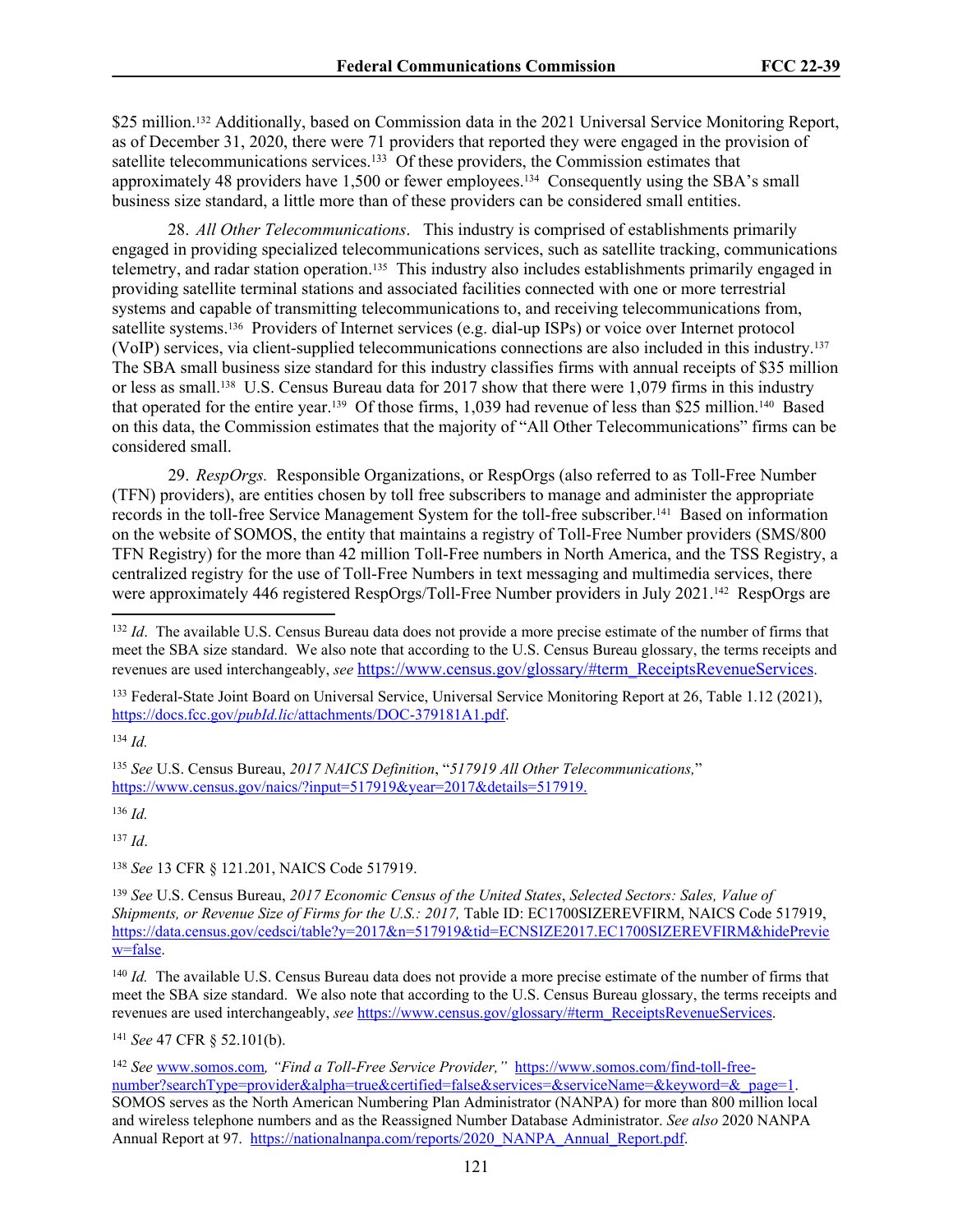$25 million.[132] Additionally, based on Commission data in the 2021 Universal Service Monitoring Report, as of December 31, 2020, there were 71 providers that reported they were engaged in the provision of satellite telecommunications services.[133] Of these providers, the Commission estimates that approximately 48 providers have 1,500 or fewer employees.[134] Consequently using the SBA's small business size standard, a little more than of these providers can be considered small entities.

28. *All Other Telecommunications*. This industry is comprised of establishments primarily engaged in providing specialized telecommunications services, such as satellite tracking, communications telemetry, and radar station operation.[135] This industry also includes establishments primarily engaged in providing satellite terminal stations and associated facilities connected with one or more terrestrial systems and capable of transmitting telecommunications to, and receiving telecommunications from, satellite systems.[136] Providers of Internet services (e.g. dial-up ISPs) or voice over Internet protocol (VoIP) services, via client-supplied telecommunications connections are also included in this industry.[137] The SBA small business size standard for this industry classifies firms with annual receipts of $35 million or less as small.[138] U.S. Census Bureau data for 2017 show that there were 1,079 firms in this industry that operated for the entire year.[139] Of those firms, 1,039 had revenue of less than $25 million.[140] Based on this data, the Commission estimates that the majority of "All Other Telecommunications" firms can be considered small.

29. *RespOrgs.* Responsible Organizations, or RespOrgs (also referred to as Toll-Free Number (TFN) providers), are entities chosen by toll free subscribers to manage and administer the appropriate records in the toll-free Service Management System for the toll-free subscriber.[141] Based on information on the website of SOMOS, the entity that maintains a registry of Toll-Free Number providers (SMS/800 TFN Registry) for the more than 42 million Toll-Free numbers in North America, and the TSS Registry, a centralized registry for the use of Toll-Free Numbers in text messaging and multimedia services, there were approximately 446 registered RespOrgs/Toll-Free Number providers in July 2021.[142] RespOrgs are

---

[132] *Id*. The available U.S. Census Bureau data does not provide a more precise estimate of the number of firms that meet the SBA size standard. We also note that according to the U.S. Census Bureau glossary, the terms receipts and revenues are used interchangeably, *see* https://www.census.gov/glossary/#term_ReceiptsRevenueServices.

[133] Federal-State Joint Board on Universal Service, Universal Service Monitoring Report at 26, Table 1.12 (2021), https://docs.fcc.gov/*publd.lic*/attachments/DOC-379181A1.pdf.

[134] *Id.*

[135] *See* U.S. Census Bureau, *2017 NAICS Definition*, "*517919 All Other Telecommunications,*" https://www.census.gov/naics/?input=517919&year=2017&details=517919.

[136] *Id.*

[137] *Id*.

[138] *See* 13 CFR § 121.201, NAICS Code 517919.

[139] *See* U.S. Census Bureau, *2017 Economic Census of the United States*, *Selected Sectors: Sales, Value of Shipments, or Revenue Size of Firms for the U.S.: 2017,* Table ID: EC1700SIZEREVFIRM, NAICS Code 517919, https://data.census.gov/cedsci/table?y=2017&n=517919&tid=ECNSIZE2017.EC1700SIZEREVFIRM&hidePreview=false.

[140] *Id.* The available U.S. Census Bureau data does not provide a more precise estimate of the number of firms that meet the SBA size standard. We also note that according to the U.S. Census Bureau glossary, the terms receipts and revenues are used interchangeably, *see* https://www.census.gov/glossary/#term_ReceiptsRevenueServices.

[141] *See* 47 CFR § 52.101(b).

[142] *See* www.somos.com*, "Find a Toll-Free Service Provider,"* https://www.somos.com/find-toll-free-number?searchType=provider&alpha=true&certified=false&services=&serviceName=&keyword=&_page=1. SOMOS serves as the North American Numbering Plan Administrator (NANPA) for more than 800 million local and wireless telephone numbers and as the Reassigned Number Database Administrator. *See also* 2020 NANPA Annual Report at 97. https://nationalnanpa.com/reports/2020_NANPA_Annual_Report.pdf.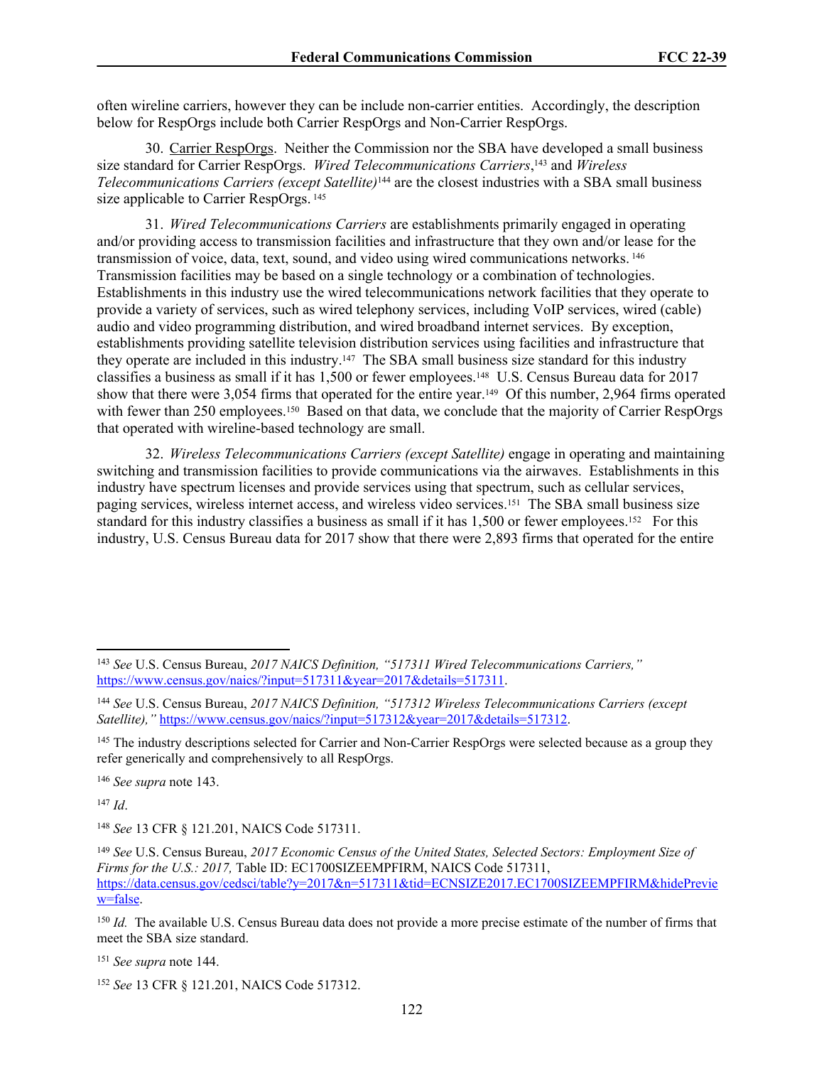often wireline carriers, however they can be include non-carrier entities. Accordingly, the description below for RespOrgs include both Carrier RespOrgs and Non-Carrier RespOrgs.

30. Carrier RespOrgs. Neither the Commission nor the SBA have developed a small business size standard for Carrier RespOrgs. *Wired Telecommunications Carriers*,[143] and *Wireless Telecommunications Carriers (except Satellite)*[144] are the closest industries with a SBA small business size applicable to Carrier RespOrgs. [145]

31. *Wired Telecommunications Carriers* are establishments primarily engaged in operating and/or providing access to transmission facilities and infrastructure that they own and/or lease for the transmission of voice, data, text, sound, and video using wired communications networks. [146] Transmission facilities may be based on a single technology or a combination of technologies. Establishments in this industry use the wired telecommunications network facilities that they operate to provide a variety of services, such as wired telephony services, including VoIP services, wired (cable) audio and video programming distribution, and wired broadband internet services. By exception, establishments providing satellite television distribution services using facilities and infrastructure that they operate are included in this industry.[147] The SBA small business size standard for this industry classifies a business as small if it has 1,500 or fewer employees.[148] U.S. Census Bureau data for 2017 show that there were 3,054 firms that operated for the entire year.[149] Of this number, 2,964 firms operated with fewer than 250 employees.[150] Based on that data, we conclude that the majority of Carrier RespOrgs that operated with wireline-based technology are small.

32. *Wireless Telecommunications Carriers (except Satellite)* engage in operating and maintaining switching and transmission facilities to provide communications via the airwaves. Establishments in this industry have spectrum licenses and provide services using that spectrum, such as cellular services, paging services, wireless internet access, and wireless video services.[151] The SBA small business size standard for this industry classifies a business as small if it has 1,500 or fewer employees.[152] For this industry, U.S. Census Bureau data for 2017 show that there were 2,893 firms that operated for the entire

---

[143] *See* U.S. Census Bureau, *2017 NAICS Definition, "517311 Wired Telecommunications Carriers,"* https://www.census.gov/naics/?input=517311&year=2017&details=517311.

[144] *See* U.S. Census Bureau, *2017 NAICS Definition, "517312 Wireless Telecommunications Carriers (except Satellite),"* https://www.census.gov/naics/?input=517312&year=2017&details=517312.

[145] The industry descriptions selected for Carrier and Non-Carrier RespOrgs were selected because as a group they refer generically and comprehensively to all RespOrgs.

[146] *See supra* note 143.

[147] *Id*.

[148] *See* 13 CFR § 121.201, NAICS Code 517311.

[149] *See* U.S. Census Bureau, *2017 Economic Census of the United States, Selected Sectors: Employment Size of Firms for the U.S.: 2017,* Table ID: EC1700SIZEEMPFIRM, NAICS Code 517311, https://data.census.gov/cedsci/table?y=2017&n=517311&tid=ECNSIZE2017.EC1700SIZEEMPFIRM&hidePreview=false.

[150] *Id.* The available U.S. Census Bureau data does not provide a more precise estimate of the number of firms that meet the SBA size standard.

[151] *See supra* note 144.

[152] *See* 13 CFR § 121.201, NAICS Code 517312.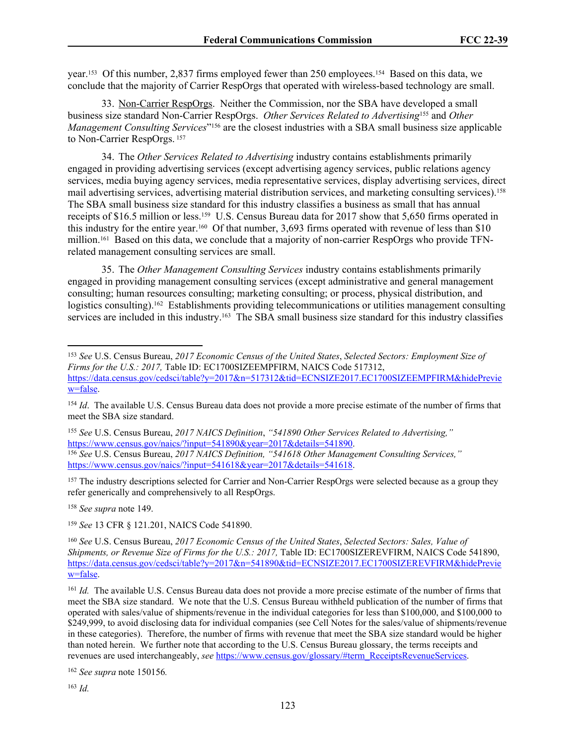year.[153] Of this number, 2,837 firms employed fewer than 250 employees.[154] Based on this data, we conclude that the majority of Carrier RespOrgs that operated with wireless-based technology are small.

33. Non-Carrier RespOrgs. Neither the Commission, nor the SBA have developed a small business size standard Non-Carrier RespOrgs. *Other Services Related to Advertising*[155] and *Other Management Consulting Services*"[156] are the closest industries with a SBA small business size applicable to Non-Carrier RespOrgs.[157]

34. The *Other Services Related to Advertising* industry contains establishments primarily engaged in providing advertising services (except advertising agency services, public relations agency services, media buying agency services, media representative services, display advertising services, direct mail advertising services, advertising material distribution services, and marketing consulting services).[158] The SBA small business size standard for this industry classifies a business as small that has annual receipts of $16.5 million or less.[159] U.S. Census Bureau data for 2017 show that 5,650 firms operated in this industry for the entire year.[160] Of that number, 3,693 firms operated with revenue of less than $10 million.[161] Based on this data, we conclude that a majority of non-carrier RespOrgs who provide TFN-related management consulting services are small.

35. The *Other Management Consulting Services* industry contains establishments primarily engaged in providing management consulting services (except administrative and general management consulting; human resources consulting; marketing consulting; or process, physical distribution, and logistics consulting).[162] Establishments providing telecommunications or utilities management consulting services are included in this industry.[163] The SBA small business size standard for this industry classifies

---

[153] *See* U.S. Census Bureau, *2017 Economic Census of the United States*, *Selected Sectors: Employment Size of Firms for the U.S.: 2017,* Table ID: EC1700SIZEEMPFIRM, NAICS Code 517312, https://data.census.gov/cedsci/table?y=2017&n=517312&tid=ECNSIZE2017.EC1700SIZEEMPFIRM&hidePreview=false.

[154] *Id*. The available U.S. Census Bureau data does not provide a more precise estimate of the number of firms that meet the SBA size standard.

[155] *See* U.S. Census Bureau, *2017 NAICS Definition*, *"541890 Other Services Related to Advertising,"* https://www.census.gov/naics/?input=541890&year=2017&details=541890.

[156] *See* U.S. Census Bureau, *2017 NAICS Definition, "541618 Other Management Consulting Services,"* https://www.census.gov/naics/?input=541618&year=2017&details=541618.

[157] The industry descriptions selected for Carrier and Non-Carrier RespOrgs were selected because as a group they refer generically and comprehensively to all RespOrgs.

[158] *See supra* note 149.

[159] *See* 13 CFR § 121.201, NAICS Code 541890.

[160] *See* U.S. Census Bureau, *2017 Economic Census of the United States*, *Selected Sectors: Sales, Value of Shipments, or Revenue Size of Firms for the U.S.: 2017,* Table ID: EC1700SIZEREVFIRM, NAICS Code 541890, https://data.census.gov/cedsci/table?y=2017&n=541890&tid=ECNSIZE2017.EC1700SIZEREVFIRM&hidePreview=false.

[161] *Id.* The available U.S. Census Bureau data does not provide a more precise estimate of the number of firms that meet the SBA size standard. We note that the U.S. Census Bureau withheld publication of the number of firms that operated with sales/value of shipments/revenue in the individual categories for less than $100,000, and $100,000 to $249,999, to avoid disclosing data for individual companies (see Cell Notes for the sales/value of shipments/revenue in these categories). Therefore, the number of firms with revenue that meet the SBA size standard would be higher than noted herein. We further note that according to the U.S. Census Bureau glossary, the terms receipts and revenues are used interchangeably, *see* https://www.census.gov/glossary/#term_ReceiptsRevenueServices.

[162] *See supra* note 150156*.*

[163] *Id.*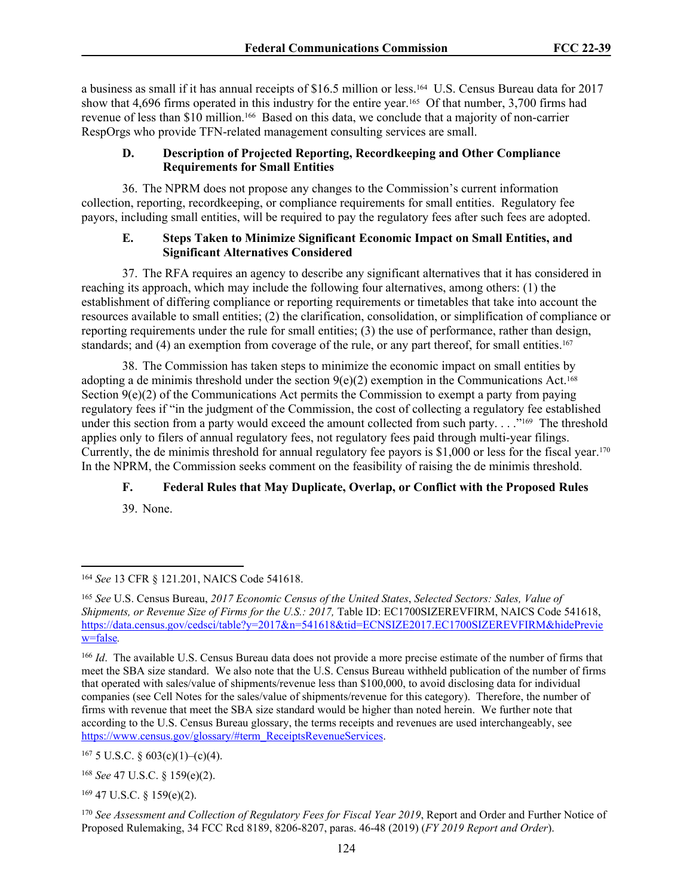a business as small if it has annual receipts of $16.5 million or less.[164] U.S. Census Bureau data for 2017 show that 4,696 firms operated in this industry for the entire year.[165] Of that number, 3,700 firms had revenue of less than $10 million.[166] Based on this data, we conclude that a majority of non-carrier RespOrgs who provide TFN-related management consulting services are small.

### D. Description of Projected Reporting, Recordkeeping and Other Compliance Requirements for Small Entities

36. The NPRM does not propose any changes to the Commission's current information collection, reporting, recordkeeping, or compliance requirements for small entities. Regulatory fee payors, including small entities, will be required to pay the regulatory fees after such fees are adopted.

### E. Steps Taken to Minimize Significant Economic Impact on Small Entities, and Significant Alternatives Considered

37. The RFA requires an agency to describe any significant alternatives that it has considered in reaching its approach, which may include the following four alternatives, among others: (1) the establishment of differing compliance or reporting requirements or timetables that take into account the resources available to small entities; (2) the clarification, consolidation, or simplification of compliance or reporting requirements under the rule for small entities; (3) the use of performance, rather than design, standards; and (4) an exemption from coverage of the rule, or any part thereof, for small entities.[167]

38. The Commission has taken steps to minimize the economic impact on small entities by adopting a de minimis threshold under the section 9(e)(2) exemption in the Communications Act.[168] Section 9(e)(2) of the Communications Act permits the Commission to exempt a party from paying regulatory fees if "in the judgment of the Commission, the cost of collecting a regulatory fee established under this section from a party would exceed the amount collected from such party. . . ."[169] The threshold applies only to filers of annual regulatory fees, not regulatory fees paid through multi-year filings. Currently, the de minimis threshold for annual regulatory fee payors is $1,000 or less for the fiscal year.[170] In the NPRM, the Commission seeks comment on the feasibility of raising the de minimis threshold.

### F. Federal Rules that May Duplicate, Overlap, or Conflict with the Proposed Rules

39. None.

---

[164] *See* 13 CFR § 121.201, NAICS Code 541618.

[165] *See* U.S. Census Bureau, *2017 Economic Census of the United States*, *Selected Sectors: Sales, Value of Shipments, or Revenue Size of Firms for the U.S.: 2017,* Table ID: EC1700SIZEREVFIRM, NAICS Code 541618, https://data.census.gov/cedsci/table?y=2017&n=541618&tid=ECNSIZE2017.EC1700SIZEREVFIRM&hidePreview=false.

[166] *Id*. The available U.S. Census Bureau data does not provide a more precise estimate of the number of firms that meet the SBA size standard. We also note that the U.S. Census Bureau withheld publication of the number of firms that operated with sales/value of shipments/revenue less than $100,000, to avoid disclosing data for individual companies (see Cell Notes for the sales/value of shipments/revenue for this category). Therefore, the number of firms with revenue that meet the SBA size standard would be higher than noted herein. We further note that according to the U.S. Census Bureau glossary, the terms receipts and revenues are used interchangeably, see https://www.census.gov/glossary/#term_ReceiptsRevenueServices.

[167] 5 U.S.C. § 603(c)(1)–(c)(4).

[168] *See* 47 U.S.C. § 159(e)(2).

[169] 47 U.S.C. § 159(e)(2).

[170] *See Assessment and Collection of Regulatory Fees for Fiscal Year 2019*, Report and Order and Further Notice of Proposed Rulemaking, 34 FCC Rcd 8189, 8206-8207, paras. 46-48 (2019) (*FY 2019 Report and Order*).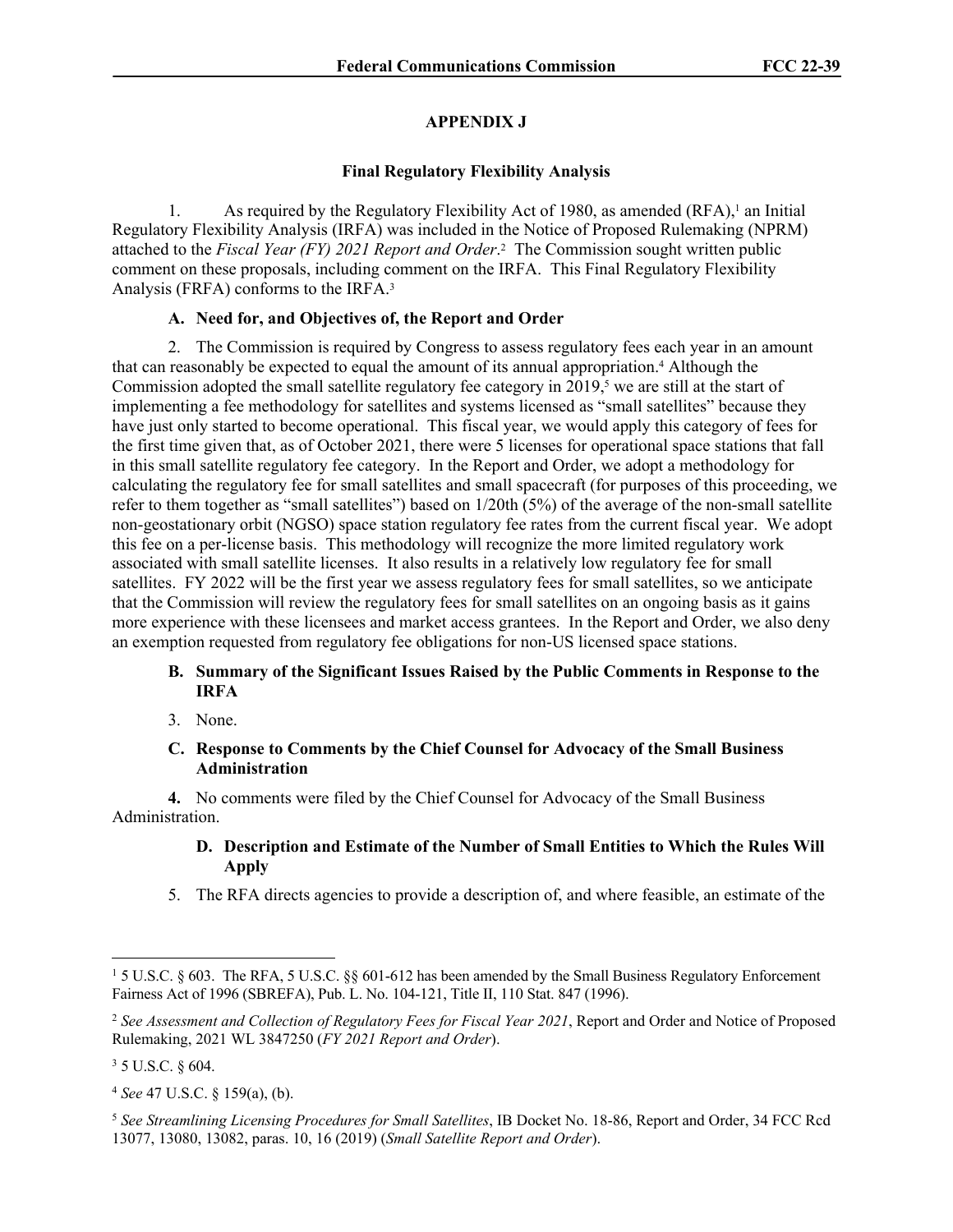## APPENDIX J

### Final Regulatory Flexibility Analysis

1. As required by the Regulatory Flexibility Act of 1980, as amended (RFA),[1] an Initial Regulatory Flexibility Analysis (IRFA) was included in the Notice of Proposed Rulemaking (NPRM) attached to the *Fiscal Year (FY) 2021 Report and Order*.[2] The Commission sought written public comment on these proposals, including comment on the IRFA. This Final Regulatory Flexibility Analysis (FRFA) conforms to the IRFA.[3]

#### A. Need for, and Objectives of, the Report and Order

2. The Commission is required by Congress to assess regulatory fees each year in an amount that can reasonably be expected to equal the amount of its annual appropriation.[4] Although the Commission adopted the small satellite regulatory fee category in 2019,[5] we are still at the start of implementing a fee methodology for satellites and systems licensed as "small satellites" because they have just only started to become operational. This fiscal year, we would apply this category of fees for the first time given that, as of October 2021, there were 5 licenses for operational space stations that fall in this small satellite regulatory fee category. In the Report and Order, we adopt a methodology for calculating the regulatory fee for small satellites and small spacecraft (for purposes of this proceeding, we refer to them together as "small satellites") based on 1/20th (5%) of the average of the non-small satellite non-geostationary orbit (NGSO) space station regulatory fee rates from the current fiscal year. We adopt this fee on a per-license basis. This methodology will recognize the more limited regulatory work associated with small satellite licenses. It also results in a relatively low regulatory fee for small satellites. FY 2022 will be the first year we assess regulatory fees for small satellites, so we anticipate that the Commission will review the regulatory fees for small satellites on an ongoing basis as it gains more experience with these licensees and market access grantees. In the Report and Order, we also deny an exemption requested from regulatory fee obligations for non-US licensed space stations.

#### B. Summary of the Significant Issues Raised by the Public Comments in Response to the IRFA

3. None.

#### C. Response to Comments by the Chief Counsel for Advocacy of the Small Business Administration

**4.** No comments were filed by the Chief Counsel for Advocacy of the Small Business Administration.

#### D. Description and Estimate of the Number of Small Entities to Which the Rules Will Apply

5. The RFA directs agencies to provide a description of, and where feasible, an estimate of the

---

[1] 5 U.S.C. § 603. The RFA, 5 U.S.C. §§ 601-612 has been amended by the Small Business Regulatory Enforcement Fairness Act of 1996 (SBREFA), Pub. L. No. 104-121, Title II, 110 Stat. 847 (1996).

[2] *See Assessment and Collection of Regulatory Fees for Fiscal Year 2021*, Report and Order and Notice of Proposed Rulemaking, 2021 WL 3847250 (*FY 2021 Report and Order*).

[3] 5 U.S.C. § 604.

[4] *See* 47 U.S.C. § 159(a), (b).

[5] *See Streamlining Licensing Procedures for Small Satellites*, IB Docket No. 18-86, Report and Order, 34 FCC Rcd 13077, 13080, 13082, paras. 10, 16 (2019) (*Small Satellite Report and Order*).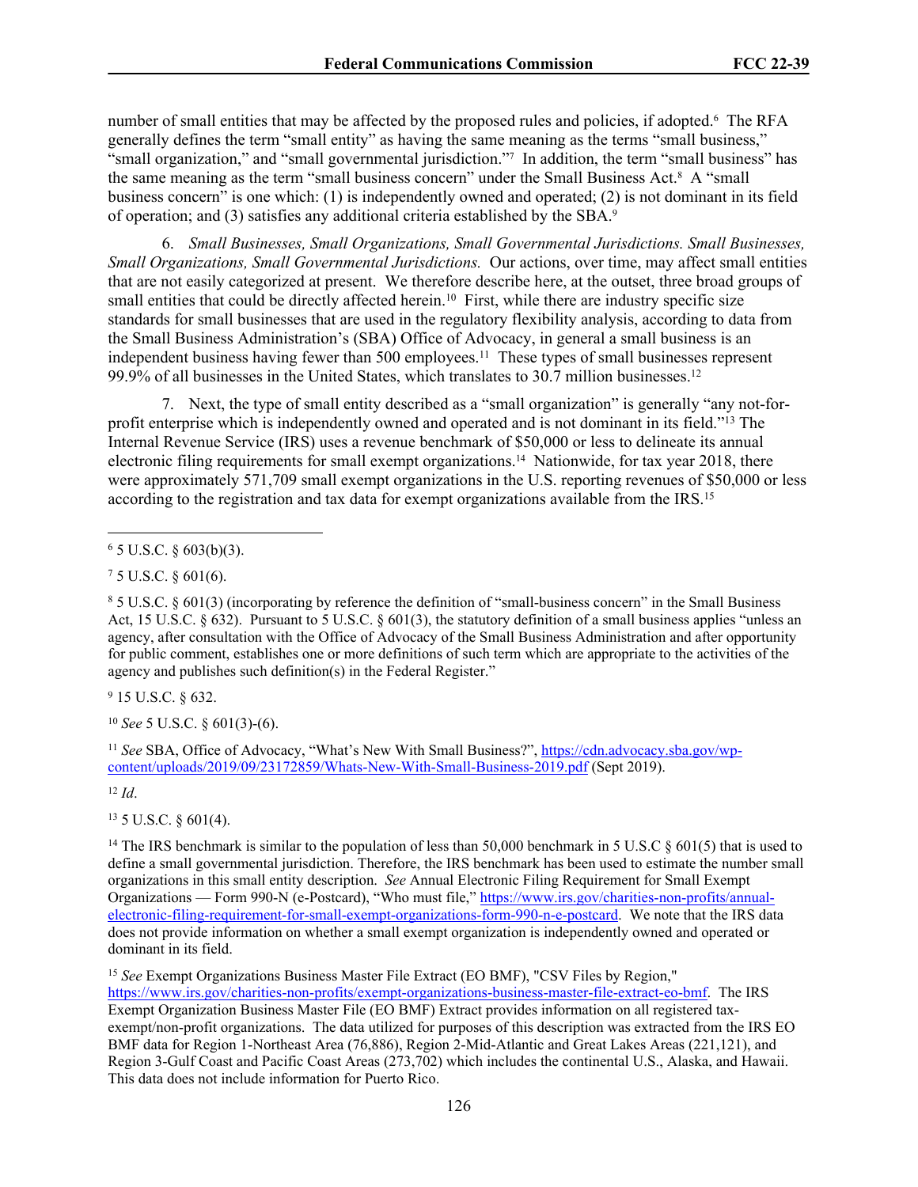number of small entities that may be affected by the proposed rules and policies, if adopted.[6] The RFA generally defines the term "small entity" as having the same meaning as the terms "small business," "small organization," and "small governmental jurisdiction."[7] In addition, the term "small business" has the same meaning as the term "small business concern" under the Small Business Act.[8] A "small business concern" is one which: (1) is independently owned and operated; (2) is not dominant in its field of operation; and (3) satisfies any additional criteria established by the SBA.[9]

6. *Small Businesses, Small Organizations, Small Governmental Jurisdictions. Small Businesses, Small Organizations, Small Governmental Jurisdictions.* Our actions, over time, may affect small entities that are not easily categorized at present. We therefore describe here, at the outset, three broad groups of small entities that could be directly affected herein.[10] First, while there are industry specific size standards for small businesses that are used in the regulatory flexibility analysis, according to data from the Small Business Administration's (SBA) Office of Advocacy, in general a small business is an independent business having fewer than 500 employees.[11] These types of small businesses represent 99.9% of all businesses in the United States, which translates to 30.7 million businesses.[12]

7. Next, the type of small entity described as a "small organization" is generally "any not-for-profit enterprise which is independently owned and operated and is not dominant in its field."[13] The Internal Revenue Service (IRS) uses a revenue benchmark of $50,000 or less to delineate its annual electronic filing requirements for small exempt organizations.[14] Nationwide, for tax year 2018, there were approximately 571,709 small exempt organizations in the U.S. reporting revenues of $50,000 or less according to the registration and tax data for exempt organizations available from the IRS.[15]

---

[6] 5 U.S.C. § 603(b)(3).

[7] 5 U.S.C. § 601(6).

[8] 5 U.S.C. § 601(3) (incorporating by reference the definition of "small-business concern" in the Small Business Act, 15 U.S.C. § 632). Pursuant to 5 U.S.C. § 601(3), the statutory definition of a small business applies "unless an agency, after consultation with the Office of Advocacy of the Small Business Administration and after opportunity for public comment, establishes one or more definitions of such term which are appropriate to the activities of the agency and publishes such definition(s) in the Federal Register."

[9] 15 U.S.C. § 632.

[10] *See* 5 U.S.C. § 601(3)-(6).

[11] *See* SBA, Office of Advocacy, "What's New With Small Business?", https://cdn.advocacy.sba.gov/wp-content/uploads/2019/09/23172859/Whats-New-With-Small-Business-2019.pdf (Sept 2019).

[12] *Id*.

[13] 5 U.S.C. § 601(4).

[14] The IRS benchmark is similar to the population of less than 50,000 benchmark in 5 U.S.C § 601(5) that is used to define a small governmental jurisdiction. Therefore, the IRS benchmark has been used to estimate the number small organizations in this small entity description. *See* Annual Electronic Filing Requirement for Small Exempt Organizations — Form 990-N (e-Postcard), "Who must file," https://www.irs.gov/charities-non-profits/annual-electronic-filing-requirement-for-small-exempt-organizations-form-990-n-e-postcard. We note that the IRS data does not provide information on whether a small exempt organization is independently owned and operated or dominant in its field.

[15] *See* Exempt Organizations Business Master File Extract (EO BMF), "CSV Files by Region," https://www.irs.gov/charities-non-profits/exempt-organizations-business-master-file-extract-eo-bmf. The IRS Exempt Organization Business Master File (EO BMF) Extract provides information on all registered tax-exempt/non-profit organizations. The data utilized for purposes of this description was extracted from the IRS EO BMF data for Region 1-Northeast Area (76,886), Region 2-Mid-Atlantic and Great Lakes Areas (221,121), and Region 3-Gulf Coast and Pacific Coast Areas (273,702) which includes the continental U.S., Alaska, and Hawaii. This data does not include information for Puerto Rico.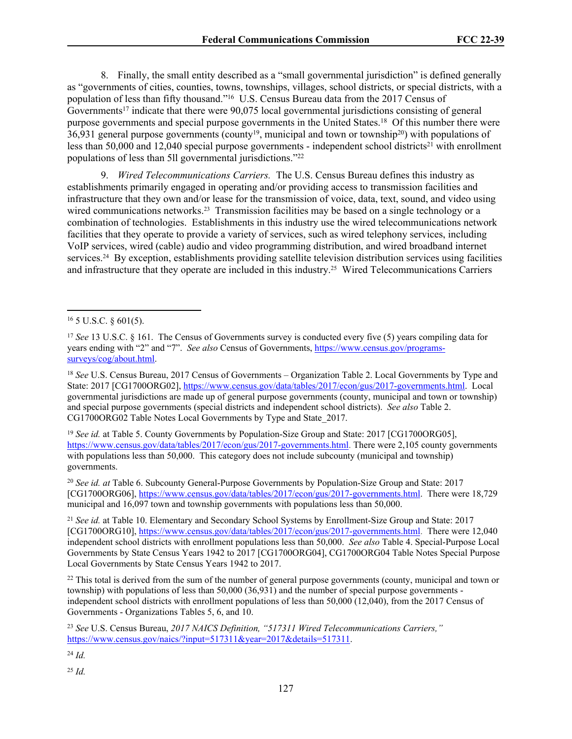8. Finally, the small entity described as a "small governmental jurisdiction" is defined generally as "governments of cities, counties, towns, townships, villages, school districts, or special districts, with a population of less than fifty thousand."[16] U.S. Census Bureau data from the 2017 Census of Governments[17] indicate that there were 90,075 local governmental jurisdictions consisting of general purpose governments and special purpose governments in the United States.[18] Of this number there were 36,931 general purpose governments (county[19], municipal and town or township[20]) with populations of less than 50,000 and 12,040 special purpose governments - independent school districts[21] with enrollment populations of less than 5ll governmental jurisdictions."[22]

9. *Wired Telecommunications Carriers.* The U.S. Census Bureau defines this industry as establishments primarily engaged in operating and/or providing access to transmission facilities and infrastructure that they own and/or lease for the transmission of voice, data, text, sound, and video using wired communications networks.[23] Transmission facilities may be based on a single technology or a combination of technologies. Establishments in this industry use the wired telecommunications network facilities that they operate to provide a variety of services, such as wired telephony services, including VoIP services, wired (cable) audio and video programming distribution, and wired broadband internet services.[24] By exception, establishments providing satellite television distribution services using facilities and infrastructure that they operate are included in this industry.[25] Wired Telecommunications Carriers

---

[16] 5 U.S.C. § 601(5).

[17] *See* 13 U.S.C. § 161. The Census of Governments survey is conducted every five (5) years compiling data for years ending with "2" and "7". *See also* Census of Governments, https://www.census.gov/programs-surveys/cog/about.html.

[18] *See* U.S. Census Bureau, 2017 Census of Governments – Organization Table 2. Local Governments by Type and State: 2017 [CG1700ORG02], https://www.census.gov/data/tables/2017/econ/gus/2017-governments.html. Local governmental jurisdictions are made up of general purpose governments (county, municipal and town or township) and special purpose governments (special districts and independent school districts). *See also* Table 2. CG1700ORG02 Table Notes Local Governments by Type and State_2017.

[19] *See id.* at Table 5. County Governments by Population-Size Group and State: 2017 [CG1700ORG05], https://www.census.gov/data/tables/2017/econ/gus/2017-governments.html. There were 2,105 county governments with populations less than 50,000. This category does not include subcounty (municipal and township) governments.

[20] *See id. at* Table 6. Subcounty General-Purpose Governments by Population-Size Group and State: 2017 [CG1700ORG06], https://www.census.gov/data/tables/2017/econ/gus/2017-governments.html. There were 18,729 municipal and 16,097 town and township governments with populations less than 50,000.

[21] *See id.* at Table 10. Elementary and Secondary School Systems by Enrollment-Size Group and State: 2017 [CG1700ORG10], https://www.census.gov/data/tables/2017/econ/gus/2017-governments.html. There were 12,040 independent school districts with enrollment populations less than 50,000. *See also* Table 4. Special-Purpose Local Governments by State Census Years 1942 to 2017 [CG1700ORG04], CG1700ORG04 Table Notes Special Purpose Local Governments by State Census Years 1942 to 2017.

[22] This total is derived from the sum of the number of general purpose governments (county, municipal and town or township) with populations of less than 50,000 (36,931) and the number of special purpose governments - independent school districts with enrollment populations of less than 50,000 (12,040), from the 2017 Census of Governments - Organizations Tables 5, 6, and 10.

[23] *See* U.S. Census Bureau, *2017 NAICS Definition, "517311 Wired Telecommunications Carriers,"* https://www.census.gov/naics/?input=517311&year=2017&details=517311.

[24] *Id.*

[25] *Id.*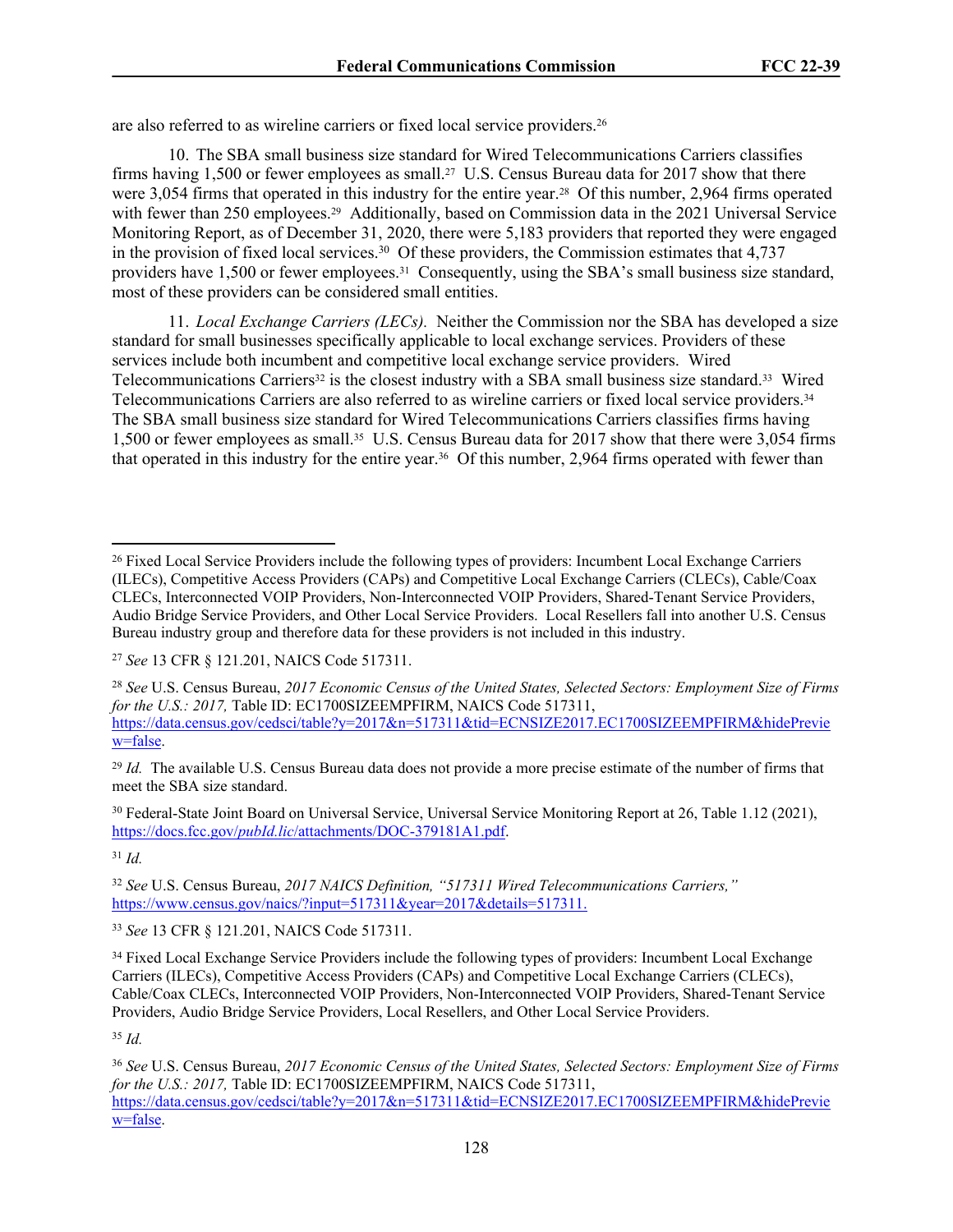are also referred to as wireline carriers or fixed local service providers.[26]

10. The SBA small business size standard for Wired Telecommunications Carriers classifies firms having 1,500 or fewer employees as small.[27] U.S. Census Bureau data for 2017 show that there were 3,054 firms that operated in this industry for the entire year.[28] Of this number, 2,964 firms operated with fewer than 250 employees.[29] Additionally, based on Commission data in the 2021 Universal Service Monitoring Report, as of December 31, 2020, there were 5,183 providers that reported they were engaged in the provision of fixed local services.[30] Of these providers, the Commission estimates that 4,737 providers have 1,500 or fewer employees.[31] Consequently, using the SBA's small business size standard, most of these providers can be considered small entities.

11. *Local Exchange Carriers (LECs).* Neither the Commission nor the SBA has developed a size standard for small businesses specifically applicable to local exchange services. Providers of these services include both incumbent and competitive local exchange service providers. Wired Telecommunications Carriers[32] is the closest industry with a SBA small business size standard.[33] Wired Telecommunications Carriers are also referred to as wireline carriers or fixed local service providers.[34] The SBA small business size standard for Wired Telecommunications Carriers classifies firms having 1,500 or fewer employees as small.[35] U.S. Census Bureau data for 2017 show that there were 3,054 firms that operated in this industry for the entire year.[36] Of this number, 2,964 firms operated with fewer than

---

[26] Fixed Local Service Providers include the following types of providers: Incumbent Local Exchange Carriers (ILECs), Competitive Access Providers (CAPs) and Competitive Local Exchange Carriers (CLECs), Cable/Coax CLECs, Interconnected VOIP Providers, Non-Interconnected VOIP Providers, Shared-Tenant Service Providers, Audio Bridge Service Providers, and Other Local Service Providers. Local Resellers fall into another U.S. Census Bureau industry group and therefore data for these providers is not included in this industry.

[27] *See* 13 CFR § 121.201, NAICS Code 517311.

[28] *See* U.S. Census Bureau, *2017 Economic Census of the United States, Selected Sectors: Employment Size of Firms for the U.S.: 2017,* Table ID: EC1700SIZEEMPFIRM, NAICS Code 517311, https://data.census.gov/cedsci/table?y=2017&n=517311&tid=ECNSIZE2017.EC1700SIZEEMPFIRM&hidePreview=false.

[29] *Id.* The available U.S. Census Bureau data does not provide a more precise estimate of the number of firms that meet the SBA size standard.

[30] Federal-State Joint Board on Universal Service, Universal Service Monitoring Report at 26, Table 1.12 (2021), https://docs.fcc.gov/*public*/attachments/DOC-379181A1.pdf.

[31] *Id.*

[32] *See* U.S. Census Bureau, *2017 NAICS Definition, "517311 Wired Telecommunications Carriers,"* https://www.census.gov/naics/?input=517311&year=2017&details=517311.

[33] *See* 13 CFR § 121.201, NAICS Code 517311.

[34] Fixed Local Exchange Service Providers include the following types of providers: Incumbent Local Exchange Carriers (ILECs), Competitive Access Providers (CAPs) and Competitive Local Exchange Carriers (CLECs), Cable/Coax CLECs, Interconnected VOIP Providers, Non-Interconnected VOIP Providers, Shared-Tenant Service Providers, Audio Bridge Service Providers, Local Resellers, and Other Local Service Providers.

[35] *Id.*

[36] *See* U.S. Census Bureau, *2017 Economic Census of the United States, Selected Sectors: Employment Size of Firms for the U.S.: 2017,* Table ID: EC1700SIZEEMPFIRM, NAICS Code 517311, https://data.census.gov/cedsci/table?y=2017&n=517311&tid=ECNSIZE2017.EC1700SIZEEMPFIRM&hidePreview=false.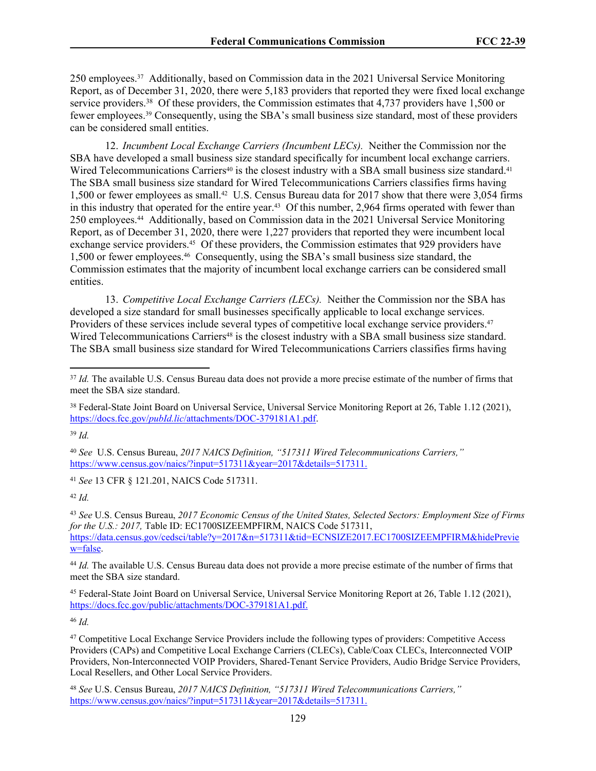250 employees.[37] Additionally, based on Commission data in the 2021 Universal Service Monitoring Report, as of December 31, 2020, there were 5,183 providers that reported they were fixed local exchange service providers.[38] Of these providers, the Commission estimates that 4,737 providers have 1,500 or fewer employees.[39] Consequently, using the SBA's small business size standard, most of these providers can be considered small entities.

12. *Incumbent Local Exchange Carriers (Incumbent LECs).* Neither the Commission nor the SBA have developed a small business size standard specifically for incumbent local exchange carriers. Wired Telecommunications Carriers[40] is the closest industry with a SBA small business size standard.[41] The SBA small business size standard for Wired Telecommunications Carriers classifies firms having 1,500 or fewer employees as small.[42] U.S. Census Bureau data for 2017 show that there were 3,054 firms in this industry that operated for the entire year.[43] Of this number, 2,964 firms operated with fewer than 250 employees.[44] Additionally, based on Commission data in the 2021 Universal Service Monitoring Report, as of December 31, 2020, there were 1,227 providers that reported they were incumbent local exchange service providers.[45] Of these providers, the Commission estimates that 929 providers have 1,500 or fewer employees.[46] Consequently, using the SBA's small business size standard, the Commission estimates that the majority of incumbent local exchange carriers can be considered small entities.

13. *Competitive Local Exchange Carriers (LECs).* Neither the Commission nor the SBA has developed a size standard for small businesses specifically applicable to local exchange services. Providers of these services include several types of competitive local exchange service providers.[47] Wired Telecommunications Carriers[48] is the closest industry with a SBA small business size standard. The SBA small business size standard for Wired Telecommunications Carriers classifies firms having

---

[37] *Id.* The available U.S. Census Bureau data does not provide a more precise estimate of the number of firms that meet the SBA size standard.

[38] Federal-State Joint Board on Universal Service, Universal Service Monitoring Report at 26, Table 1.12 (2021), https://docs.fcc.gov/*publd.lic*/attachments/DOC-379181A1.pdf.

[39] *Id.*

[40] *See* U.S. Census Bureau, *2017 NAICS Definition, "517311 Wired Telecommunications Carriers,"* https://www.census.gov/naics/?input=517311&year=2017&details=517311.

[41] *See* 13 CFR § 121.201, NAICS Code 517311.

[42] *Id.*

[43] *See* U.S. Census Bureau, *2017 Economic Census of the United States, Selected Sectors: Employment Size of Firms for the U.S.: 2017,* Table ID: EC1700SIZEEMPFIRM, NAICS Code 517311, https://data.census.gov/cedsci/table?y=2017&n=517311&tid=ECNSIZE2017.EC1700SIZEEMPFIRM&hidePreview=false.

[44] *Id.* The available U.S. Census Bureau data does not provide a more precise estimate of the number of firms that meet the SBA size standard.

[45] Federal-State Joint Board on Universal Service, Universal Service Monitoring Report at 26, Table 1.12 (2021), https://docs.fcc.gov/public/attachments/DOC-379181A1.pdf.

[46] *Id.*

[47] Competitive Local Exchange Service Providers include the following types of providers: Competitive Access Providers (CAPs) and Competitive Local Exchange Carriers (CLECs), Cable/Coax CLECs, Interconnected VOIP Providers, Non-Interconnected VOIP Providers, Shared-Tenant Service Providers, Audio Bridge Service Providers, Local Resellers, and Other Local Service Providers.

[48] *See* U.S. Census Bureau, *2017 NAICS Definition, "517311 Wired Telecommunications Carriers,"* https://www.census.gov/naics/?input=517311&year=2017&details=517311.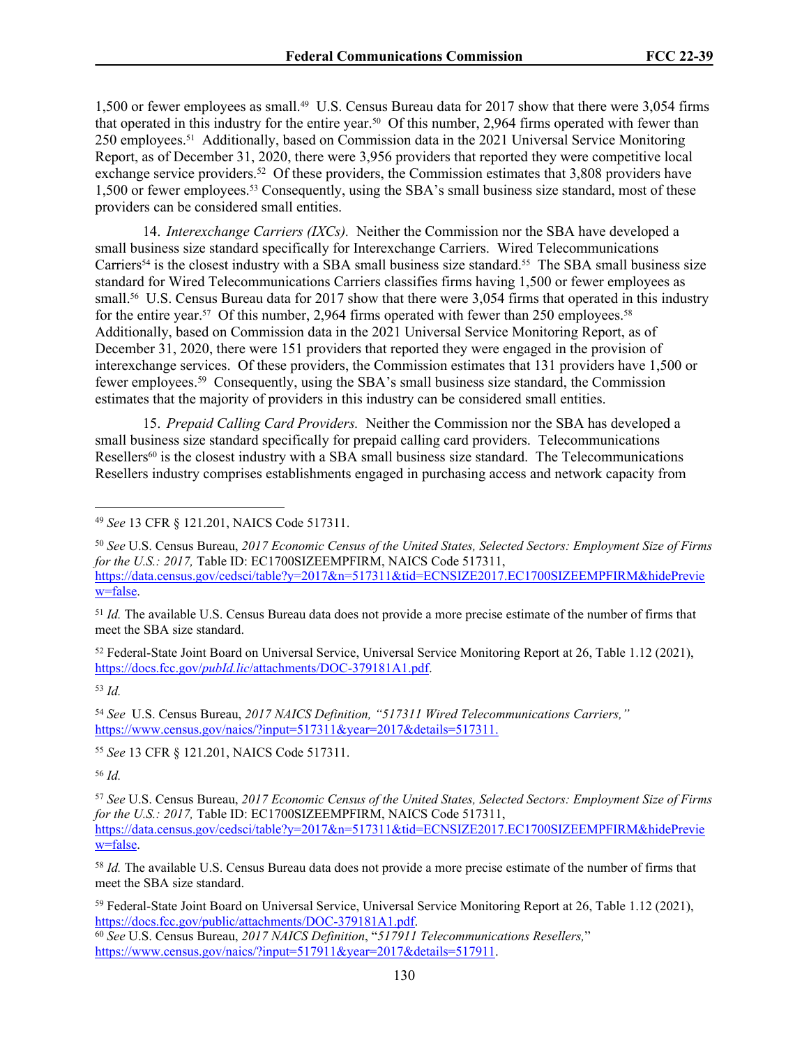1,500 or fewer employees as small.[49] U.S. Census Bureau data for 2017 show that there were 3,054 firms that operated in this industry for the entire year.[50] Of this number, 2,964 firms operated with fewer than 250 employees.[51] Additionally, based on Commission data in the 2021 Universal Service Monitoring Report, as of December 31, 2020, there were 3,956 providers that reported they were competitive local exchange service providers.[52] Of these providers, the Commission estimates that 3,808 providers have 1,500 or fewer employees.[53] Consequently, using the SBA's small business size standard, most of these providers can be considered small entities.

14. *Interexchange Carriers (IXCs).* Neither the Commission nor the SBA have developed a small business size standard specifically for Interexchange Carriers. Wired Telecommunications Carriers[54] is the closest industry with a SBA small business size standard.[55] The SBA small business size standard for Wired Telecommunications Carriers classifies firms having 1,500 or fewer employees as small.[56] U.S. Census Bureau data for 2017 show that there were 3,054 firms that operated in this industry for the entire year.[57] Of this number, 2,964 firms operated with fewer than 250 employees.[58] Additionally, based on Commission data in the 2021 Universal Service Monitoring Report, as of December 31, 2020, there were 151 providers that reported they were engaged in the provision of interexchange services. Of these providers, the Commission estimates that 131 providers have 1,500 or fewer employees.[59] Consequently, using the SBA's small business size standard, the Commission estimates that the majority of providers in this industry can be considered small entities.

15. *Prepaid Calling Card Providers.* Neither the Commission nor the SBA has developed a small business size standard specifically for prepaid calling card providers. Telecommunications Resellers[60] is the closest industry with a SBA small business size standard. The Telecommunications Resellers industry comprises establishments engaged in purchasing access and network capacity from

---

[49] *See* 13 CFR § 121.201, NAICS Code 517311.

[50] *See* U.S. Census Bureau, *2017 Economic Census of the United States, Selected Sectors: Employment Size of Firms for the U.S.: 2017,* Table ID: EC1700SIZEEMPFIRM, NAICS Code 517311, https://data.census.gov/cedsci/table?y=2017&n=517311&tid=ECNSIZE2017.EC1700SIZEEMPFIRM&hidePreview=false.

[51] *Id.* The available U.S. Census Bureau data does not provide a more precise estimate of the number of firms that meet the SBA size standard.

[52] Federal-State Joint Board on Universal Service, Universal Service Monitoring Report at 26, Table 1.12 (2021), https://docs.fcc.gov/*publd.lic*/attachments/DOC-379181A1.pdf.

[53] *Id.*

[54] *See* U.S. Census Bureau, *2017 NAICS Definition, "517311 Wired Telecommunications Carriers,"* https://www.census.gov/naics/?input=517311&year=2017&details=517311.

[55] *See* 13 CFR § 121.201, NAICS Code 517311.

[56] *Id.*

[57] *See* U.S. Census Bureau, *2017 Economic Census of the United States, Selected Sectors: Employment Size of Firms for the U.S.: 2017,* Table ID: EC1700SIZEEMPFIRM, NAICS Code 517311, https://data.census.gov/cedsci/table?y=2017&n=517311&tid=ECNSIZE2017.EC1700SIZEEMPFIRM&hidePreview=false.

[58] *Id.* The available U.S. Census Bureau data does not provide a more precise estimate of the number of firms that meet the SBA size standard.

[59] Federal-State Joint Board on Universal Service, Universal Service Monitoring Report at 26, Table 1.12 (2021), https://docs.fcc.gov/public/attachments/DOC-379181A1.pdf.

[60] *See* U.S. Census Bureau, *2017 NAICS Definition*, "*517911 Telecommunications Resellers,*" https://www.census.gov/naics/?input=517911&year=2017&details=517911.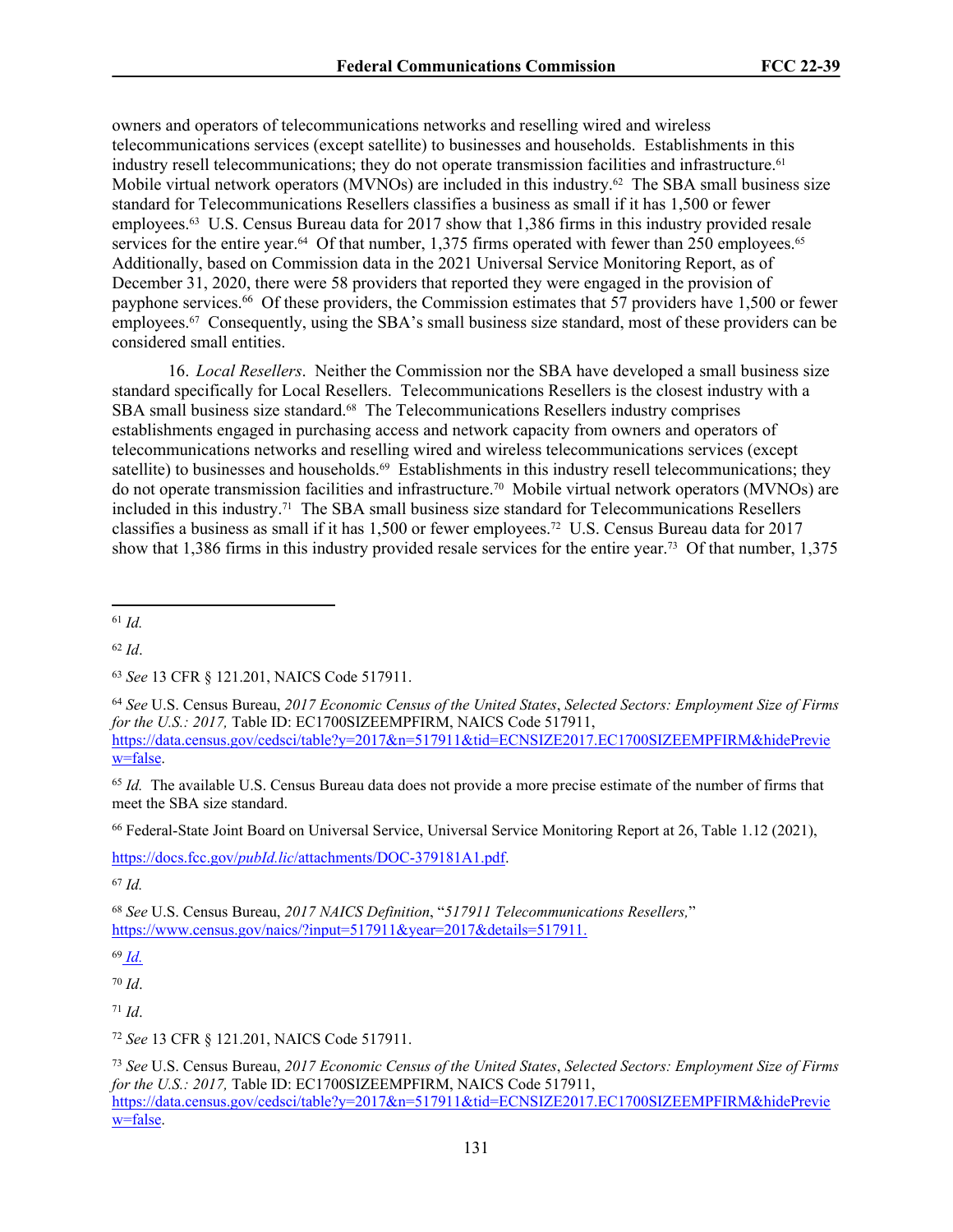owners and operators of telecommunications networks and reselling wired and wireless telecommunications services (except satellite) to businesses and households. Establishments in this industry resell telecommunications; they do not operate transmission facilities and infrastructure.[61] Mobile virtual network operators (MVNOs) are included in this industry.[62] The SBA small business size standard for Telecommunications Resellers classifies a business as small if it has 1,500 or fewer employees.[63] U.S. Census Bureau data for 2017 show that 1,386 firms in this industry provided resale services for the entire year.[64] Of that number, 1,375 firms operated with fewer than 250 employees.[65] Additionally, based on Commission data in the 2021 Universal Service Monitoring Report, as of December 31, 2020, there were 58 providers that reported they were engaged in the provision of payphone services.[66] Of these providers, the Commission estimates that 57 providers have 1,500 or fewer employees.[67] Consequently, using the SBA's small business size standard, most of these providers can be considered small entities.

16. *Local Resellers*. Neither the Commission nor the SBA have developed a small business size standard specifically for Local Resellers. Telecommunications Resellers is the closest industry with a SBA small business size standard.[68] The Telecommunications Resellers industry comprises establishments engaged in purchasing access and network capacity from owners and operators of telecommunications networks and reselling wired and wireless telecommunications services (except satellite) to businesses and households.[69] Establishments in this industry resell telecommunications; they do not operate transmission facilities and infrastructure.[70] Mobile virtual network operators (MVNOs) are included in this industry.[71] The SBA small business size standard for Telecommunications Resellers classifies a business as small if it has 1,500 or fewer employees.[72] U.S. Census Bureau data for 2017 show that 1,386 firms in this industry provided resale services for the entire year.[73] Of that number, 1,375

---

[61] *Id.*

[62] *Id*.

[63] *See* 13 CFR § 121.201, NAICS Code 517911.

[64] *See* U.S. Census Bureau, *2017 Economic Census of the United States*, *Selected Sectors: Employment Size of Firms for the U.S.: 2017,* Table ID: EC1700SIZEEMPFIRM, NAICS Code 517911, https://data.census.gov/cedsci/table?y=2017&n=517911&tid=ECNSIZE2017.EC1700SIZEEMPFIRM&hidePreview=false.

[65] *Id.* The available U.S. Census Bureau data does not provide a more precise estimate of the number of firms that meet the SBA size standard.

[66] Federal-State Joint Board on Universal Service, Universal Service Monitoring Report at 26, Table 1.12 (2021), https://docs.fcc.gov/*publd.lic*/attachments/DOC-379181A1.pdf.

[67] *Id.*

[68] *See* U.S. Census Bureau, *2017 NAICS Definition*, "*517911 Telecommunications Resellers,*" https://www.census.gov/naics/?input=517911&year=2017&details=517911.

[69] *Id.*

[70] *Id*.

[71] *Id*.

[72] *See* 13 CFR § 121.201, NAICS Code 517911.

[73] *See* U.S. Census Bureau, *2017 Economic Census of the United States*, *Selected Sectors: Employment Size of Firms for the U.S.: 2017,* Table ID: EC1700SIZEEMPFIRM, NAICS Code 517911, https://data.census.gov/cedsci/table?y=2017&n=517911&tid=ECNSIZE2017.EC1700SIZEEMPFIRM&hidePreview=false.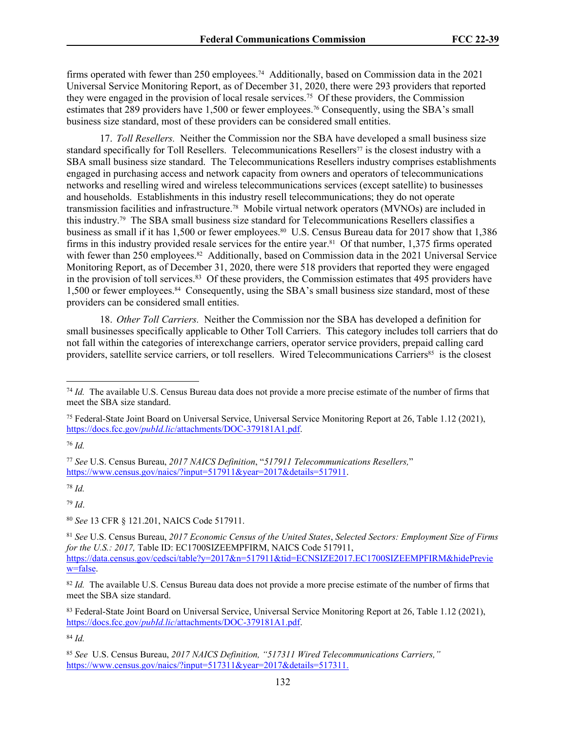firms operated with fewer than 250 employees.[74] Additionally, based on Commission data in the 2021 Universal Service Monitoring Report, as of December 31, 2020, there were 293 providers that reported they were engaged in the provision of local resale services.[75] Of these providers, the Commission estimates that 289 providers have 1,500 or fewer employees.[76] Consequently, using the SBA's small business size standard, most of these providers can be considered small entities.

17. *Toll Resellers.* Neither the Commission nor the SBA have developed a small business size standard specifically for Toll Resellers. Telecommunications Resellers[77] is the closest industry with a SBA small business size standard. The Telecommunications Resellers industry comprises establishments engaged in purchasing access and network capacity from owners and operators of telecommunications networks and reselling wired and wireless telecommunications services (except satellite) to businesses and households. Establishments in this industry resell telecommunications; they do not operate transmission facilities and infrastructure.[78] Mobile virtual network operators (MVNOs) are included in this industry.[79] The SBA small business size standard for Telecommunications Resellers classifies a business as small if it has 1,500 or fewer employees.[80] U.S. Census Bureau data for 2017 show that 1,386 firms in this industry provided resale services for the entire year.[81] Of that number, 1,375 firms operated with fewer than 250 employees.[82] Additionally, based on Commission data in the 2021 Universal Service Monitoring Report, as of December 31, 2020, there were 518 providers that reported they were engaged in the provision of toll services.[83] Of these providers, the Commission estimates that 495 providers have 1,500 or fewer employees.[84] Consequently, using the SBA's small business size standard, most of these providers can be considered small entities.

18. *Other Toll Carriers.* Neither the Commission nor the SBA has developed a definition for small businesses specifically applicable to Other Toll Carriers. This category includes toll carriers that do not fall within the categories of interexchange carriers, operator service providers, prepaid calling card providers, satellite service carriers, or toll resellers. Wired Telecommunications Carriers[85] is the closest

---

[74] *Id.* The available U.S. Census Bureau data does not provide a more precise estimate of the number of firms that meet the SBA size standard.

[75] Federal-State Joint Board on Universal Service, Universal Service Monitoring Report at 26, Table 1.12 (2021), https://docs.fcc.gov/*pubId.lic*/attachments/DOC-379181A1.pdf.

[76] *Id.*

[77] *See* U.S. Census Bureau, *2017 NAICS Definition*, "*517911 Telecommunications Resellers,*" https://www.census.gov/naics/?input=517911&year=2017&details=517911.

[78] *Id.*

[79] *Id*.

[80] *See* 13 CFR § 121.201, NAICS Code 517911.

[81] *See* U.S. Census Bureau, *2017 Economic Census of the United States*, *Selected Sectors: Employment Size of Firms for the U.S.: 2017,* Table ID: EC1700SIZEEMPFIRM, NAICS Code 517911, https://data.census.gov/cedsci/table?y=2017&n=517911&tid=ECNSIZE2017.EC1700SIZEEMPFIRM&hidePreview=false.

[82] *Id.* The available U.S. Census Bureau data does not provide a more precise estimate of the number of firms that meet the SBA size standard.

[83] Federal-State Joint Board on Universal Service, Universal Service Monitoring Report at 26, Table 1.12 (2021), https://docs.fcc.gov/*pubId.lic*/attachments/DOC-379181A1.pdf.

[84] *Id.*

[85] *See* U.S. Census Bureau, *2017 NAICS Definition, "517311 Wired Telecommunications Carriers,"* https://www.census.gov/naics/?input=517311&year=2017&details=517311.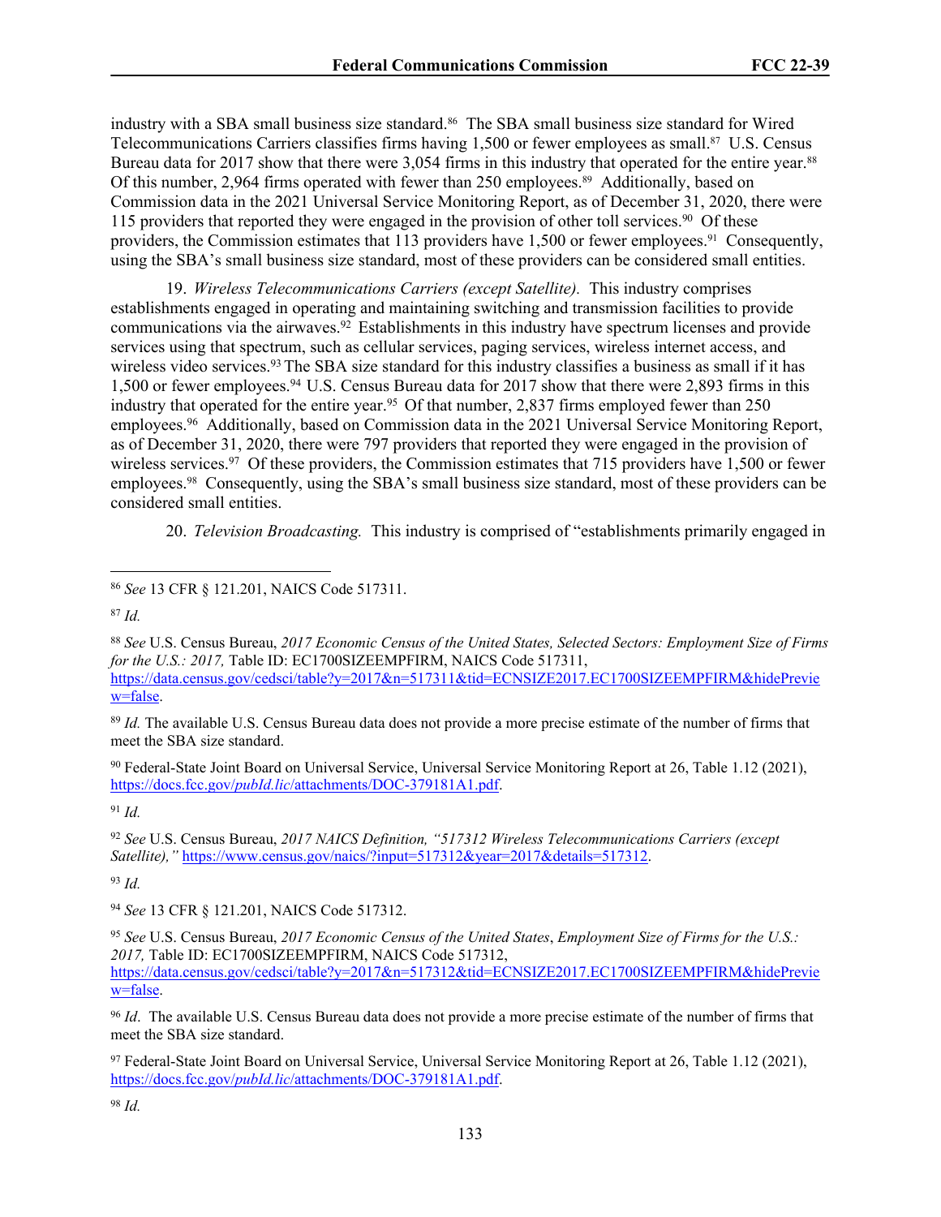industry with a SBA small business size standard.[86] The SBA small business size standard for Wired Telecommunications Carriers classifies firms having 1,500 or fewer employees as small.[87] U.S. Census Bureau data for 2017 show that there were 3,054 firms in this industry that operated for the entire year.[88] Of this number, 2,964 firms operated with fewer than 250 employees.[89] Additionally, based on Commission data in the 2021 Universal Service Monitoring Report, as of December 31, 2020, there were 115 providers that reported they were engaged in the provision of other toll services.[90] Of these providers, the Commission estimates that 113 providers have 1,500 or fewer employees.[91] Consequently, using the SBA's small business size standard, most of these providers can be considered small entities.

19. *Wireless Telecommunications Carriers (except Satellite).* This industry comprises establishments engaged in operating and maintaining switching and transmission facilities to provide communications via the airwaves.[92] Establishments in this industry have spectrum licenses and provide services using that spectrum, such as cellular services, paging services, wireless internet access, and wireless video services.[93] The SBA size standard for this industry classifies a business as small if it has 1,500 or fewer employees.[94] U.S. Census Bureau data for 2017 show that there were 2,893 firms in this industry that operated for the entire year.[95] Of that number, 2,837 firms employed fewer than 250 employees.[96] Additionally, based on Commission data in the 2021 Universal Service Monitoring Report, as of December 31, 2020, there were 797 providers that reported they were engaged in the provision of wireless services.[97] Of these providers, the Commission estimates that 715 providers have 1,500 or fewer employees.[98] Consequently, using the SBA's small business size standard, most of these providers can be considered small entities.

20. *Television Broadcasting.* This industry is comprised of "establishments primarily engaged in

---

[86] *See* 13 CFR § 121.201, NAICS Code 517311.

[87] *Id.*

[88] *See* U.S. Census Bureau, *2017 Economic Census of the United States, Selected Sectors: Employment Size of Firms for the U.S.: 2017,* Table ID: EC1700SIZEEMPFIRM, NAICS Code 517311, https://data.census.gov/cedsci/table?y=2017&n=517311&tid=ECNSIZE2017.EC1700SIZEEMPFIRM&hidePreview=false.

[89] *Id.* The available U.S. Census Bureau data does not provide a more precise estimate of the number of firms that meet the SBA size standard.

[90] Federal-State Joint Board on Universal Service, Universal Service Monitoring Report at 26, Table 1.12 (2021), https://docs.fcc.gov/*pubId.lic*/attachments/DOC-379181A1.pdf.

[91] *Id.*

[92] *See* U.S. Census Bureau, *2017 NAICS Definition, "517312 Wireless Telecommunications Carriers (except Satellite),"* https://www.census.gov/naics/?input=517312&year=2017&details=517312.

[93] *Id.*

[94] *See* 13 CFR § 121.201, NAICS Code 517312.

[95] *See* U.S. Census Bureau, *2017 Economic Census of the United States*, *Employment Size of Firms for the U.S.: 2017,* Table ID: EC1700SIZEEMPFIRM, NAICS Code 517312, https://data.census.gov/cedsci/table?y=2017&n=517312&tid=ECNSIZE2017.EC1700SIZEEMPFIRM&hidePreview=false.

[96] *Id*. The available U.S. Census Bureau data does not provide a more precise estimate of the number of firms that meet the SBA size standard.

[97] Federal-State Joint Board on Universal Service, Universal Service Monitoring Report at 26, Table 1.12 (2021), https://docs.fcc.gov/*pubId.lic*/attachments/DOC-379181A1.pdf.

[98] *Id.*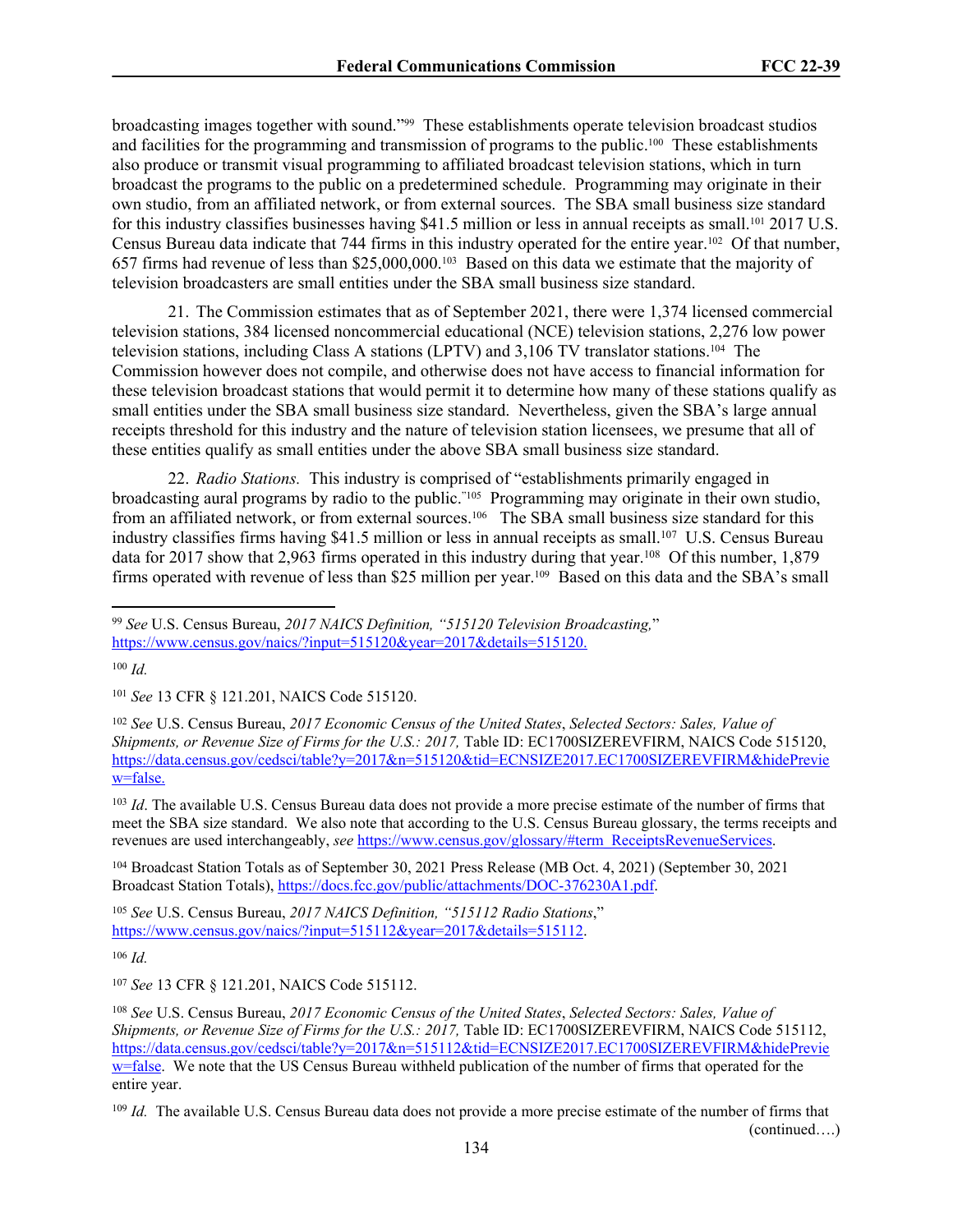broadcasting images together with sound."[99] These establishments operate television broadcast studios and facilities for the programming and transmission of programs to the public.[100] These establishments also produce or transmit visual programming to affiliated broadcast television stations, which in turn broadcast the programs to the public on a predetermined schedule. Programming may originate in their own studio, from an affiliated network, or from external sources. The SBA small business size standard for this industry classifies businesses having $41.5 million or less in annual receipts as small.[101] 2017 U.S. Census Bureau data indicate that 744 firms in this industry operated for the entire year.[102] Of that number, 657 firms had revenue of less than $25,000,000.[103] Based on this data we estimate that the majority of television broadcasters are small entities under the SBA small business size standard.

21. The Commission estimates that as of September 2021, there were 1,374 licensed commercial television stations, 384 licensed noncommercial educational (NCE) television stations, 2,276 low power television stations, including Class A stations (LPTV) and 3,106 TV translator stations.[104] The Commission however does not compile, and otherwise does not have access to financial information for these television broadcast stations that would permit it to determine how many of these stations qualify as small entities under the SBA small business size standard. Nevertheless, given the SBA's large annual receipts threshold for this industry and the nature of television station licensees, we presume that all of these entities qualify as small entities under the above SBA small business size standard.

22. *Radio Stations.* This industry is comprised of "establishments primarily engaged in broadcasting aural programs by radio to the public."[105] Programming may originate in their own studio, from an affiliated network, or from external sources.[106] The SBA small business size standard for this industry classifies firms having $41.5 million or less in annual receipts as small.[107] U.S. Census Bureau data for 2017 show that 2,963 firms operated in this industry during that year.[108] Of this number, 1,879 firms operated with revenue of less than $25 million per year.[109] Based on this data and the SBA's small

---

[99] *See* U.S. Census Bureau, *2017 NAICS Definition, "515120 Television Broadcasting,"* https://www.census.gov/naics/?input=515120&year=2017&details=515120.

[100] *Id.*

[101] *See* 13 CFR § 121.201, NAICS Code 515120.

[102] *See* U.S. Census Bureau, *2017 Economic Census of the United States*, *Selected Sectors: Sales, Value of Shipments, or Revenue Size of Firms for the U.S.: 2017,* Table ID: EC1700SIZEREVFIRM, NAICS Code 515120, https://data.census.gov/cedsci/table?y=2017&n=515120&tid=ECNSIZE2017.EC1700SIZEREVFIRM&hidePreview=false.

[103] *Id*. The available U.S. Census Bureau data does not provide a more precise estimate of the number of firms that meet the SBA size standard. We also note that according to the U.S. Census Bureau glossary, the terms receipts and revenues are used interchangeably, *see* https://www.census.gov/glossary/#term_ReceiptsRevenueServices.

[104] Broadcast Station Totals as of September 30, 2021 Press Release (MB Oct. 4, 2021) (September 30, 2021 Broadcast Station Totals), https://docs.fcc.gov/public/attachments/DOC-376230A1.pdf.

[105] *See* U.S. Census Bureau, *2017 NAICS Definition, "515112 Radio Stations*," https://www.census.gov/naics/?input=515112&year=2017&details=515112.

[106] *Id.*

[107] *See* 13 CFR § 121.201, NAICS Code 515112.

[108] *See* U.S. Census Bureau, *2017 Economic Census of the United States*, *Selected Sectors: Sales, Value of Shipments, or Revenue Size of Firms for the U.S.: 2017,* Table ID: EC1700SIZEREVFIRM, NAICS Code 515112, https://data.census.gov/cedsci/table?y=2017&n=515112&tid=ECNSIZE2017.EC1700SIZEREVFIRM&hidePreview=false. We note that the US Census Bureau withheld publication of the number of firms that operated for the entire year.

[109] *Id.* The available U.S. Census Bureau data does not provide a more precise estimate of the number of firms that (continued….)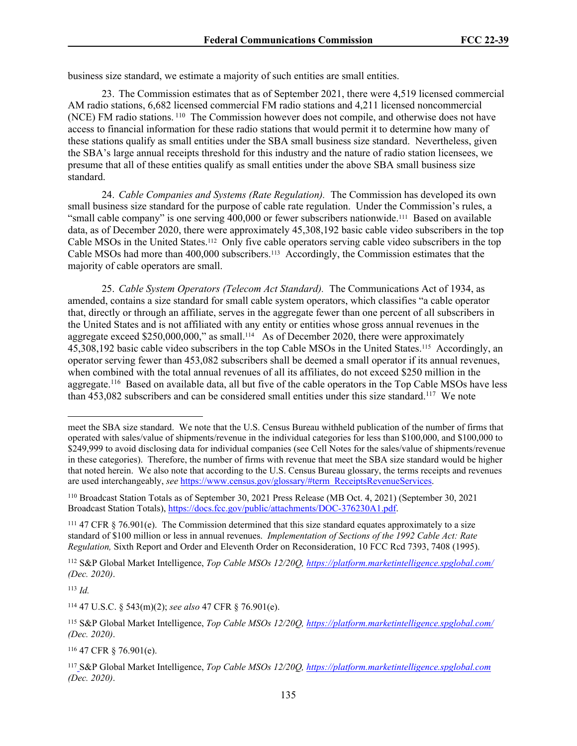business size standard, we estimate a majority of such entities are small entities.

23. The Commission estimates that as of September 2021, there were 4,519 licensed commercial AM radio stations, 6,682 licensed commercial FM radio stations and 4,211 licensed noncommercial (NCE) FM radio stations.[110] The Commission however does not compile, and otherwise does not have access to financial information for these radio stations that would permit it to determine how many of these stations qualify as small entities under the SBA small business size standard. Nevertheless, given the SBA's large annual receipts threshold for this industry and the nature of radio station licensees, we presume that all of these entities qualify as small entities under the above SBA small business size standard.

24. *Cable Companies and Systems (Rate Regulation).* The Commission has developed its own small business size standard for the purpose of cable rate regulation. Under the Commission's rules, a "small cable company" is one serving 400,000 or fewer subscribers nationwide.[111] Based on available data, as of December 2020, there were approximately 45,308,192 basic cable video subscribers in the top Cable MSOs in the United States.[112] Only five cable operators serving cable video subscribers in the top Cable MSOs had more than 400,000 subscribers.[113] Accordingly, the Commission estimates that the majority of cable operators are small.

25. *Cable System Operators (Telecom Act Standard).* The Communications Act of 1934, as amended, contains a size standard for small cable system operators, which classifies "a cable operator that, directly or through an affiliate, serves in the aggregate fewer than one percent of all subscribers in the United States and is not affiliated with any entity or entities whose gross annual revenues in the aggregate exceed $250,000,000," as small.[114] As of December 2020, there were approximately 45,308,192 basic cable video subscribers in the top Cable MSOs in the United States.[115] Accordingly, an operator serving fewer than 453,082 subscribers shall be deemed a small operator if its annual revenues, when combined with the total annual revenues of all its affiliates, do not exceed $250 million in the aggregate.[116] Based on available data, all but five of the cable operators in the Top Cable MSOs have less than 453,082 subscribers and can be considered small entities under this size standard.[117] We note

---

meet the SBA size standard. We note that the U.S. Census Bureau withheld publication of the number of firms that operated with sales/value of shipments/revenue in the individual categories for less than $100,000, and $100,000 to $249,999 to avoid disclosing data for individual companies (see Cell Notes for the sales/value of shipments/revenue in these categories). Therefore, the number of firms with revenue that meet the SBA size standard would be higher that noted herein. We also note that according to the U.S. Census Bureau glossary, the terms receipts and revenues are used interchangeably, *see* https://www.census.gov/glossary/#term_ReceiptsRevenueServices.

[110] Broadcast Station Totals as of September 30, 2021 Press Release (MB Oct. 4, 2021) (September 30, 2021 Broadcast Station Totals), https://docs.fcc.gov/public/attachments/DOC-376230A1.pdf.

[111] 47 CFR § 76.901(e). The Commission determined that this size standard equates approximately to a size standard of $100 million or less in annual revenues. *Implementation of Sections of the 1992 Cable Act: Rate Regulation,* Sixth Report and Order and Eleventh Order on Reconsideration, 10 FCC Rcd 7393, 7408 (1995).

[112] S&P Global Market Intelligence, *Top Cable MSOs 12/20Q, https://platform.marketintelligence.spglobal.com/ (Dec. 2020)*.

[113] *Id.*

[114] 47 U.S.C. § 543(m)(2); *see also* 47 CFR § 76.901(e).

[115] S&P Global Market Intelligence, *Top Cable MSOs 12/20Q, https://platform.marketintelligence.spglobal.com/ (Dec. 2020)*.

[116] 47 CFR § 76.901(e).

[117] S&P Global Market Intelligence, *Top Cable MSOs 12/20Q, https://platform.marketintelligence.spglobal.com (Dec. 2020)*.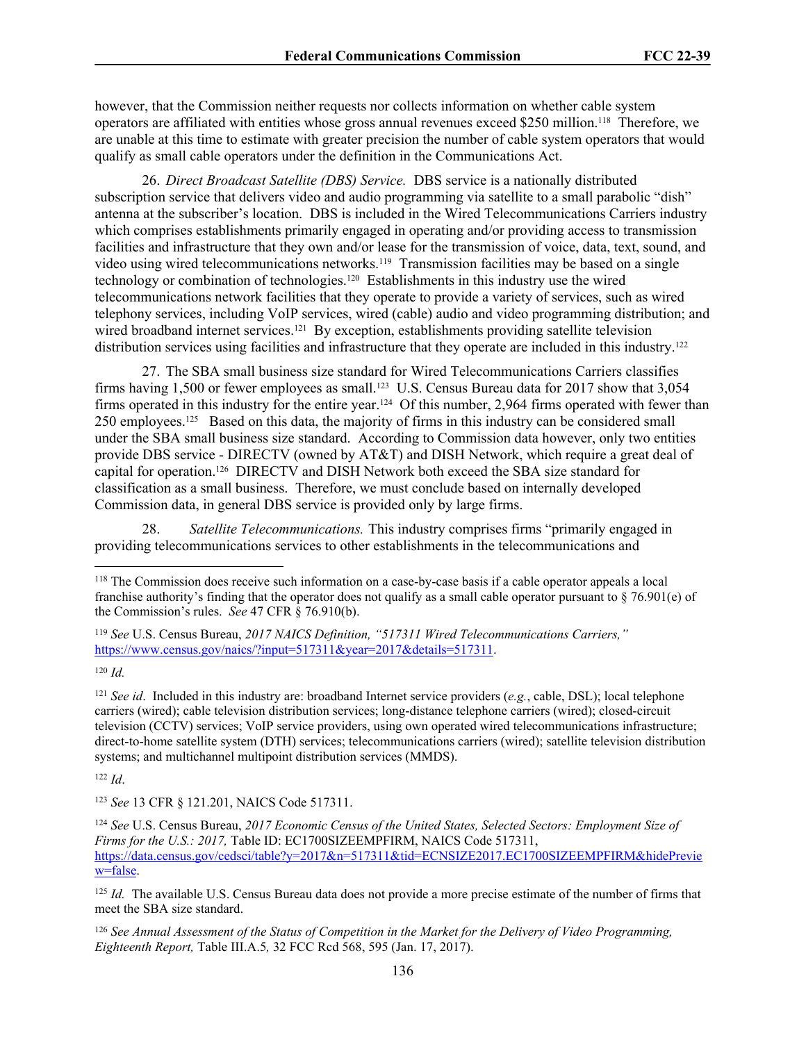however, that the Commission neither requests nor collects information on whether cable system operators are affiliated with entities whose gross annual revenues exceed $250 million.[118] Therefore, we are unable at this time to estimate with greater precision the number of cable system operators that would qualify as small cable operators under the definition in the Communications Act.

26. *Direct Broadcast Satellite (DBS) Service.* DBS service is a nationally distributed subscription service that delivers video and audio programming via satellite to a small parabolic "dish" antenna at the subscriber's location. DBS is included in the Wired Telecommunications Carriers industry which comprises establishments primarily engaged in operating and/or providing access to transmission facilities and infrastructure that they own and/or lease for the transmission of voice, data, text, sound, and video using wired telecommunications networks.[119] Transmission facilities may be based on a single technology or combination of technologies.[120] Establishments in this industry use the wired telecommunications network facilities that they operate to provide a variety of services, such as wired telephony services, including VoIP services, wired (cable) audio and video programming distribution; and wired broadband internet services.[121] By exception, establishments providing satellite television distribution services using facilities and infrastructure that they operate are included in this industry.[122]

27. The SBA small business size standard for Wired Telecommunications Carriers classifies firms having 1,500 or fewer employees as small.[123] U.S. Census Bureau data for 2017 show that 3,054 firms operated in this industry for the entire year.[124] Of this number, 2,964 firms operated with fewer than 250 employees.[125] Based on this data, the majority of firms in this industry can be considered small under the SBA small business size standard. According to Commission data however, only two entities provide DBS service - DIRECTV (owned by AT&T) and DISH Network, which require a great deal of capital for operation.[126] DIRECTV and DISH Network both exceed the SBA size standard for classification as a small business. Therefore, we must conclude based on internally developed Commission data, in general DBS service is provided only by large firms.

28. *Satellite Telecommunications.* This industry comprises firms "primarily engaged in providing telecommunications services to other establishments in the telecommunications and

---

[118] The Commission does receive such information on a case-by-case basis if a cable operator appeals a local franchise authority's finding that the operator does not qualify as a small cable operator pursuant to § 76.901(e) of the Commission's rules. *See* 47 CFR § 76.910(b).

[119] *See* U.S. Census Bureau, *2017 NAICS Definition, "517311 Wired Telecommunications Carriers,"* https://www.census.gov/naics/?input=517311&year=2017&details=517311.

[120] *Id.*

[121] *See id*. Included in this industry are: broadband Internet service providers (*e.g.*, cable, DSL); local telephone carriers (wired); cable television distribution services; long-distance telephone carriers (wired); closed-circuit television (CCTV) services; VoIP service providers, using own operated wired telecommunications infrastructure; direct-to-home satellite system (DTH) services; telecommunications carriers (wired); satellite television distribution systems; and multichannel multipoint distribution services (MMDS).

[122] *Id*.

[123] *See* 13 CFR § 121.201, NAICS Code 517311.

[124] *See* U.S. Census Bureau, *2017 Economic Census of the United States, Selected Sectors: Employment Size of Firms for the U.S.: 2017,* Table ID: EC1700SIZEEMPFIRM, NAICS Code 517311, https://data.census.gov/cedsci/table?y=2017&n=517311&tid=ECNSIZE2017.EC1700SIZEEMPFIRM&hidePreview=false.

[125] *Id.* The available U.S. Census Bureau data does not provide a more precise estimate of the number of firms that meet the SBA size standard.

[126] *See Annual Assessment of the Status of Competition in the Market for the Delivery of Video Programming, Eighteenth Report,* Table III.A.5*,* 32 FCC Rcd 568, 595 (Jan. 17, 2017).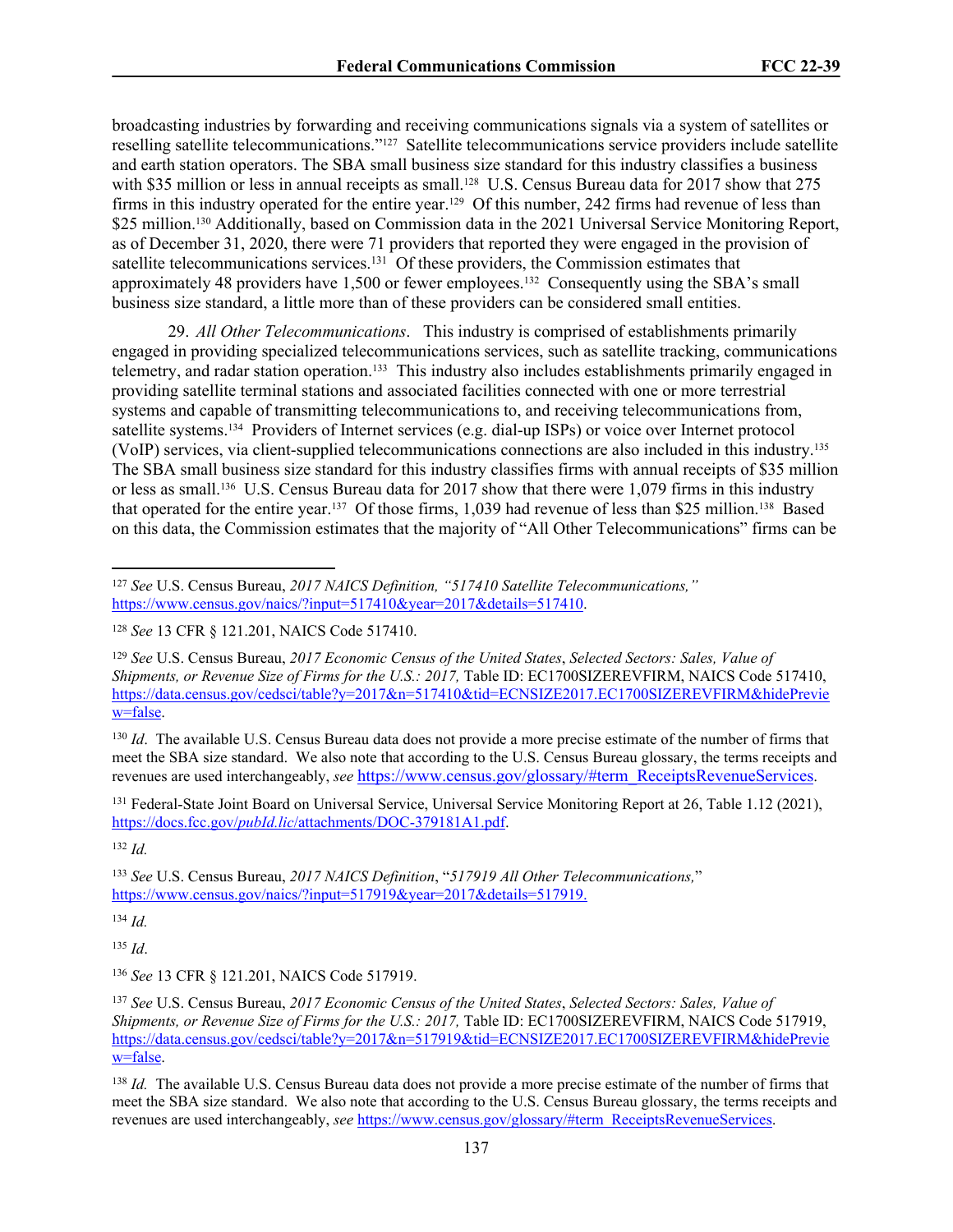broadcasting industries by forwarding and receiving communications signals via a system of satellites or reselling satellite telecommunications."[127] Satellite telecommunications service providers include satellite and earth station operators. The SBA small business size standard for this industry classifies a business with $35 million or less in annual receipts as small.[128] U.S. Census Bureau data for 2017 show that 275 firms in this industry operated for the entire year.[129] Of this number, 242 firms had revenue of less than $25 million.[130] Additionally, based on Commission data in the 2021 Universal Service Monitoring Report, as of December 31, 2020, there were 71 providers that reported they were engaged in the provision of satellite telecommunications services.[131] Of these providers, the Commission estimates that approximately 48 providers have 1,500 or fewer employees.[132] Consequently using the SBA's small business size standard, a little more than of these providers can be considered small entities.

29. *All Other Telecommunications*. This industry is comprised of establishments primarily engaged in providing specialized telecommunications services, such as satellite tracking, communications telemetry, and radar station operation.[133] This industry also includes establishments primarily engaged in providing satellite terminal stations and associated facilities connected with one or more terrestrial systems and capable of transmitting telecommunications to, and receiving telecommunications from, satellite systems.[134] Providers of Internet services (e.g. dial-up ISPs) or voice over Internet protocol (VoIP) services, via client-supplied telecommunications connections are also included in this industry.[135] The SBA small business size standard for this industry classifies firms with annual receipts of $35 million or less as small.[136] U.S. Census Bureau data for 2017 show that there were 1,079 firms in this industry that operated for the entire year.[137] Of those firms, 1,039 had revenue of less than $25 million.[138] Based on this data, the Commission estimates that the majority of "All Other Telecommunications" firms can be

---

[127] *See* U.S. Census Bureau, *2017 NAICS Definition, "517410 Satellite Telecommunications,"* https://www.census.gov/naics/?input=517410&year=2017&details=517410.

[128] *See* 13 CFR § 121.201, NAICS Code 517410.

[129] *See* U.S. Census Bureau, *2017 Economic Census of the United States*, *Selected Sectors: Sales, Value of Shipments, or Revenue Size of Firms for the U.S.: 2017,* Table ID: EC1700SIZEREVFIRM, NAICS Code 517410, https://data.census.gov/cedsci/table?y=2017&n=517410&tid=ECNSIZE2017.EC1700SIZEREVFIRM&hidePreview=false.

[130] *Id*. The available U.S. Census Bureau data does not provide a more precise estimate of the number of firms that meet the SBA size standard. We also note that according to the U.S. Census Bureau glossary, the terms receipts and revenues are used interchangeably, *see* https://www.census.gov/glossary/#term_ReceiptsRevenueServices.

[131] Federal-State Joint Board on Universal Service, Universal Service Monitoring Report at 26, Table 1.12 (2021), https://docs.fcc.gov/*pubId.lic*/attachments/DOC-379181A1.pdf.

[132] *Id.*

[133] *See* U.S. Census Bureau, *2017 NAICS Definition*, "*517919 All Other Telecommunications,*" https://www.census.gov/naics/?input=517919&year=2017&details=517919.

[134] *Id.*

[135] *Id*.

[136] *See* 13 CFR § 121.201, NAICS Code 517919.

[137] *See* U.S. Census Bureau, *2017 Economic Census of the United States*, *Selected Sectors: Sales, Value of Shipments, or Revenue Size of Firms for the U.S.: 2017,* Table ID: EC1700SIZEREVFIRM, NAICS Code 517919, https://data.census.gov/cedsci/table?y=2017&n=517919&tid=ECNSIZE2017.EC1700SIZEREVFIRM&hidePreview=false.

[138] *Id.* The available U.S. Census Bureau data does not provide a more precise estimate of the number of firms that meet the SBA size standard. We also note that according to the U.S. Census Bureau glossary, the terms receipts and revenues are used interchangeably, *see* https://www.census.gov/glossary/#term_ReceiptsRevenueServices.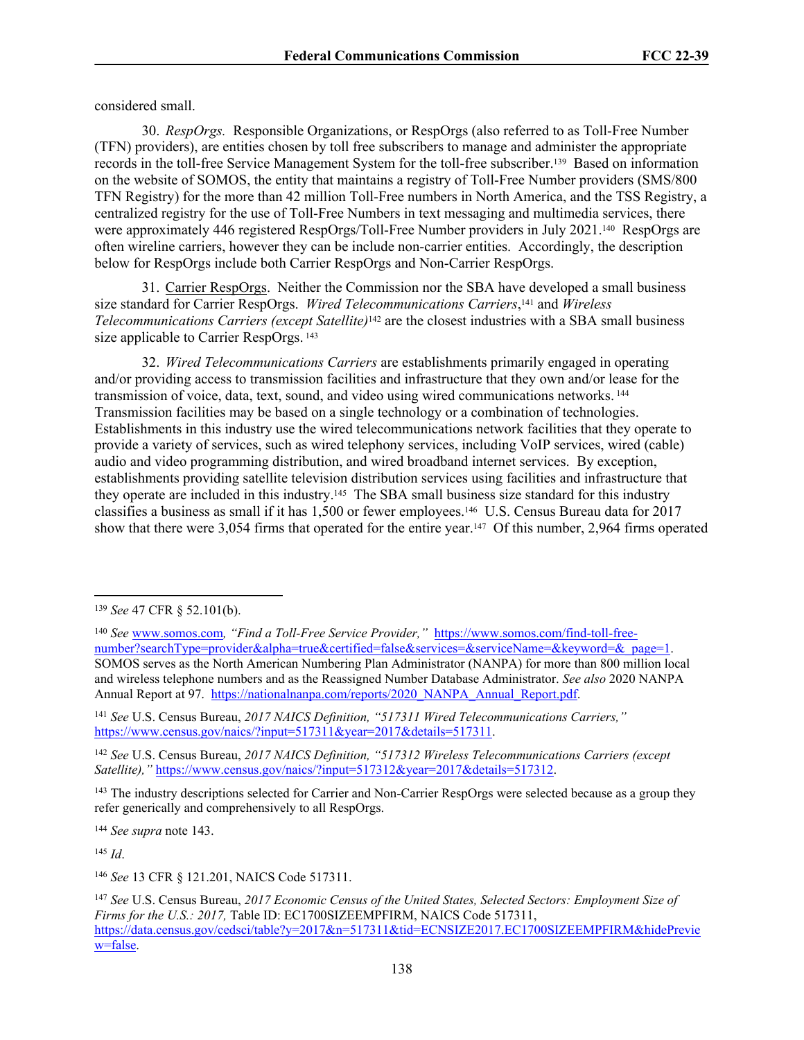considered small.

30. *RespOrgs.* Responsible Organizations, or RespOrgs (also referred to as Toll-Free Number (TFN) providers), are entities chosen by toll free subscribers to manage and administer the appropriate records in the toll-free Service Management System for the toll-free subscriber.[139] Based on information on the website of SOMOS, the entity that maintains a registry of Toll-Free Number providers (SMS/800 TFN Registry) for the more than 42 million Toll-Free numbers in North America, and the TSS Registry, a centralized registry for the use of Toll-Free Numbers in text messaging and multimedia services, there were approximately 446 registered RespOrgs/Toll-Free Number providers in July 2021.[140] RespOrgs are often wireline carriers, however they can be include non-carrier entities. Accordingly, the description below for RespOrgs include both Carrier RespOrgs and Non-Carrier RespOrgs.

31. Carrier RespOrgs. Neither the Commission nor the SBA have developed a small business size standard for Carrier RespOrgs. *Wired Telecommunications Carriers*,[141] and *Wireless Telecommunications Carriers (except Satellite)*[142] are the closest industries with a SBA small business size applicable to Carrier RespOrgs.[143]

32. *Wired Telecommunications Carriers* are establishments primarily engaged in operating and/or providing access to transmission facilities and infrastructure that they own and/or lease for the transmission of voice, data, text, sound, and video using wired communications networks.[144] Transmission facilities may be based on a single technology or a combination of technologies. Establishments in this industry use the wired telecommunications network facilities that they operate to provide a variety of services, such as wired telephony services, including VoIP services, wired (cable) audio and video programming distribution, and wired broadband internet services. By exception, establishments providing satellite television distribution services using facilities and infrastructure that they operate are included in this industry.[145] The SBA small business size standard for this industry classifies a business as small if it has 1,500 or fewer employees.[146] U.S. Census Bureau data for 2017 show that there were 3,054 firms that operated for the entire year.[147] Of this number, 2,964 firms operated

---

[139] *See* 47 CFR § 52.101(b).

[140] *See* www.somos.com*, "Find a Toll-Free Service Provider,"* https://www.somos.com/find-toll-free-number?searchType=provider&alpha=true&certified=false&services=&serviceName=&keyword=&_page=1. SOMOS serves as the North American Numbering Plan Administrator (NANPA) for more than 800 million local and wireless telephone numbers and as the Reassigned Number Database Administrator. *See also* 2020 NANPA Annual Report at 97. https://nationalnanpa.com/reports/2020_NANPA_Annual_Report.pdf.

[141] *See* U.S. Census Bureau, *2017 NAICS Definition, "517311 Wired Telecommunications Carriers,"* https://www.census.gov/naics/?input=517311&year=2017&details=517311.

[142] *See* U.S. Census Bureau, *2017 NAICS Definition, "517312 Wireless Telecommunications Carriers (except Satellite),"* https://www.census.gov/naics/?input=517312&year=2017&details=517312.

[143] The industry descriptions selected for Carrier and Non-Carrier RespOrgs were selected because as a group they refer generically and comprehensively to all RespOrgs.

[144] *See supra* note 143.

[145] *Id*.

[146] *See* 13 CFR § 121.201, NAICS Code 517311.

[147] *See* U.S. Census Bureau, *2017 Economic Census of the United States, Selected Sectors: Employment Size of Firms for the U.S.: 2017,* Table ID: EC1700SIZEEMPFIRM, NAICS Code 517311, https://data.census.gov/cedsci/table?y=2017&n=517311&tid=ECNSIZE2017.EC1700SIZEEMPFIRM&hidePreview=false.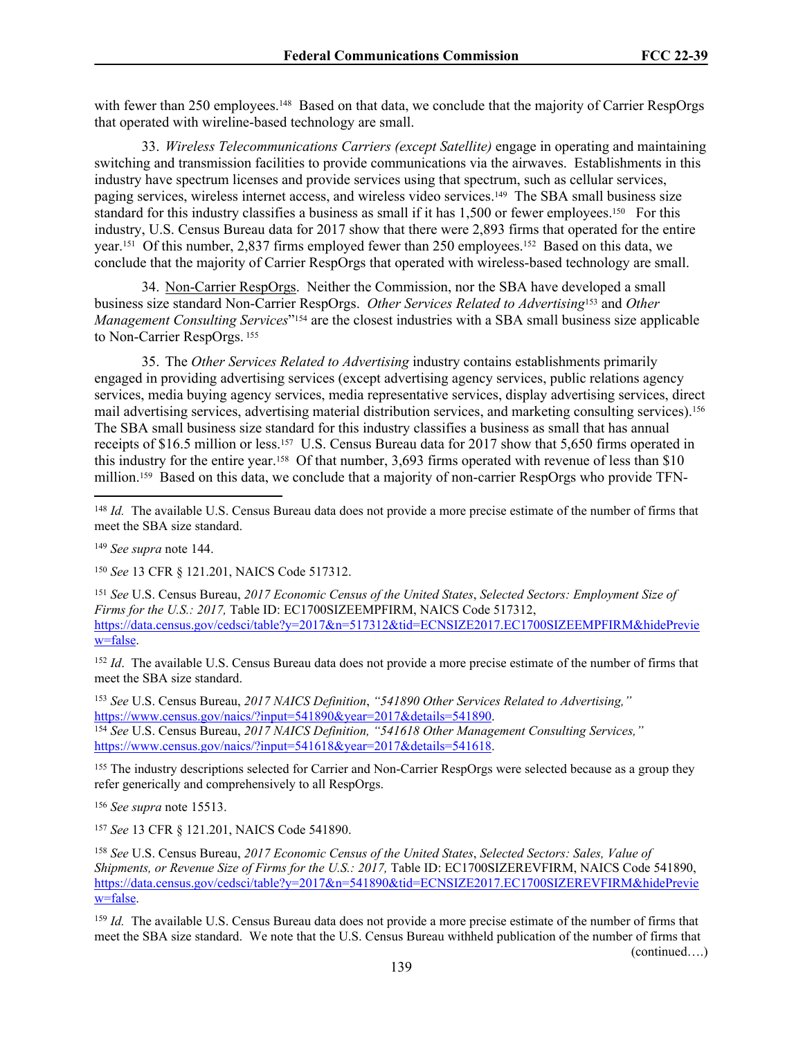with fewer than 250 employees.[148] Based on that data, we conclude that the majority of Carrier RespOrgs that operated with wireline-based technology are small.

33. *Wireless Telecommunications Carriers (except Satellite)* engage in operating and maintaining switching and transmission facilities to provide communications via the airwaves. Establishments in this industry have spectrum licenses and provide services using that spectrum, such as cellular services, paging services, wireless internet access, and wireless video services.[149] The SBA small business size standard for this industry classifies a business as small if it has 1,500 or fewer employees.[150] For this industry, U.S. Census Bureau data for 2017 show that there were 2,893 firms that operated for the entire year.[151] Of this number, 2,837 firms employed fewer than 250 employees.[152] Based on this data, we conclude that the majority of Carrier RespOrgs that operated with wireless-based technology are small.

34. Non-Carrier RespOrgs. Neither the Commission, nor the SBA have developed a small business size standard Non-Carrier RespOrgs. *Other Services Related to Advertising*[153] and *Other Management Consulting Services*"[154] are the closest industries with a SBA small business size applicable to Non-Carrier RespOrgs.[155]

35. The *Other Services Related to Advertising* industry contains establishments primarily engaged in providing advertising services (except advertising agency services, public relations agency services, media buying agency services, media representative services, display advertising services, direct mail advertising services, advertising material distribution services, and marketing consulting services).[156] The SBA small business size standard for this industry classifies a business as small that has annual receipts of $16.5 million or less.[157] U.S. Census Bureau data for 2017 show that 5,650 firms operated in this industry for the entire year.[158] Of that number, 3,693 firms operated with revenue of less than $10 million.[159] Based on this data, we conclude that a majority of non-carrier RespOrgs who provide TFN-

---

[148] *Id.* The available U.S. Census Bureau data does not provide a more precise estimate of the number of firms that meet the SBA size standard.

[149] *See supra* note 144.

[150] *See* 13 CFR § 121.201, NAICS Code 517312.

[151] *See* U.S. Census Bureau, *2017 Economic Census of the United States*, *Selected Sectors: Employment Size of Firms for the U.S.: 2017,* Table ID: EC1700SIZEEMPFIRM, NAICS Code 517312, https://data.census.gov/cedsci/table?y=2017&n=517312&tid=ECNSIZE2017.EC1700SIZEEMPFIRM&hidePreview=false.

[152] *Id*. The available U.S. Census Bureau data does not provide a more precise estimate of the number of firms that meet the SBA size standard.

[153] *See* U.S. Census Bureau, *2017 NAICS Definition*, *"541890 Other Services Related to Advertising,"* https://www.census.gov/naics/?input=541890&year=2017&details=541890.

[154] *See* U.S. Census Bureau, *2017 NAICS Definition, "541618 Other Management Consulting Services,"* https://www.census.gov/naics/?input=541618&year=2017&details=541618.

[155] The industry descriptions selected for Carrier and Non-Carrier RespOrgs were selected because as a group they refer generically and comprehensively to all RespOrgs.

[156] *See supra* note 15513.

[157] *See* 13 CFR § 121.201, NAICS Code 541890.

[158] *See* U.S. Census Bureau, *2017 Economic Census of the United States*, *Selected Sectors: Sales, Value of Shipments, or Revenue Size of Firms for the U.S.: 2017,* Table ID: EC1700SIZEREVFIRM, NAICS Code 541890, https://data.census.gov/cedsci/table?y=2017&n=541890&tid=ECNSIZE2017.EC1700SIZEREVFIRM&hidePreview=false.

[159] *Id.* The available U.S. Census Bureau data does not provide a more precise estimate of the number of firms that meet the SBA size standard. We note that the U.S. Census Bureau withheld publication of the number of firms that

(continued….)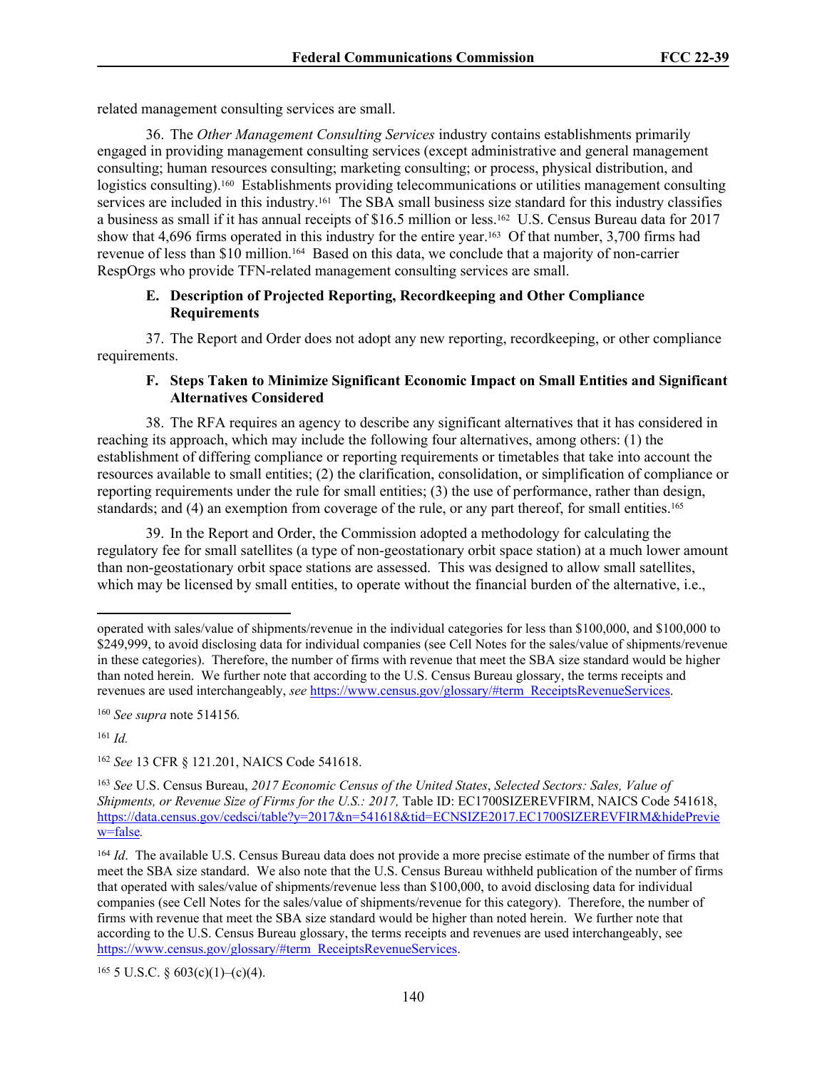related management consulting services are small.

36. The *Other Management Consulting Services* industry contains establishments primarily engaged in providing management consulting services (except administrative and general management consulting; human resources consulting; marketing consulting; or process, physical distribution, and logistics consulting).[160] Establishments providing telecommunications or utilities management consulting services are included in this industry.[161] The SBA small business size standard for this industry classifies a business as small if it has annual receipts of $16.5 million or less.[162] U.S. Census Bureau data for 2017 show that 4,696 firms operated in this industry for the entire year.[163] Of that number, 3,700 firms had revenue of less than $10 million.[164] Based on this data, we conclude that a majority of non-carrier RespOrgs who provide TFN-related management consulting services are small.

### E. Description of Projected Reporting, Recordkeeping and Other Compliance Requirements

37. The Report and Order does not adopt any new reporting, recordkeeping, or other compliance requirements.

### F. Steps Taken to Minimize Significant Economic Impact on Small Entities and Significant Alternatives Considered

38. The RFA requires an agency to describe any significant alternatives that it has considered in reaching its approach, which may include the following four alternatives, among others: (1) the establishment of differing compliance or reporting requirements or timetables that take into account the resources available to small entities; (2) the clarification, consolidation, or simplification of compliance or reporting requirements under the rule for small entities; (3) the use of performance, rather than design, standards; and (4) an exemption from coverage of the rule, or any part thereof, for small entities.[165]

39. In the Report and Order, the Commission adopted a methodology for calculating the regulatory fee for small satellites (a type of non-geostationary orbit space station) at a much lower amount than non-geostationary orbit space stations are assessed. This was designed to allow small satellites, which may be licensed by small entities, to operate without the financial burden of the alternative, i.e.,

---

operated with sales/value of shipments/revenue in the individual categories for less than $100,000, and $100,000 to $249,999, to avoid disclosing data for individual companies (see Cell Notes for the sales/value of shipments/revenue in these categories). Therefore, the number of firms with revenue that meet the SBA size standard would be higher than noted herein. We further note that according to the U.S. Census Bureau glossary, the terms receipts and revenues are used interchangeably, *see* https://www.census.gov/glossary/#term_ReceiptsRevenueServices.

[160] *See supra* note 514156*.*

[161] *Id.*

[162] *See* 13 CFR § 121.201, NAICS Code 541618.

[163] *See* U.S. Census Bureau, *2017 Economic Census of the United States*, *Selected Sectors: Sales, Value of Shipments, or Revenue Size of Firms for the U.S.: 2017,* Table ID: EC1700SIZEREVFIRM, NAICS Code 541618, https://data.census.gov/cedsci/table?y=2017&n=541618&tid=ECNSIZE2017.EC1700SIZEREVFIRM&hidePreview=false*.*

[164] *Id*. The available U.S. Census Bureau data does not provide a more precise estimate of the number of firms that meet the SBA size standard. We also note that the U.S. Census Bureau withheld publication of the number of firms that operated with sales/value of shipments/revenue less than $100,000, to avoid disclosing data for individual companies (see Cell Notes for the sales/value of shipments/revenue for this category). Therefore, the number of firms with revenue that meet the SBA size standard would be higher than noted herein. We further note that according to the U.S. Census Bureau glossary, the terms receipts and revenues are used interchangeably, see https://www.census.gov/glossary/#term_ReceiptsRevenueServices.

[165] 5 U.S.C. § 603(c)(1)–(c)(4).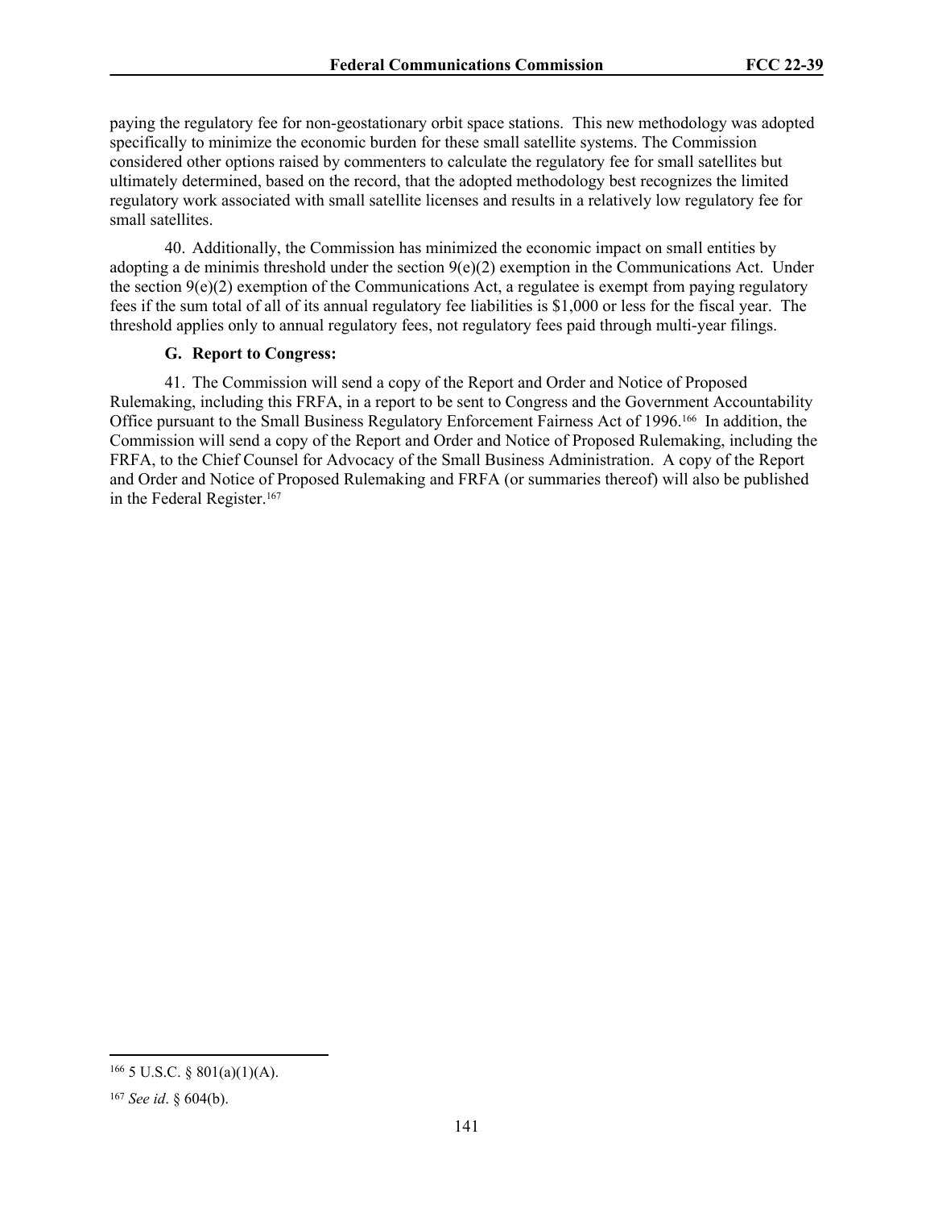paying the regulatory fee for non-geostationary orbit space stations. This new methodology was adopted specifically to minimize the economic burden for these small satellite systems. The Commission considered other options raised by commenters to calculate the regulatory fee for small satellites but ultimately determined, based on the record, that the adopted methodology best recognizes the limited regulatory work associated with small satellite licenses and results in a relatively low regulatory fee for small satellites.

40. Additionally, the Commission has minimized the economic impact on small entities by adopting a de minimis threshold under the section 9(e)(2) exemption in the Communications Act. Under the section 9(e)(2) exemption of the Communications Act, a regulatee is exempt from paying regulatory fees if the sum total of all of its annual regulatory fee liabilities is $1,000 or less for the fiscal year. The threshold applies only to annual regulatory fees, not regulatory fees paid through multi-year filings.

### G. Report to Congress:

41. The Commission will send a copy of the Report and Order and Notice of Proposed Rulemaking, including this FRFA, in a report to be sent to Congress and the Government Accountability Office pursuant to the Small Business Regulatory Enforcement Fairness Act of 1996.[166] In addition, the Commission will send a copy of the Report and Order and Notice of Proposed Rulemaking, including the FRFA, to the Chief Counsel for Advocacy of the Small Business Administration. A copy of the Report and Order and Notice of Proposed Rulemaking and FRFA (or summaries thereof) will also be published in the Federal Register.[167]

---

[166] 5 U.S.C. § 801(a)(1)(A).

[167] *See id*. § 604(b).